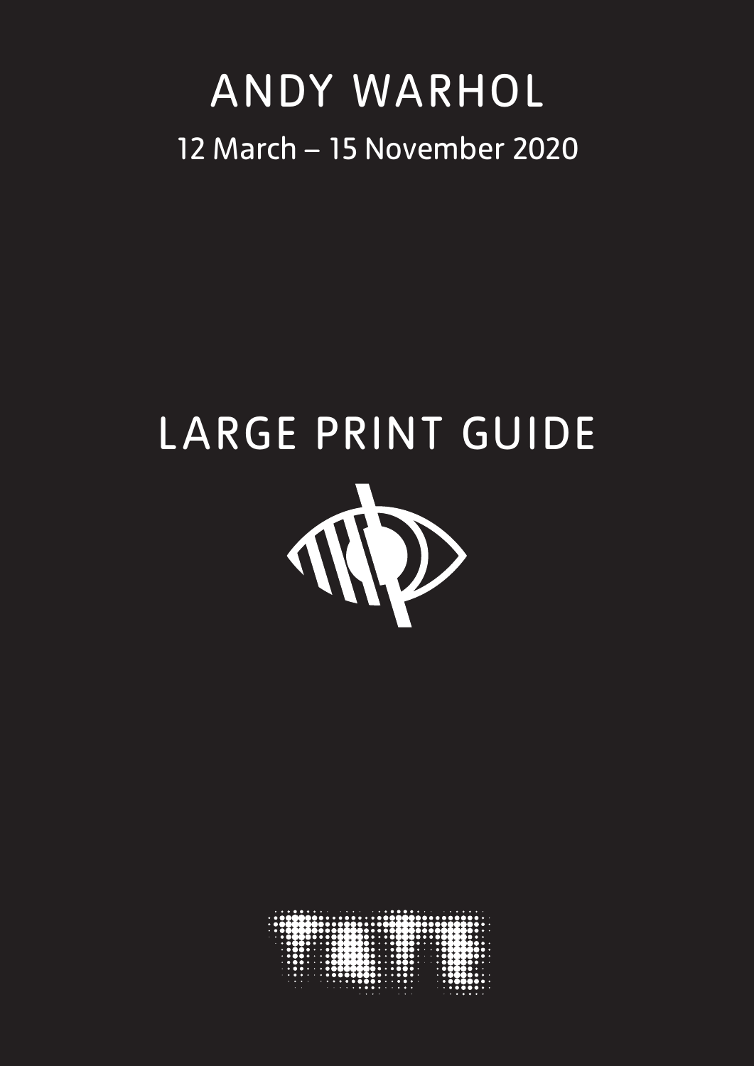# ANDY WARHOL

12 March – 15 November 2020

## LARGE PRINT GUIDE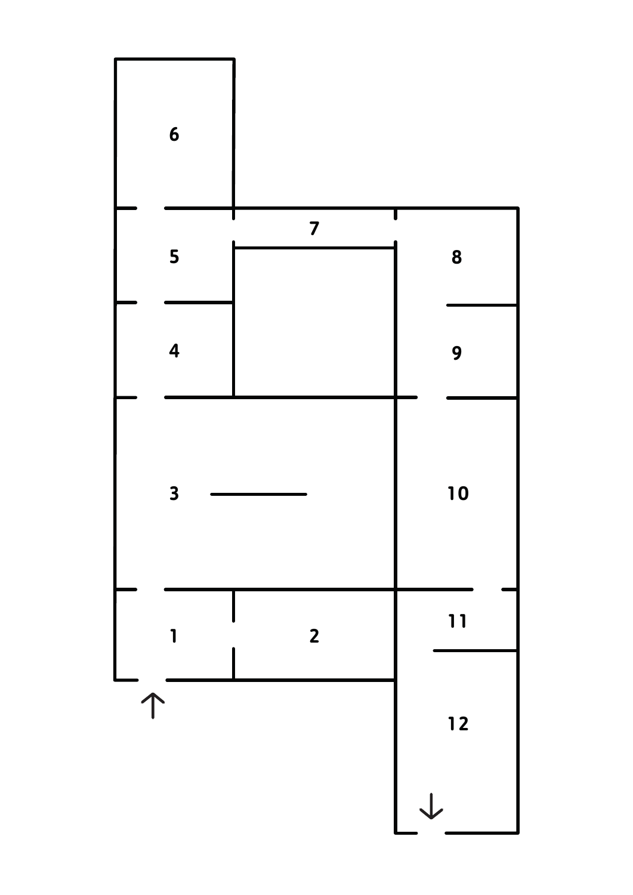6

5 7 8

4 9

3 10

1 2 11

12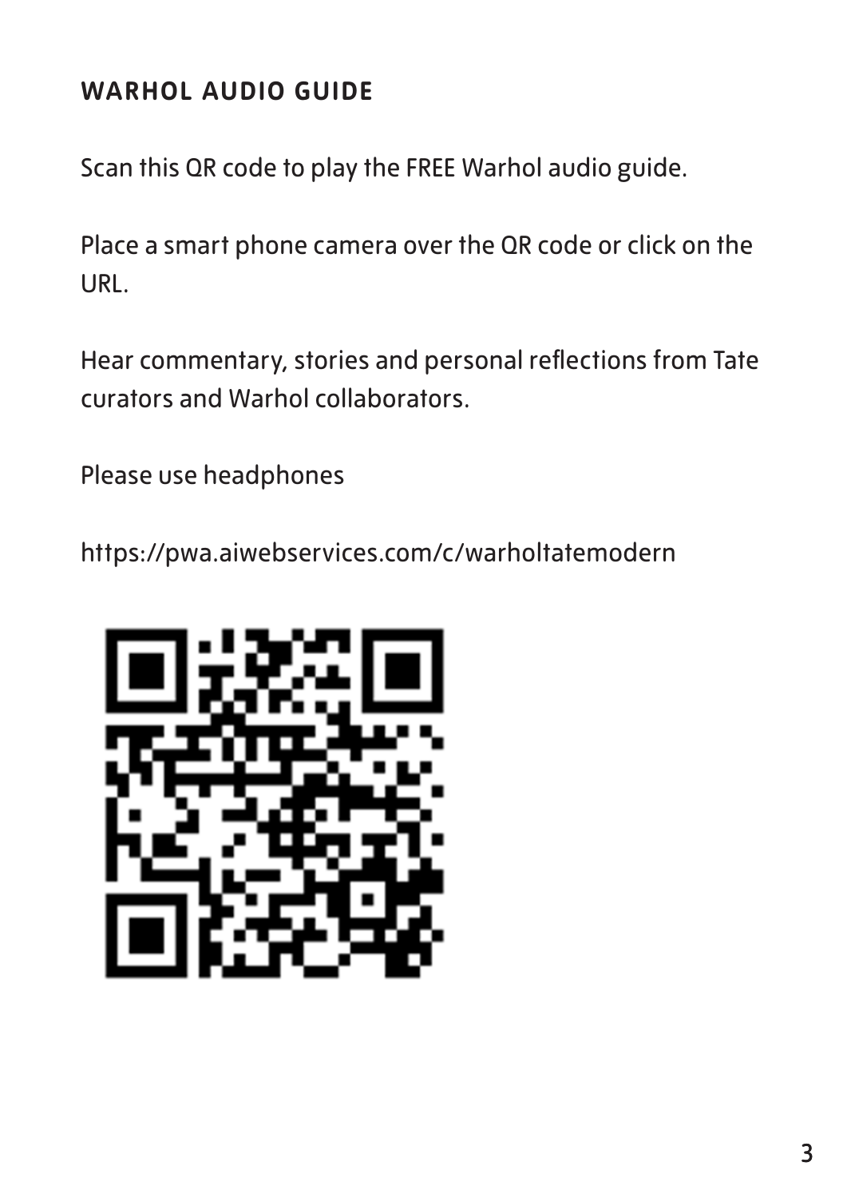## WARHOL AUDIO GUIDE

Scan this QR code to play the FREE Warhol audio guide.

Place a smart phone camera over the QR code or click on the URL.

Hear commentary, stories and personal reflections from Tate curators and Warhol collaborators.

Please use headphones

https://pwa.aiwebservices.com/c/warholtatemodern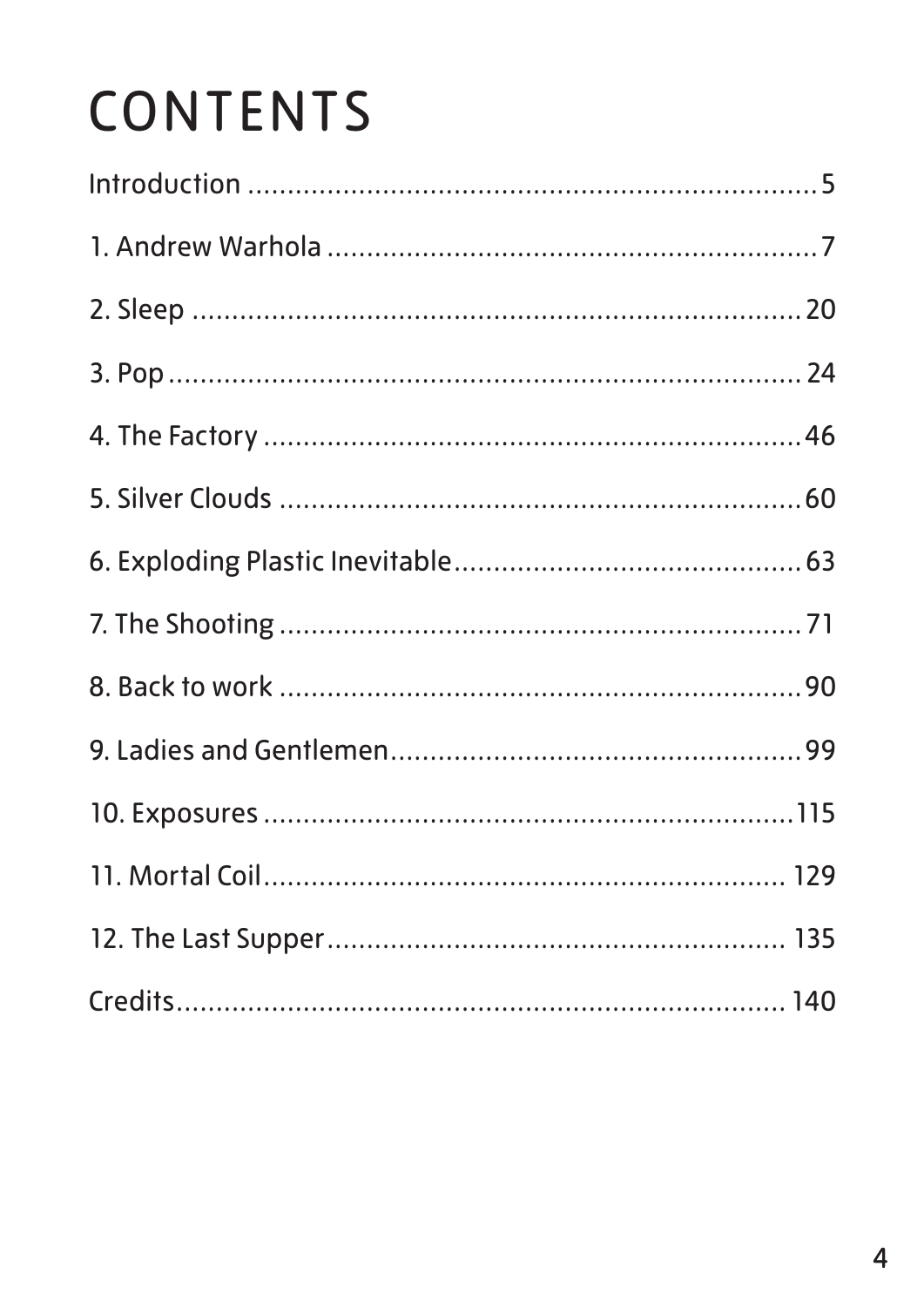# CONTENTS

Introduction ........................................................ 5

1. Andrew Warhola ................................................ 7

2. Sleep ................................................................ 20

3. Pop .................................................................. 24

4. The Factory ...................................................... 46

5. Silver Clouds .................................................... 60

6. Exploding Plastic Inevitable ............................ 63

7. The Shooting .................................................... 71

8. Back to work .................................................... 90

9. Ladies and Gentlemen ...................................... 99

10. Exposures ...................................................... 115

11. Mortal Coil ..................................................... 129

12. The Last Supper ............................................. 135

Credits ................................................................ 140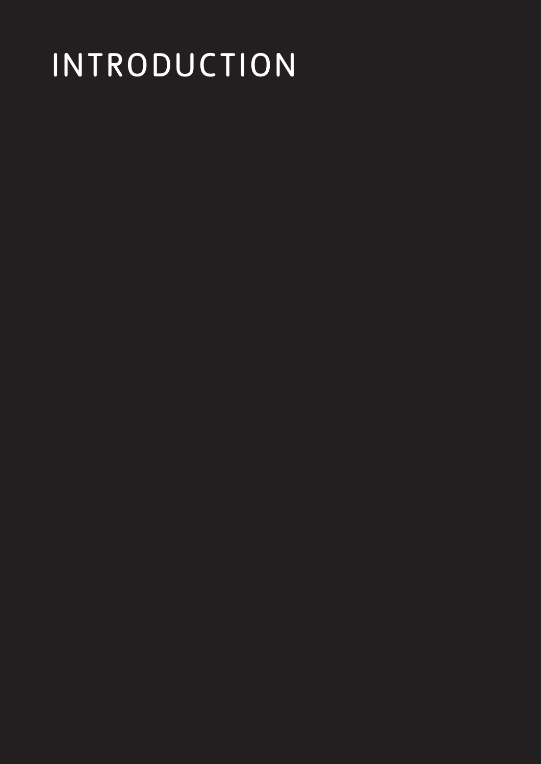# INTRODUCTION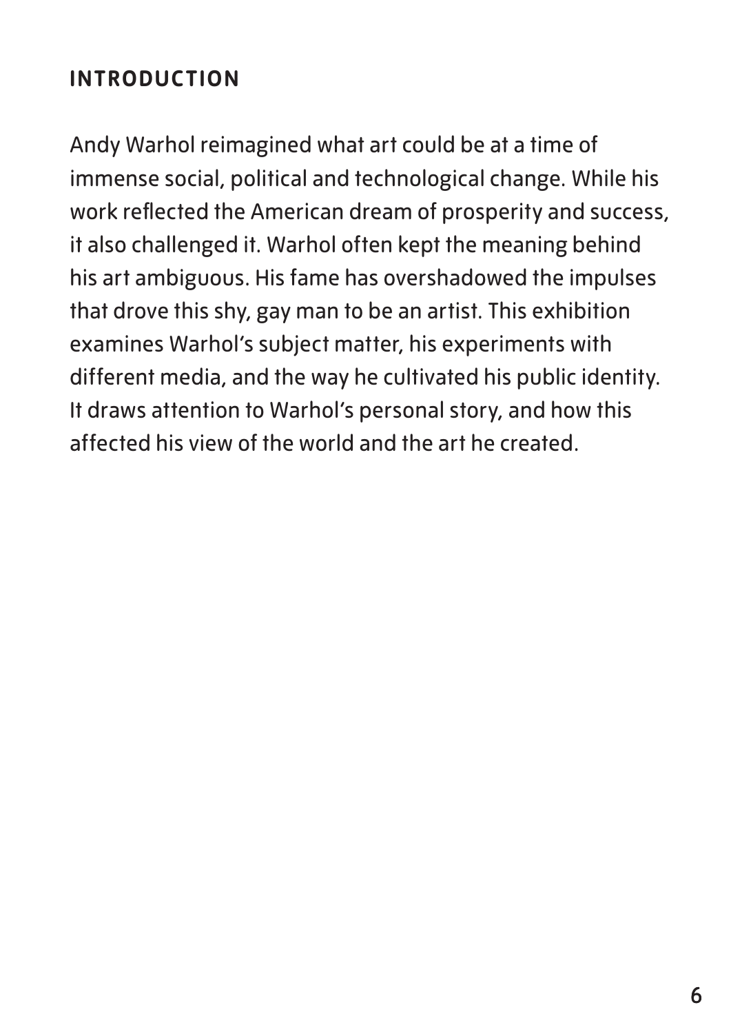## INTRODUCTION

Andy Warhol reimagined what art could be at a time of immense social, political and technological change. While his work reflected the American dream of prosperity and success, it also challenged it. Warhol often kept the meaning behind his art ambiguous. His fame has overshadowed the impulses that drove this shy, gay man to be an artist. This exhibition examines Warhol's subject matter, his experiments with different media, and the way he cultivated his public identity. It draws attention to Warhol's personal story, and how this affected his view of the world and the art he created.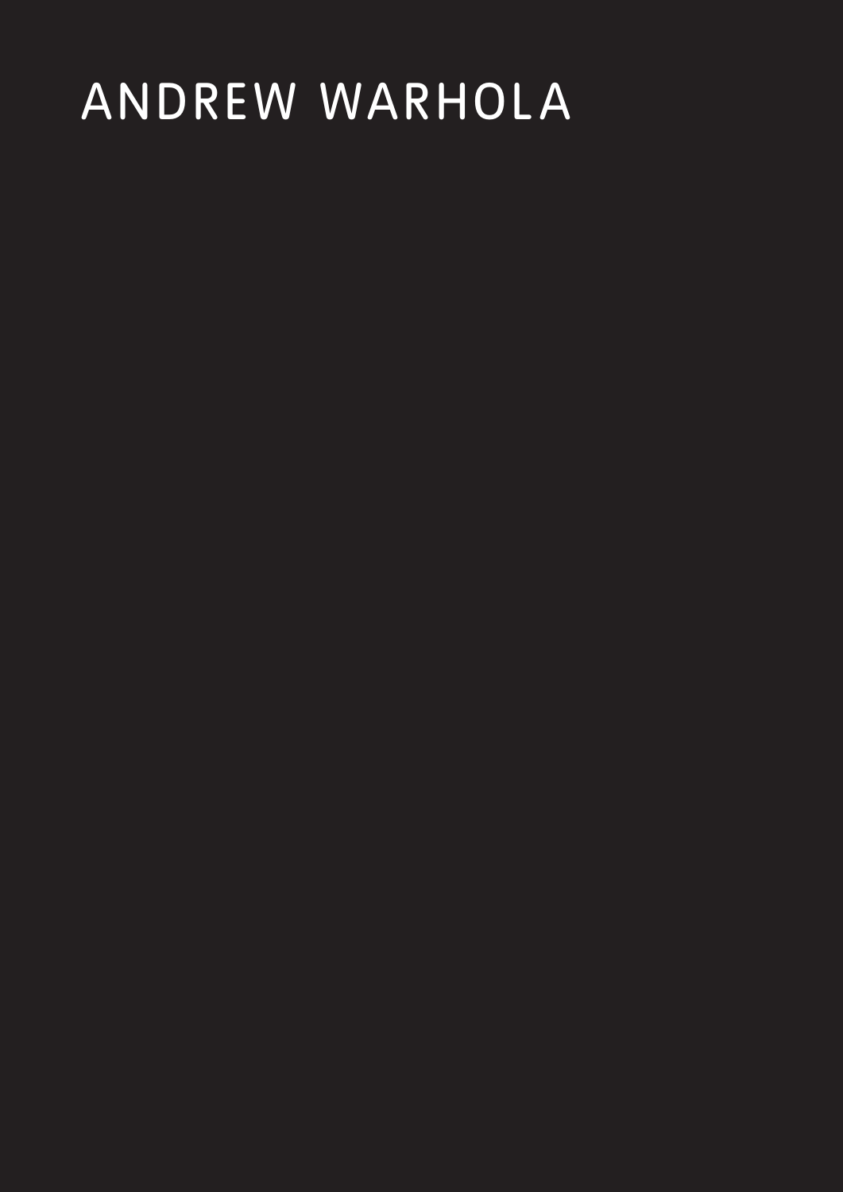# ANDREW WARHOLA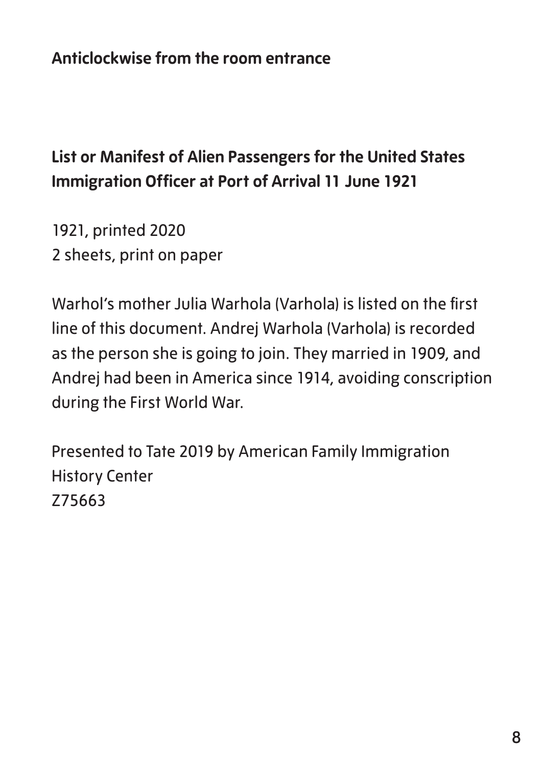**Anticlockwise from the room entrance**

**List or Manifest of Alien Passengers for the United States Immigration Officer at Port of Arrival 11 June 1921**

1921, printed 2020
2 sheets, print on paper

Warhol's mother Julia Warhola (Varhola) is listed on the first line of this document. Andrej Warhola (Varhola) is recorded as the person she is going to join. They married in 1909, and Andrej had been in America since 1914, avoiding conscription during the First World War.

Presented to Tate 2019 by American Family Immigration History Center
Z75663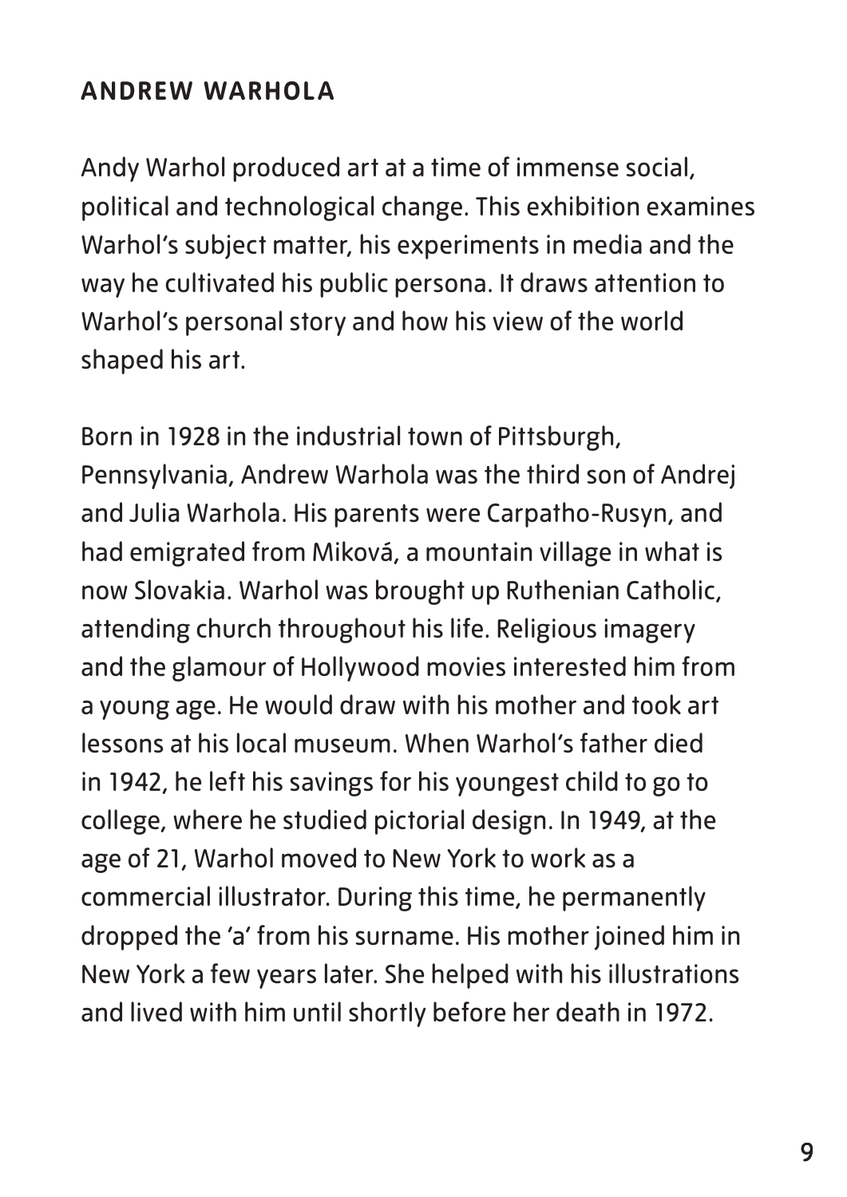## ANDREW WARHOLA

Andy Warhol produced art at a time of immense social, political and technological change. This exhibition examines Warhol's subject matter, his experiments in media and the way he cultivated his public persona. It draws attention to Warhol's personal story and how his view of the world shaped his art.

Born in 1928 in the industrial town of Pittsburgh, Pennsylvania, Andrew Warhola was the third son of Andrej and Julia Warhola. His parents were Carpatho-Rusyn, and had emigrated from Miková, a mountain village in what is now Slovakia. Warhol was brought up Ruthenian Catholic, attending church throughout his life. Religious imagery and the glamour of Hollywood movies interested him from a young age. He would draw with his mother and took art lessons at his local museum. When Warhol's father died in 1942, he left his savings for his youngest child to go to college, where he studied pictorial design. In 1949, at the age of 21, Warhol moved to New York to work as a commercial illustrator. During this time, he permanently dropped the 'a' from his surname. His mother joined him in New York a few years later. She helped with his illustrations and lived with him until shortly before her death in 1972.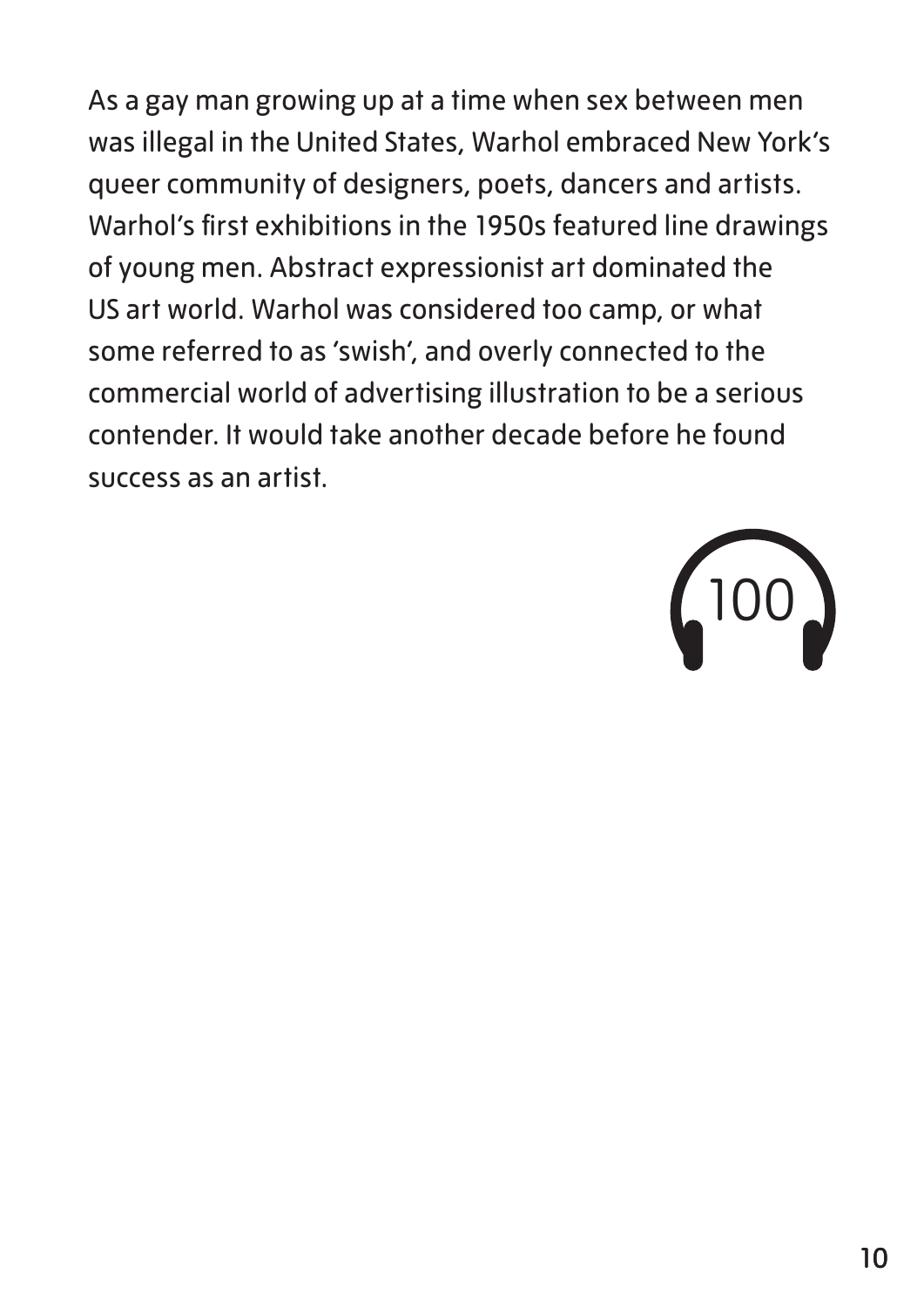As a gay man growing up at a time when sex between men was illegal in the United States, Warhol embraced New York's queer community of designers, poets, dancers and artists. Warhol's first exhibitions in the 1950s featured line drawings of young men. Abstract expressionist art dominated the US art world. Warhol was considered too camp, or what some referred to as 'swish', and overly connected to the commercial world of advertising illustration to be a serious contender. It would take another decade before he found success as an artist.

100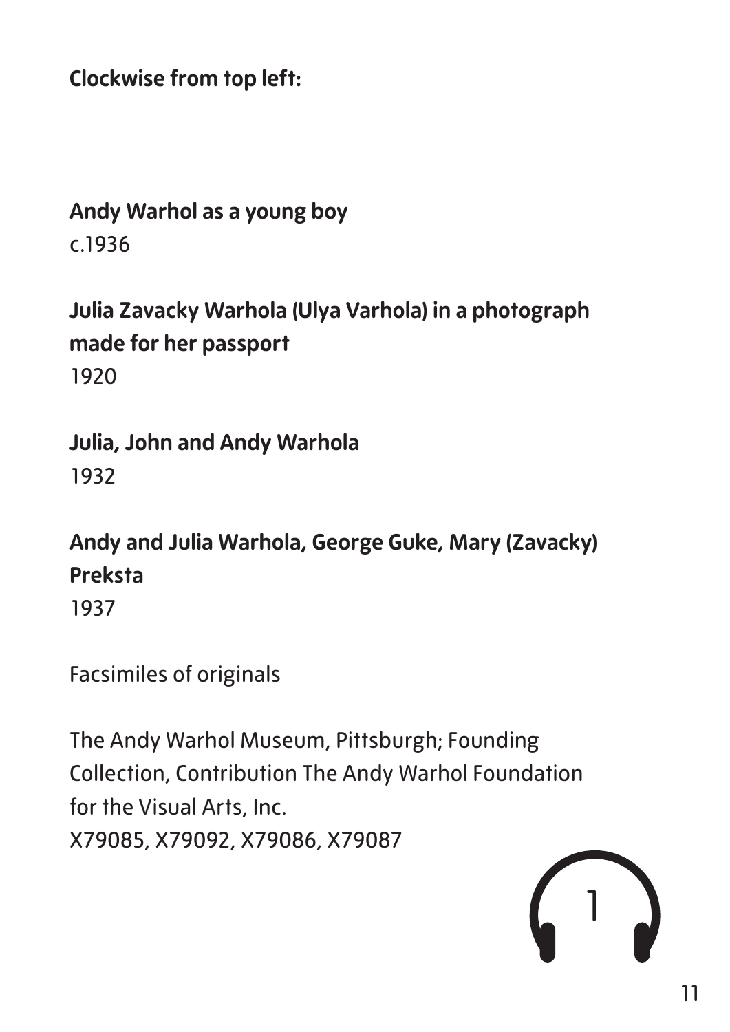**Clockwise from top left:**

**Andy Warhol as a young boy**
c.1936

**Julia Zavacky Warhola (Ulya Varhola) in a photograph made for her passport**
1920

**Julia, John and Andy Warhola**
1932

**Andy and Julia Warhola, George Guke, Mary (Zavacky) Preksta**
1937

Facsimiles of originals

The Andy Warhol Museum, Pittsburgh; Founding Collection, Contribution The Andy Warhol Foundation for the Visual Arts, Inc.
X79085, X79092, X79086, X79087

1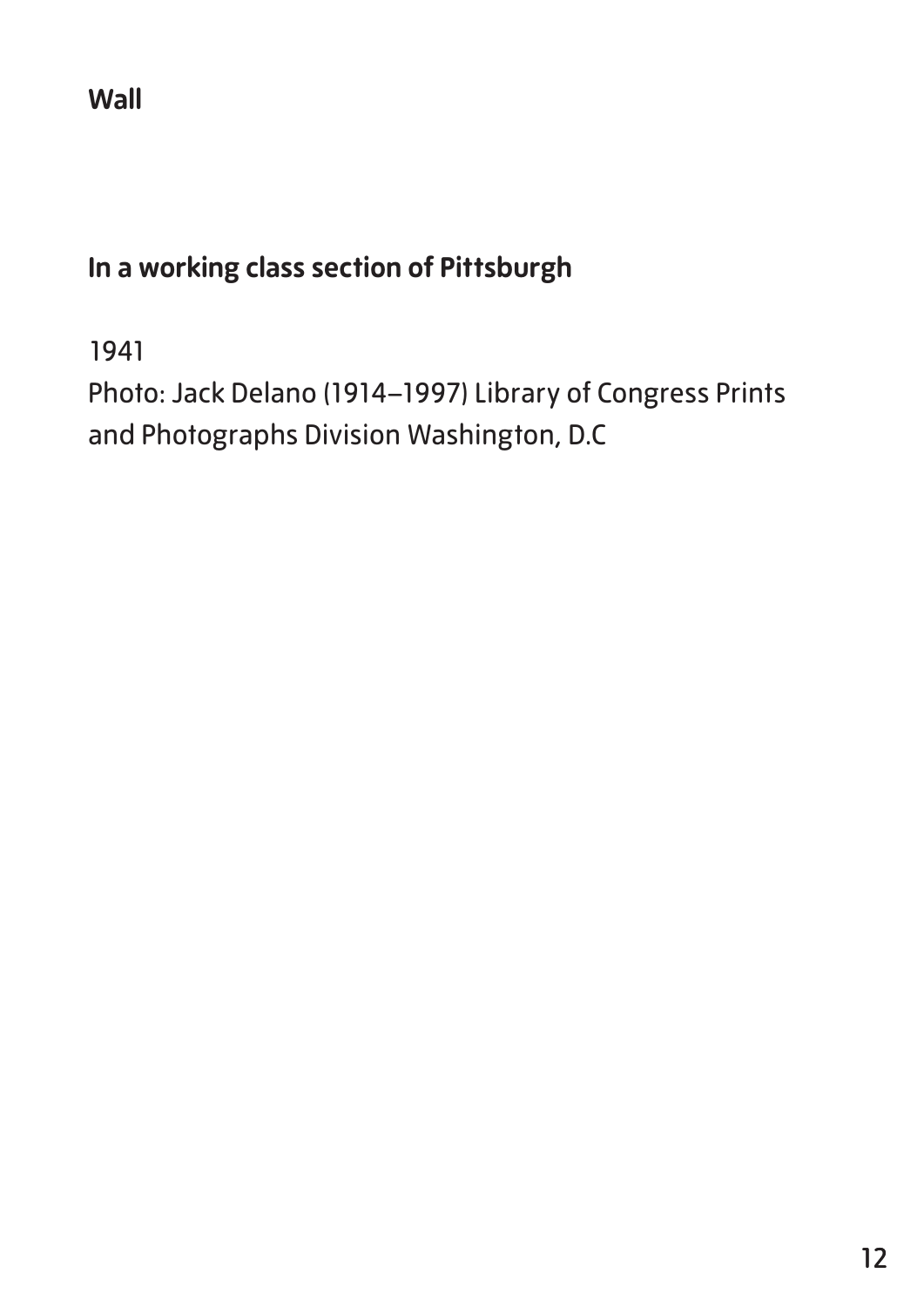**Wall**

## In a working class section of Pittsburgh

1941
Photo: Jack Delano (1914–1997) Library of Congress Prints and Photographs Division Washington, D.C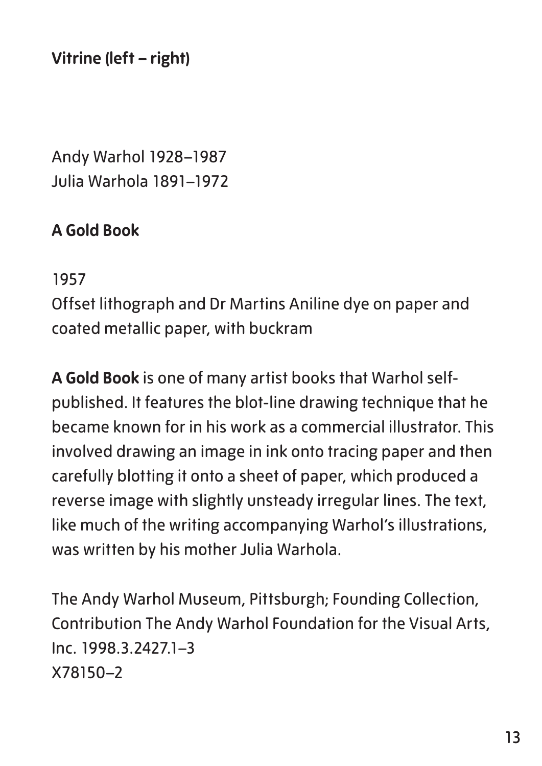**Vitrine (left – right)**

Andy Warhol 1928–1987
Julia Warhola 1891–1972

**A Gold Book**

1957
Offset lithograph and Dr Martins Aniline dye on paper and coated metallic paper, with buckram

**A Gold Book** is one of many artist books that Warhol self-published. It features the blot-line drawing technique that he became known for in his work as a commercial illustrator. This involved drawing an image in ink onto tracing paper and then carefully blotting it onto a sheet of paper, which produced a reverse image with slightly unsteady irregular lines. The text, like much of the writing accompanying Warhol's illustrations, was written by his mother Julia Warhola.

The Andy Warhol Museum, Pittsburgh; Founding Collection, Contribution The Andy Warhol Foundation for the Visual Arts, Inc. 1998.3.2427.1–3
X78150–2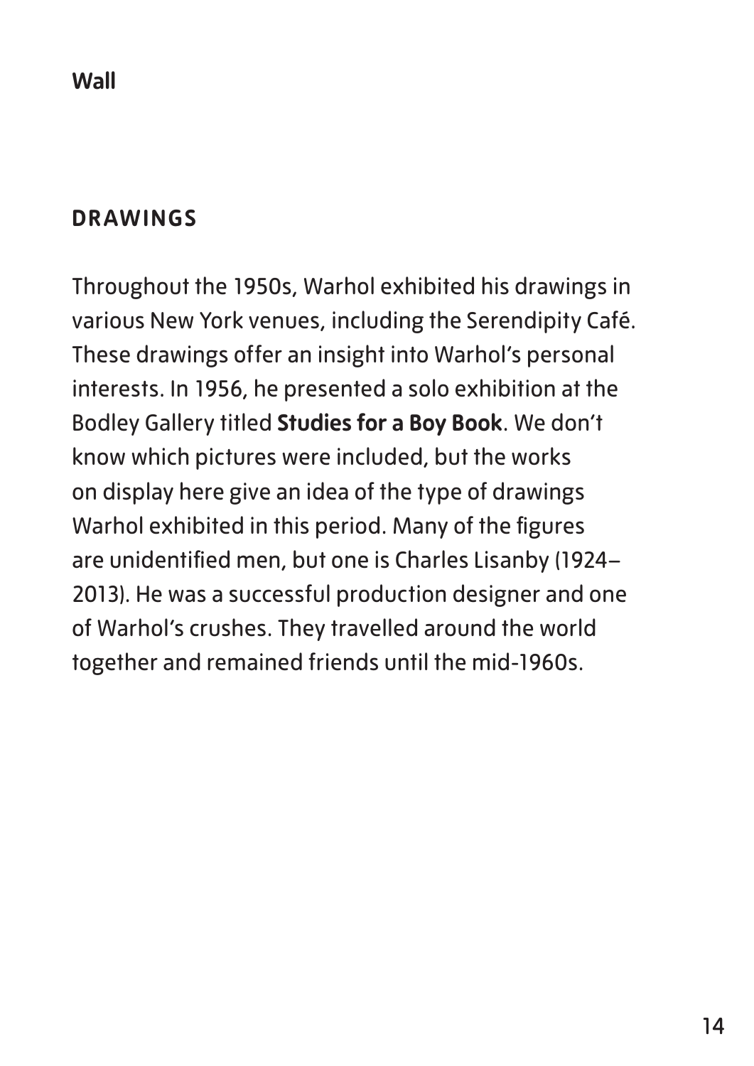**Wall**

## DRAWINGS

Throughout the 1950s, Warhol exhibited his drawings in various New York venues, including the Serendipity Café. These drawings offer an insight into Warhol's personal interests. In 1956, he presented a solo exhibition at the Bodley Gallery titled **Studies for a Boy Book**. We don't know which pictures were included, but the works on display here give an idea of the type of drawings Warhol exhibited in this period. Many of the figures are unidentified men, but one is Charles Lisanby (1924–2013). He was a successful production designer and one of Warhol's crushes. They travelled around the world together and remained friends until the mid-1960s.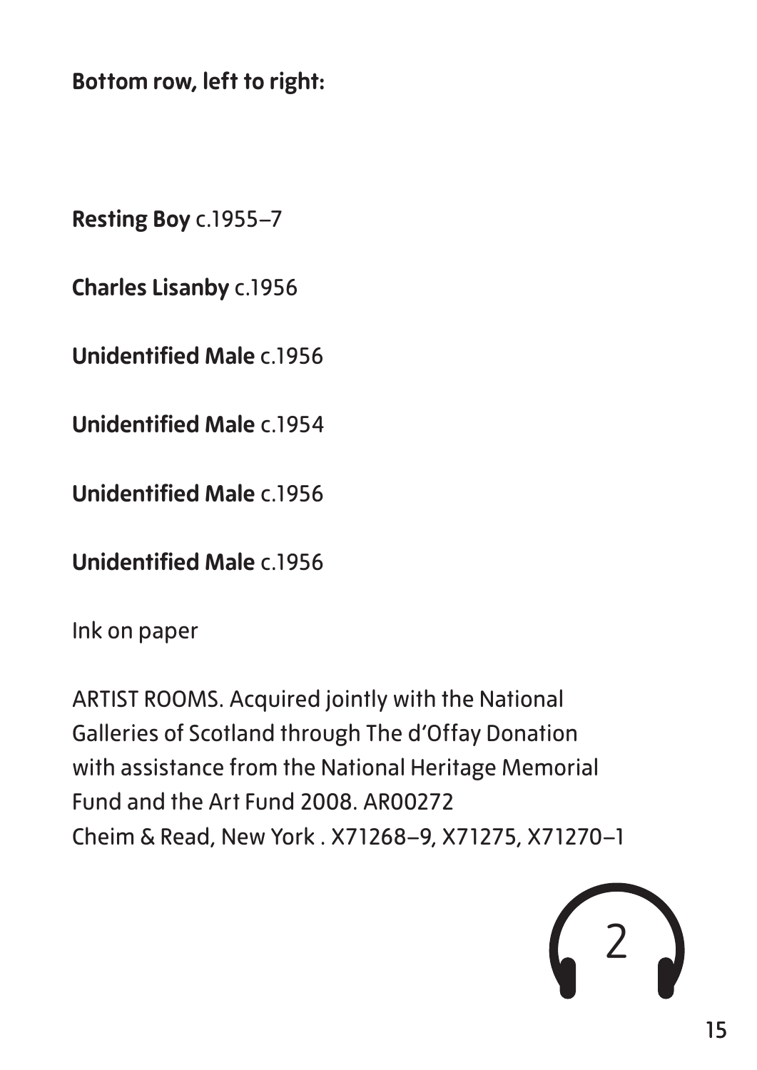**Bottom row, left to right:**

**Resting Boy** c.1955–7

**Charles Lisanby** c.1956

**Unidentified Male** c.1956

**Unidentified Male** c.1954

**Unidentified Male** c.1956

**Unidentified Male** c.1956

Ink on paper

ARTIST ROOMS. Acquired jointly with the National Galleries of Scotland through The d'Offay Donation with assistance from the National Heritage Memorial Fund and the Art Fund 2008. AR00272
Cheim & Read, New York . X71268–9, X71275, X71270–1

2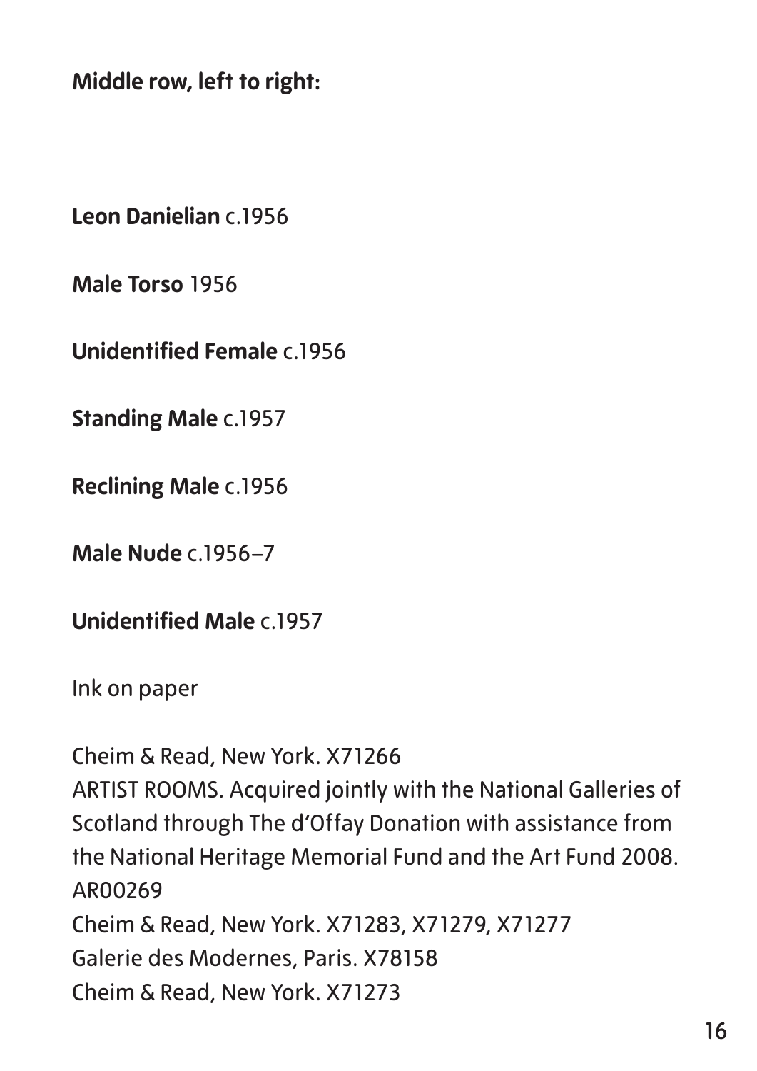**Middle row, left to right:**

**Leon Danielian** c.1956

**Male Torso** 1956

**Unidentified Female** c.1956

**Standing Male** c.1957

**Reclining Male** c.1956

**Male Nude** c.1956–7

**Unidentified Male** c.1957

Ink on paper

Cheim & Read, New York. X71266
ARTIST ROOMS. Acquired jointly with the National Galleries of Scotland through The d'Offay Donation with assistance from the National Heritage Memorial Fund and the Art Fund 2008. AR00269
Cheim & Read, New York. X71283, X71279, X71277
Galerie des Modernes, Paris. X78158
Cheim & Read, New York. X71273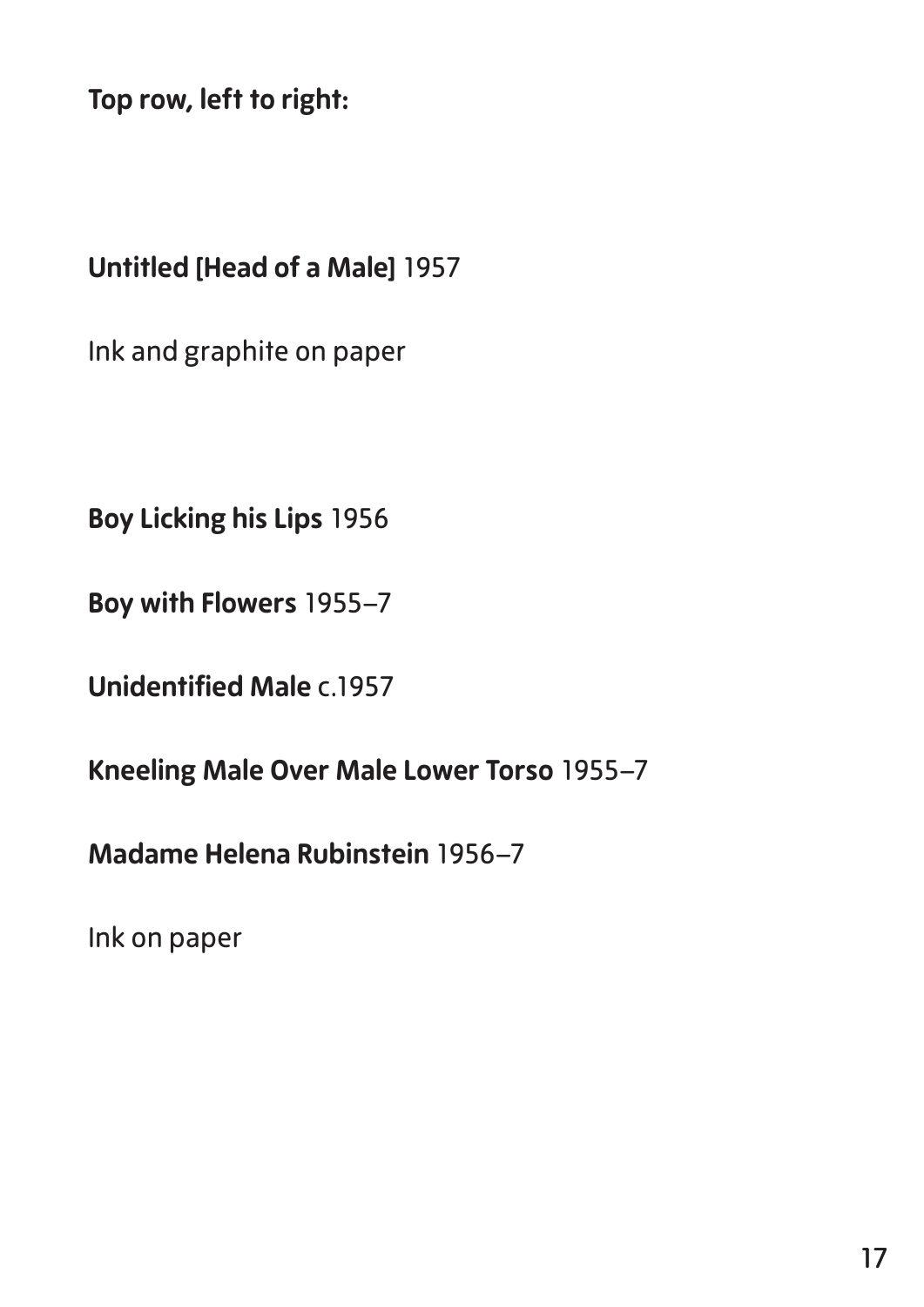**Top row, left to right:**

**Untitled [Head of a Male]** 1957

Ink and graphite on paper

**Boy Licking his Lips** 1956

**Boy with Flowers** 1955–7

**Unidentified Male** c.1957

**Kneeling Male Over Male Lower Torso** 1955–7

**Madame Helena Rubinstein** 1956–7

Ink on paper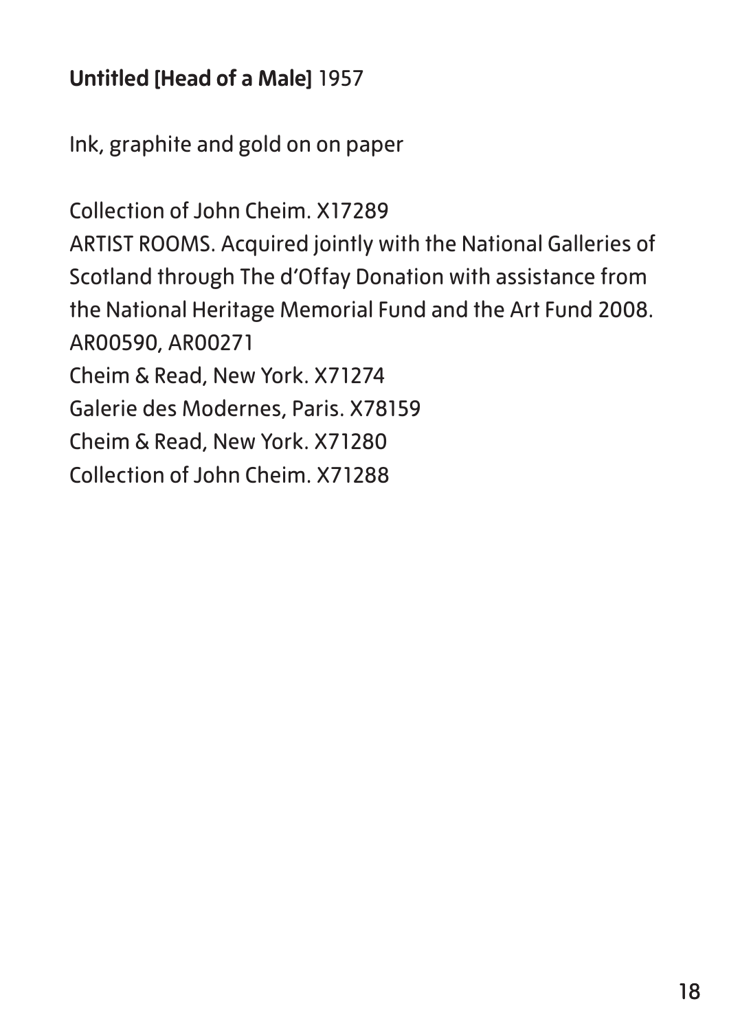**Untitled [Head of a Male]** 1957

Ink, graphite and gold on on paper

Collection of John Cheim. X17289
ARTIST ROOMS. Acquired jointly with the National Galleries of Scotland through The d'Offay Donation with assistance from the National Heritage Memorial Fund and the Art Fund 2008. AR00590, AR00271
Cheim & Read, New York. X71274
Galerie des Modernes, Paris. X78159
Cheim & Read, New York. X71280
Collection of John Cheim. X71288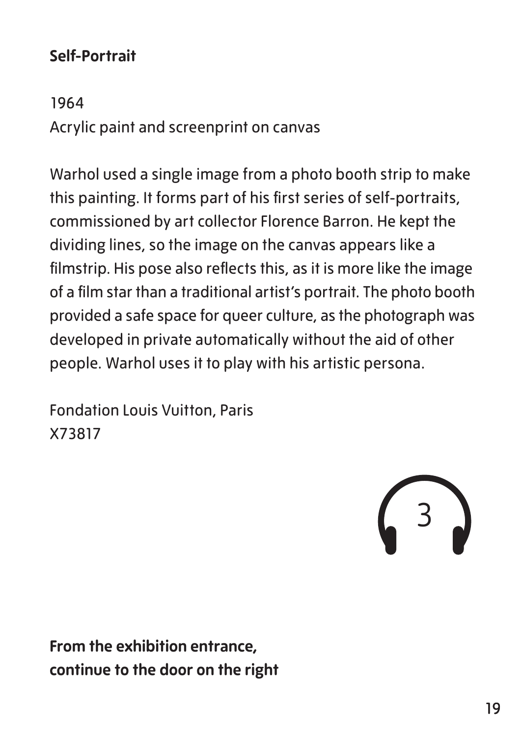**Self-Portrait**

1964
Acrylic paint and screenprint on canvas

Warhol used a single image from a photo booth strip to make this painting. It forms part of his first series of self-portraits, commissioned by art collector Florence Barron. He kept the dividing lines, so the image on the canvas appears like a filmstrip. His pose also reflects this, as it is more like the image of a film star than a traditional artist's portrait. The photo booth provided a safe space for queer culture, as the photograph was developed in private automatically without the aid of other people. Warhol uses it to play with his artistic persona.

Fondation Louis Vuitton, Paris
X73817

3

**From the exhibition entrance, continue to the door on the right**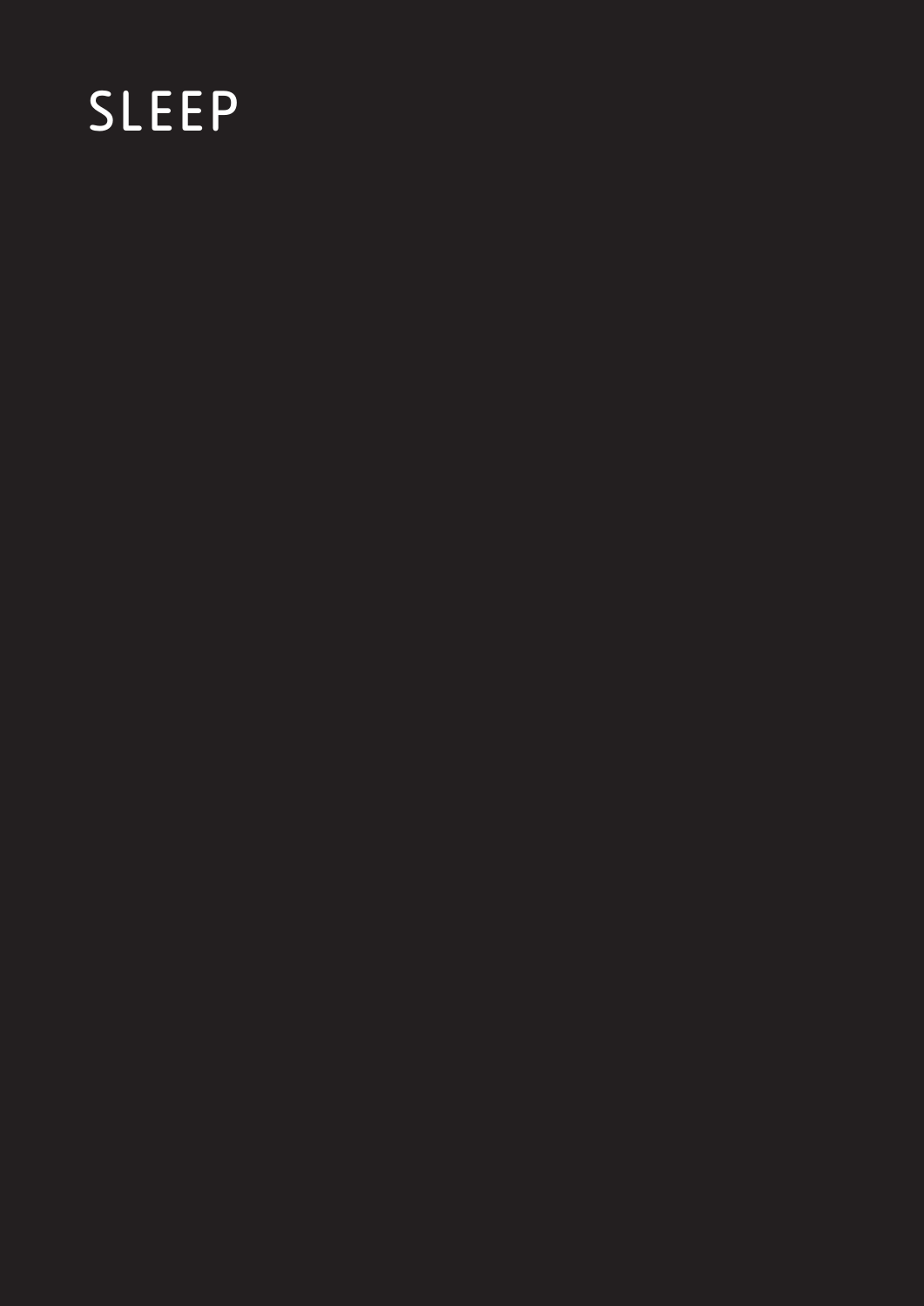# SLEEP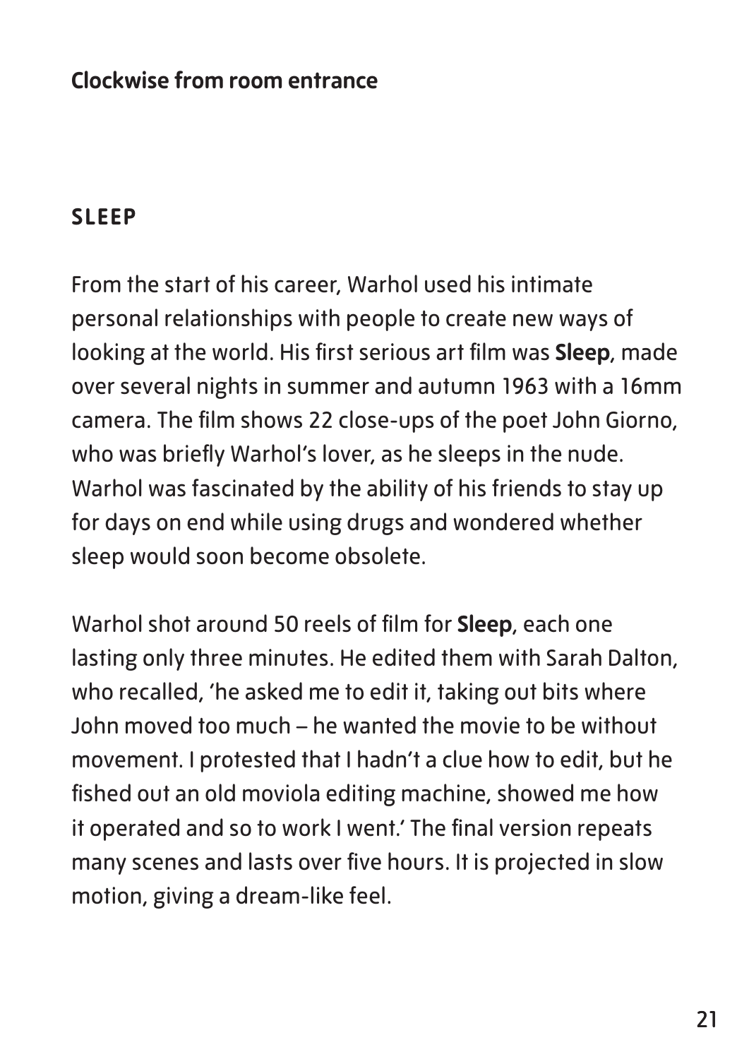**Clockwise from room entrance**

## SLEEP

From the start of his career, Warhol used his intimate personal relationships with people to create new ways of looking at the world. His first serious art film was **Sleep**, made over several nights in summer and autumn 1963 with a 16mm camera. The film shows 22 close-ups of the poet John Giorno, who was briefly Warhol's lover, as he sleeps in the nude. Warhol was fascinated by the ability of his friends to stay up for days on end while using drugs and wondered whether sleep would soon become obsolete.

Warhol shot around 50 reels of film for **Sleep**, each one lasting only three minutes. He edited them with Sarah Dalton, who recalled, 'he asked me to edit it, taking out bits where John moved too much – he wanted the movie to be without movement. I protested that I hadn't a clue how to edit, but he fished out an old moviola editing machine, showed me how it operated and so to work I went.' The final version repeats many scenes and lasts over five hours. It is projected in slow motion, giving a dream-like feel.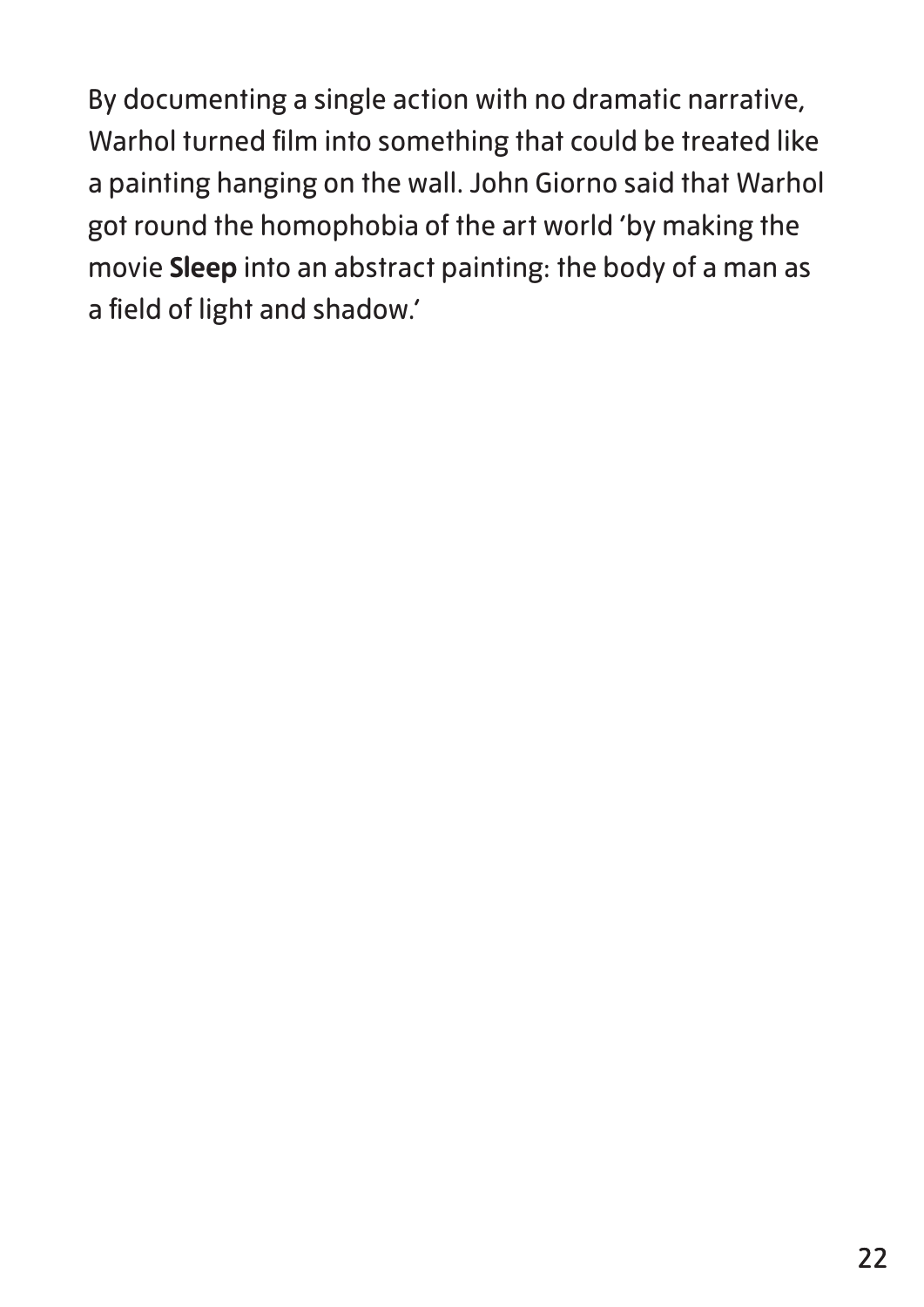By documenting a single action with no dramatic narrative, Warhol turned film into something that could be treated like a painting hanging on the wall. John Giorno said that Warhol got round the homophobia of the art world 'by making the movie **Sleep** into an abstract painting: the body of a man as a field of light and shadow.'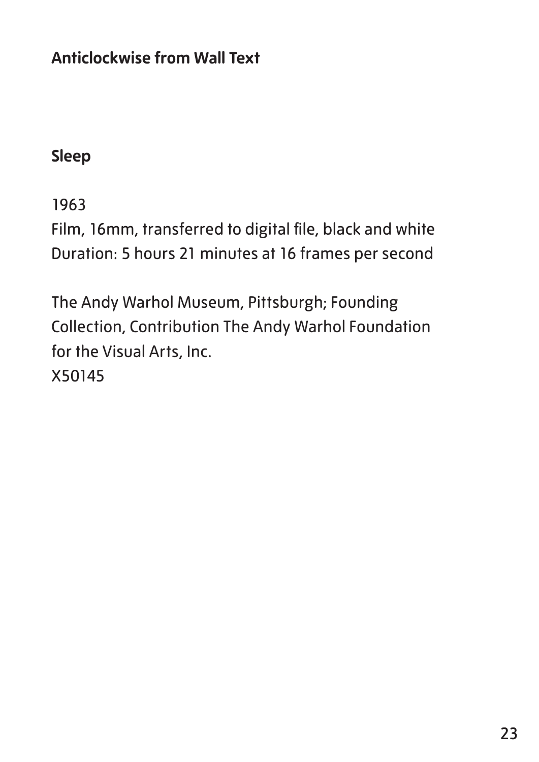**Anticlockwise from Wall Text**

**Sleep**

1963
Film, 16mm, transferred to digital file, black and white
Duration: 5 hours 21 minutes at 16 frames per second

The Andy Warhol Museum, Pittsburgh; Founding Collection, Contribution The Andy Warhol Foundation for the Visual Arts, Inc.
X50145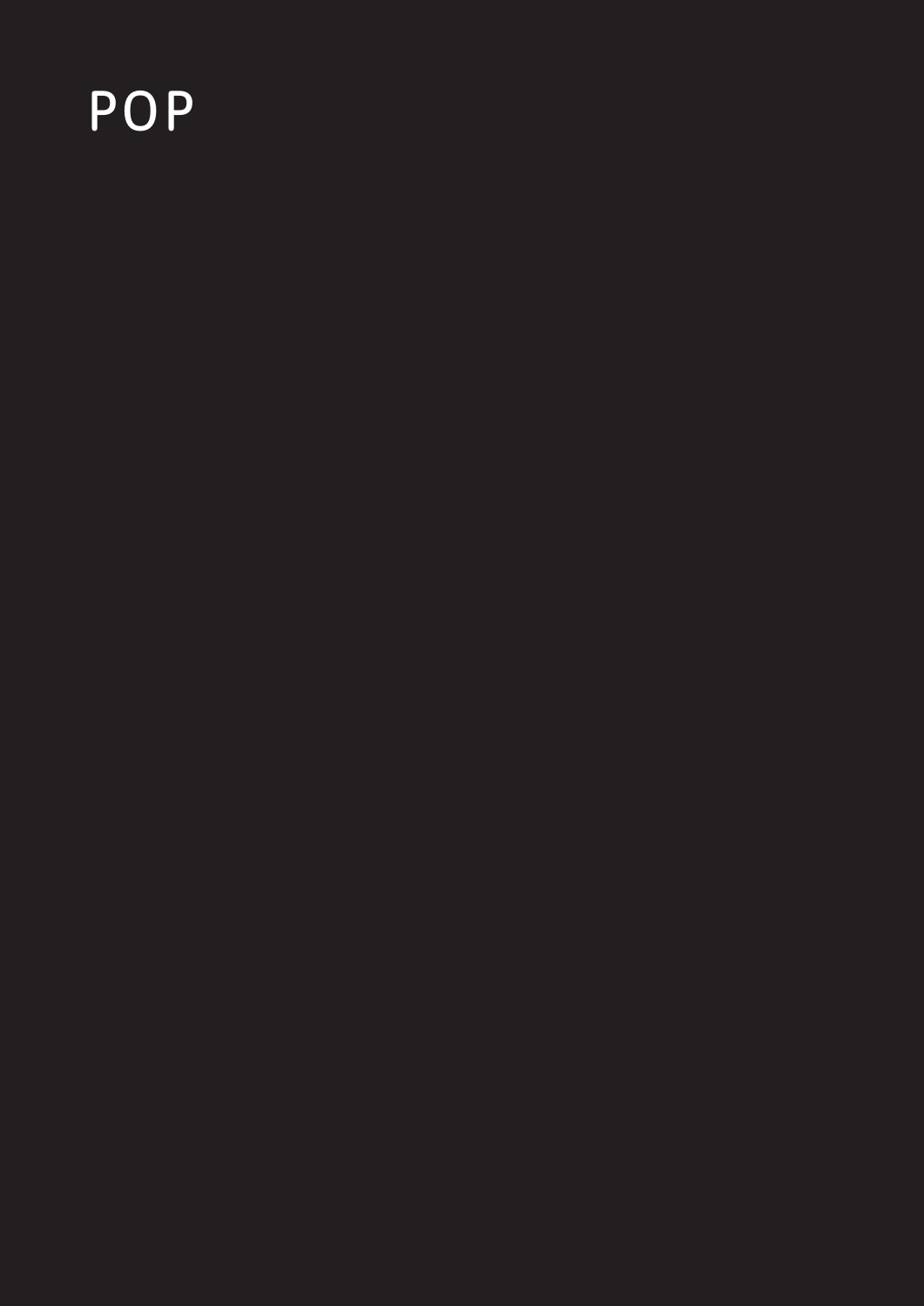# POP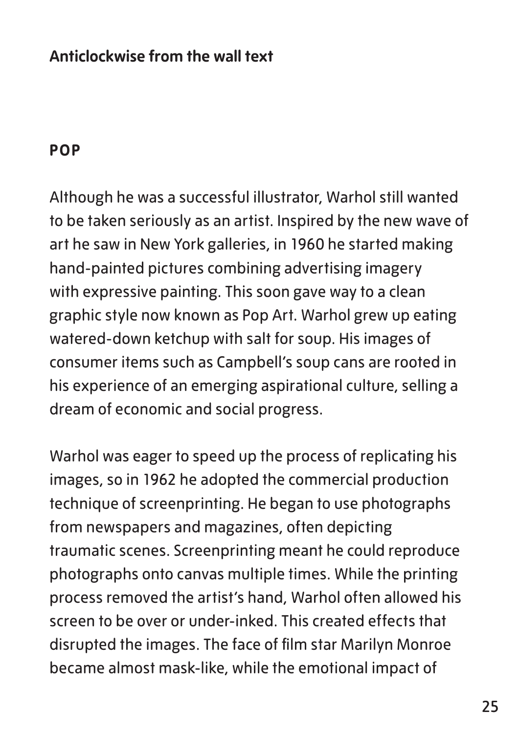**Anticlockwise from the wall text**

## POP

Although he was a successful illustrator, Warhol still wanted to be taken seriously as an artist. Inspired by the new wave of art he saw in New York galleries, in 1960 he started making hand-painted pictures combining advertising imagery with expressive painting. This soon gave way to a clean graphic style now known as Pop Art. Warhol grew up eating watered-down ketchup with salt for soup. His images of consumer items such as Campbell's soup cans are rooted in his experience of an emerging aspirational culture, selling a dream of economic and social progress.

Warhol was eager to speed up the process of replicating his images, so in 1962 he adopted the commercial production technique of screenprinting. He began to use photographs from newspapers and magazines, often depicting traumatic scenes. Screenprinting meant he could reproduce photographs onto canvas multiple times. While the printing process removed the artist's hand, Warhol often allowed his screen to be over or under-inked. This created effects that disrupted the images. The face of film star Marilyn Monroe became almost mask-like, while the emotional impact of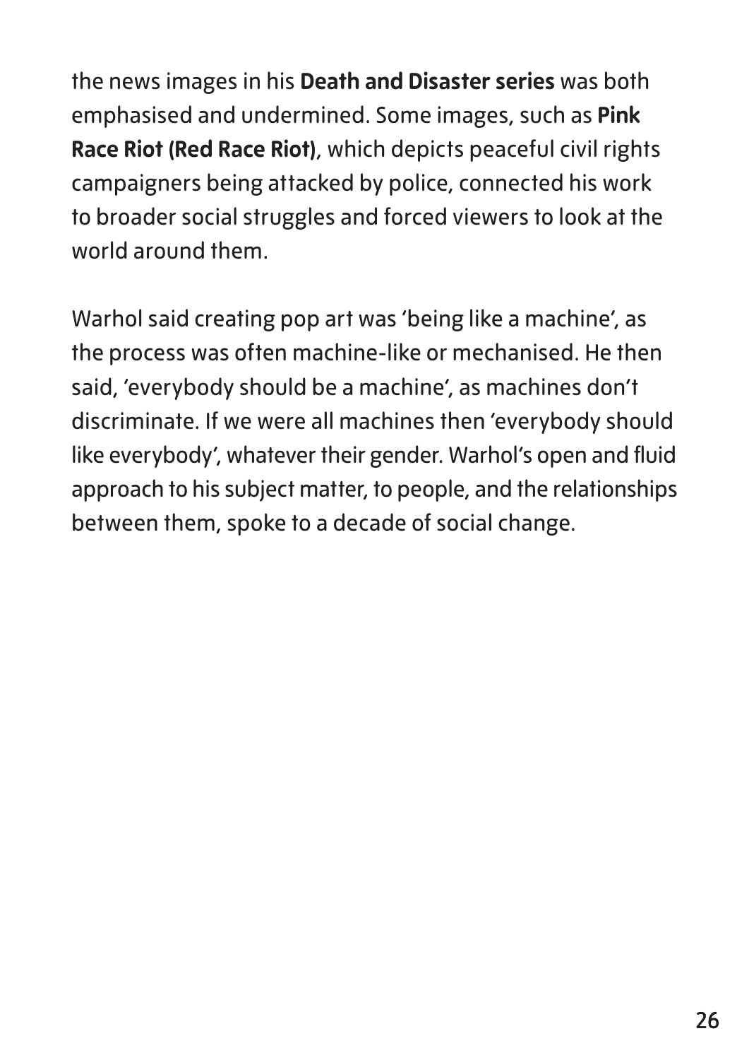the news images in his **Death and Disaster series** was both emphasised and undermined. Some images, such as **Pink Race Riot (Red Race Riot)**, which depicts peaceful civil rights campaigners being attacked by police, connected his work to broader social struggles and forced viewers to look at the world around them.

Warhol said creating pop art was 'being like a machine', as the process was often machine-like or mechanised. He then said, 'everybody should be a machine', as machines don't discriminate. If we were all machines then 'everybody should like everybody', whatever their gender. Warhol's open and fluid approach to his subject matter, to people, and the relationships between them, spoke to a decade of social change.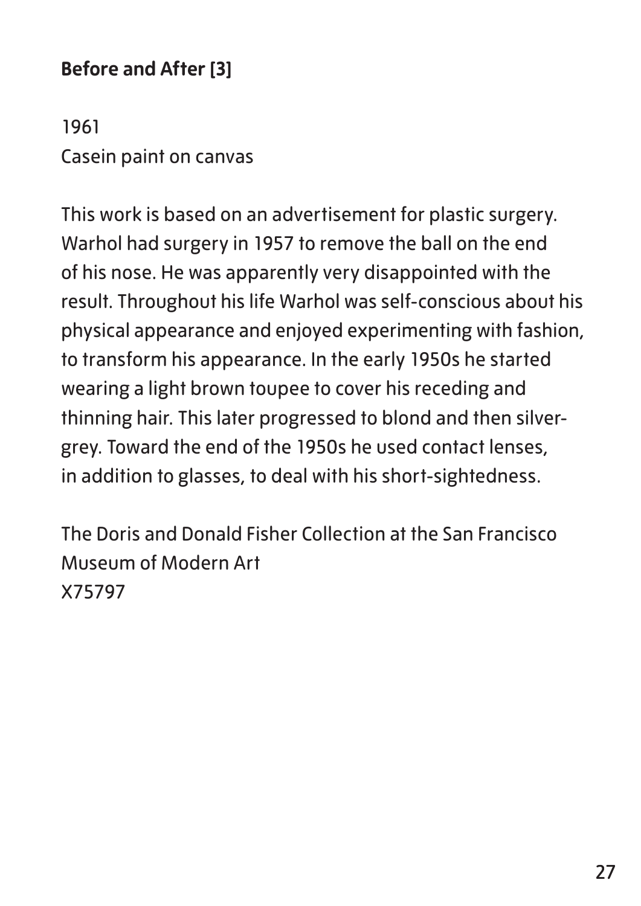**Before and After [3]**

1961
Casein paint on canvas

This work is based on an advertisement for plastic surgery. Warhol had surgery in 1957 to remove the ball on the end of his nose. He was apparently very disappointed with the result. Throughout his life Warhol was self-conscious about his physical appearance and enjoyed experimenting with fashion, to transform his appearance. In the early 1950s he started wearing a light brown toupee to cover his receding and thinning hair. This later progressed to blond and then silver-grey. Toward the end of the 1950s he used contact lenses, in addition to glasses, to deal with his short-sightedness.

The Doris and Donald Fisher Collection at the San Francisco Museum of Modern Art
X75797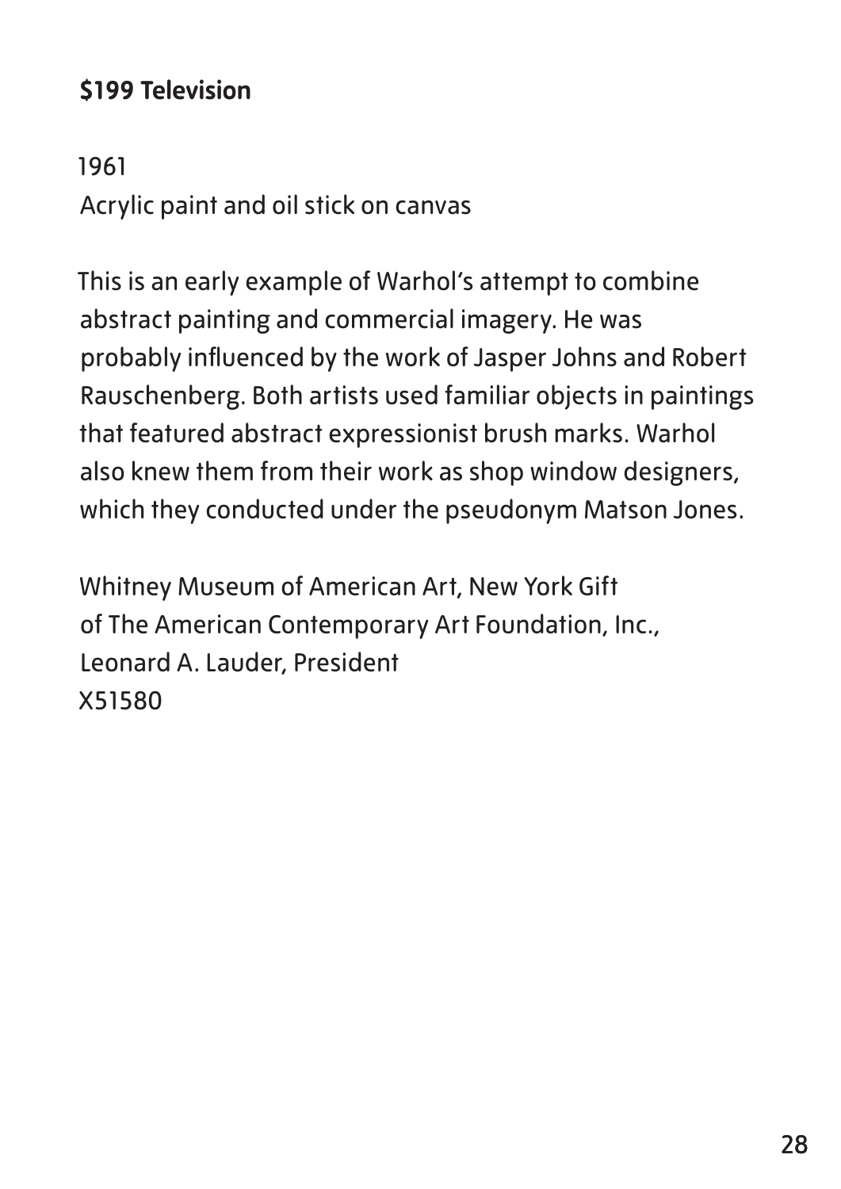**$199 Television**

1961
Acrylic paint and oil stick on canvas

This is an early example of Warhol's attempt to combine abstract painting and commercial imagery. He was probably influenced by the work of Jasper Johns and Robert Rauschenberg. Both artists used familiar objects in paintings that featured abstract expressionist brush marks. Warhol also knew them from their work as shop window designers, which they conducted under the pseudonym Matson Jones.

Whitney Museum of American Art, New York Gift of The American Contemporary Art Foundation, Inc., Leonard A. Lauder, President
X51580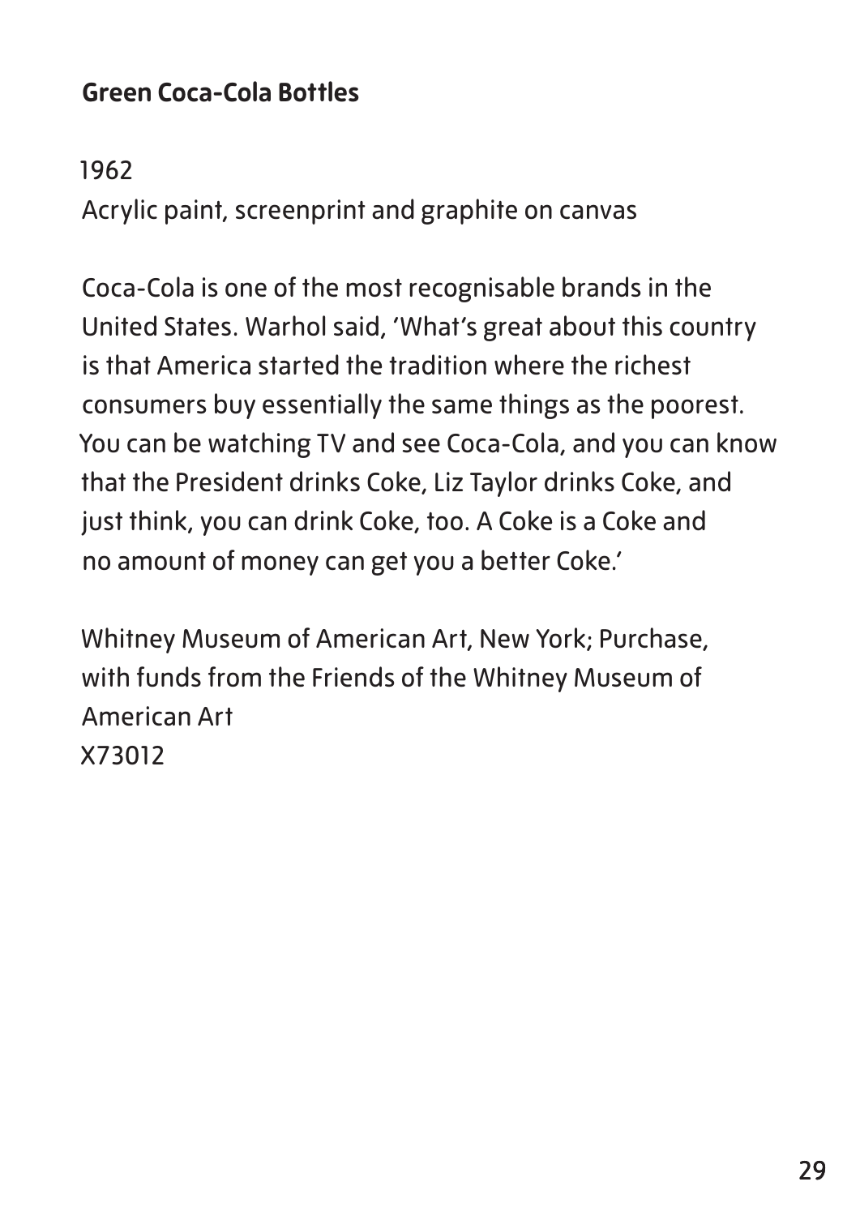## Green Coca-Cola Bottles

1962

Acrylic paint, screenprint and graphite on canvas

Coca-Cola is one of the most recognisable brands in the United States. Warhol said, 'What's great about this country is that America started the tradition where the richest consumers buy essentially the same things as the poorest. You can be watching TV and see Coca-Cola, and you can know that the President drinks Coke, Liz Taylor drinks Coke, and just think, you can drink Coke, too. A Coke is a Coke and no amount of money can get you a better Coke.'

Whitney Museum of American Art, New York; Purchase, with funds from the Friends of the Whitney Museum of American Art
X73012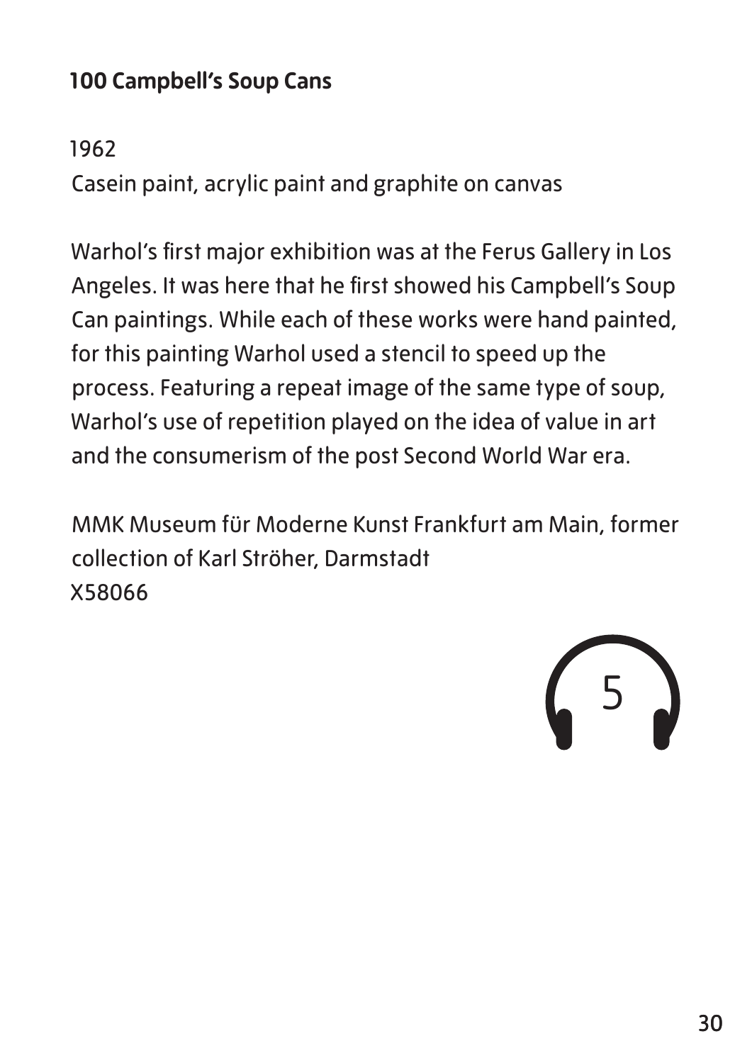**100 Campbell's Soup Cans**

1962

Casein paint, acrylic paint and graphite on canvas

Warhol's first major exhibition was at the Ferus Gallery in Los Angeles. It was here that he first showed his Campbell's Soup Can paintings. While each of these works were hand painted, for this painting Warhol used a stencil to speed up the process. Featuring a repeat image of the same type of soup, Warhol's use of repetition played on the idea of value in art and the consumerism of the post Second World War era.

MMK Museum für Moderne Kunst Frankfurt am Main, former collection of Karl Ströher, Darmstadt
X58066

5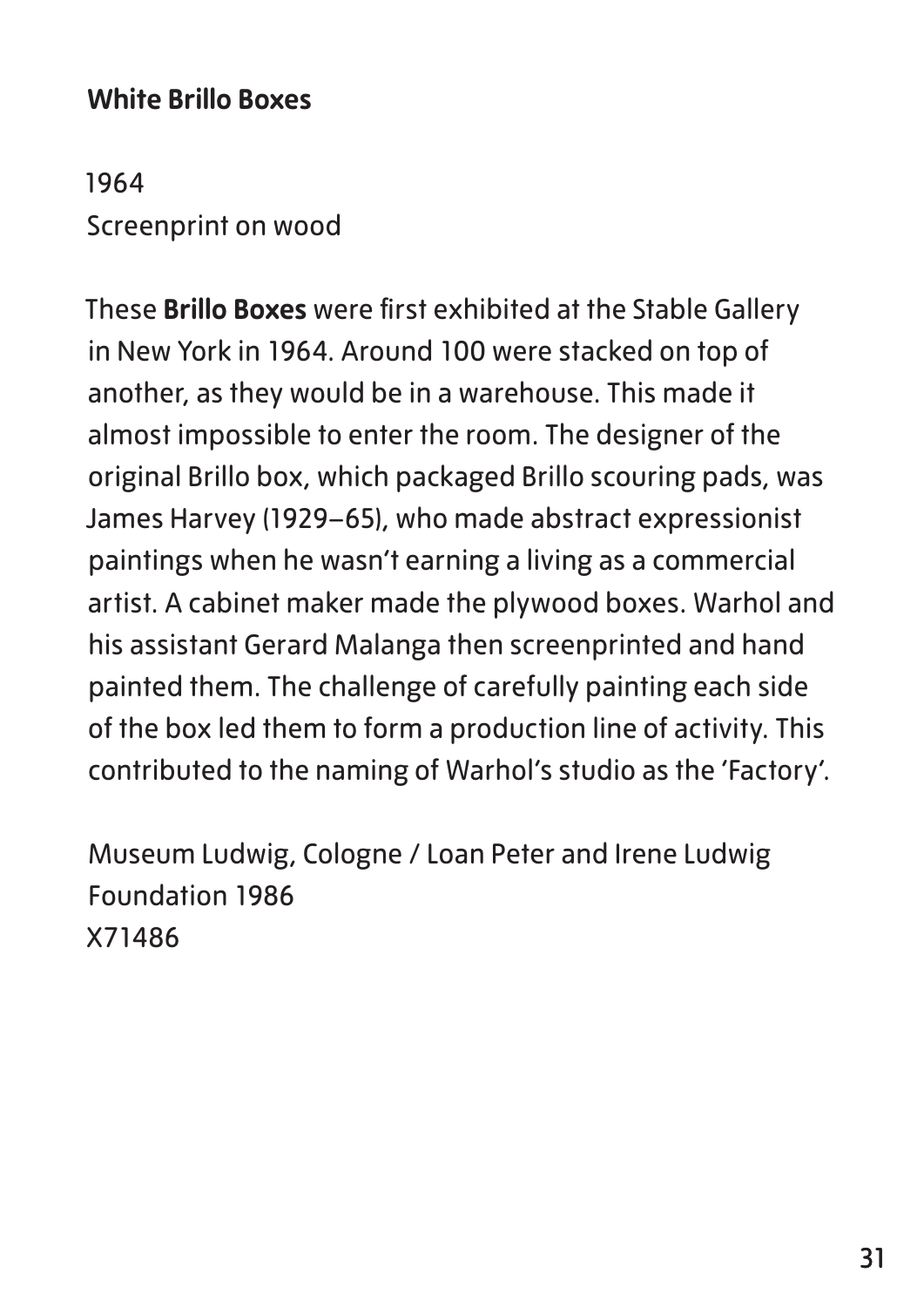**White Brillo Boxes**

1964
Screenprint on wood

These **Brillo Boxes** were first exhibited at the Stable Gallery in New York in 1964. Around 100 were stacked on top of another, as they would be in a warehouse. This made it almost impossible to enter the room. The designer of the original Brillo box, which packaged Brillo scouring pads, was James Harvey (1929–65), who made abstract expressionist paintings when he wasn't earning a living as a commercial artist. A cabinet maker made the plywood boxes. Warhol and his assistant Gerard Malanga then screenprinted and hand painted them. The challenge of carefully painting each side of the box led them to form a production line of activity. This contributed to the naming of Warhol's studio as the 'Factory'.

Museum Ludwig, Cologne / Loan Peter and Irene Ludwig Foundation 1986
X71486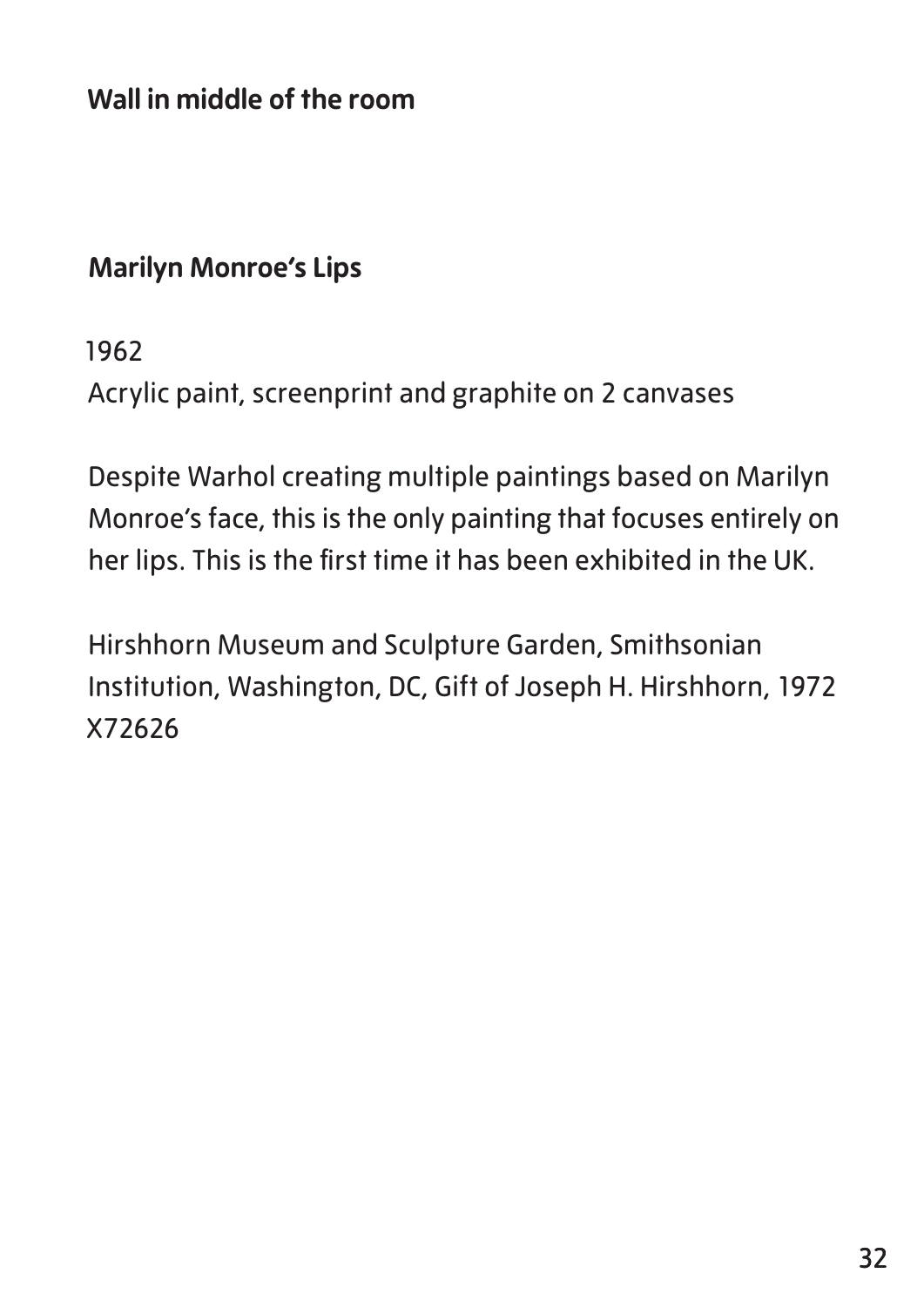**Wall in middle of the room**

**Marilyn Monroe's Lips**

1962
Acrylic paint, screenprint and graphite on 2 canvases

Despite Warhol creating multiple paintings based on Marilyn Monroe's face, this is the only painting that focuses entirely on her lips. This is the first time it has been exhibited in the UK.

Hirshhorn Museum and Sculpture Garden, Smithsonian Institution, Washington, DC, Gift of Joseph H. Hirshhorn, 1972
X72626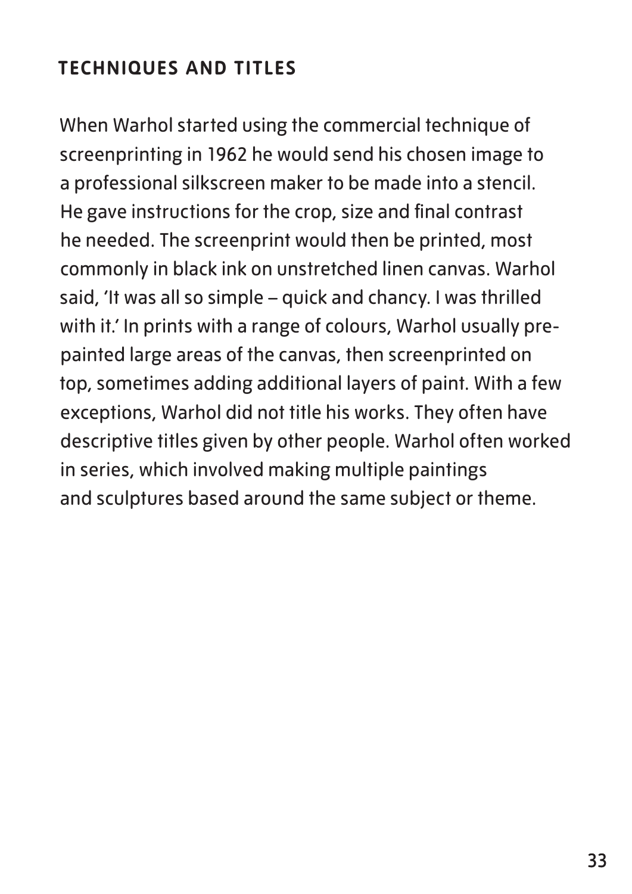## TECHNIQUES AND TITLES

When Warhol started using the commercial technique of screenprinting in 1962 he would send his chosen image to a professional silkscreen maker to be made into a stencil. He gave instructions for the crop, size and final contrast he needed. The screenprint would then be printed, most commonly in black ink on unstretched linen canvas. Warhol said, 'It was all so simple – quick and chancy. I was thrilled with it.' In prints with a range of colours, Warhol usually pre-painted large areas of the canvas, then screenprinted on top, sometimes adding additional layers of paint. With a few exceptions, Warhol did not title his works. They often have descriptive titles given by other people. Warhol often worked in series, which involved making multiple paintings and sculptures based around the same subject or theme.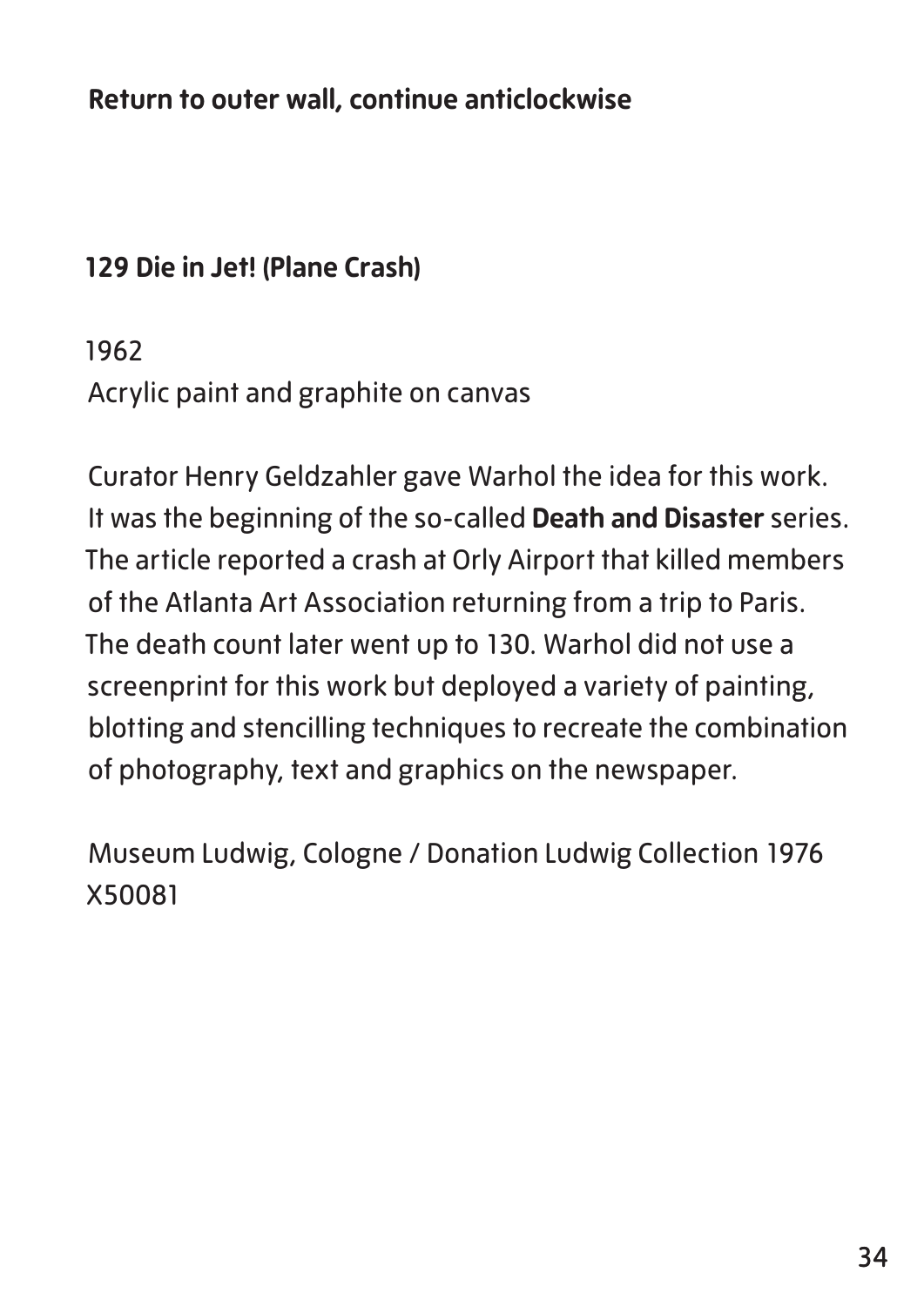**Return to outer wall, continue anticlockwise**

## 129 Die in Jet! (Plane Crash)

1962
Acrylic paint and graphite on canvas

Curator Henry Geldzahler gave Warhol the idea for this work. It was the beginning of the so-called **Death and Disaster** series. The article reported a crash at Orly Airport that killed members of the Atlanta Art Association returning from a trip to Paris. The death count later went up to 130. Warhol did not use a screenprint for this work but deployed a variety of painting, blotting and stencilling techniques to recreate the combination of photography, text and graphics on the newspaper.

Museum Ludwig, Cologne / Donation Ludwig Collection 1976
X50081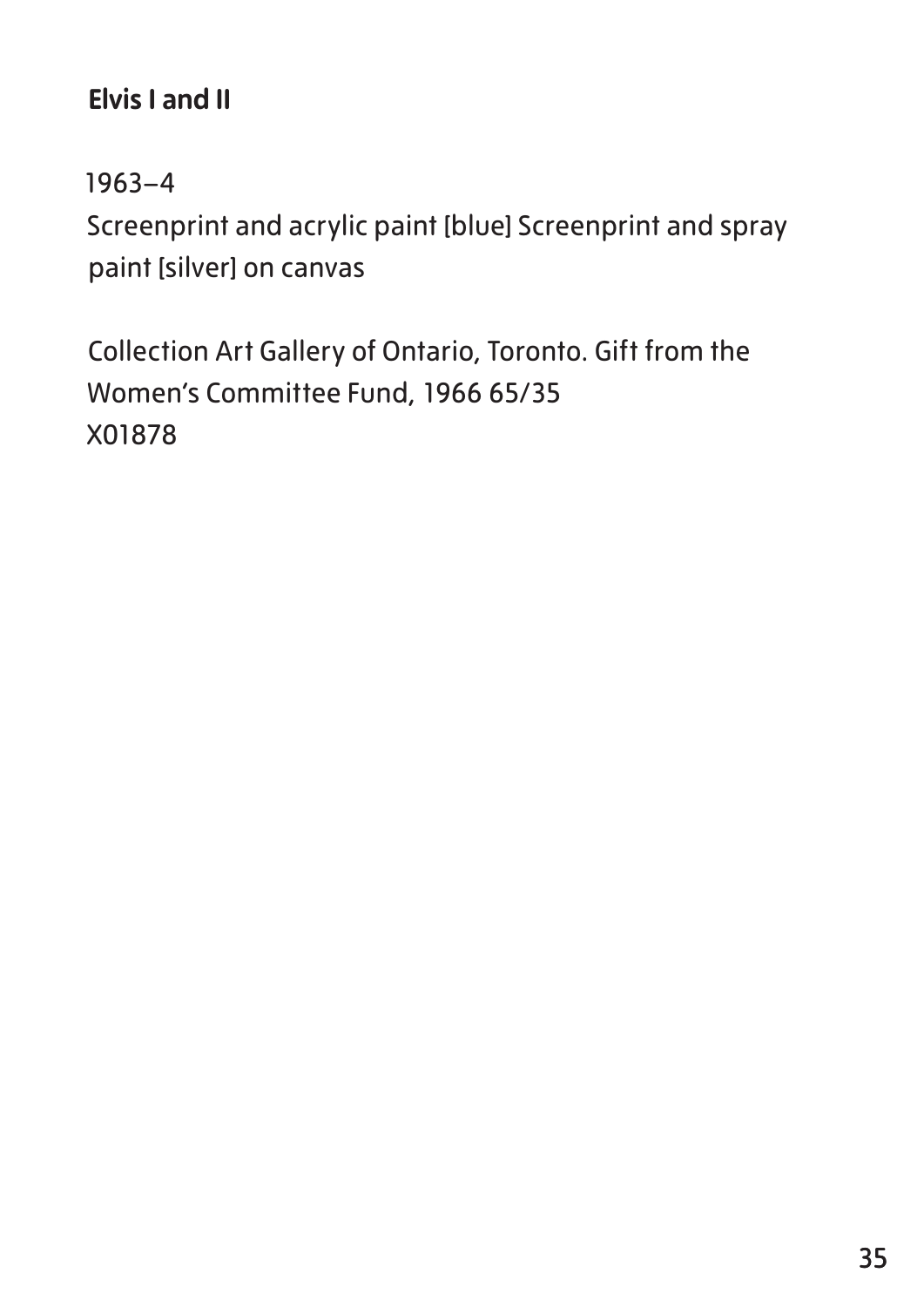**Elvis I and II**

1963–4
Screenprint and acrylic paint [blue] Screenprint and spray paint [silver] on canvas

Collection Art Gallery of Ontario, Toronto. Gift from the Women's Committee Fund, 1966 65/35
X01878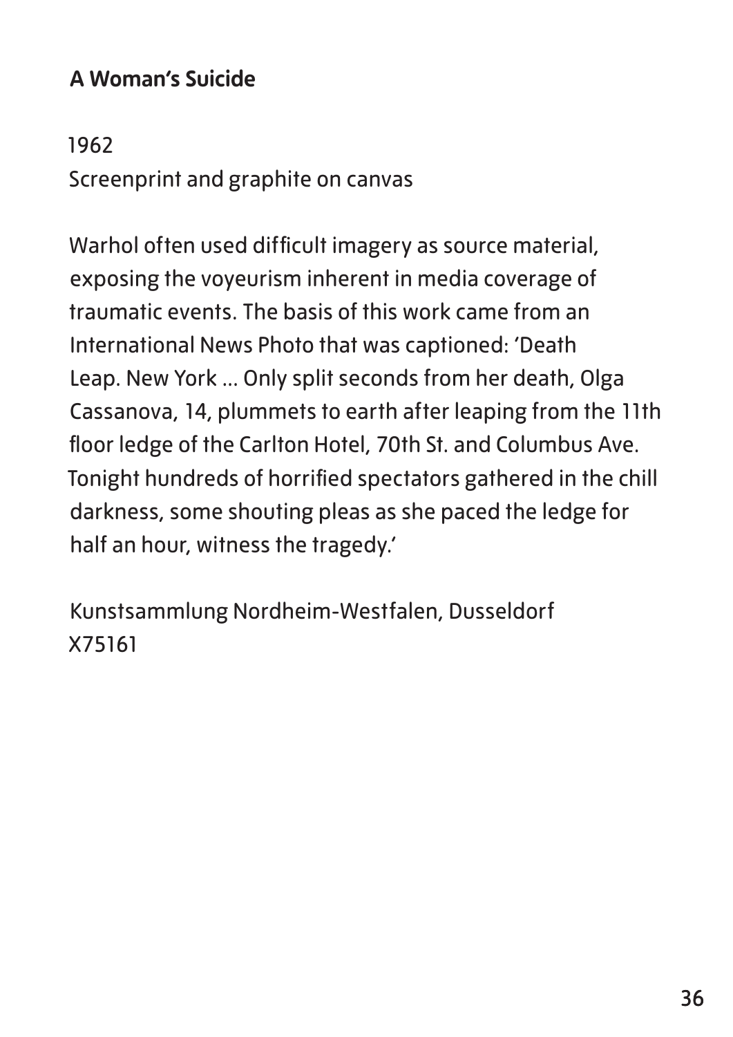### A Woman's Suicide

1962
Screenprint and graphite on canvas

Warhol often used difficult imagery as source material, exposing the voyeurism inherent in media coverage of traumatic events. The basis of this work came from an International News Photo that was captioned: 'Death Leap. New York ... Only split seconds from her death, Olga Cassanova, 14, plummets to earth after leaping from the 11th floor ledge of the Carlton Hotel, 70th St. and Columbus Ave. Tonight hundreds of horrified spectators gathered in the chill darkness, some shouting pleas as she paced the ledge for half an hour, witness the tragedy.'

Kunstsammlung Nordheim-Westfalen, Dusseldorf
X75161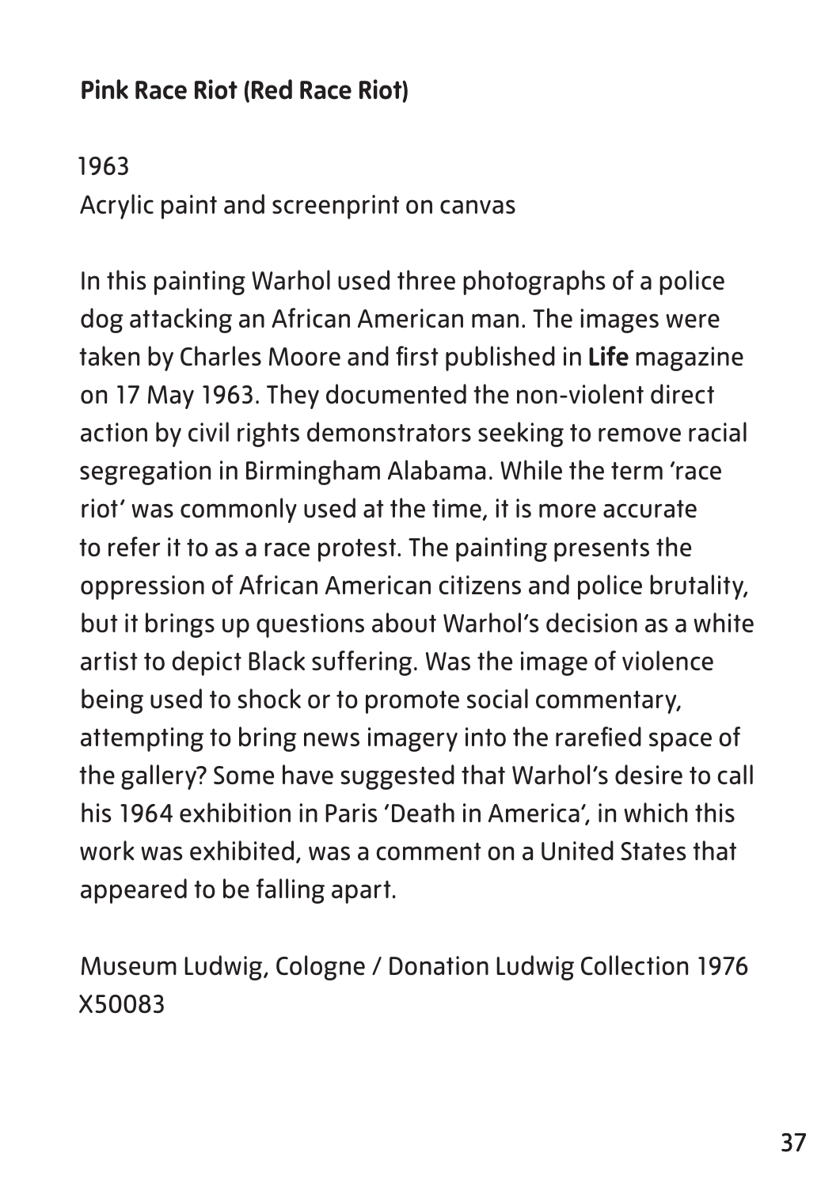**Pink Race Riot (Red Race Riot)**

1963

Acrylic paint and screenprint on canvas

In this painting Warhol used three photographs of a police dog attacking an African American man. The images were taken by Charles Moore and first published in **Life** magazine on 17 May 1963. They documented the non-violent direct action by civil rights demonstrators seeking to remove racial segregation in Birmingham Alabama. While the term 'race riot' was commonly used at the time, it is more accurate to refer it to as a race protest. The painting presents the oppression of African American citizens and police brutality, but it brings up questions about Warhol's decision as a white artist to depict Black suffering. Was the image of violence being used to shock or to promote social commentary, attempting to bring news imagery into the rarefied space of the gallery? Some have suggested that Warhol's desire to call his 1964 exhibition in Paris 'Death in America', in which this work was exhibited, was a comment on a United States that appeared to be falling apart.

Museum Ludwig, Cologne / Donation Ludwig Collection 1976
X50083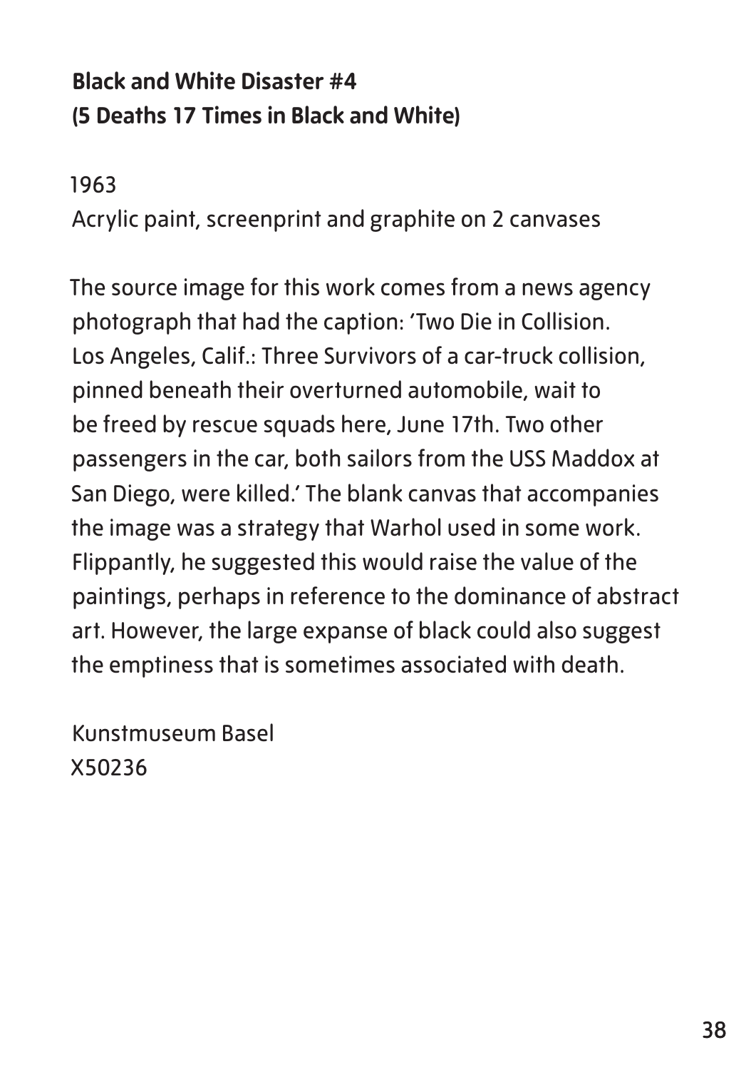**Black and White Disaster #4**
**(5 Deaths 17 Times in Black and White)**

1963
Acrylic paint, screenprint and graphite on 2 canvases

The source image for this work comes from a news agency photograph that had the caption: 'Two Die in Collision. Los Angeles, Calif.: Three Survivors of a car-truck collision, pinned beneath their overturned automobile, wait to be freed by rescue squads here, June 17th. Two other passengers in the car, both sailors from the USS Maddox at San Diego, were killed.' The blank canvas that accompanies the image was a strategy that Warhol used in some work. Flippantly, he suggested this would raise the value of the paintings, perhaps in reference to the dominance of abstract art. However, the large expanse of black could also suggest the emptiness that is sometimes associated with death.

Kunstmuseum Basel
X50236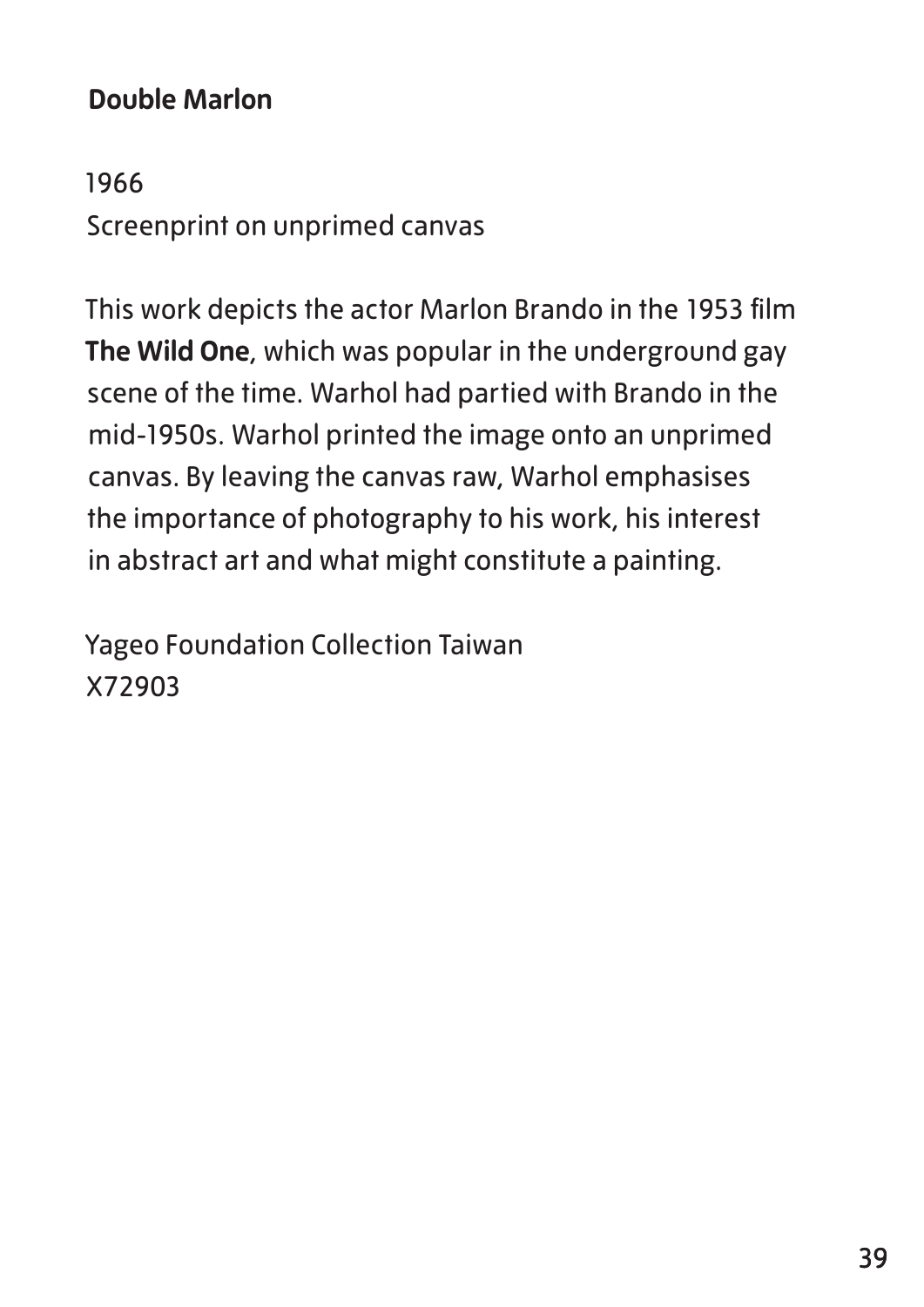**Double Marlon**

1966
Screenprint on unprimed canvas

This work depicts the actor Marlon Brando in the 1953 film **The Wild One**, which was popular in the underground gay scene of the time. Warhol had partied with Brando in the mid-1950s. Warhol printed the image onto an unprimed canvas. By leaving the canvas raw, Warhol emphasises the importance of photography to his work, his interest in abstract art and what might constitute a painting.

Yageo Foundation Collection Taiwan
X72903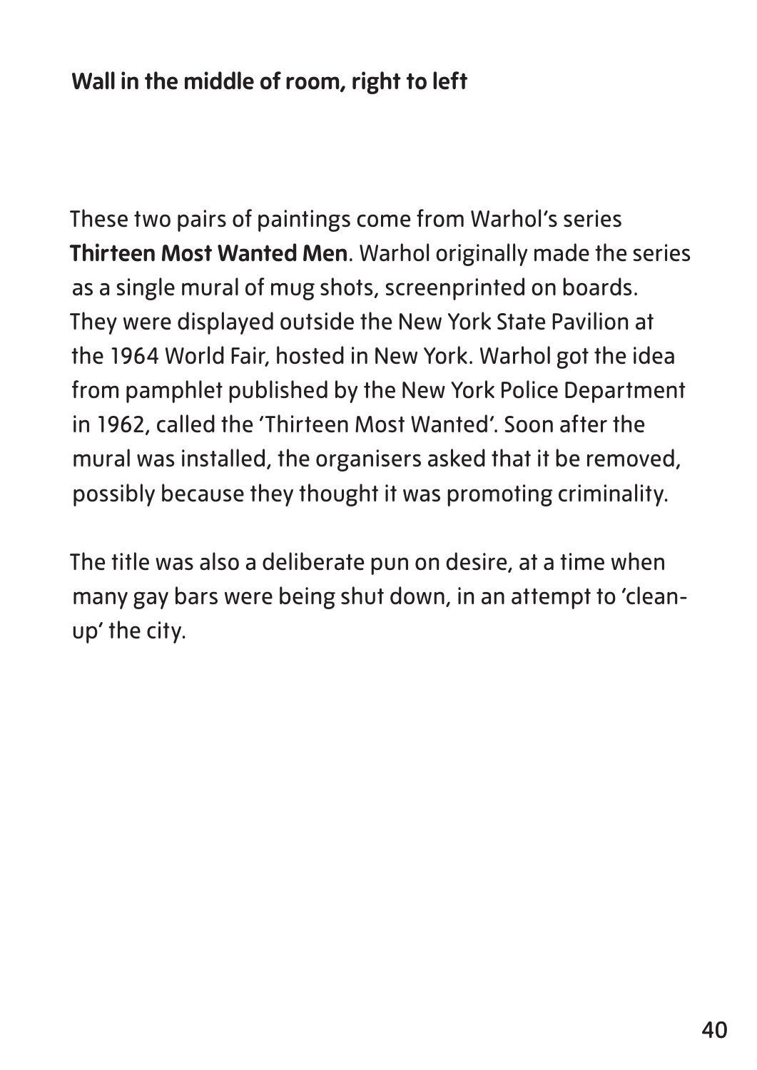**Wall in the middle of room, right to left**

These two pairs of paintings come from Warhol's series **Thirteen Most Wanted Men**. Warhol originally made the series as a single mural of mug shots, screenprinted on boards. They were displayed outside the New York State Pavilion at the 1964 World Fair, hosted in New York. Warhol got the idea from pamphlet published by the New York Police Department in 1962, called the 'Thirteen Most Wanted'. Soon after the mural was installed, the organisers asked that it be removed, possibly because they thought it was promoting criminality.

The title was also a deliberate pun on desire, at a time when many gay bars were being shut down, in an attempt to 'clean-up' the city.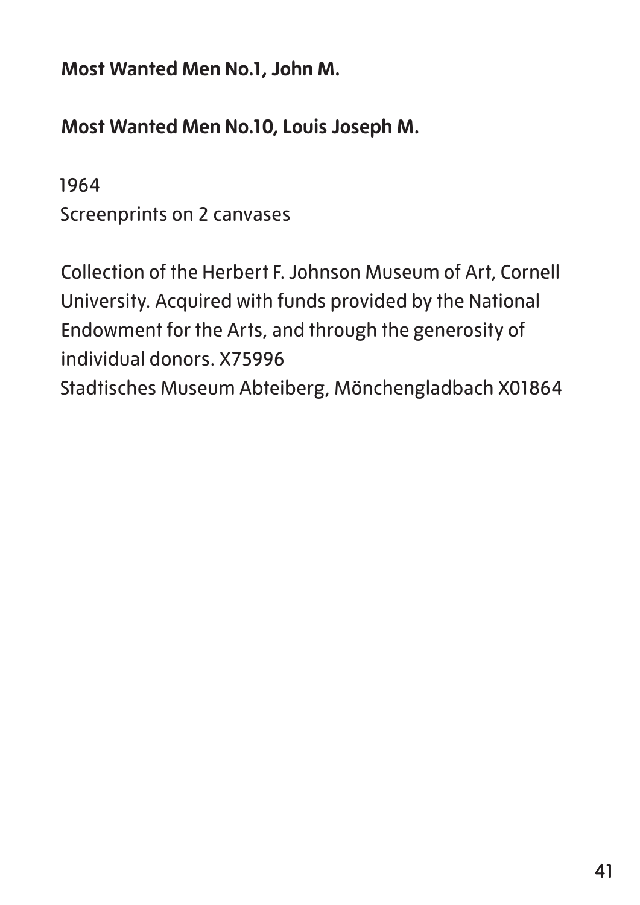**Most Wanted Men No.1, John M.**

**Most Wanted Men No.10, Louis Joseph M.**

1964
Screenprints on 2 canvases

Collection of the Herbert F. Johnson Museum of Art, Cornell University. Acquired with funds provided by the National Endowment for the Arts, and through the generosity of individual donors. X75996
Stadtisches Museum Abteiberg, Mönchengladbach X01864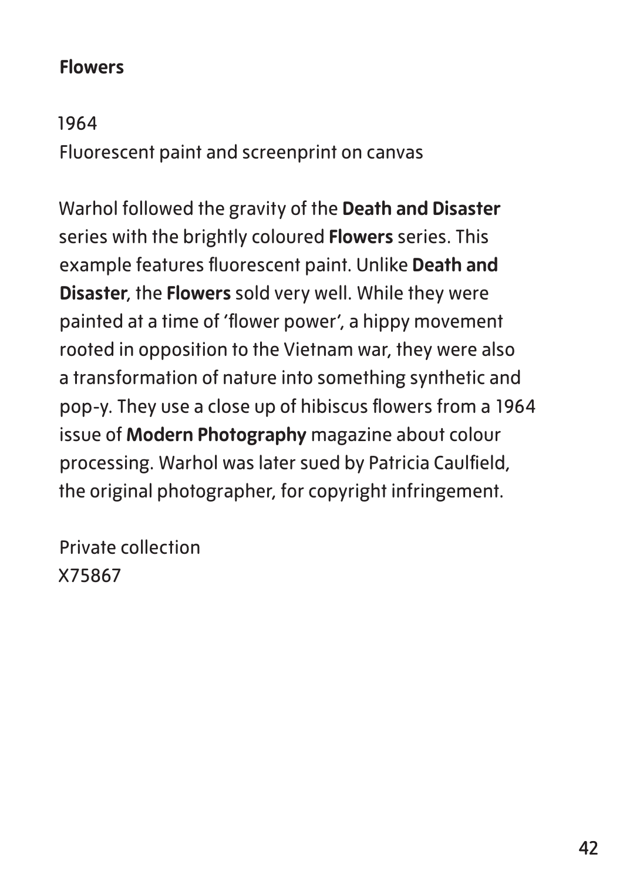**Flowers**

1964
Fluorescent paint and screenprint on canvas

Warhol followed the gravity of the **Death and Disaster** series with the brightly coloured **Flowers** series. This example features fluorescent paint. Unlike **Death and Disaster**, the **Flowers** sold very well. While they were painted at a time of 'flower power', a hippy movement rooted in opposition to the Vietnam war, they were also a transformation of nature into something synthetic and pop-y. They use a close up of hibiscus flowers from a 1964 issue of **Modern Photography** magazine about colour processing. Warhol was later sued by Patricia Caulfield, the original photographer, for copyright infringement.

Private collection
X75867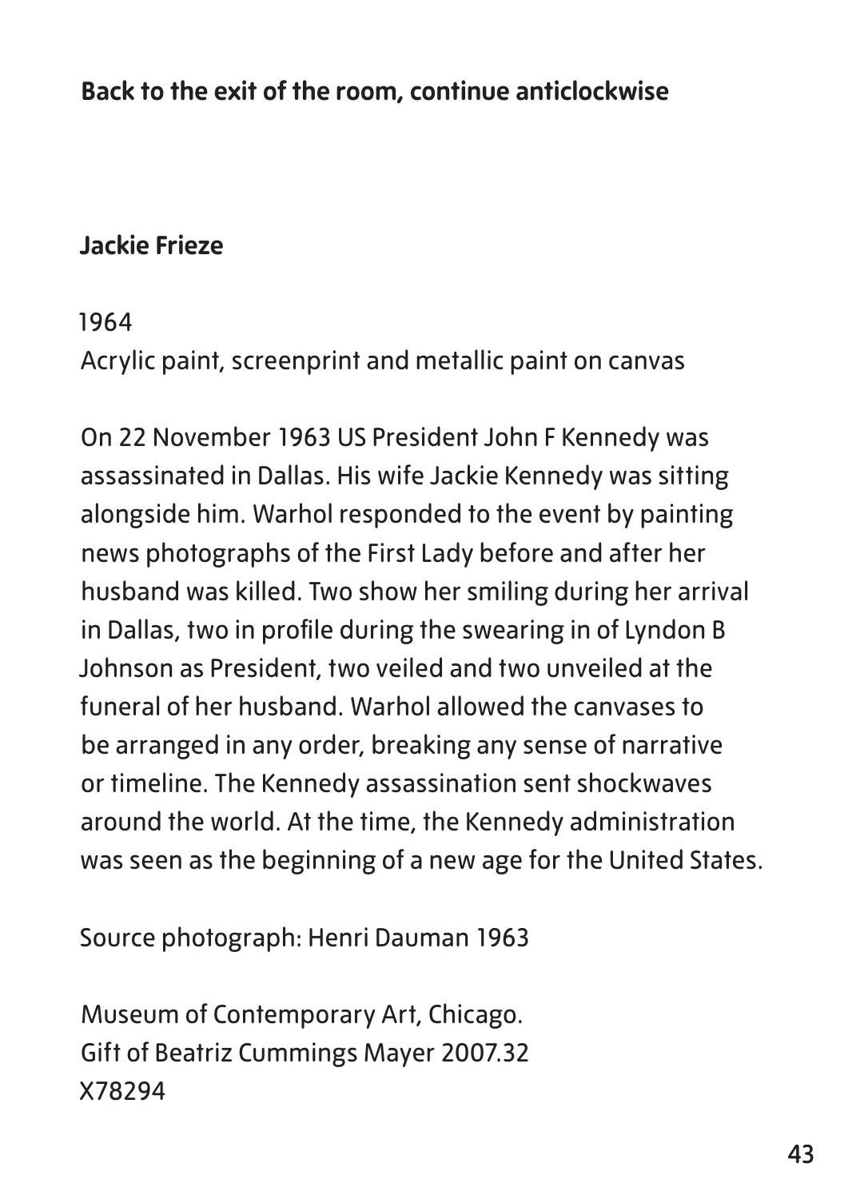**Back to the exit of the room, continue anticlockwise**

## Jackie Frieze

1964
Acrylic paint, screenprint and metallic paint on canvas

On 22 November 1963 US President John F Kennedy was assassinated in Dallas. His wife Jackie Kennedy was sitting alongside him. Warhol responded to the event by painting news photographs of the First Lady before and after her husband was killed. Two show her smiling during her arrival in Dallas, two in profile during the swearing in of Lyndon B Johnson as President, two veiled and two unveiled at the funeral of her husband. Warhol allowed the canvases to be arranged in any order, breaking any sense of narrative or timeline. The Kennedy assassination sent shockwaves around the world. At the time, the Kennedy administration was seen as the beginning of a new age for the United States.

Source photograph: Henri Dauman 1963

Museum of Contemporary Art, Chicago.
Gift of Beatriz Cummings Mayer 2007.32
X78294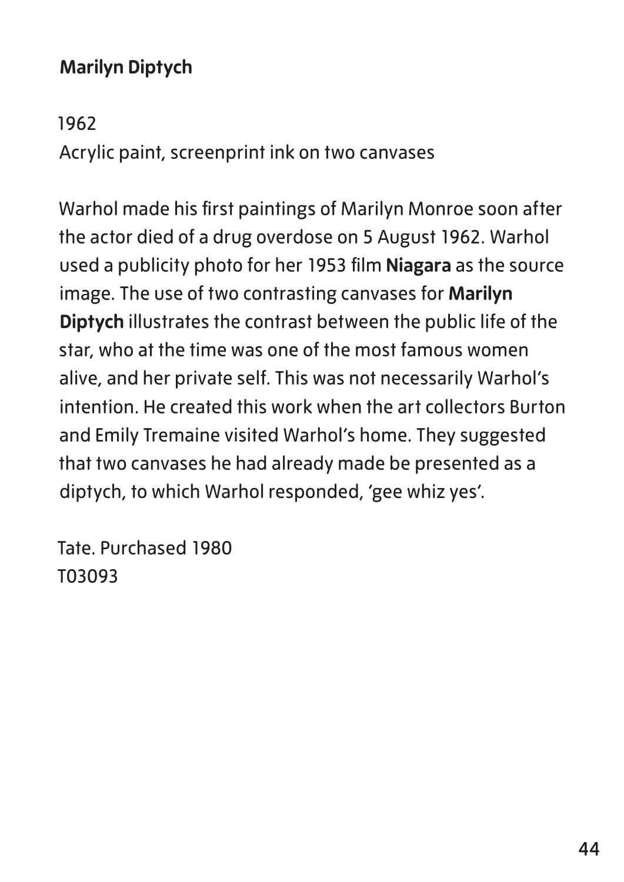## Marilyn Diptych

1962
Acrylic paint, screenprint ink on two canvases

Warhol made his first paintings of Marilyn Monroe soon after the actor died of a drug overdose on 5 August 1962. Warhol used a publicity photo for her 1953 film **Niagara** as the source image. The use of two contrasting canvases for **Marilyn Diptych** illustrates the contrast between the public life of the star, who at the time was one of the most famous women alive, and her private self. This was not necessarily Warhol's intention. He created this work when the art collectors Burton and Emily Tremaine visited Warhol's home. They suggested that two canvases he had already made be presented as a diptych, to which Warhol responded, 'gee whiz yes'.

Tate. Purchased 1980
T03093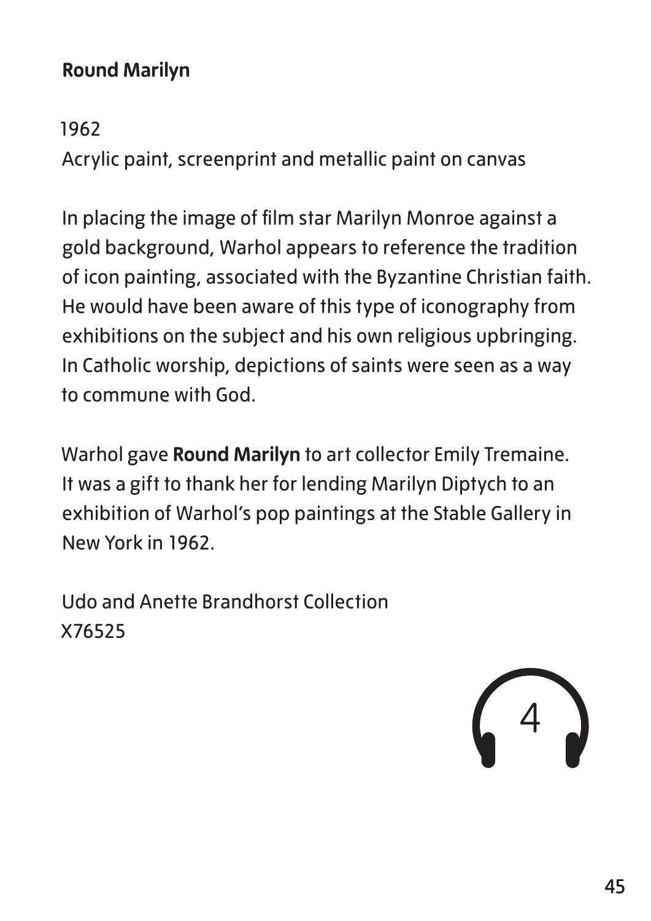## Round Marilyn

1962

Acrylic paint, screenprint and metallic paint on canvas

In placing the image of film star Marilyn Monroe against a gold background, Warhol appears to reference the tradition of icon painting, associated with the Byzantine Christian faith. He would have been aware of this type of iconography from exhibitions on the subject and his own religious upbringing. In Catholic worship, depictions of saints were seen as a way to commune with God.

Warhol gave **Round Marilyn** to art collector Emily Tremaine. It was a gift to thank her for lending Marilyn Diptych to an exhibition of Warhol's pop paintings at the Stable Gallery in New York in 1962.

Udo and Anette Brandhorst Collection
X76525

4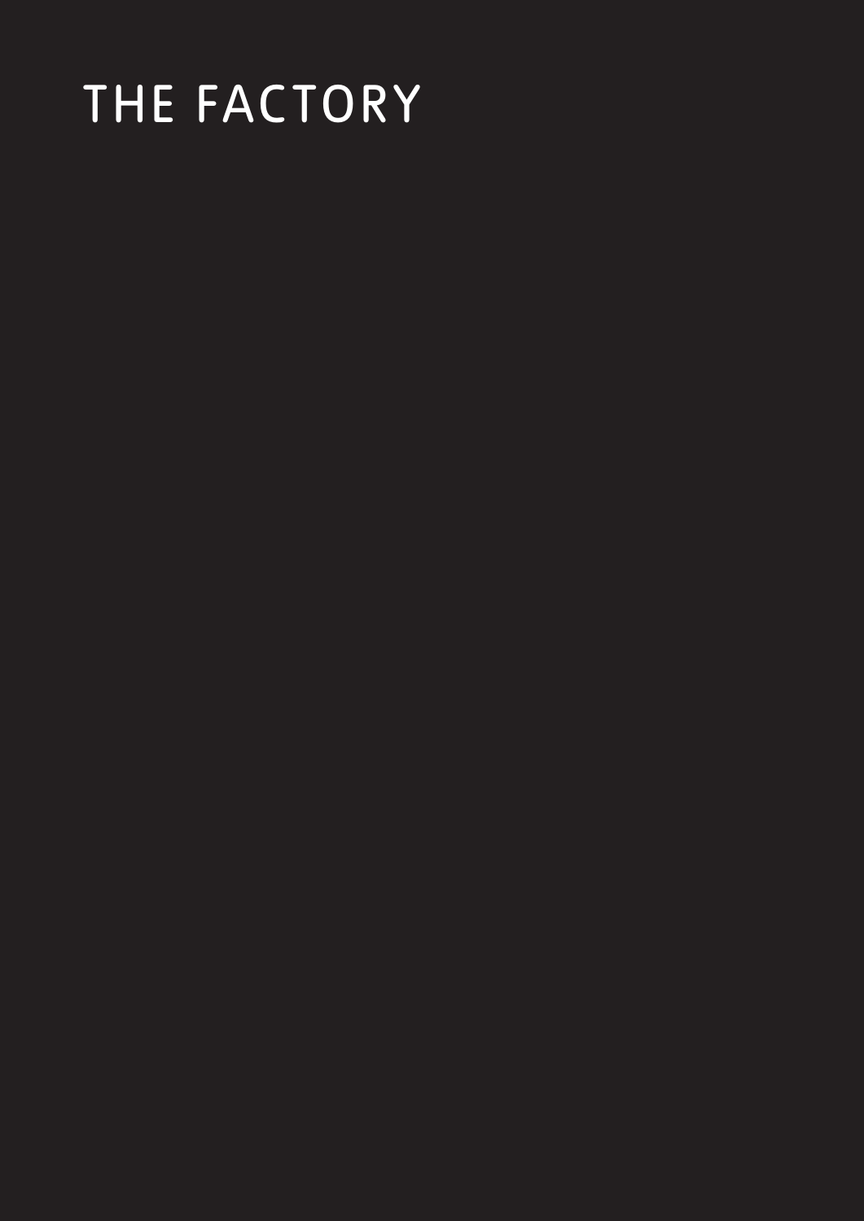# THE FACTORY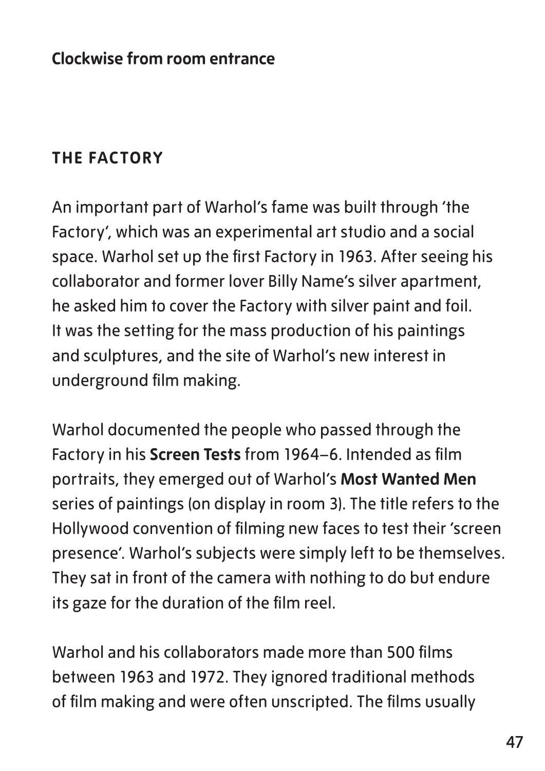**Clockwise from room entrance**

## THE FACTORY

An important part of Warhol's fame was built through 'the Factory', which was an experimental art studio and a social space. Warhol set up the first Factory in 1963. After seeing his collaborator and former lover Billy Name's silver apartment, he asked him to cover the Factory with silver paint and foil. It was the setting for the mass production of his paintings and sculptures, and the site of Warhol's new interest in underground film making.

Warhol documented the people who passed through the Factory in his **Screen Tests** from 1964–6. Intended as film portraits, they emerged out of Warhol's **Most Wanted Men** series of paintings (on display in room 3). The title refers to the Hollywood convention of filming new faces to test their 'screen presence'. Warhol's subjects were simply left to be themselves. They sat in front of the camera with nothing to do but endure its gaze for the duration of the film reel.

Warhol and his collaborators made more than 500 films between 1963 and 1972. They ignored traditional methods of film making and were often unscripted. The films usually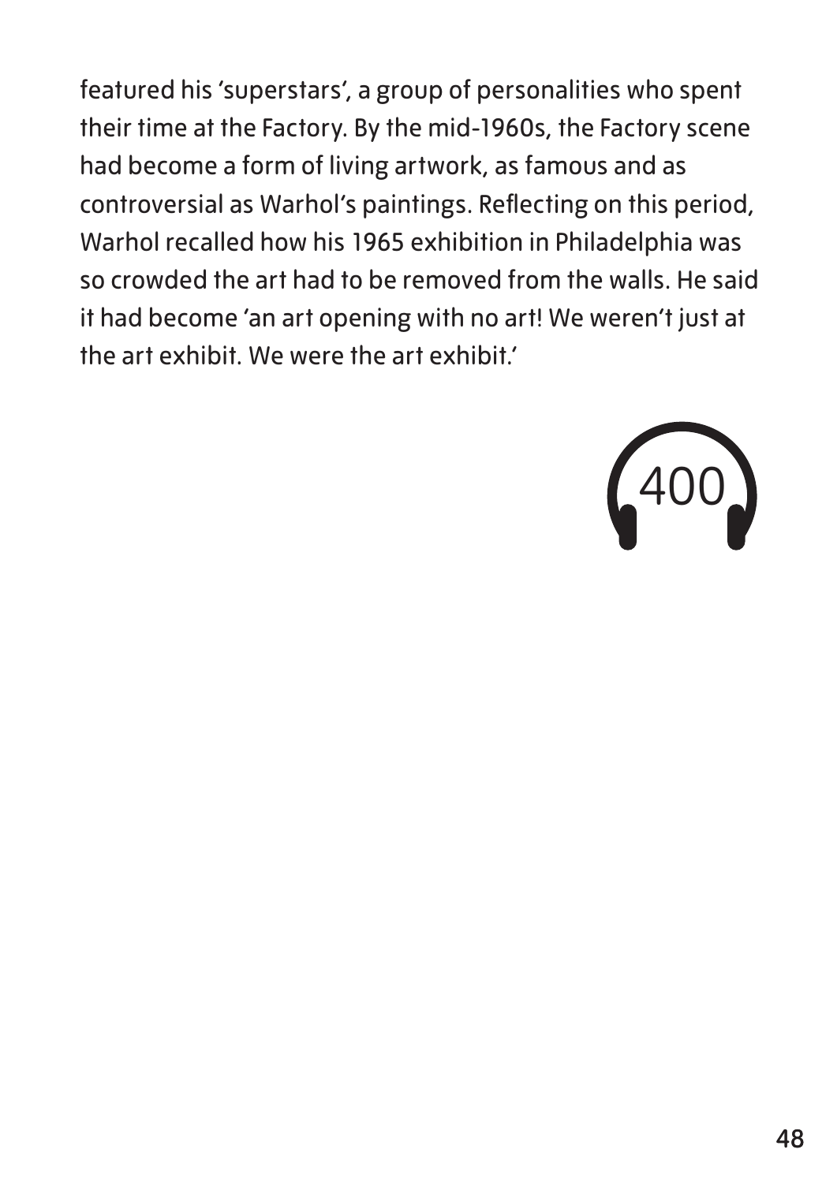featured his ‘superstars’, a group of personalities who spent their time at the Factory. By the mid-1960s, the Factory scene had become a form of living artwork, as famous and as controversial as Warhol’s paintings. Reflecting on this period, Warhol recalled how his 1965 exhibition in Philadelphia was so crowded the art had to be removed from the walls. He said it had become ‘an art opening with no art! We weren’t just at the art exhibit. We were the art exhibit.’

400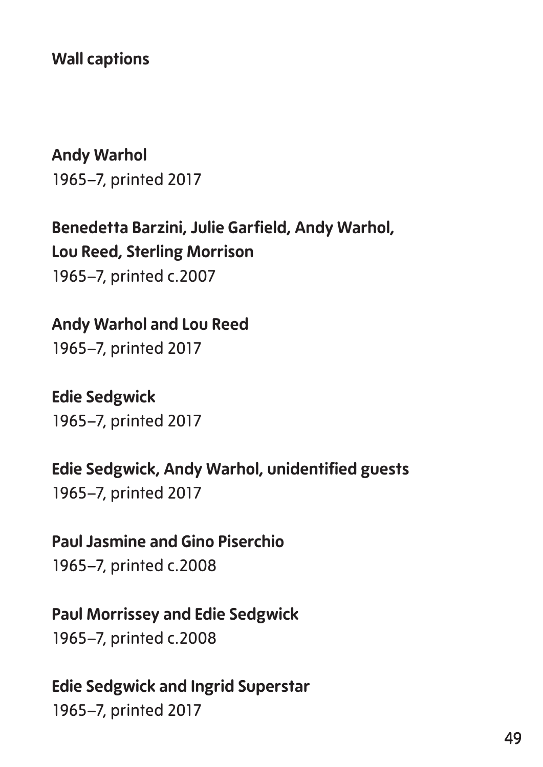## Wall captions

**Andy Warhol**
1965–7, printed 2017

**Benedetta Barzini, Julie Garfield, Andy Warhol, Lou Reed, Sterling Morrison**
1965–7, printed c.2007

**Andy Warhol and Lou Reed**
1965–7, printed 2017

**Edie Sedgwick**
1965–7, printed 2017

**Edie Sedgwick, Andy Warhol, unidentified guests**
1965–7, printed 2017

**Paul Jasmine and Gino Piserchio**
1965–7, printed c.2008

**Paul Morrissey and Edie Sedgwick**
1965–7, printed c.2008

**Edie Sedgwick and Ingrid Superstar**
1965–7, printed 2017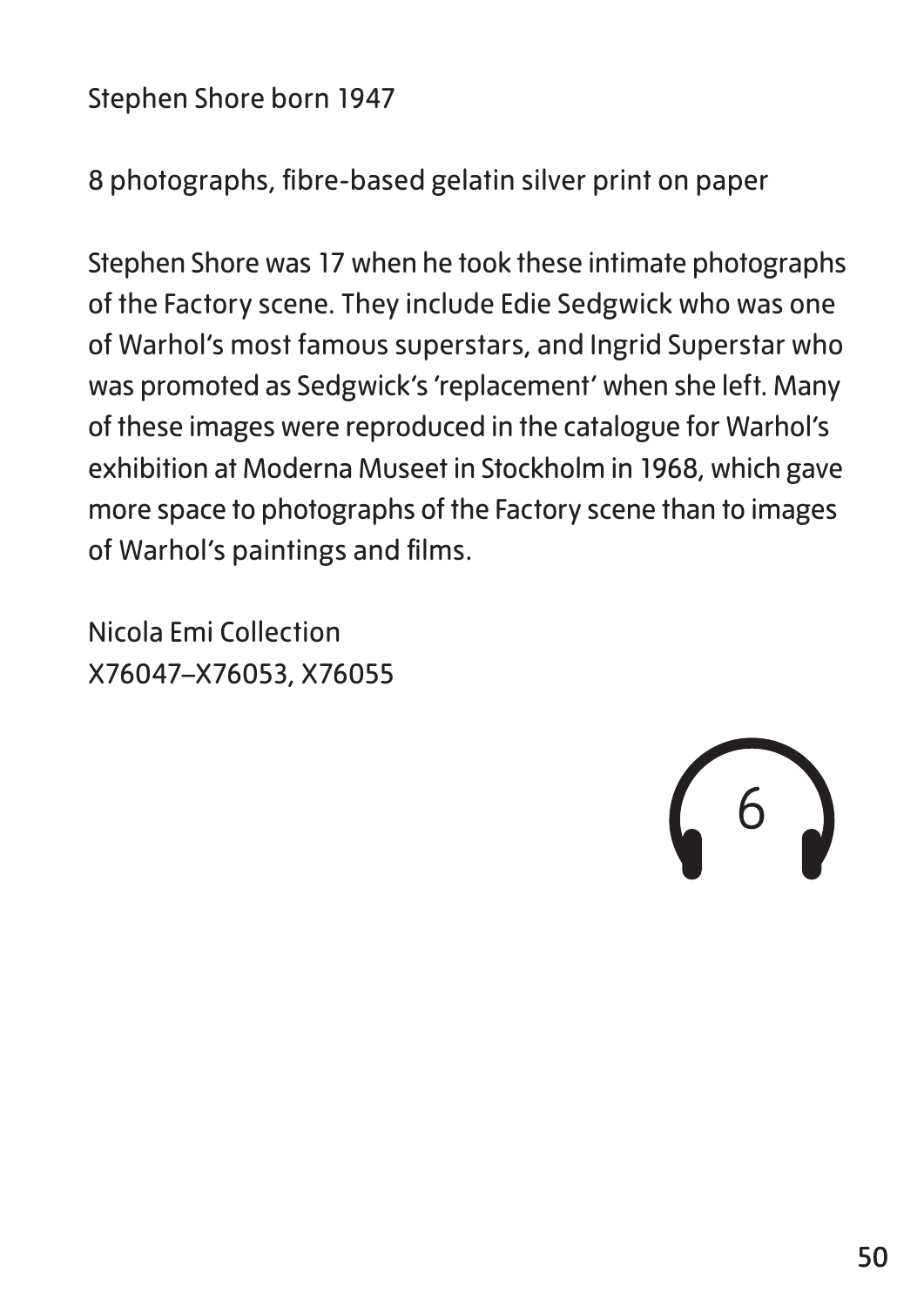Stephen Shore born 1947

8 photographs, fibre-based gelatin silver print on paper

Stephen Shore was 17 when he took these intimate photographs of the Factory scene. They include Edie Sedgwick who was one of Warhol's most famous superstars, and Ingrid Superstar who was promoted as Sedgwick's 'replacement' when she left. Many of these images were reproduced in the catalogue for Warhol's exhibition at Moderna Museet in Stockholm in 1968, which gave more space to photographs of the Factory scene than to images of Warhol's paintings and films.

Nicola Emi Collection
X76047–X76053, X76055

6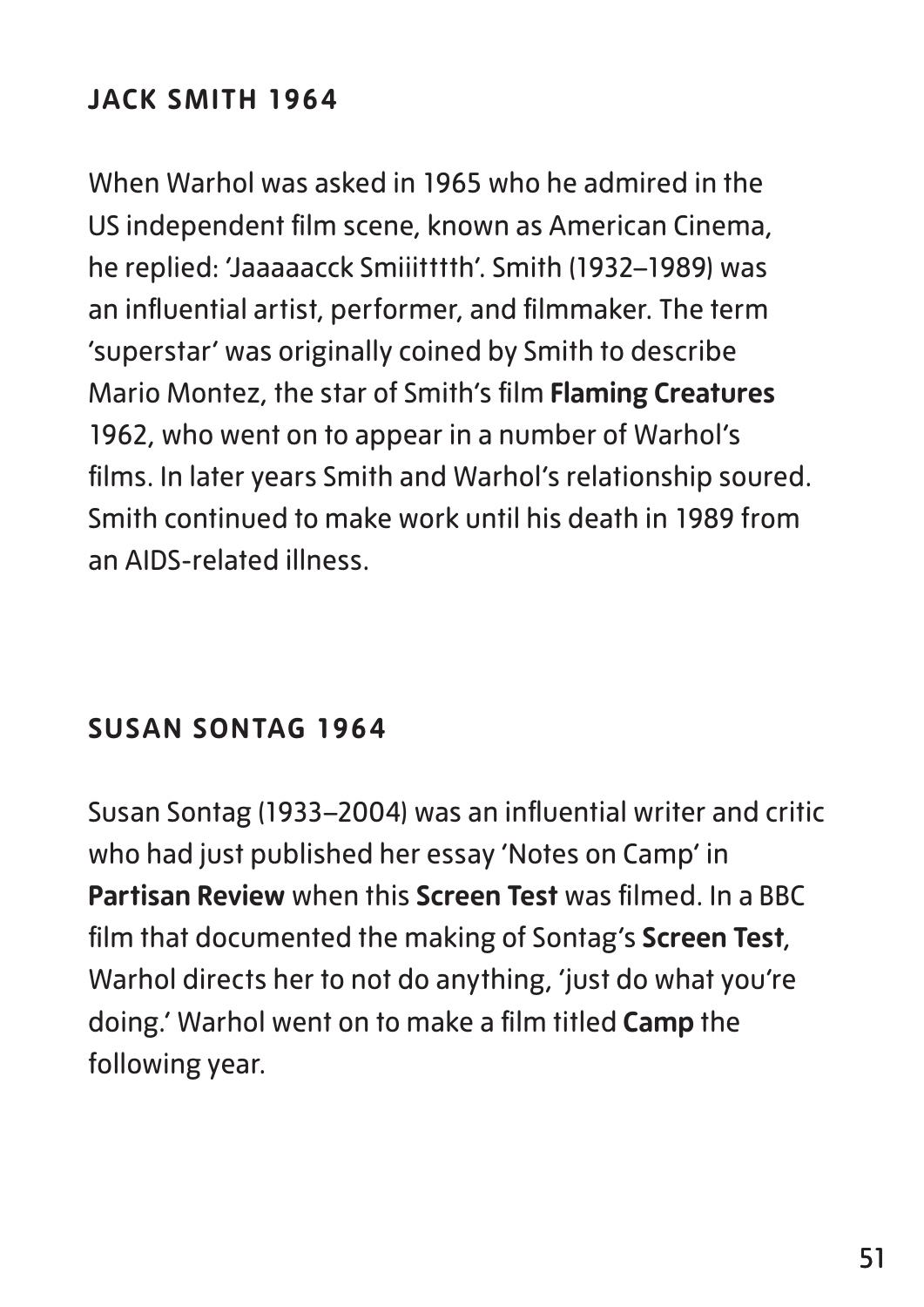## JACK SMITH 1964

When Warhol was asked in 1965 who he admired in the US independent film scene, known as American Cinema, he replied: 'Jaaaaacck Smiiitttth'. Smith (1932–1989) was an influential artist, performer, and filmmaker. The term 'superstar' was originally coined by Smith to describe Mario Montez, the star of Smith's film **Flaming Creatures** 1962, who went on to appear in a number of Warhol's films. In later years Smith and Warhol's relationship soured. Smith continued to make work until his death in 1989 from an AIDS-related illness.

## SUSAN SONTAG 1964

Susan Sontag (1933–2004) was an influential writer and critic who had just published her essay 'Notes on Camp' in **Partisan Review** when this **Screen Test** was filmed. In a BBC film that documented the making of Sontag's **Screen Test**, Warhol directs her to not do anything, 'just do what you're doing.' Warhol went on to make a film titled **Camp** the following year.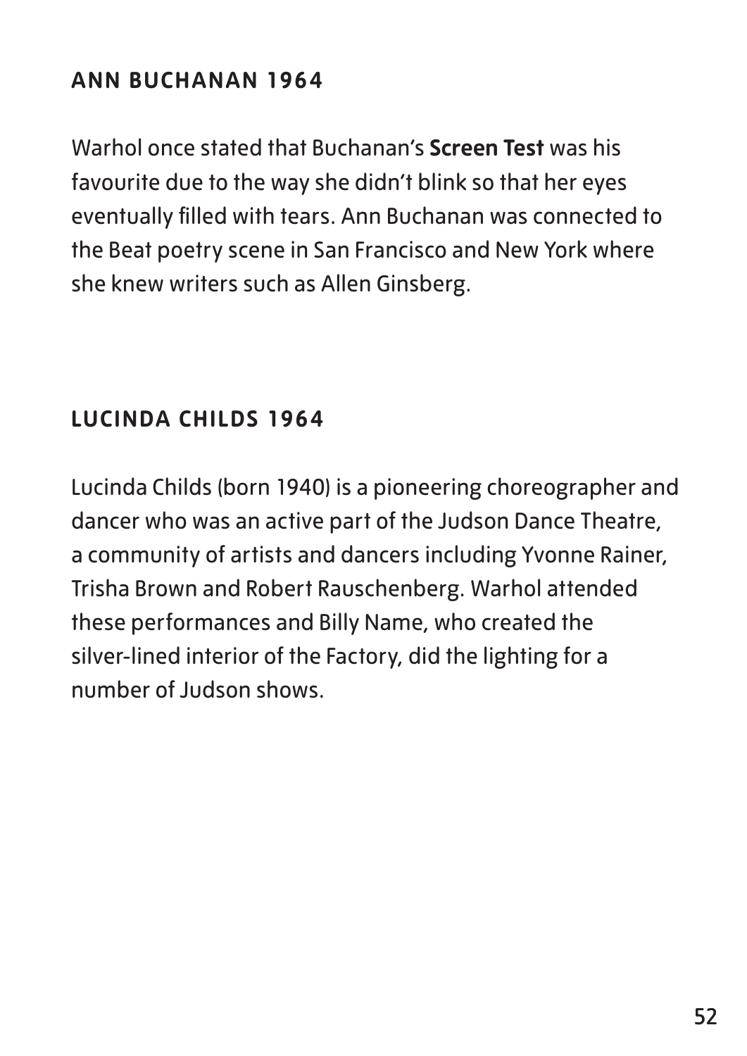## ANN BUCHANAN 1964

Warhol once stated that Buchanan's **Screen Test** was his favourite due to the way she didn't blink so that her eyes eventually filled with tears. Ann Buchanan was connected to the Beat poetry scene in San Francisco and New York where she knew writers such as Allen Ginsberg.

## LUCINDA CHILDS 1964

Lucinda Childs (born 1940) is a pioneering choreographer and dancer who was an active part of the Judson Dance Theatre, a community of artists and dancers including Yvonne Rainer, Trisha Brown and Robert Rauschenberg. Warhol attended these performances and Billy Name, who created the silver-lined interior of the Factory, did the lighting for a number of Judson shows.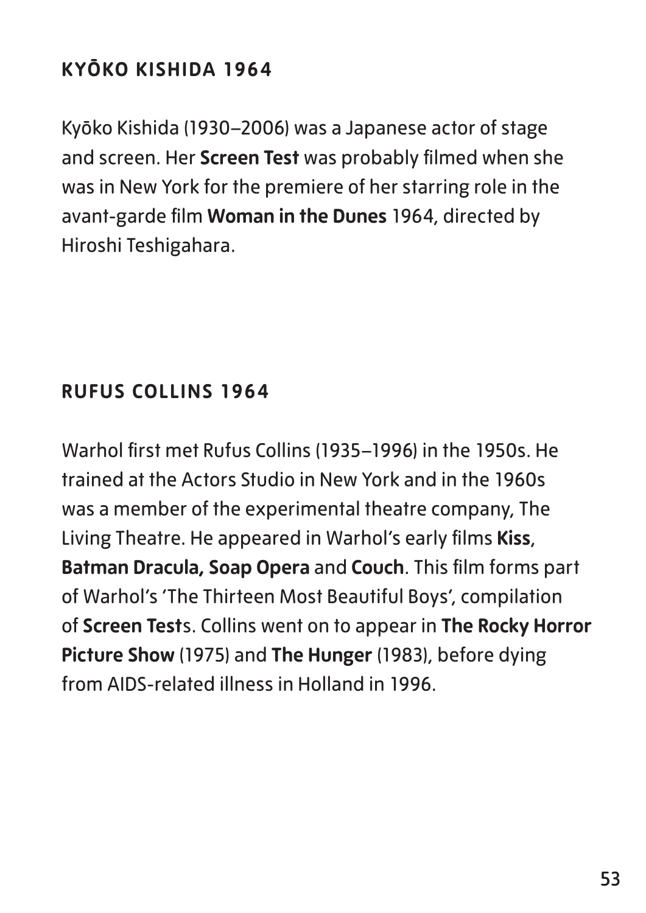## KYŌKO KISHIDA 1964

Kyōko Kishida (1930–2006) was a Japanese actor of stage and screen. Her **Screen Test** was probably filmed when she was in New York for the premiere of her starring role in the avant-garde film **Woman in the Dunes** 1964, directed by Hiroshi Teshigahara.

## RUFUS COLLINS 1964

Warhol first met Rufus Collins (1935–1996) in the 1950s. He trained at the Actors Studio in New York and in the 1960s was a member of the experimental theatre company, The Living Theatre. He appeared in Warhol's early films **Kiss**, **Batman Dracula, Soap Opera** and **Couch**. This film forms part of Warhol's 'The Thirteen Most Beautiful Boys', compilation of **Screen Test**s. Collins went on to appear in **The Rocky Horror Picture Show** (1975) and **The Hunger** (1983), before dying from AIDS-related illness in Holland in 1996.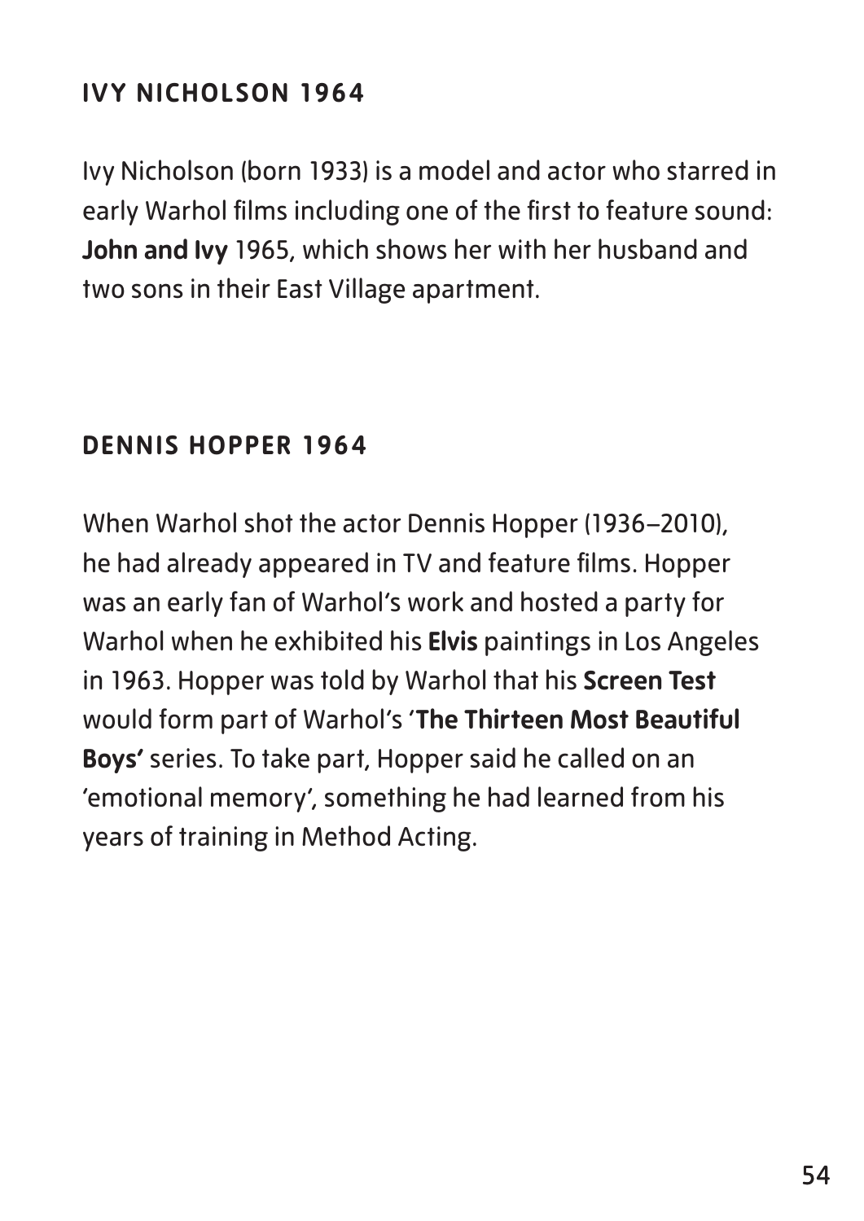## IVY NICHOLSON 1964

Ivy Nicholson (born 1933) is a model and actor who starred in early Warhol films including one of the first to feature sound: **John and Ivy** 1965, which shows her with her husband and two sons in their East Village apartment.

## DENNIS HOPPER 1964

When Warhol shot the actor Dennis Hopper (1936–2010), he had already appeared in TV and feature films. Hopper was an early fan of Warhol's work and hosted a party for Warhol when he exhibited his **Elvis** paintings in Los Angeles in 1963. Hopper was told by Warhol that his **Screen Test** would form part of Warhol's '**The Thirteen Most Beautiful Boys'** series. To take part, Hopper said he called on an 'emotional memory', something he had learned from his years of training in Method Acting.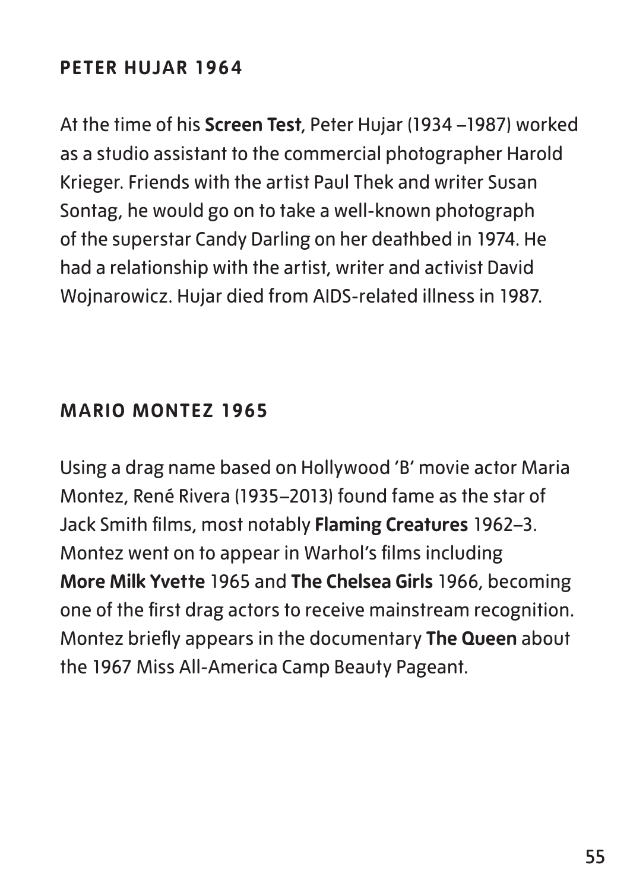## PETER HUJAR 1964

At the time of his **Screen Test**, Peter Hujar (1934 –1987) worked as a studio assistant to the commercial photographer Harold Krieger. Friends with the artist Paul Thek and writer Susan Sontag, he would go on to take a well-known photograph of the superstar Candy Darling on her deathbed in 1974. He had a relationship with the artist, writer and activist David Wojnarowicz. Hujar died from AIDS-related illness in 1987.

## MARIO MONTEZ 1965

Using a drag name based on Hollywood 'B' movie actor Maria Montez, René Rivera (1935–2013) found fame as the star of Jack Smith films, most notably **Flaming Creatures** 1962–3. Montez went on to appear in Warhol's films including **More Milk Yvette** 1965 and **The Chelsea Girls** 1966, becoming one of the first drag actors to receive mainstream recognition. Montez briefly appears in the documentary **The Queen** about the 1967 Miss All-America Camp Beauty Pageant.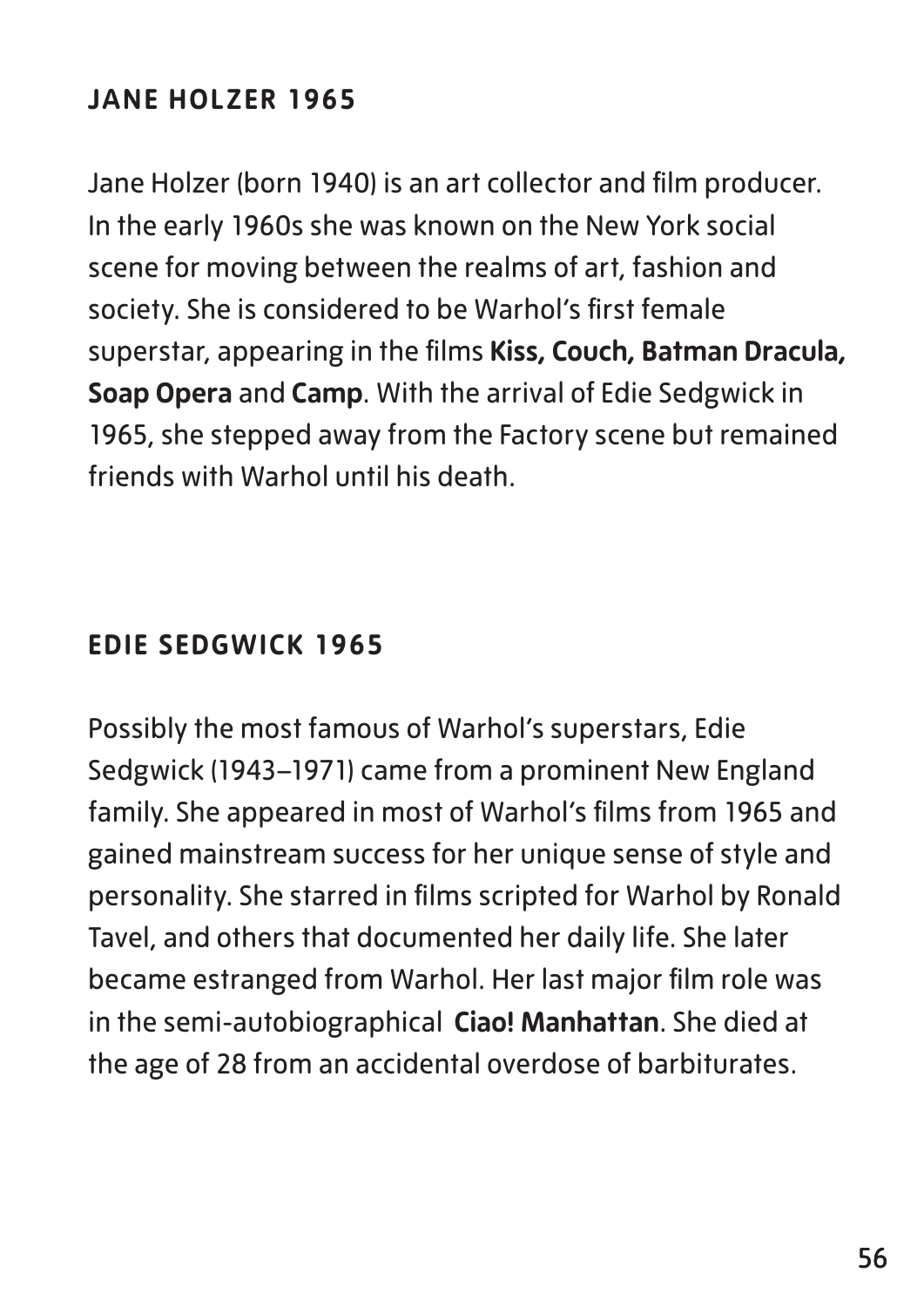## JANE HOLZER 1965

Jane Holzer (born 1940) is an art collector and film producer. In the early 1960s she was known on the New York social scene for moving between the realms of art, fashion and society. She is considered to be Warhol's first female superstar, appearing in the films **Kiss, Couch, Batman Dracula, Soap Opera** and **Camp**. With the arrival of Edie Sedgwick in 1965, she stepped away from the Factory scene but remained friends with Warhol until his death.

## EDIE SEDGWICK 1965

Possibly the most famous of Warhol's superstars, Edie Sedgwick (1943–1971) came from a prominent New England family. She appeared in most of Warhol's films from 1965 and gained mainstream success for her unique sense of style and personality. She starred in films scripted for Warhol by Ronald Tavel, and others that documented her daily life. She later became estranged from Warhol. Her last major film role was in the semi-autobiographical **Ciao! Manhattan**. She died at the age of 28 from an accidental overdose of barbiturates.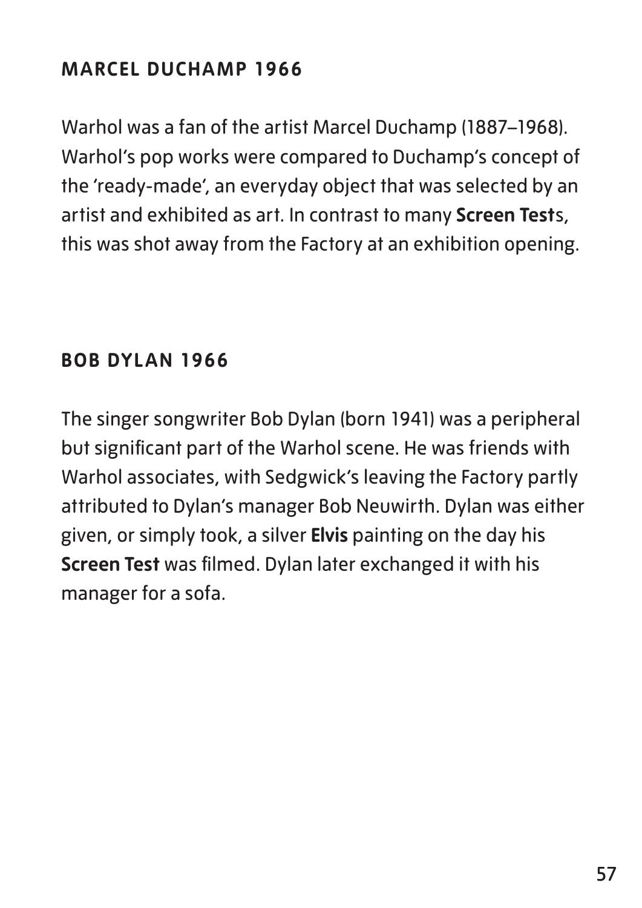## MARCEL DUCHAMP 1966

Warhol was a fan of the artist Marcel Duchamp (1887–1968). Warhol's pop works were compared to Duchamp's concept of the 'ready-made', an everyday object that was selected by an artist and exhibited as art. In contrast to many **Screen Test**s, this was shot away from the Factory at an exhibition opening.

## BOB DYLAN 1966

The singer songwriter Bob Dylan (born 1941) was a peripheral but significant part of the Warhol scene. He was friends with Warhol associates, with Sedgwick's leaving the Factory partly attributed to Dylan's manager Bob Neuwirth. Dylan was either given, or simply took, a silver **Elvis** painting on the day his **Screen Test** was filmed. Dylan later exchanged it with his manager for a sofa.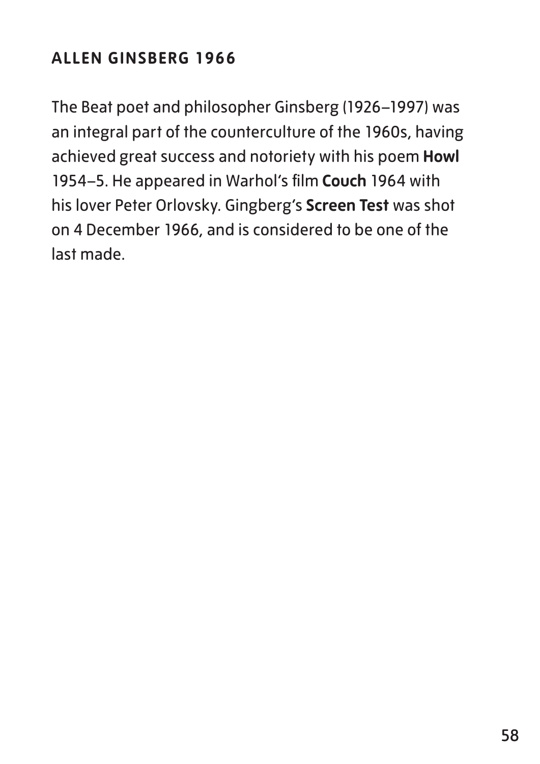## ALLEN GINSBERG 1966

The Beat poet and philosopher Ginsberg (1926–1997) was an integral part of the counterculture of the 1960s, having achieved great success and notoriety with his poem **Howl** 1954–5. He appeared in Warhol's film **Couch** 1964 with his lover Peter Orlovsky. Gingberg's **Screen Test** was shot on 4 December 1966, and is considered to be one of the last made.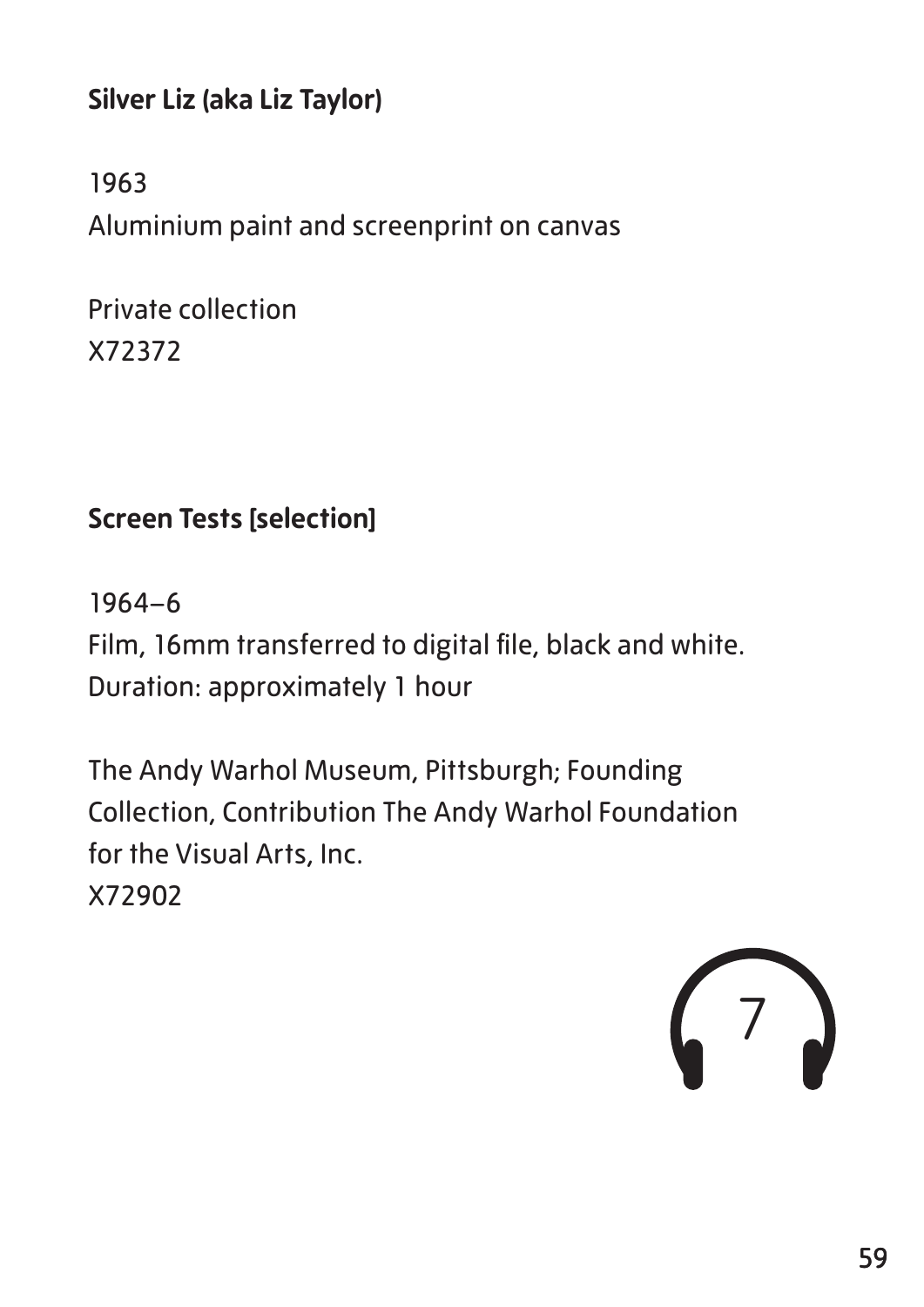**Silver Liz (aka Liz Taylor)**

1963
Aluminium paint and screenprint on canvas

Private collection
X72372

**Screen Tests [selection]**

1964–6
Film, 16mm transferred to digital file, black and white.
Duration: approximately 1 hour

The Andy Warhol Museum, Pittsburgh; Founding Collection, Contribution The Andy Warhol Foundation for the Visual Arts, Inc.
X72902

7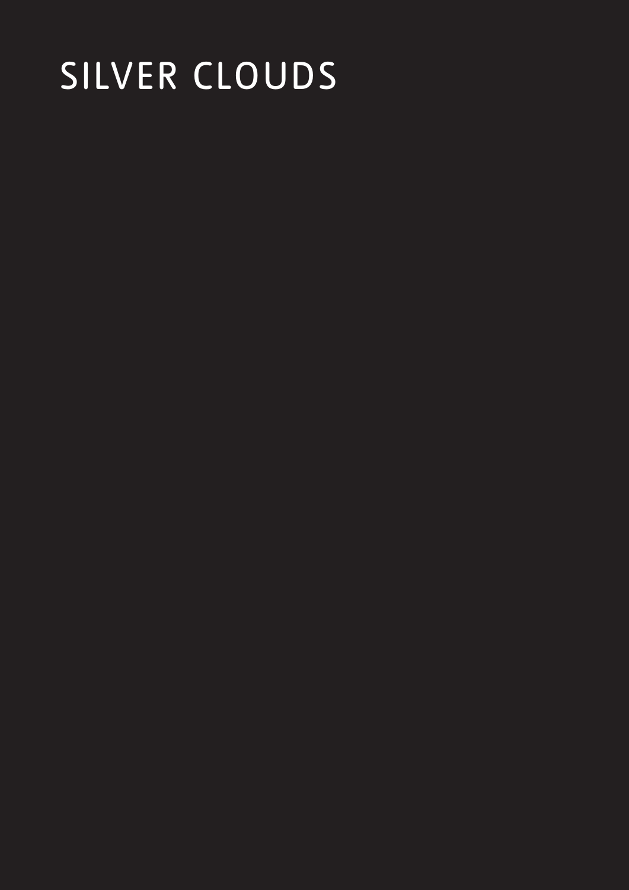# SILVER CLOUDS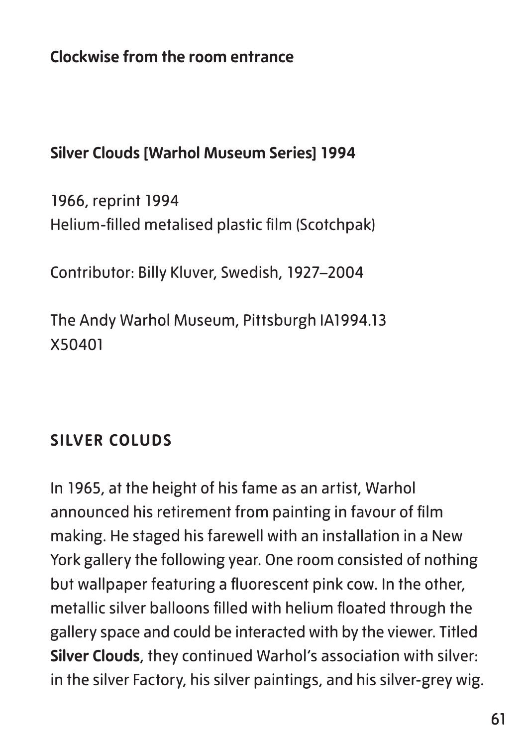**Clockwise from the room entrance**

**Silver Clouds [Warhol Museum Series] 1994**

1966, reprint 1994
Helium-filled metalised plastic film (Scotchpak)

Contributor: Billy Kluver, Swedish, 1927–2004

The Andy Warhol Museum, Pittsburgh IA1994.13
X50401

## SILVER COLUDS

In 1965, at the height of his fame as an artist, Warhol announced his retirement from painting in favour of film making. He staged his farewell with an installation in a New York gallery the following year. One room consisted of nothing but wallpaper featuring a fluorescent pink cow. In the other, metallic silver balloons filled with helium floated through the gallery space and could be interacted with by the viewer. Titled **Silver Clouds**, they continued Warhol's association with silver: in the silver Factory, his silver paintings, and his silver-grey wig.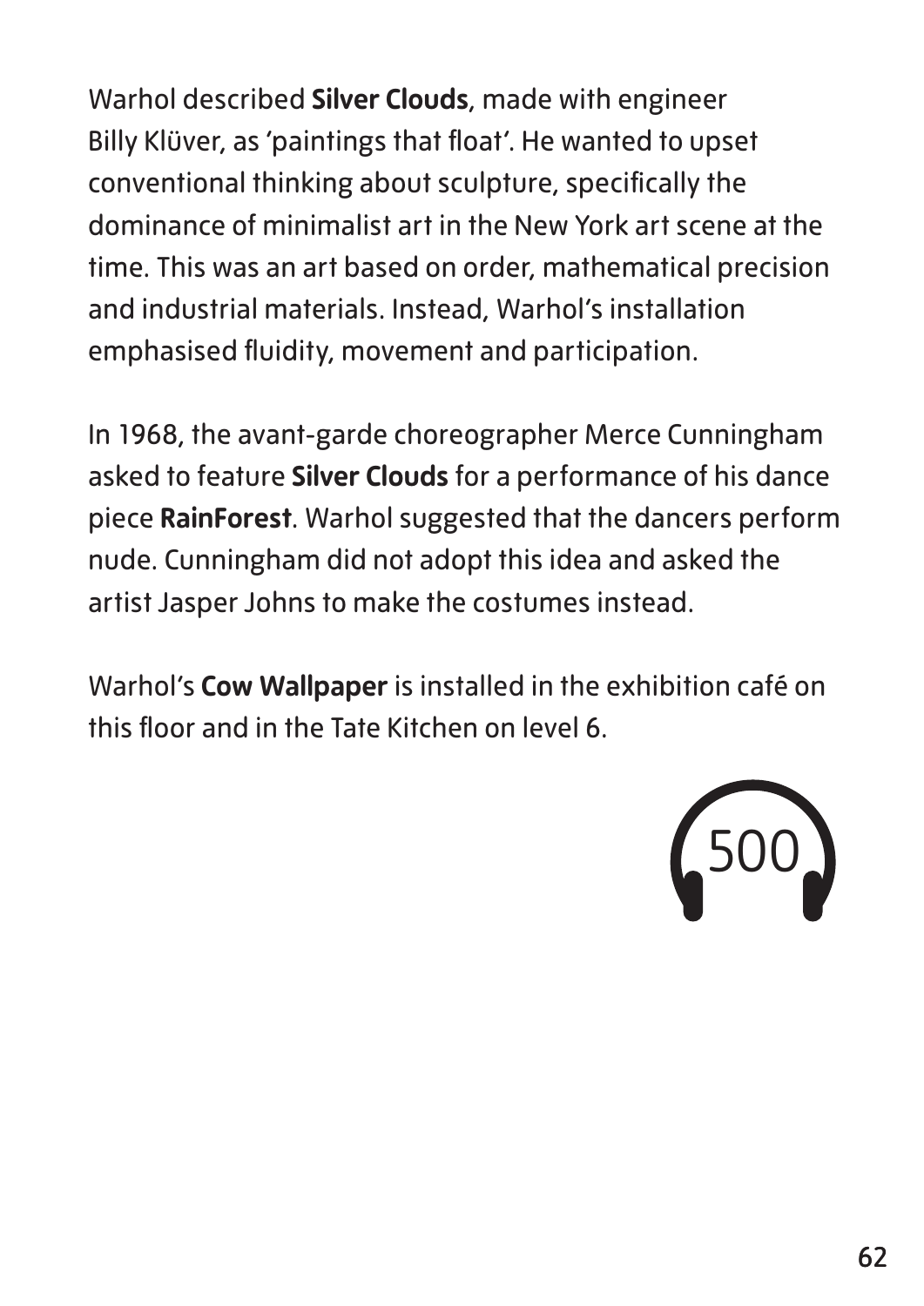Warhol described **Silver Clouds**, made with engineer Billy Klüver, as 'paintings that float'. He wanted to upset conventional thinking about sculpture, specifically the dominance of minimalist art in the New York art scene at the time. This was an art based on order, mathematical precision and industrial materials. Instead, Warhol's installation emphasised fluidity, movement and participation.

In 1968, the avant-garde choreographer Merce Cunningham asked to feature **Silver Clouds** for a performance of his dance piece **RainForest**. Warhol suggested that the dancers perform nude. Cunningham did not adopt this idea and asked the artist Jasper Johns to make the costumes instead.

Warhol's **Cow Wallpaper** is installed in the exhibition café on this floor and in the Tate Kitchen on level 6.

500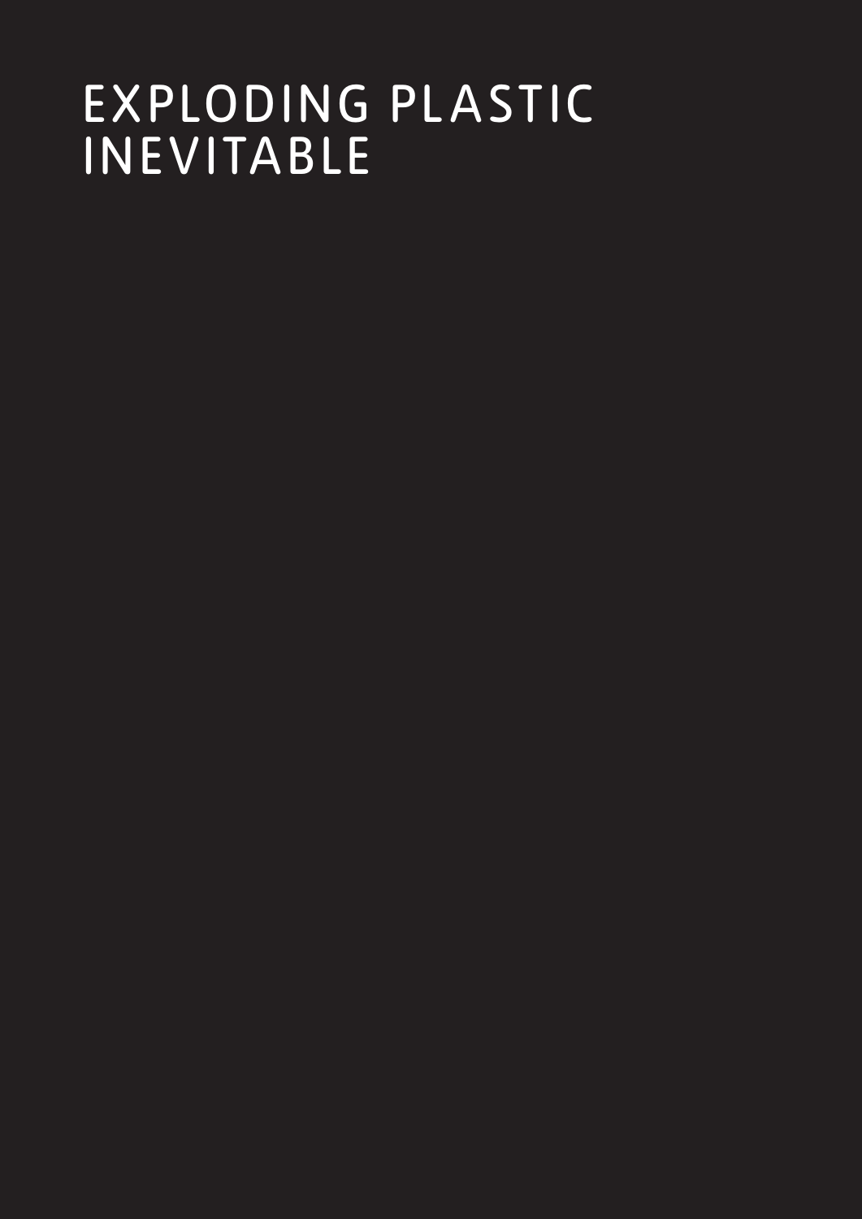# EXPLODING PLASTIC INEVITABLE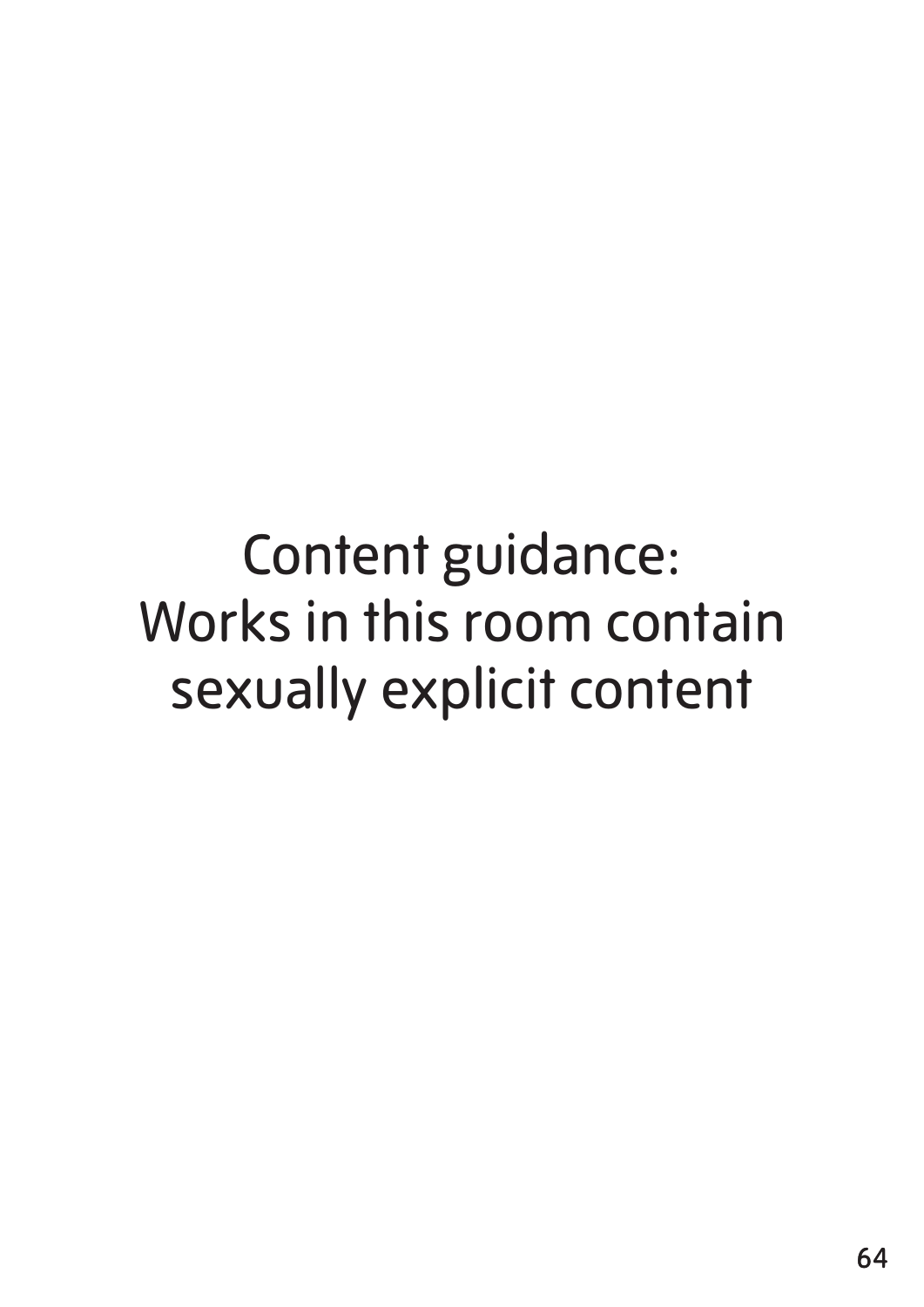Content guidance:
Works in this room contain
sexually explicit content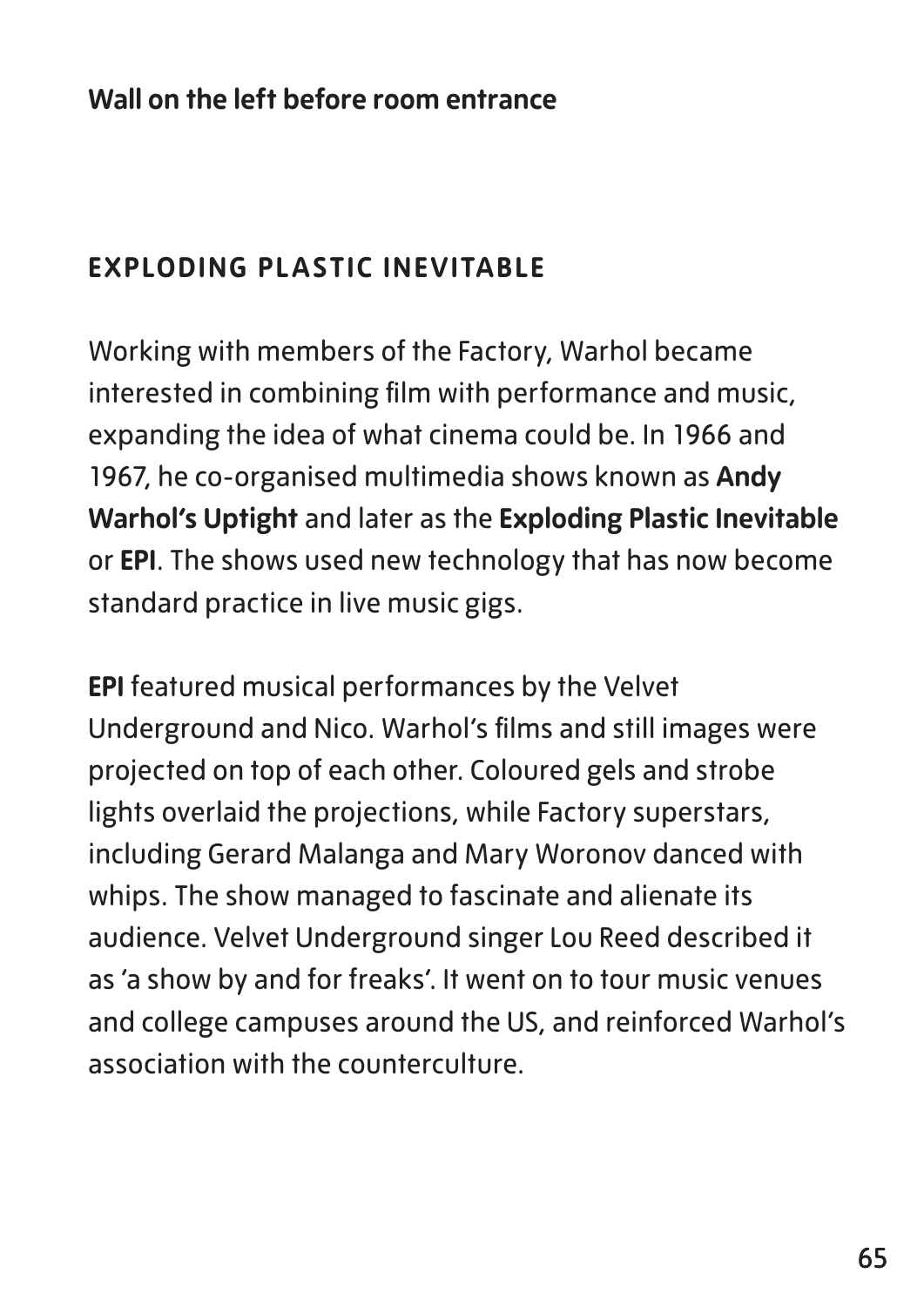**Wall on the left before room entrance**

## EXPLODING PLASTIC INEVITABLE

Working with members of the Factory, Warhol became interested in combining film with performance and music, expanding the idea of what cinema could be. In 1966 and 1967, he co-organised multimedia shows known as **Andy Warhol's Uptight** and later as the **Exploding Plastic Inevitable** or **EPI**. The shows used new technology that has now become standard practice in live music gigs.

**EPI** featured musical performances by the Velvet Underground and Nico. Warhol's films and still images were projected on top of each other. Coloured gels and strobe lights overlaid the projections, while Factory superstars, including Gerard Malanga and Mary Woronov danced with whips. The show managed to fascinate and alienate its audience. Velvet Underground singer Lou Reed described it as 'a show by and for freaks'. It went on to tour music venues and college campuses around the US, and reinforced Warhol's association with the counterculture.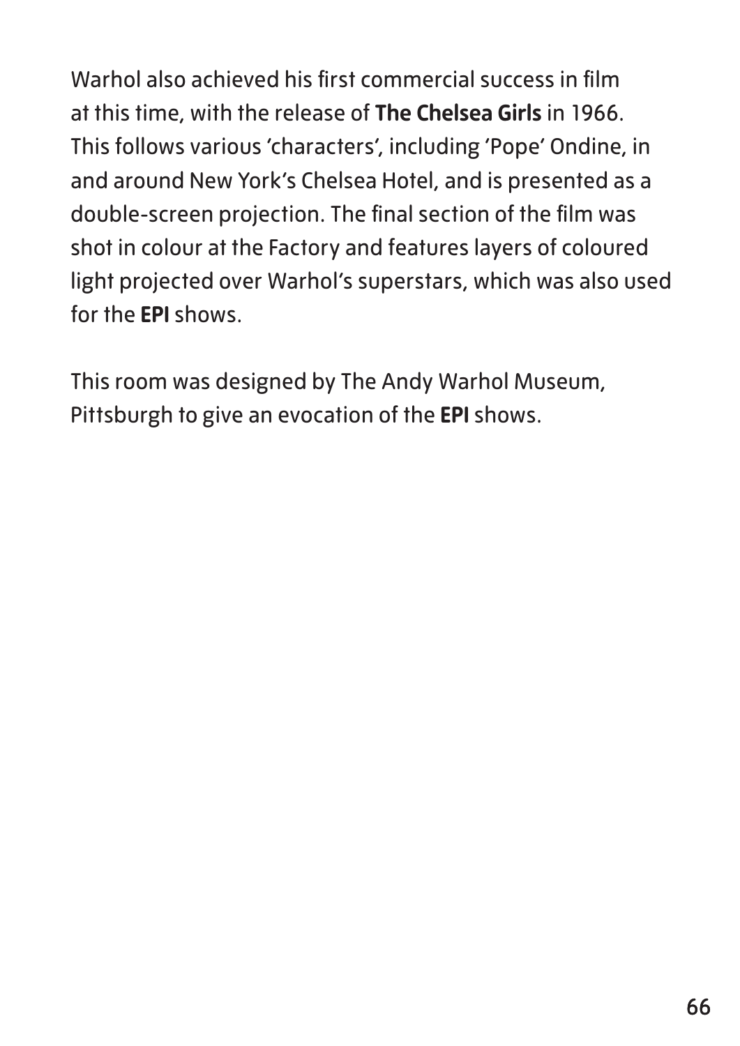Warhol also achieved his first commercial success in film at this time, with the release of **The Chelsea Girls** in 1966. This follows various 'characters', including 'Pope' Ondine, in and around New York's Chelsea Hotel, and is presented as a double-screen projection. The final section of the film was shot in colour at the Factory and features layers of coloured light projected over Warhol's superstars, which was also used for the **EPI** shows.

This room was designed by The Andy Warhol Museum, Pittsburgh to give an evocation of the **EPI** shows.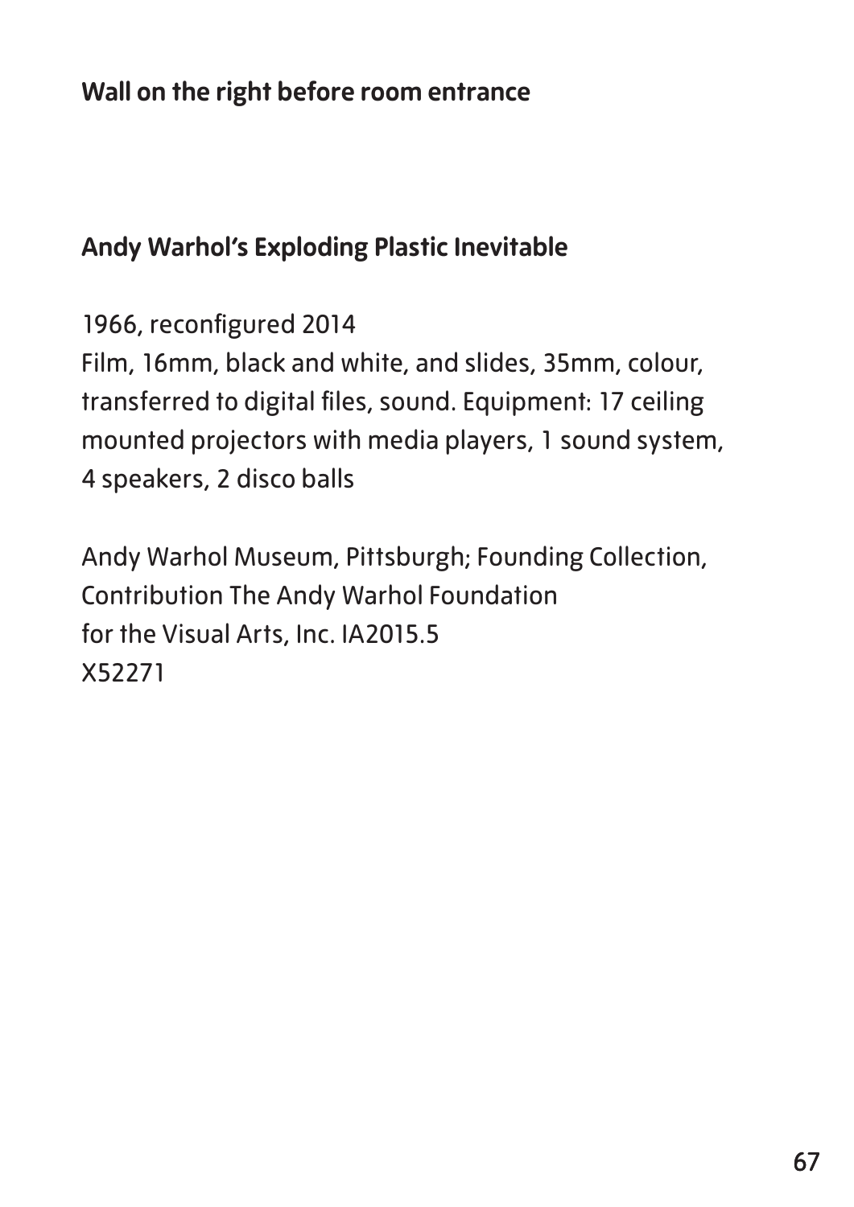**Wall on the right before room entrance**

**Andy Warhol's Exploding Plastic Inevitable**

1966, reconfigured 2014
Film, 16mm, black and white, and slides, 35mm, colour, transferred to digital files, sound. Equipment: 17 ceiling mounted projectors with media players, 1 sound system, 4 speakers, 2 disco balls

Andy Warhol Museum, Pittsburgh; Founding Collection, Contribution The Andy Warhol Foundation for the Visual Arts, Inc. IA2015.5
X52271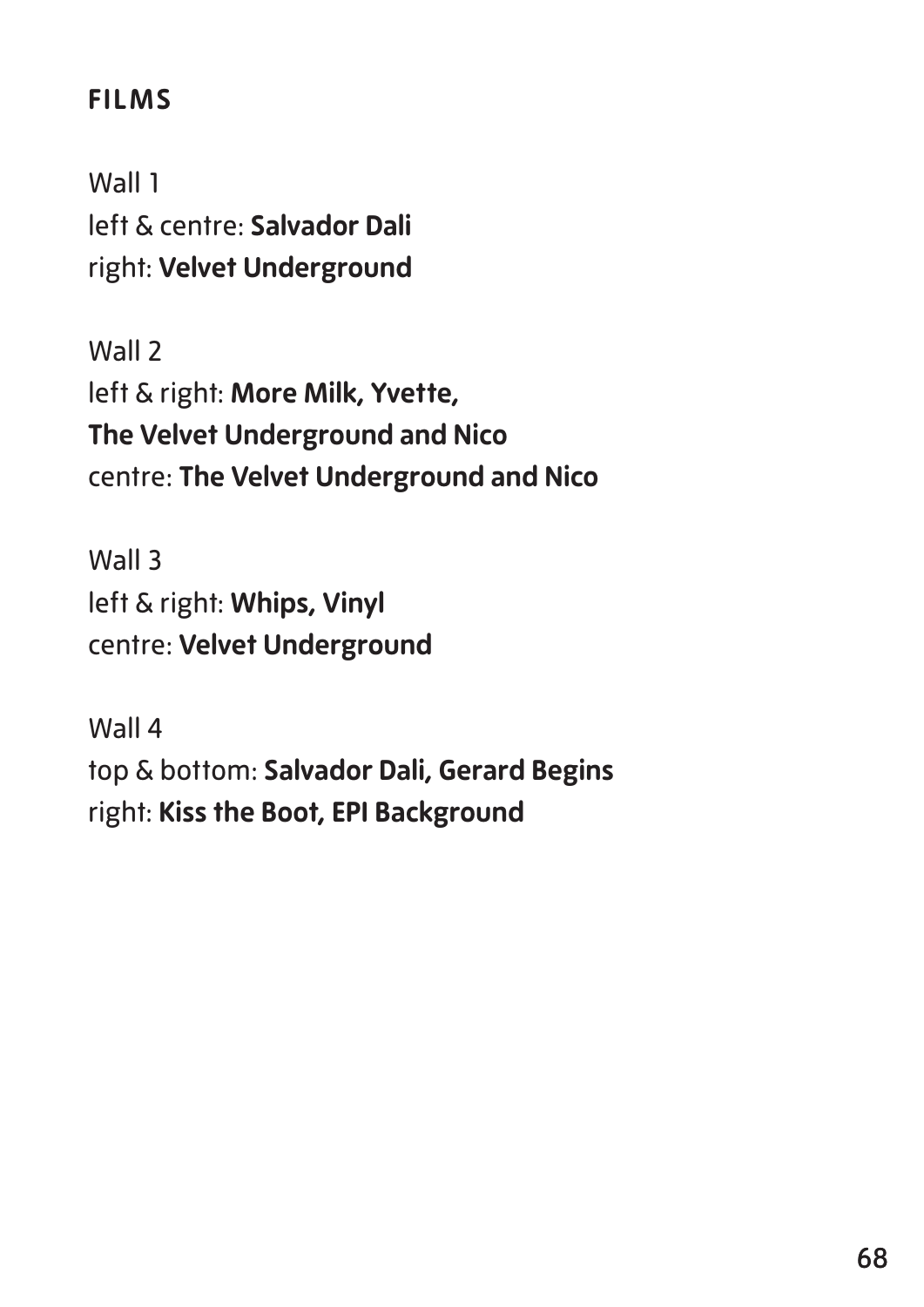## FILMS

Wall 1
left & centre: **Salvador Dali**
right: **Velvet Underground**

Wall 2
left & right: **More Milk, Yvette,**
**The Velvet Underground and Nico**
centre: **The Velvet Underground and Nico**

Wall 3
left & right: **Whips, Vinyl**
centre: **Velvet Underground**

Wall 4
top & bottom: **Salvador Dali, Gerard Begins**
right: **Kiss the Boot, EPI Background**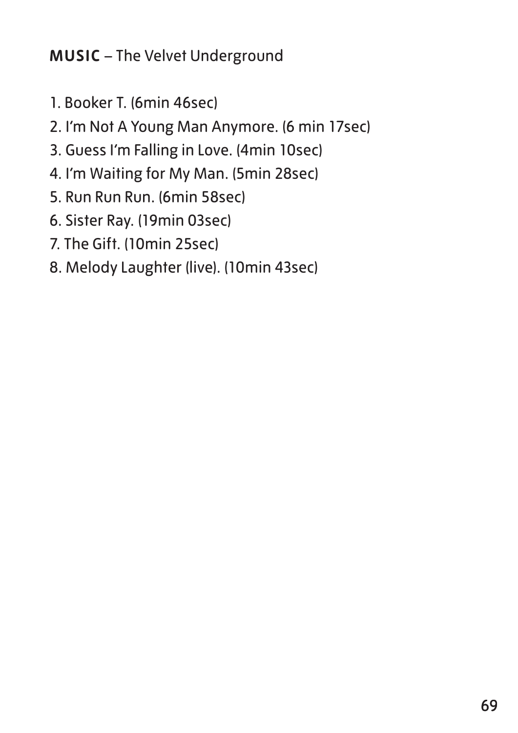**MUSIC** – The Velvet Underground

1. Booker T. (6min 46sec)
2. I'm Not A Young Man Anymore. (6 min 17sec)
3. Guess I'm Falling in Love. (4min 10sec)
4. I'm Waiting for My Man. (5min 28sec)
5. Run Run Run. (6min 58sec)
6. Sister Ray. (19min 03sec)
7. The Gift. (10min 25sec)
8. Melody Laughter (live). (10min 43sec)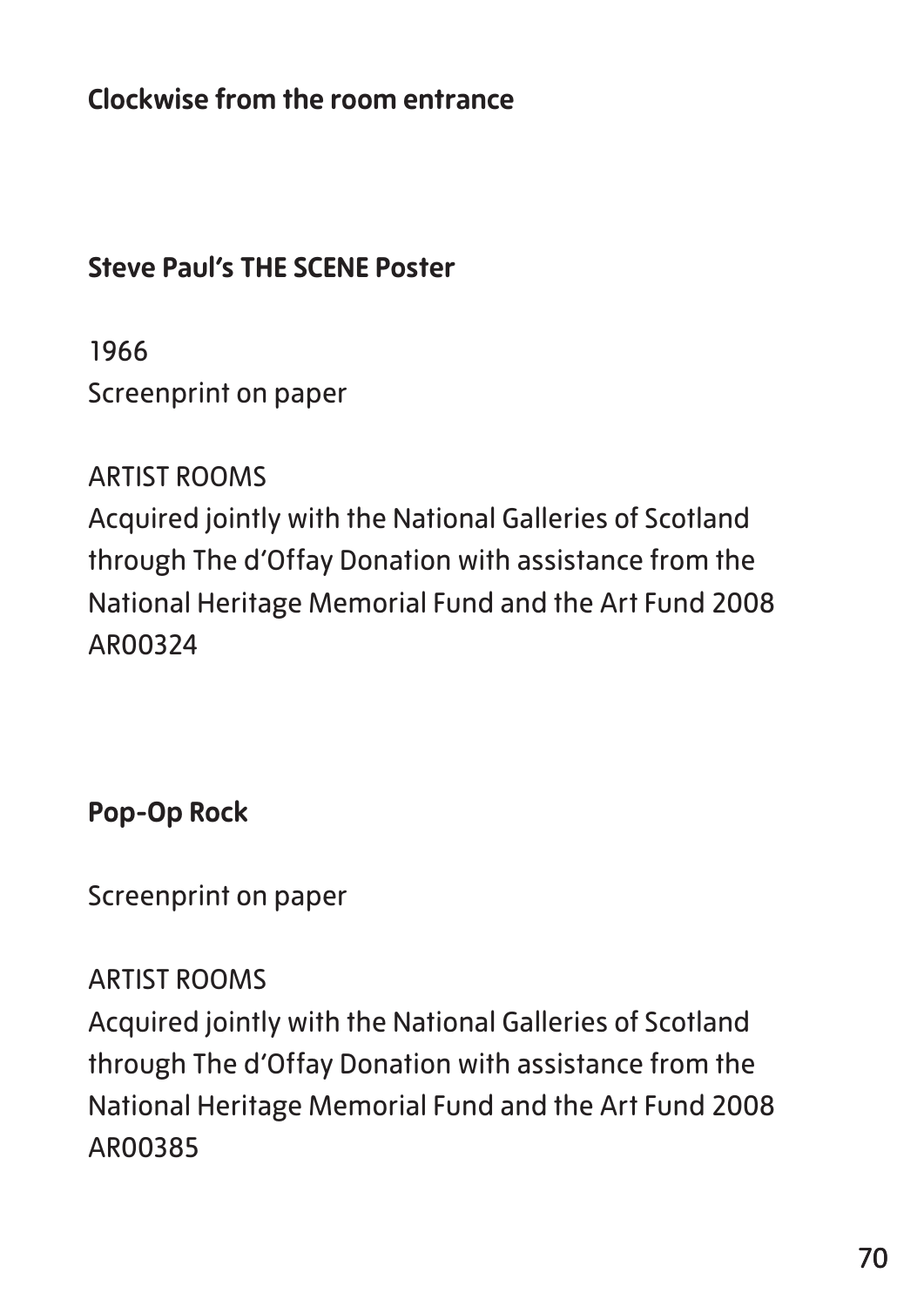**Clockwise from the room entrance**

**Steve Paul's THE SCENE Poster**

1966
Screenprint on paper

ARTIST ROOMS
Acquired jointly with the National Galleries of Scotland through The d'Offay Donation with assistance from the National Heritage Memorial Fund and the Art Fund 2008
AR00324

**Pop-Op Rock**

Screenprint on paper

ARTIST ROOMS
Acquired jointly with the National Galleries of Scotland through The d'Offay Donation with assistance from the National Heritage Memorial Fund and the Art Fund 2008
AR00385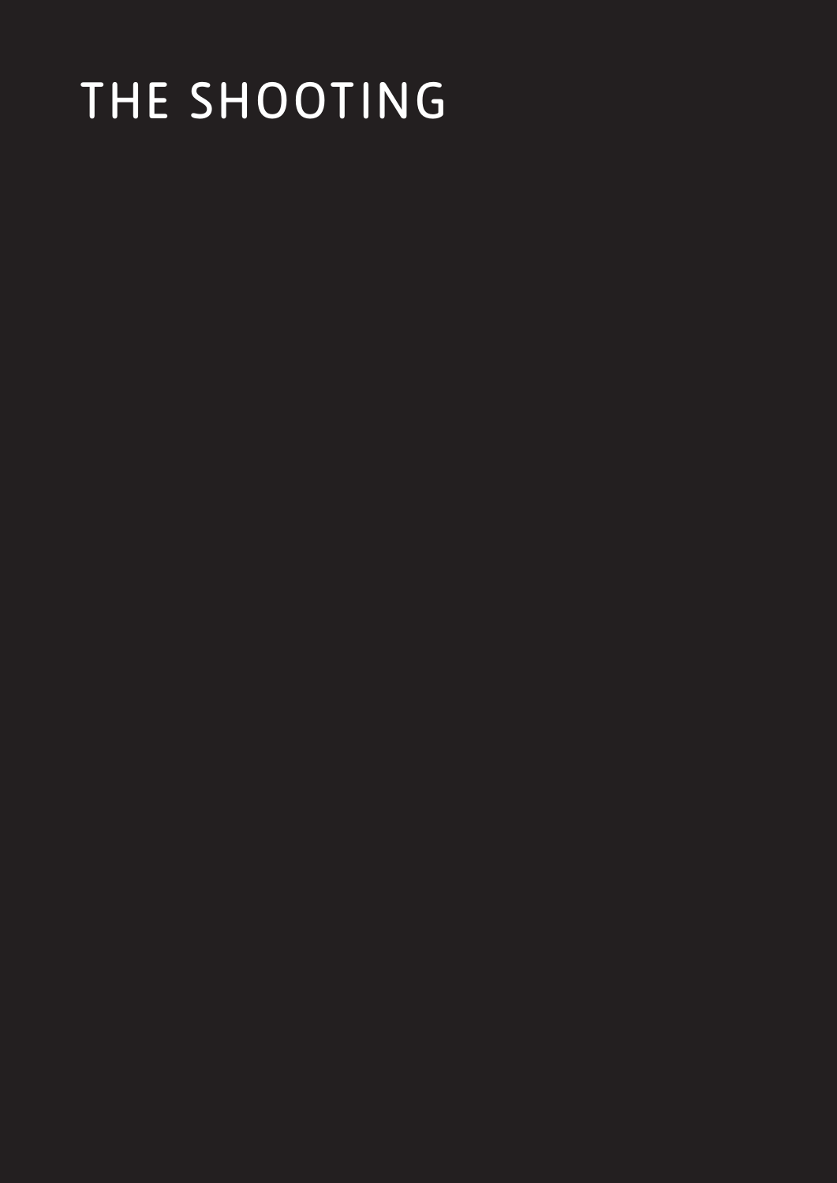# THE SHOOTING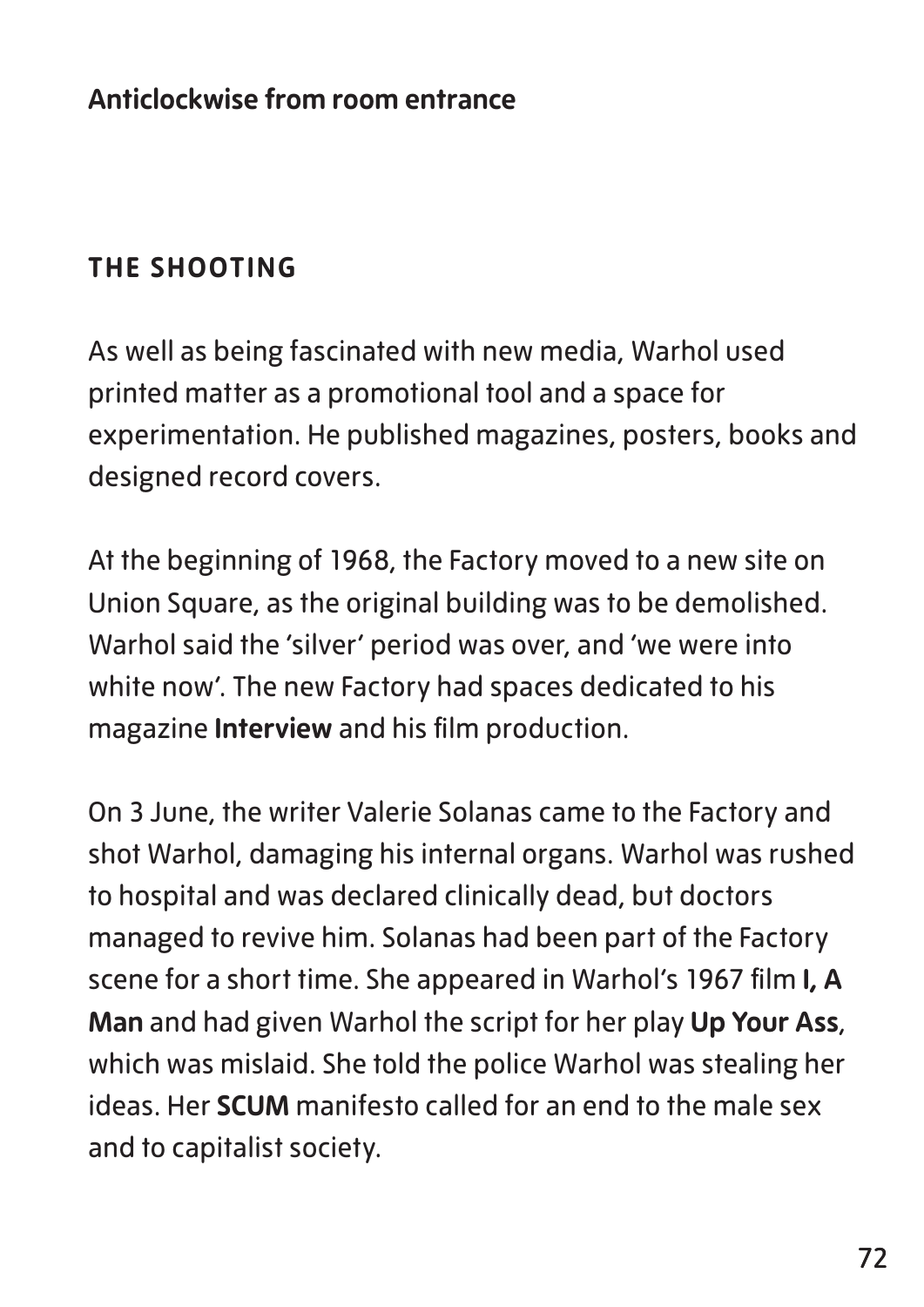**Anticlockwise from room entrance**

## THE SHOOTING

As well as being fascinated with new media, Warhol used printed matter as a promotional tool and a space for experimentation. He published magazines, posters, books and designed record covers.

At the beginning of 1968, the Factory moved to a new site on Union Square, as the original building was to be demolished. Warhol said the 'silver' period was over, and 'we were into white now'. The new Factory had spaces dedicated to his magazine **Interview** and his film production.

On 3 June, the writer Valerie Solanas came to the Factory and shot Warhol, damaging his internal organs. Warhol was rushed to hospital and was declared clinically dead, but doctors managed to revive him. Solanas had been part of the Factory scene for a short time. She appeared in Warhol's 1967 film **I, A Man** and had given Warhol the script for her play **Up Your Ass**, which was mislaid. She told the police Warhol was stealing her ideas. Her **SCUM** manifesto called for an end to the male sex and to capitalist society.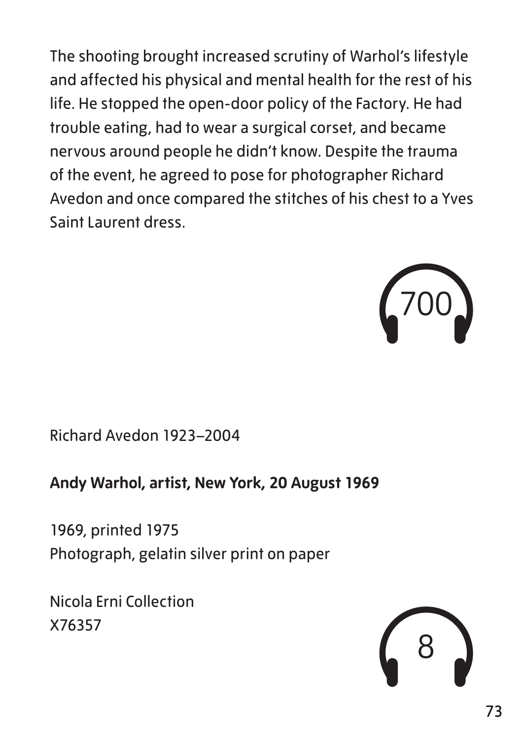The shooting brought increased scrutiny of Warhol's lifestyle and affected his physical and mental health for the rest of his life. He stopped the open-door policy of the Factory. He had trouble eating, had to wear a surgical corset, and became nervous around people he didn't know. Despite the trauma of the event, he agreed to pose for photographer Richard Avedon and once compared the stitches of his chest to a Yves Saint Laurent dress.

700

Richard Avedon 1923–2004

**Andy Warhol, artist, New York, 20 August 1969**

1969, printed 1975
Photograph, gelatin silver print on paper

Nicola Erni Collection
X76357

8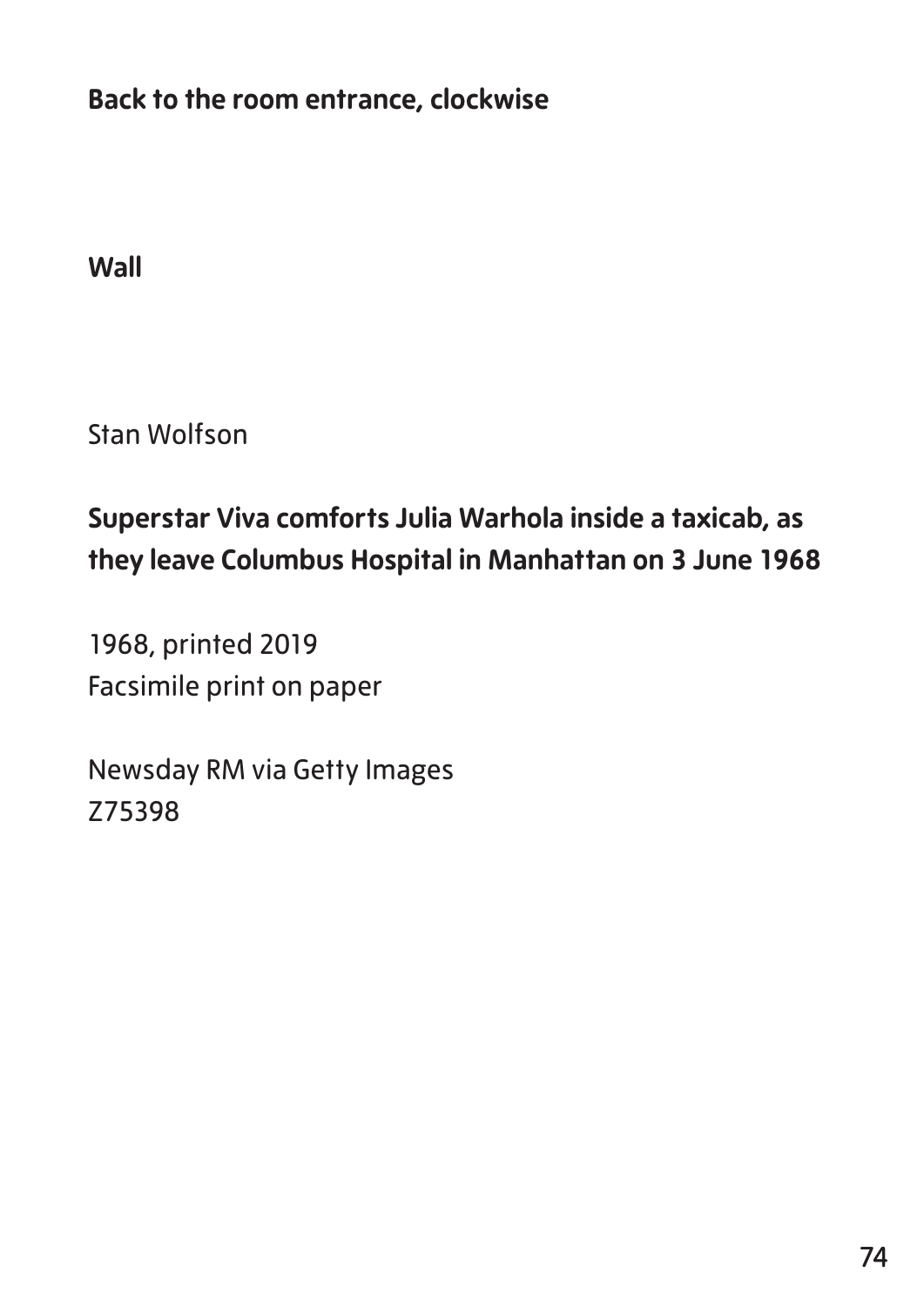**Back to the room entrance, clockwise**

**Wall**

Stan Wolfson

**Superstar Viva comforts Julia Warhola inside a taxicab, as they leave Columbus Hospital in Manhattan on 3 June 1968**

1968, printed 2019
Facsimile print on paper

Newsday RM via Getty Images
Z75398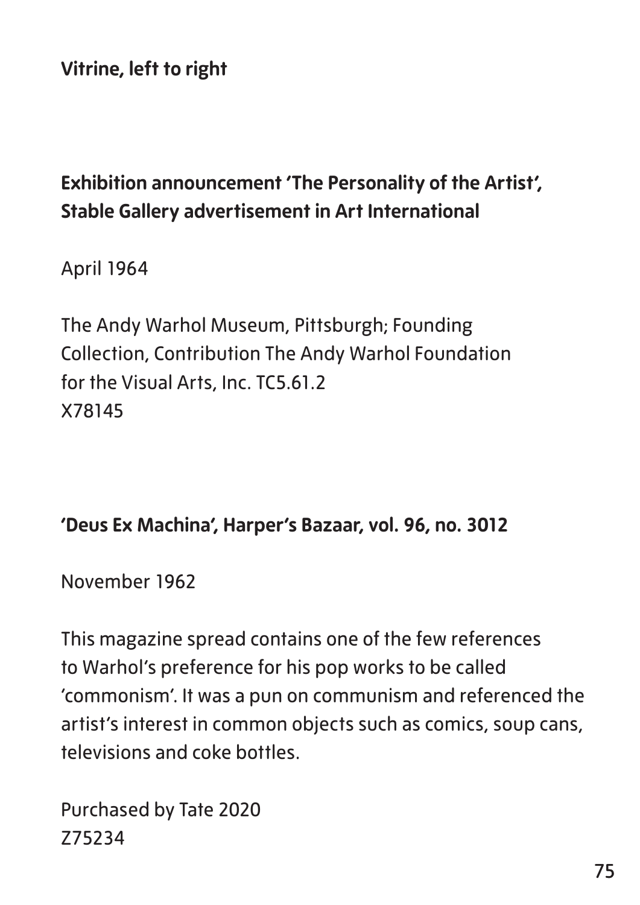**Vitrine, left to right**

**Exhibition announcement 'The Personality of the Artist', Stable Gallery advertisement in Art International**

April 1964

The Andy Warhol Museum, Pittsburgh; Founding Collection, Contribution The Andy Warhol Foundation for the Visual Arts, Inc. TC5.61.2
X78145

**'Deus Ex Machina', Harper's Bazaar, vol. 96, no. 3012**

November 1962

This magazine spread contains one of the few references to Warhol's preference for his pop works to be called 'commonism'. It was a pun on communism and referenced the artist's interest in common objects such as comics, soup cans, televisions and coke bottles.

Purchased by Tate 2020
Z75234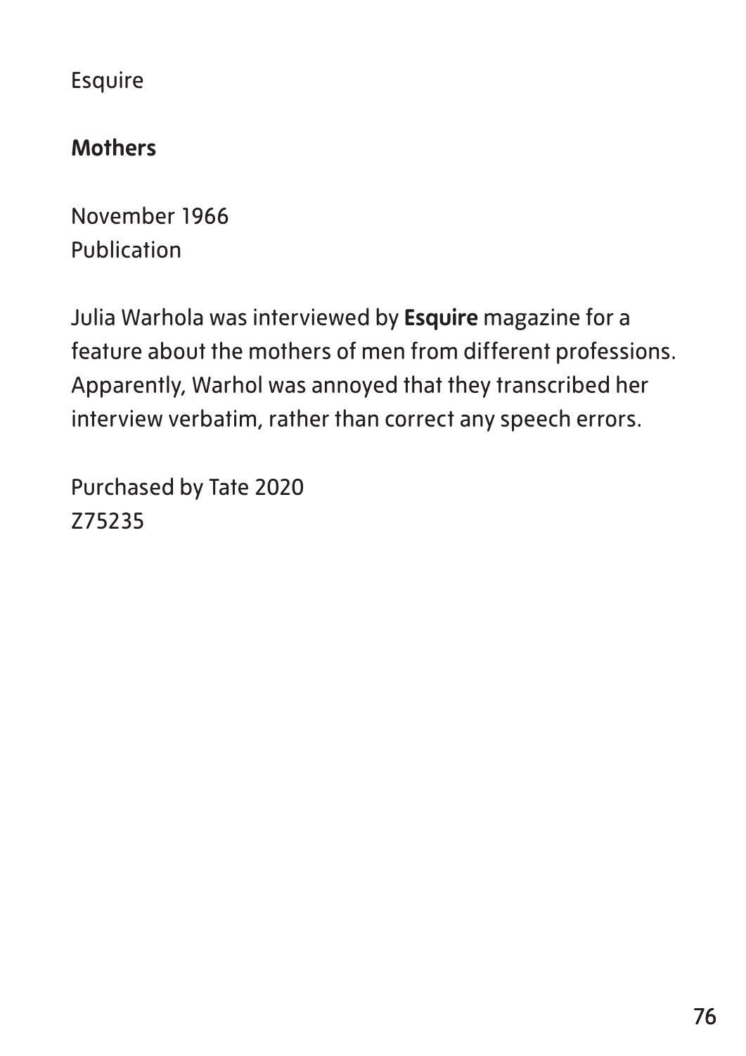Esquire

**Mothers**

November 1966
Publication

Julia Warhola was interviewed by **Esquire** magazine for a feature about the mothers of men from different professions. Apparently, Warhol was annoyed that they transcribed her interview verbatim, rather than correct any speech errors.

Purchased by Tate 2020
Z75235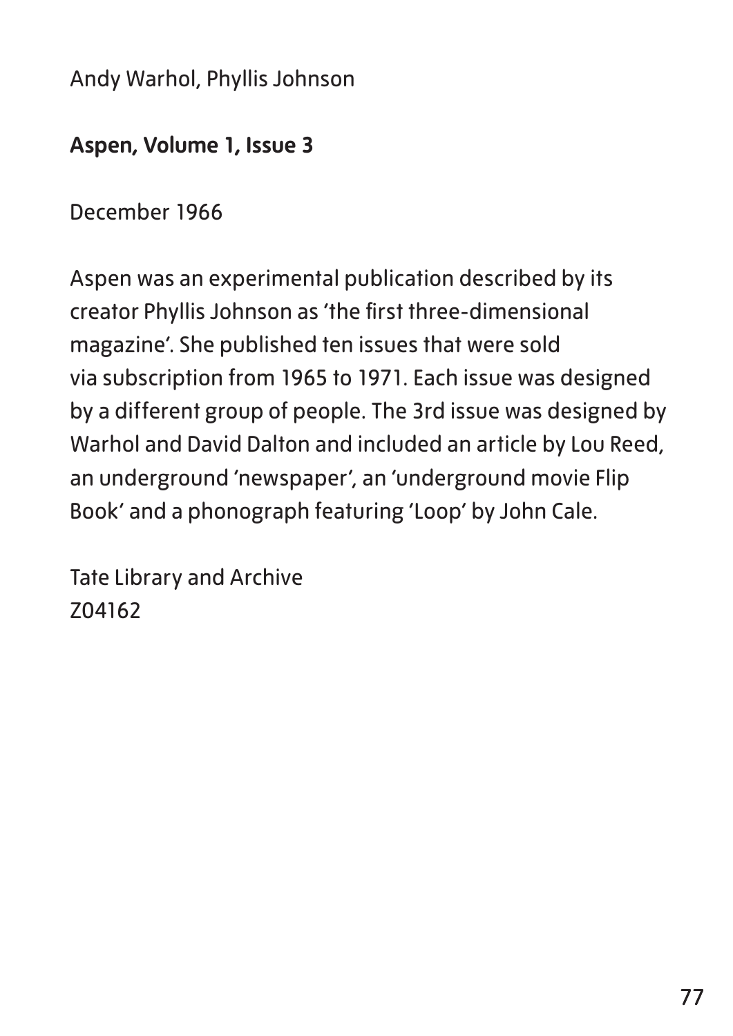Andy Warhol, Phyllis Johnson

**Aspen, Volume 1, Issue 3**

December 1966

Aspen was an experimental publication described by its creator Phyllis Johnson as 'the first three-dimensional magazine'. She published ten issues that were sold via subscription from 1965 to 1971. Each issue was designed by a different group of people. The 3rd issue was designed by Warhol and David Dalton and included an article by Lou Reed, an underground 'newspaper', an 'underground movie Flip Book' and a phonograph featuring 'Loop' by John Cale.

Tate Library and Archive
Z04162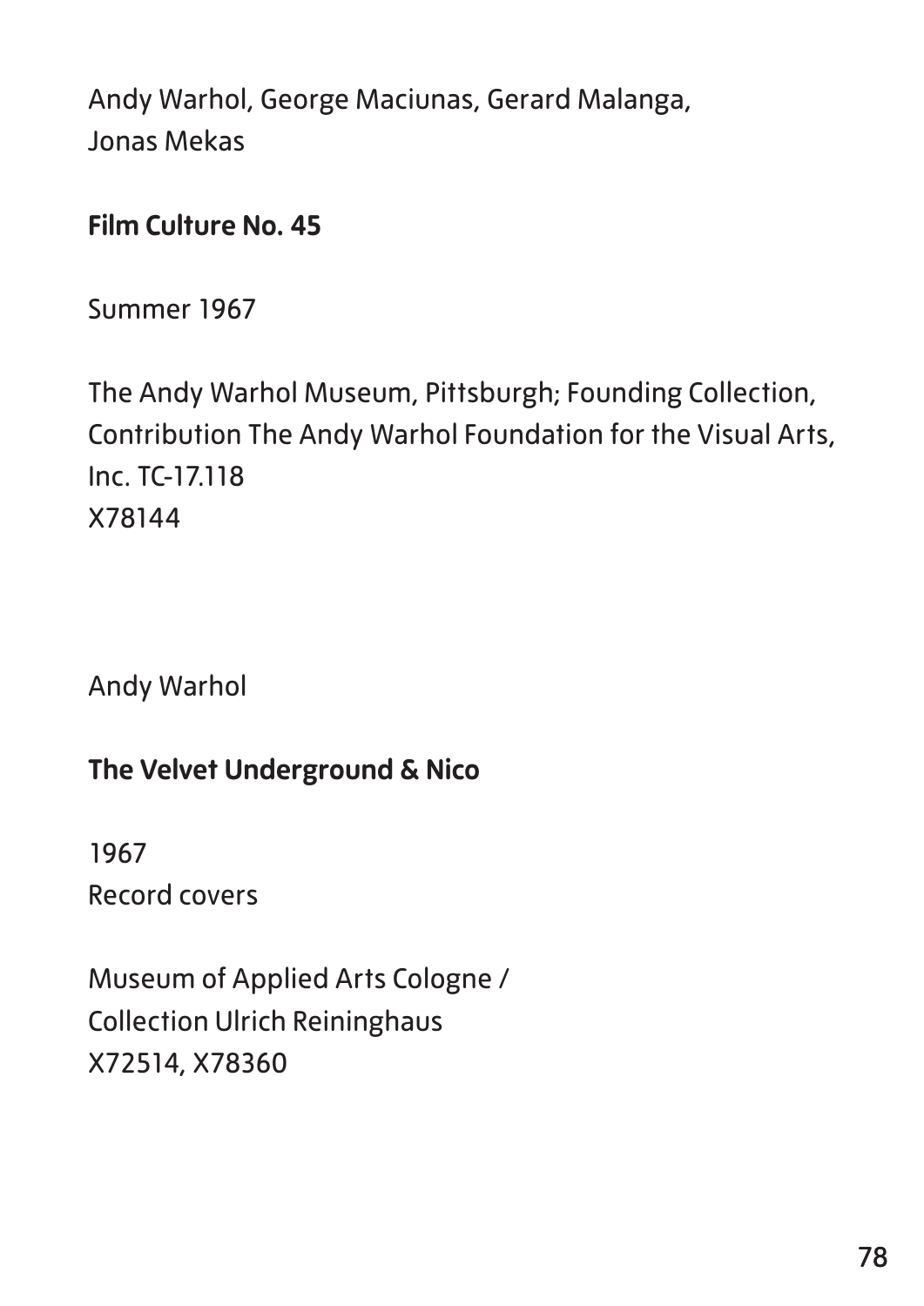Andy Warhol, George Maciunas, Gerard Malanga, Jonas Mekas

**Film Culture No. 45**

Summer 1967

The Andy Warhol Museum, Pittsburgh; Founding Collection, Contribution The Andy Warhol Foundation for the Visual Arts, Inc. TC-17.118
X78144

Andy Warhol

**The Velvet Underground & Nico**

1967
Record covers

Museum of Applied Arts Cologne /
Collection Ulrich Reininghaus
X72514, X78360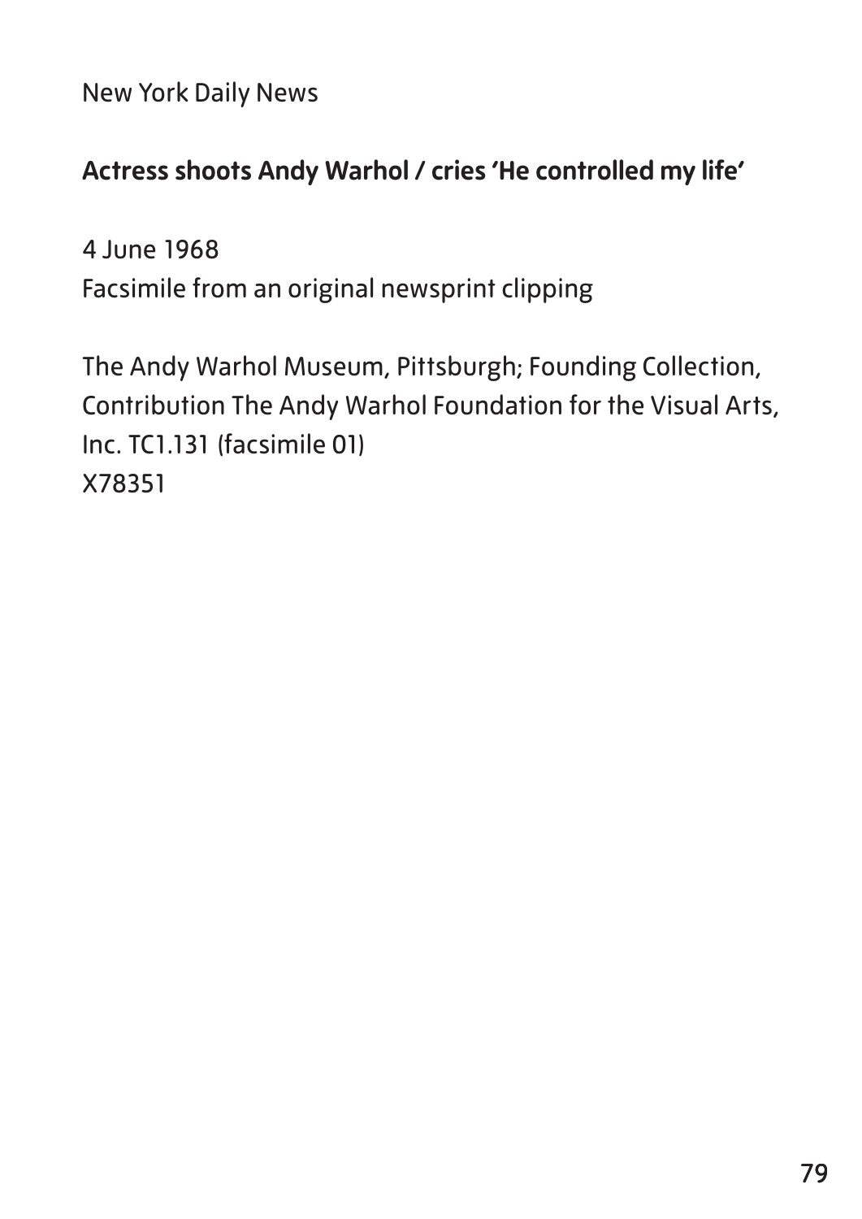New York Daily News

**Actress shoots Andy Warhol / cries 'He controlled my life'**

4 June 1968
Facsimile from an original newsprint clipping

The Andy Warhol Museum, Pittsburgh; Founding Collection, Contribution The Andy Warhol Foundation for the Visual Arts, Inc. TC1.131 (facsimile 01)
X78351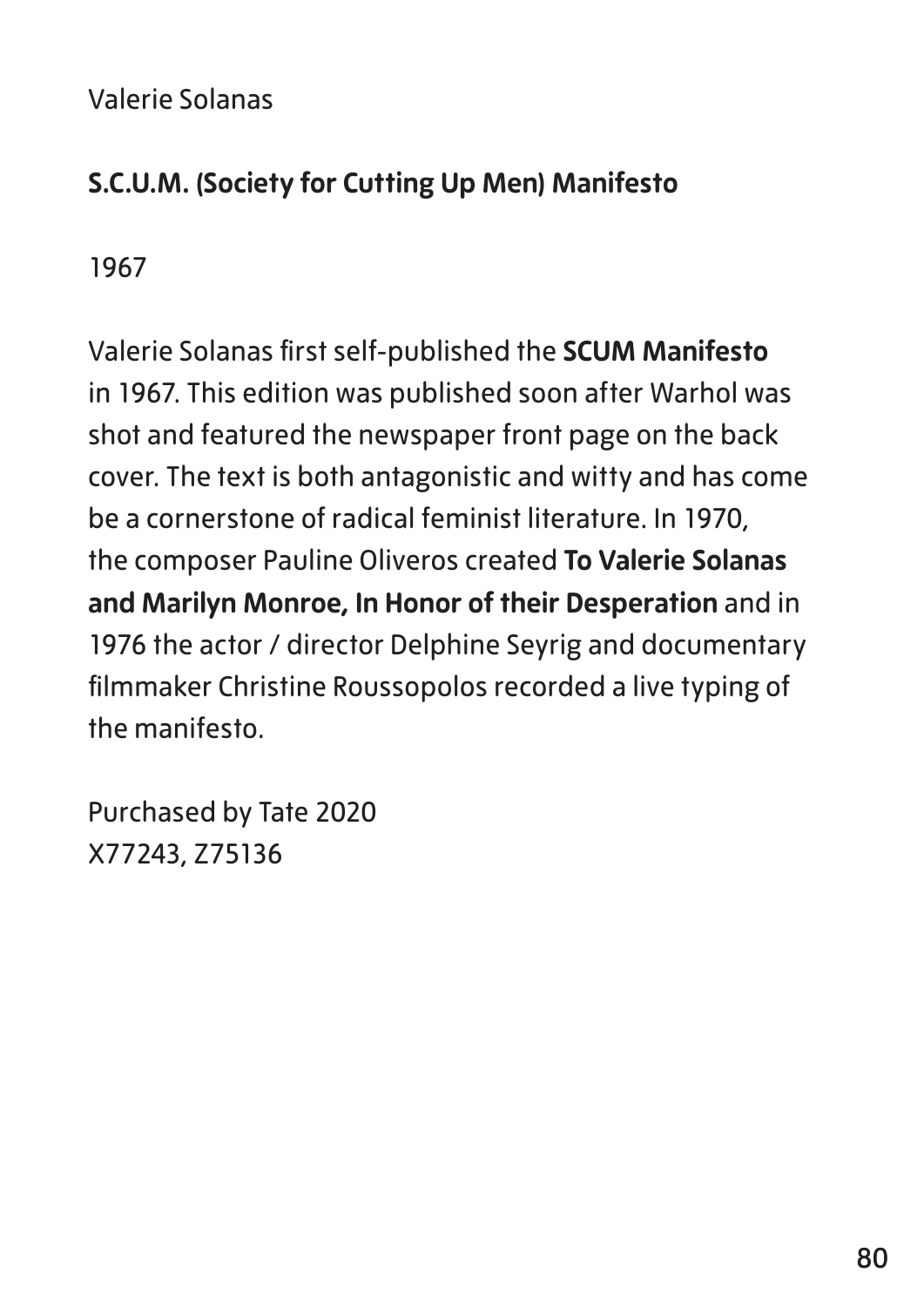Valerie Solanas

**S.C.U.M. (Society for Cutting Up Men) Manifesto**

1967

Valerie Solanas first self-published the **SCUM Manifesto** in 1967. This edition was published soon after Warhol was shot and featured the newspaper front page on the back cover. The text is both antagonistic and witty and has come be a cornerstone of radical feminist literature. In 1970, the composer Pauline Oliveros created **To Valerie Solanas and Marilyn Monroe, In Honor of their Desperation** and in 1976 the actor / director Delphine Seyrig and documentary filmmaker Christine Roussopolos recorded a live typing of the manifesto.

Purchased by Tate 2020
X77243, Z75136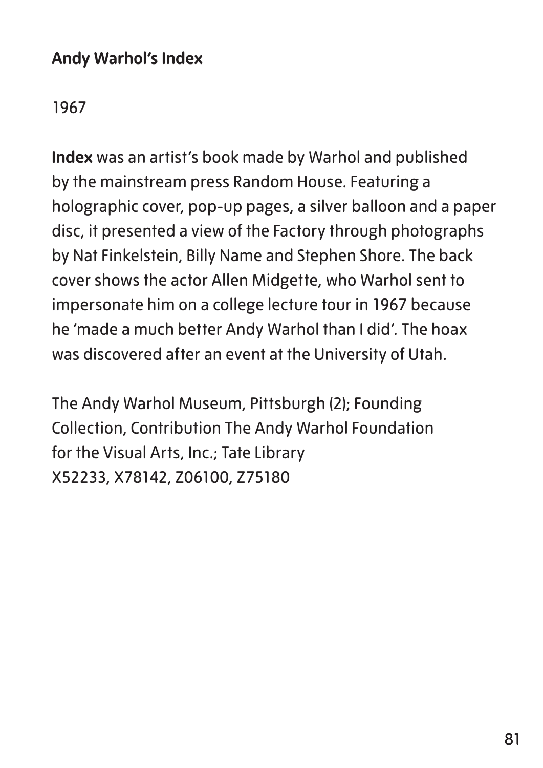**Andy Warhol's Index**

1967

**Index** was an artist's book made by Warhol and published by the mainstream press Random House. Featuring a holographic cover, pop-up pages, a silver balloon and a paper disc, it presented a view of the Factory through photographs by Nat Finkelstein, Billy Name and Stephen Shore. The back cover shows the actor Allen Midgette, who Warhol sent to impersonate him on a college lecture tour in 1967 because he 'made a much better Andy Warhol than I did'. The hoax was discovered after an event at the University of Utah.

The Andy Warhol Museum, Pittsburgh (2); Founding Collection, Contribution The Andy Warhol Foundation for the Visual Arts, Inc.; Tate Library
X52233, X78142, Z06100, Z75180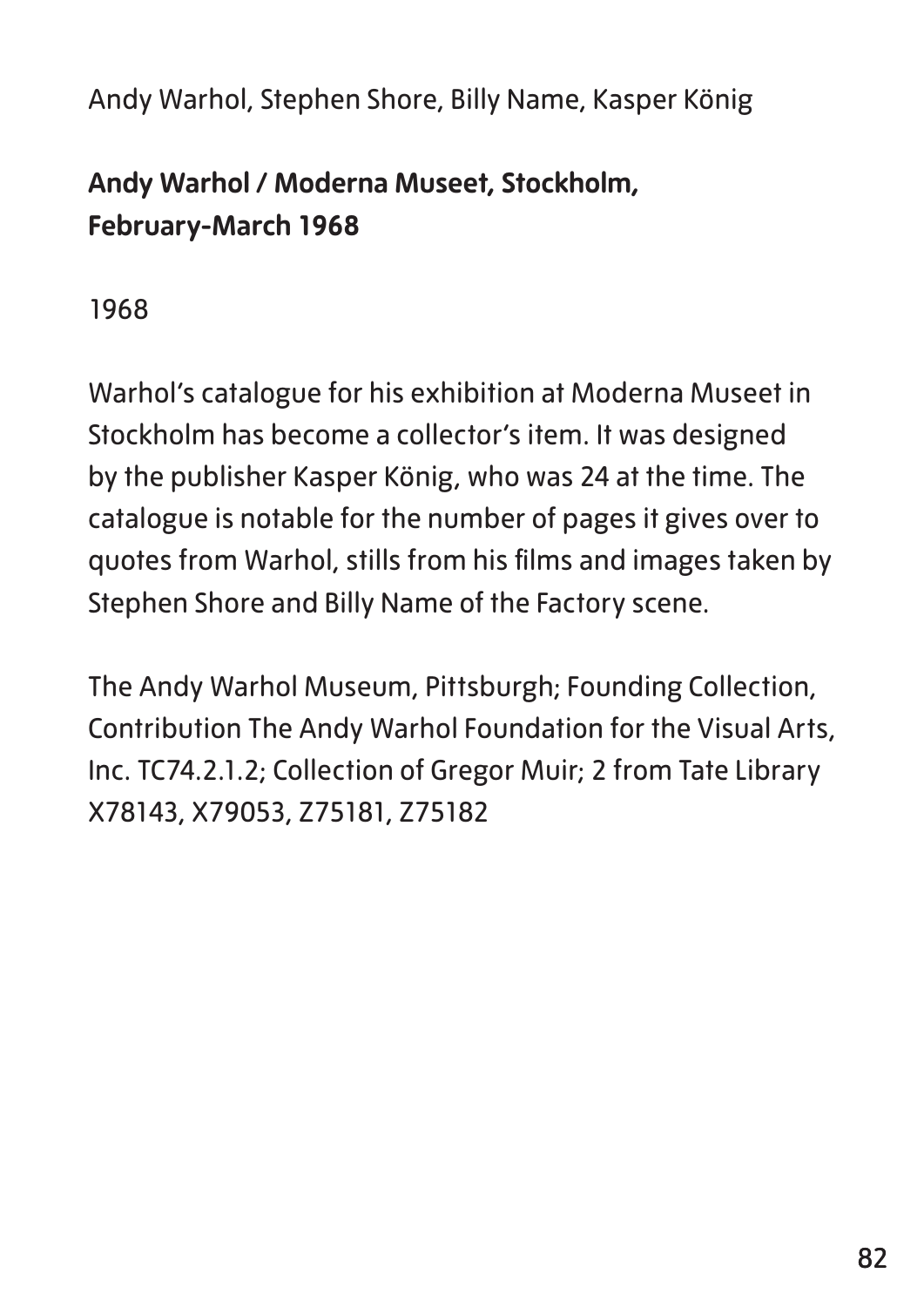Andy Warhol, Stephen Shore, Billy Name, Kasper König

**Andy Warhol / Moderna Museet, Stockholm, February-March 1968**

1968

Warhol's catalogue for his exhibition at Moderna Museet in Stockholm has become a collector's item. It was designed by the publisher Kasper König, who was 24 at the time. The catalogue is notable for the number of pages it gives over to quotes from Warhol, stills from his films and images taken by Stephen Shore and Billy Name of the Factory scene.

The Andy Warhol Museum, Pittsburgh; Founding Collection, Contribution The Andy Warhol Foundation for the Visual Arts, Inc. TC74.2.1.2; Collection of Gregor Muir; 2 from Tate Library X78143, X79053, Z75181, Z75182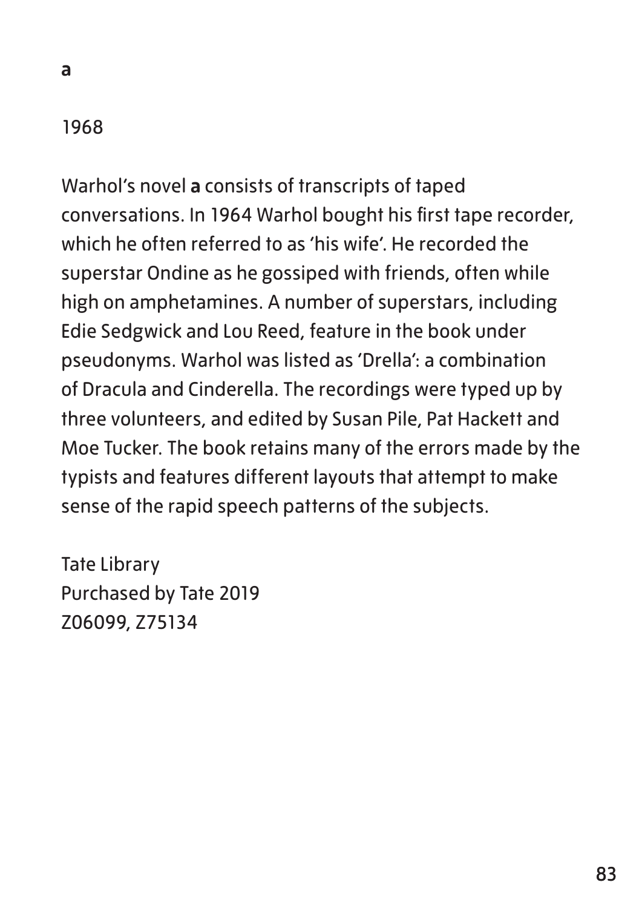**a**

1968

Warhol's novel **a** consists of transcripts of taped conversations. In 1964 Warhol bought his first tape recorder, which he often referred to as 'his wife'. He recorded the superstar Ondine as he gossiped with friends, often while high on amphetamines. A number of superstars, including Edie Sedgwick and Lou Reed, feature in the book under pseudonyms. Warhol was listed as 'Drella': a combination of Dracula and Cinderella. The recordings were typed up by three volunteers, and edited by Susan Pile, Pat Hackett and Moe Tucker. The book retains many of the errors made by the typists and features different layouts that attempt to make sense of the rapid speech patterns of the subjects.

Tate Library
Purchased by Tate 2019
Z06099, Z75134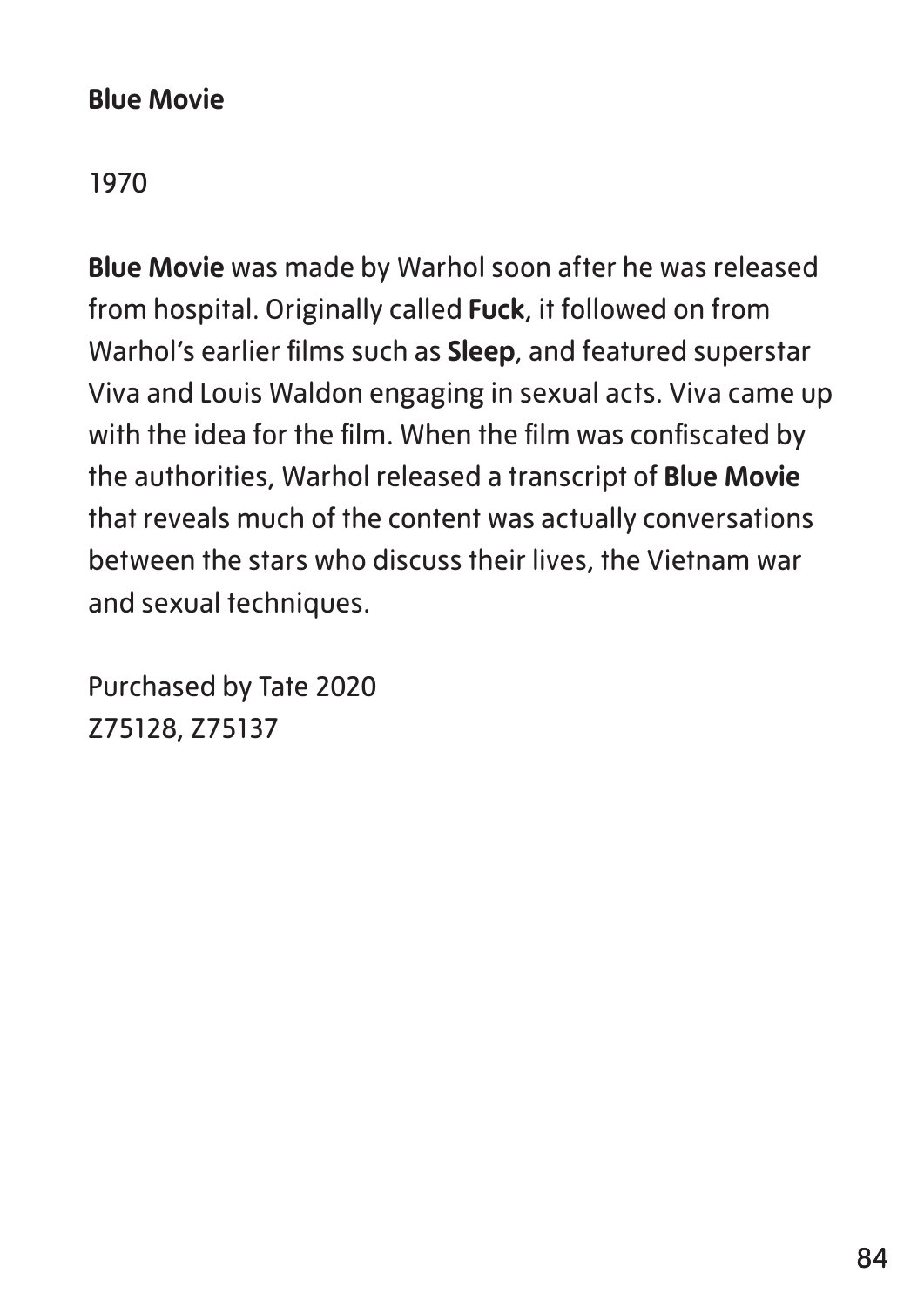**Blue Movie**

1970

**Blue Movie** was made by Warhol soon after he was released from hospital. Originally called **Fuck**, it followed on from Warhol's earlier films such as **Sleep**, and featured superstar Viva and Louis Waldon engaging in sexual acts. Viva came up with the idea for the film. When the film was confiscated by the authorities, Warhol released a transcript of **Blue Movie** that reveals much of the content was actually conversations between the stars who discuss their lives, the Vietnam war and sexual techniques.

Purchased by Tate 2020
Z75128, Z75137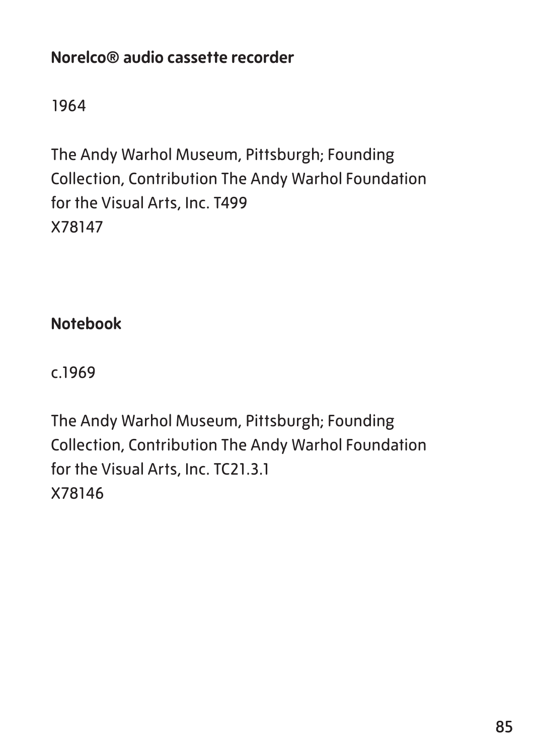**Norelco® audio cassette recorder**

1964

The Andy Warhol Museum, Pittsburgh; Founding Collection, Contribution The Andy Warhol Foundation for the Visual Arts, Inc. T499
X78147

**Notebook**

c.1969

The Andy Warhol Museum, Pittsburgh; Founding Collection, Contribution The Andy Warhol Foundation for the Visual Arts, Inc. TC21.3.1
X78146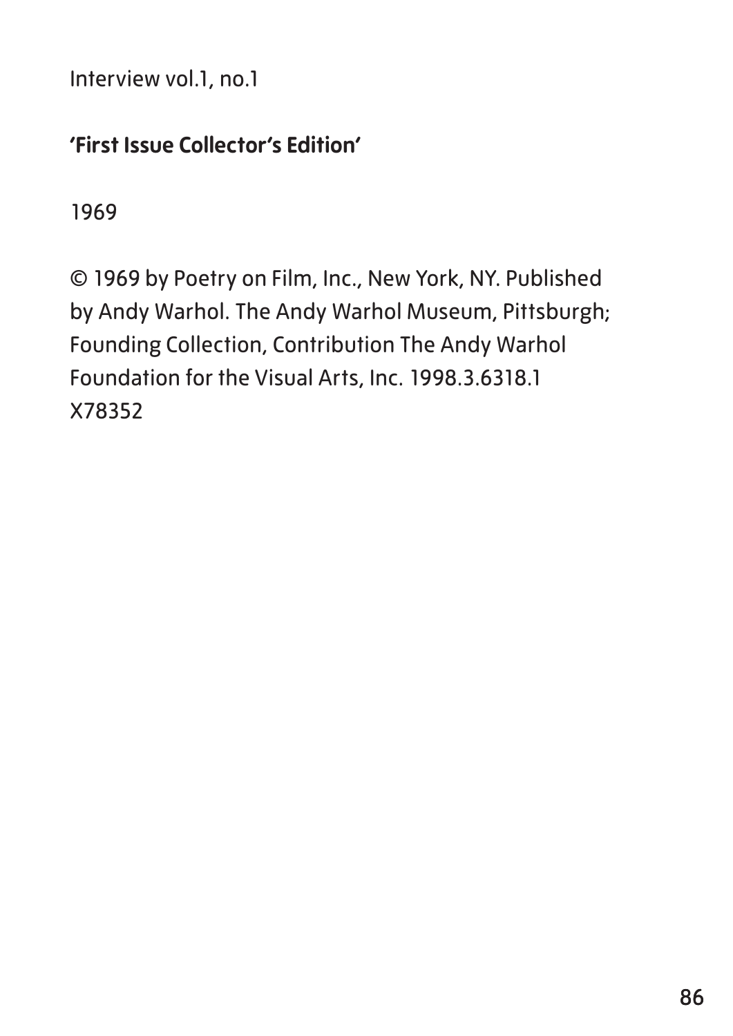Interview vol.1, no.1

**'First Issue Collector's Edition'**

1969

© 1969 by Poetry on Film, Inc., New York, NY. Published by Andy Warhol. The Andy Warhol Museum, Pittsburgh; Founding Collection, Contribution The Andy Warhol Foundation for the Visual Arts, Inc. 1998.3.6318.1
X78352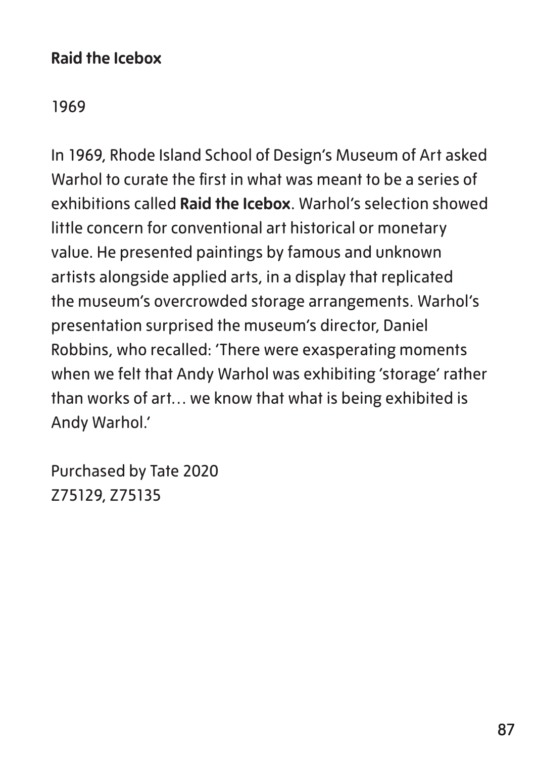**Raid the Icebox**

1969

In 1969, Rhode Island School of Design's Museum of Art asked Warhol to curate the first in what was meant to be a series of exhibitions called **Raid the Icebox**. Warhol's selection showed little concern for conventional art historical or monetary value. He presented paintings by famous and unknown artists alongside applied arts, in a display that replicated the museum's overcrowded storage arrangements. Warhol's presentation surprised the museum's director, Daniel Robbins, who recalled: 'There were exasperating moments when we felt that Andy Warhol was exhibiting 'storage' rather than works of art… we know that what is being exhibited is Andy Warhol.'

Purchased by Tate 2020
Z75129, Z75135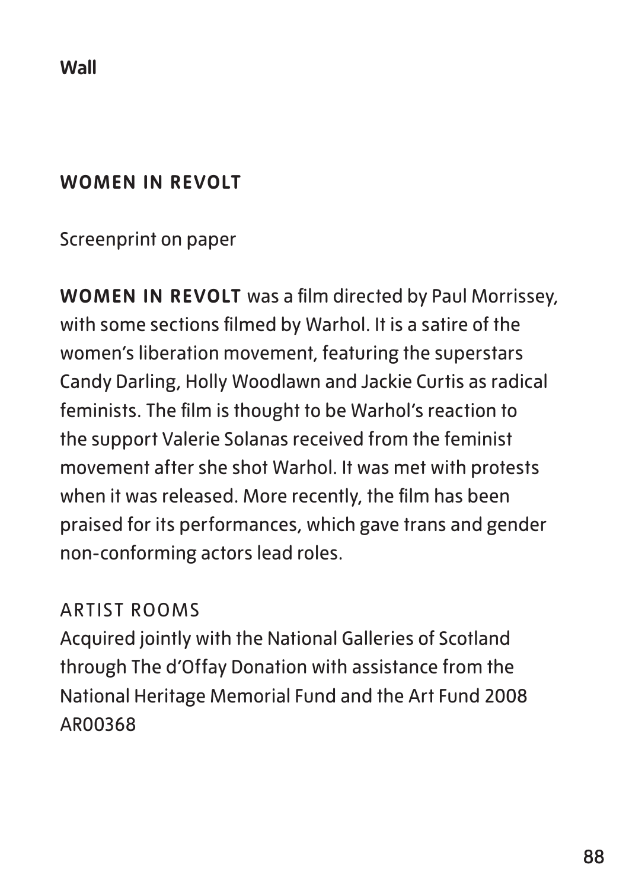**Wall**

## WOMEN IN REVOLT

Screenprint on paper

**WOMEN IN REVOLT** was a film directed by Paul Morrissey, with some sections filmed by Warhol. It is a satire of the women's liberation movement, featuring the superstars Candy Darling, Holly Woodlawn and Jackie Curtis as radical feminists. The film is thought to be Warhol's reaction to the support Valerie Solanas received from the feminist movement after she shot Warhol. It was met with protests when it was released. More recently, the film has been praised for its performances, which gave trans and gender non-conforming actors lead roles.

ARTIST ROOMS
Acquired jointly with the National Galleries of Scotland through The d'Offay Donation with assistance from the National Heritage Memorial Fund and the Art Fund 2008
AR00368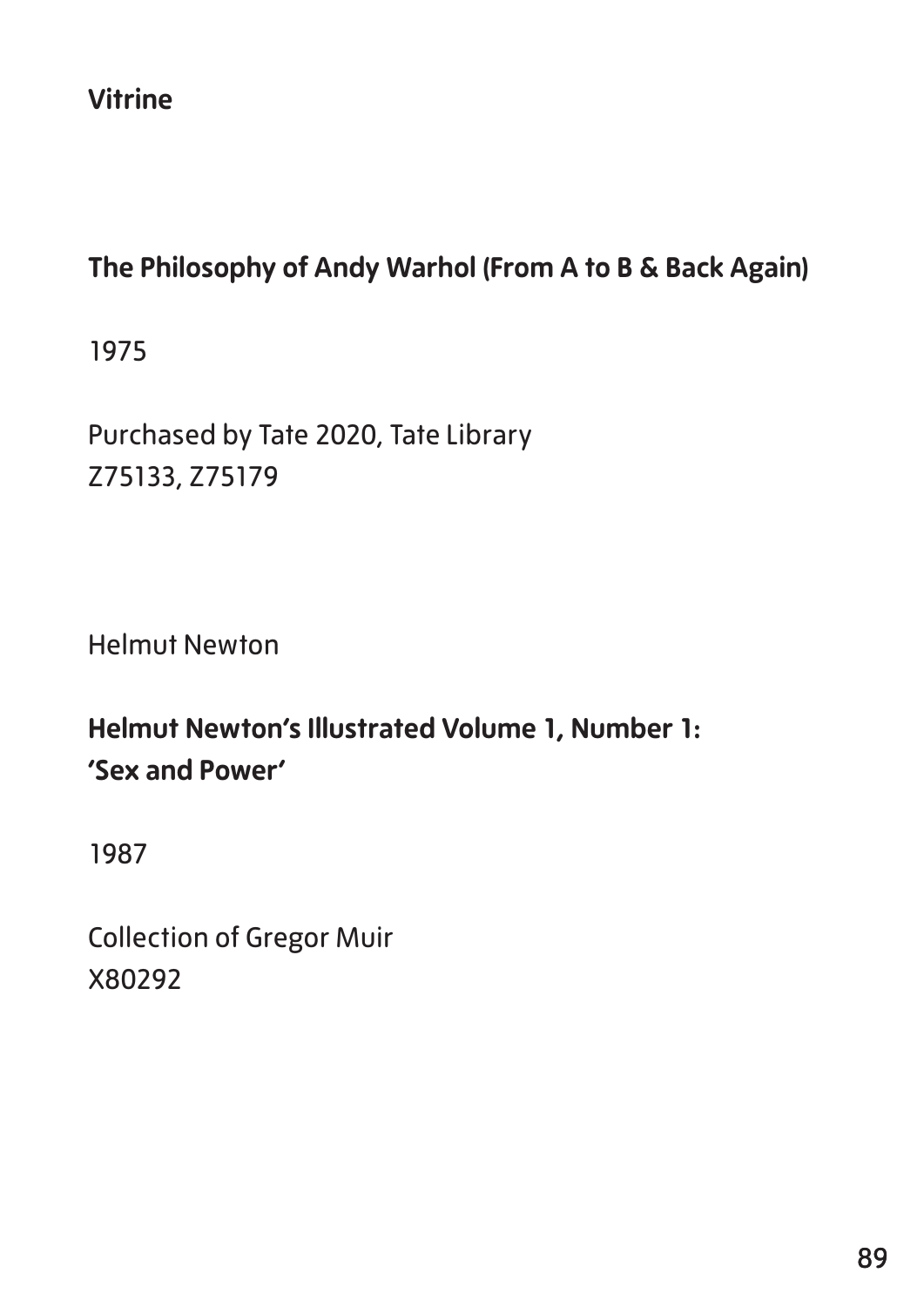**Vitrine**

**The Philosophy of Andy Warhol (From A to B & Back Again)**

1975

Purchased by Tate 2020, Tate Library
Z75133, Z75179

Helmut Newton

**Helmut Newton's Illustrated Volume 1, Number 1: 'Sex and Power'**

1987

Collection of Gregor Muir
X80292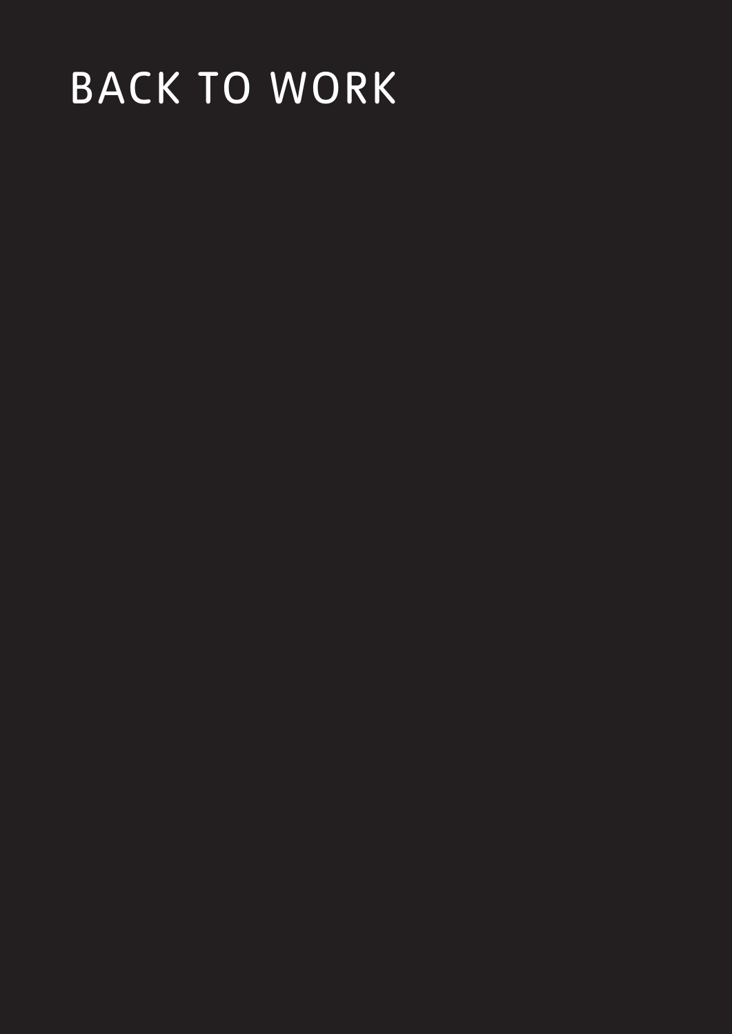# BACK TO WORK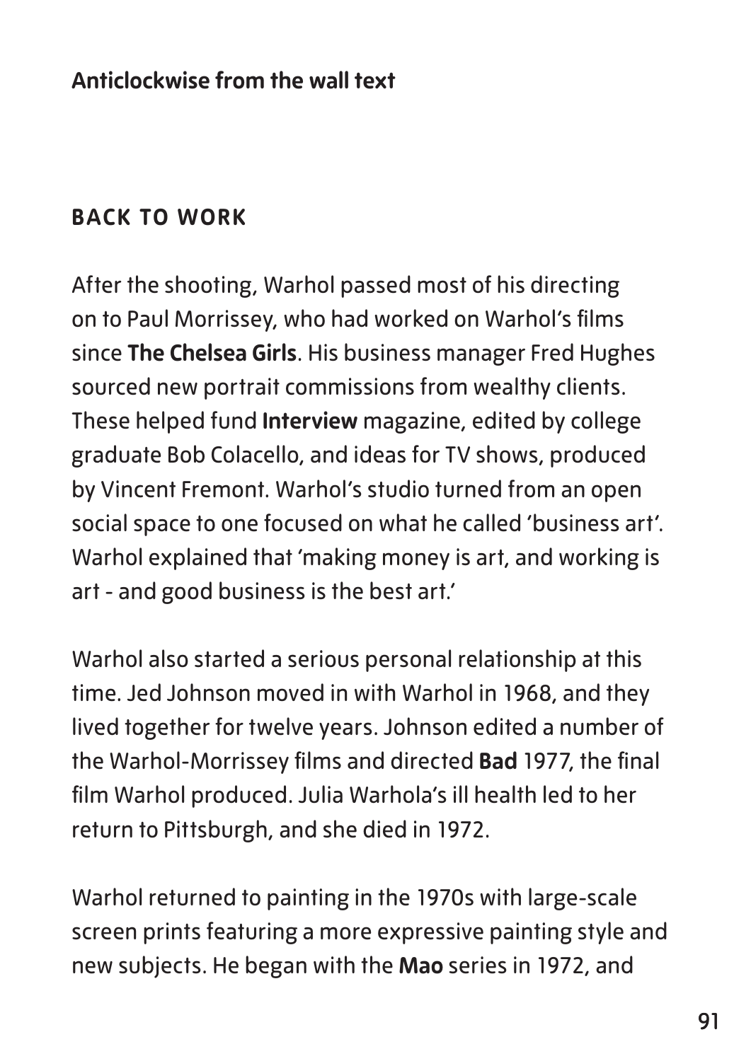**Anticlockwise from the wall text**

## BACK TO WORK

After the shooting, Warhol passed most of his directing on to Paul Morrissey, who had worked on Warhol's films since **The Chelsea Girls**. His business manager Fred Hughes sourced new portrait commissions from wealthy clients. These helped fund **Interview** magazine, edited by college graduate Bob Colacello, and ideas for TV shows, produced by Vincent Fremont. Warhol's studio turned from an open social space to one focused on what he called 'business art'. Warhol explained that 'making money is art, and working is art - and good business is the best art.'

Warhol also started a serious personal relationship at this time. Jed Johnson moved in with Warhol in 1968, and they lived together for twelve years. Johnson edited a number of the Warhol-Morrissey films and directed **Bad** 1977, the final film Warhol produced. Julia Warhola's ill health led to her return to Pittsburgh, and she died in 1972.

Warhol returned to painting in the 1970s with large-scale screen prints featuring a more expressive painting style and new subjects. He began with the **Mao** series in 1972, and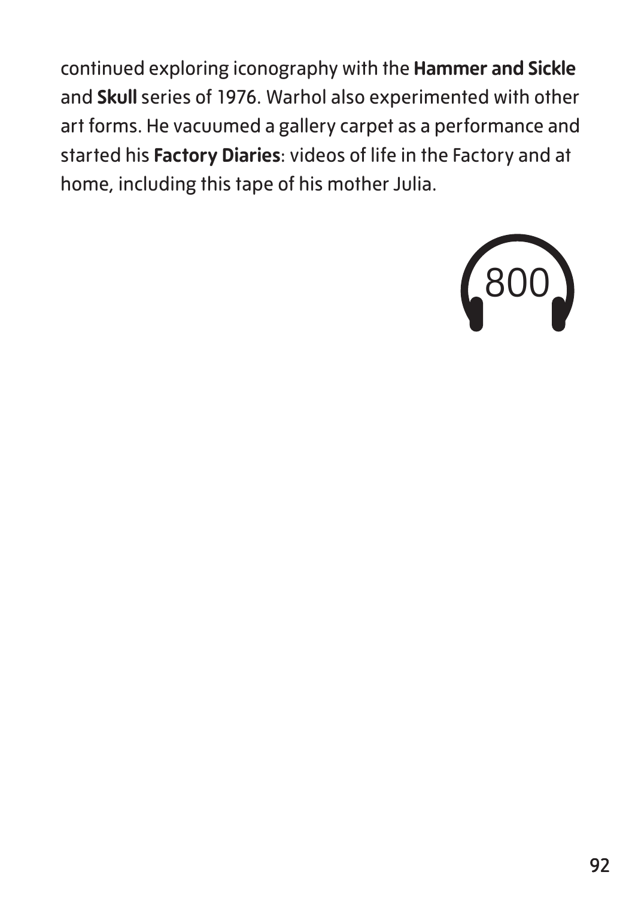continued exploring iconography with the **Hammer and Sickle** and **Skull** series of 1976. Warhol also experimented with other art forms. He vacuumed a gallery carpet as a performance and started his **Factory Diaries**: videos of life in the Factory and at home, including this tape of his mother Julia.

800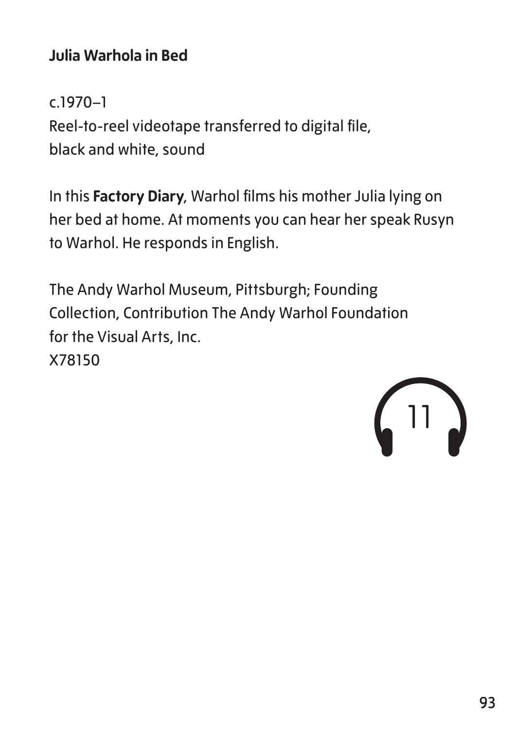**Julia Warhola in Bed**

c.1970–1
Reel-to-reel videotape transferred to digital file,
black and white, sound

In this **Factory Diary**, Warhol films his mother Julia lying on her bed at home. At moments you can hear her speak Rusyn to Warhol. He responds in English.

The Andy Warhol Museum, Pittsburgh; Founding Collection, Contribution The Andy Warhol Foundation for the Visual Arts, Inc.
X78150

11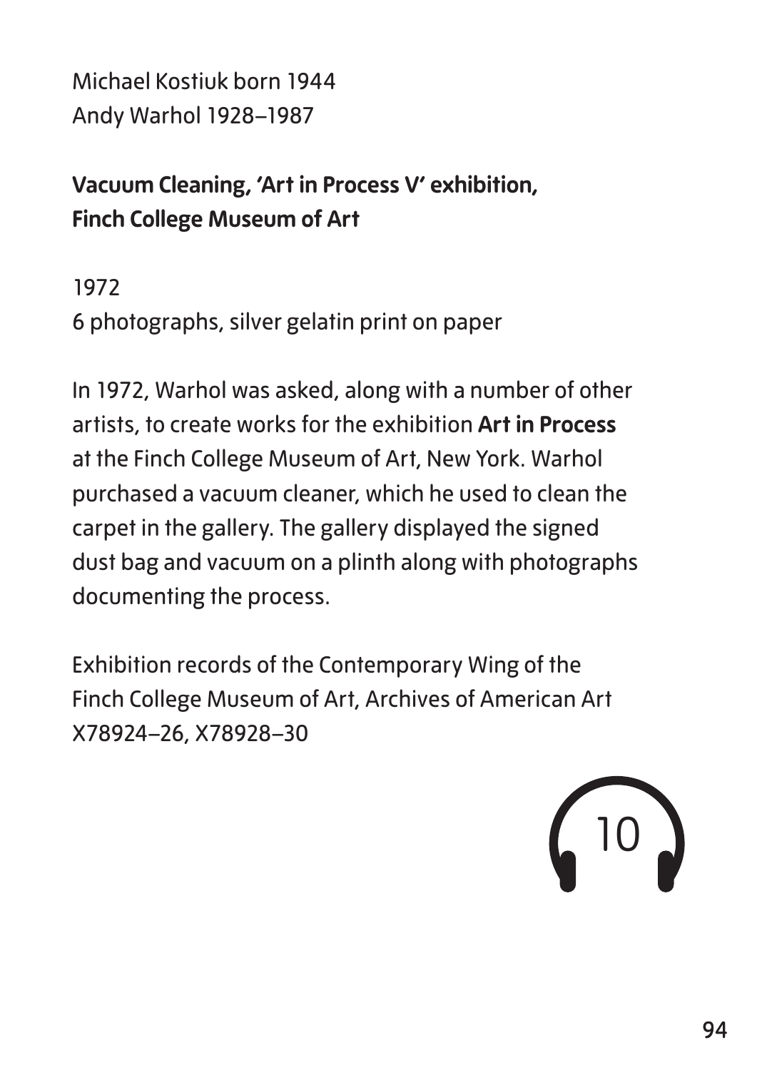Michael Kostiuk born 1944
Andy Warhol 1928–1987

**Vacuum Cleaning, 'Art in Process V' exhibition, Finch College Museum of Art**

1972
6 photographs, silver gelatin print on paper

In 1972, Warhol was asked, along with a number of other artists, to create works for the exhibition **Art in Process** at the Finch College Museum of Art, New York. Warhol purchased a vacuum cleaner, which he used to clean the carpet in the gallery. The gallery displayed the signed dust bag and vacuum on a plinth along with photographs documenting the process.

Exhibition records of the Contemporary Wing of the Finch College Museum of Art, Archives of American Art
X78924–26, X78928–30

10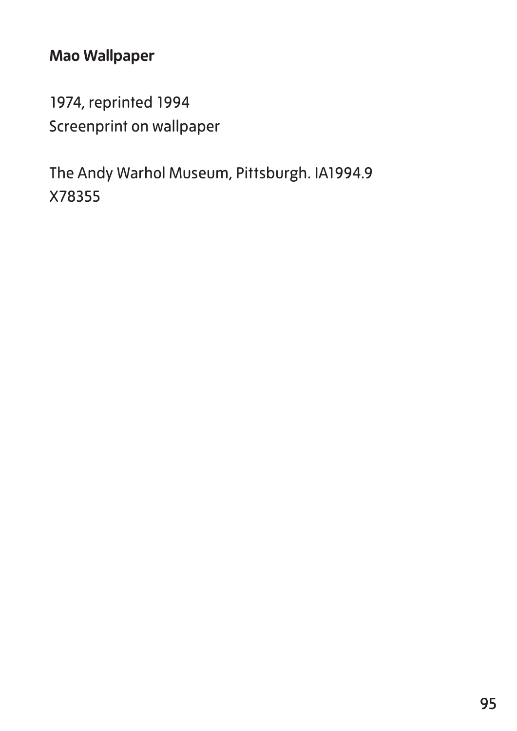**Mao Wallpaper**

1974, reprinted 1994
Screenprint on wallpaper

The Andy Warhol Museum, Pittsburgh. IA1994.9
X78355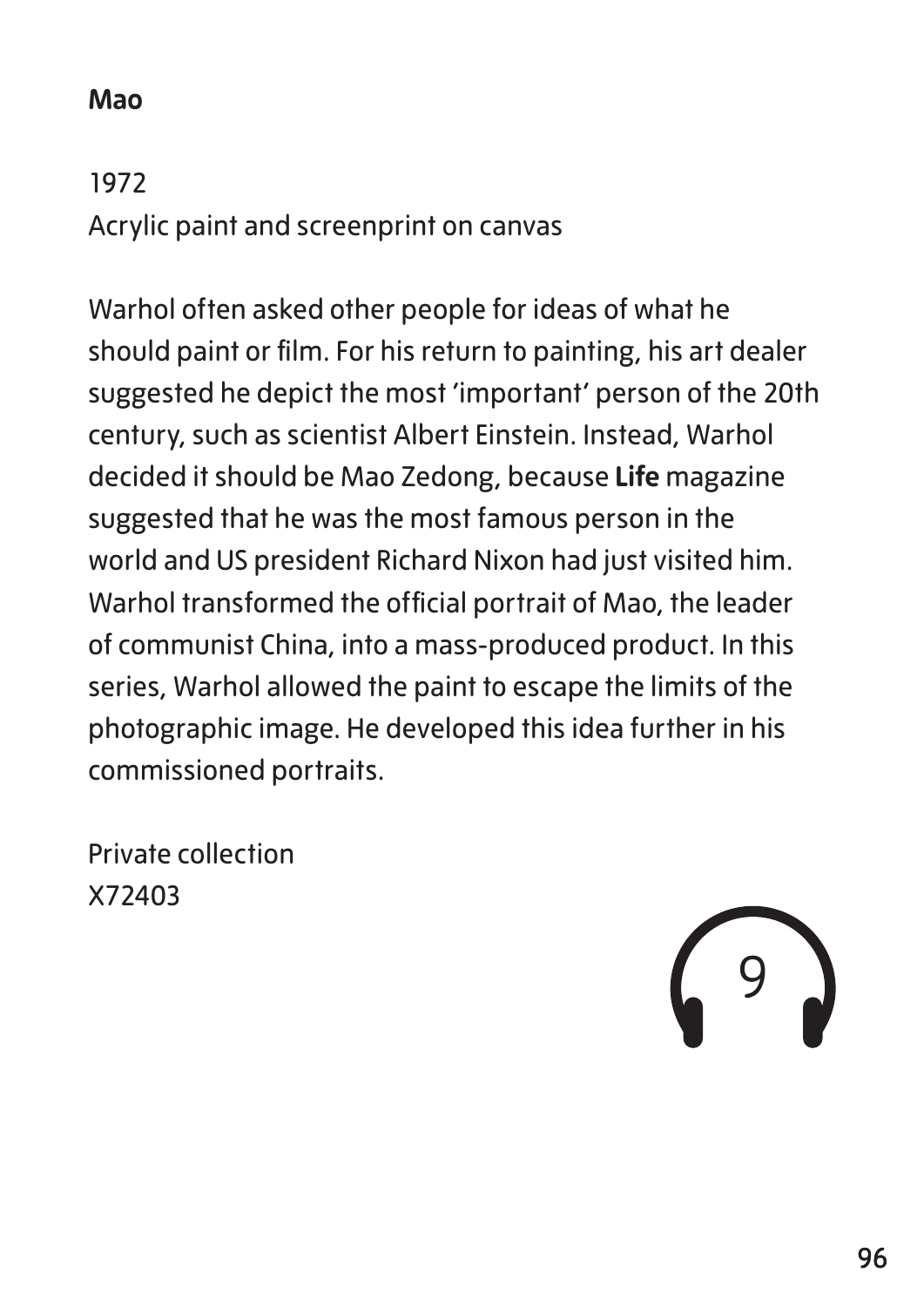**Mao**

1972
Acrylic paint and screenprint on canvas

Warhol often asked other people for ideas of what he should paint or film. For his return to painting, his art dealer suggested he depict the most 'important' person of the 20th century, such as scientist Albert Einstein. Instead, Warhol decided it should be Mao Zedong, because **Life** magazine suggested that he was the most famous person in the world and US president Richard Nixon had just visited him. Warhol transformed the official portrait of Mao, the leader of communist China, into a mass-produced product. In this series, Warhol allowed the paint to escape the limits of the photographic image. He developed this idea further in his commissioned portraits.

Private collection
X72403

9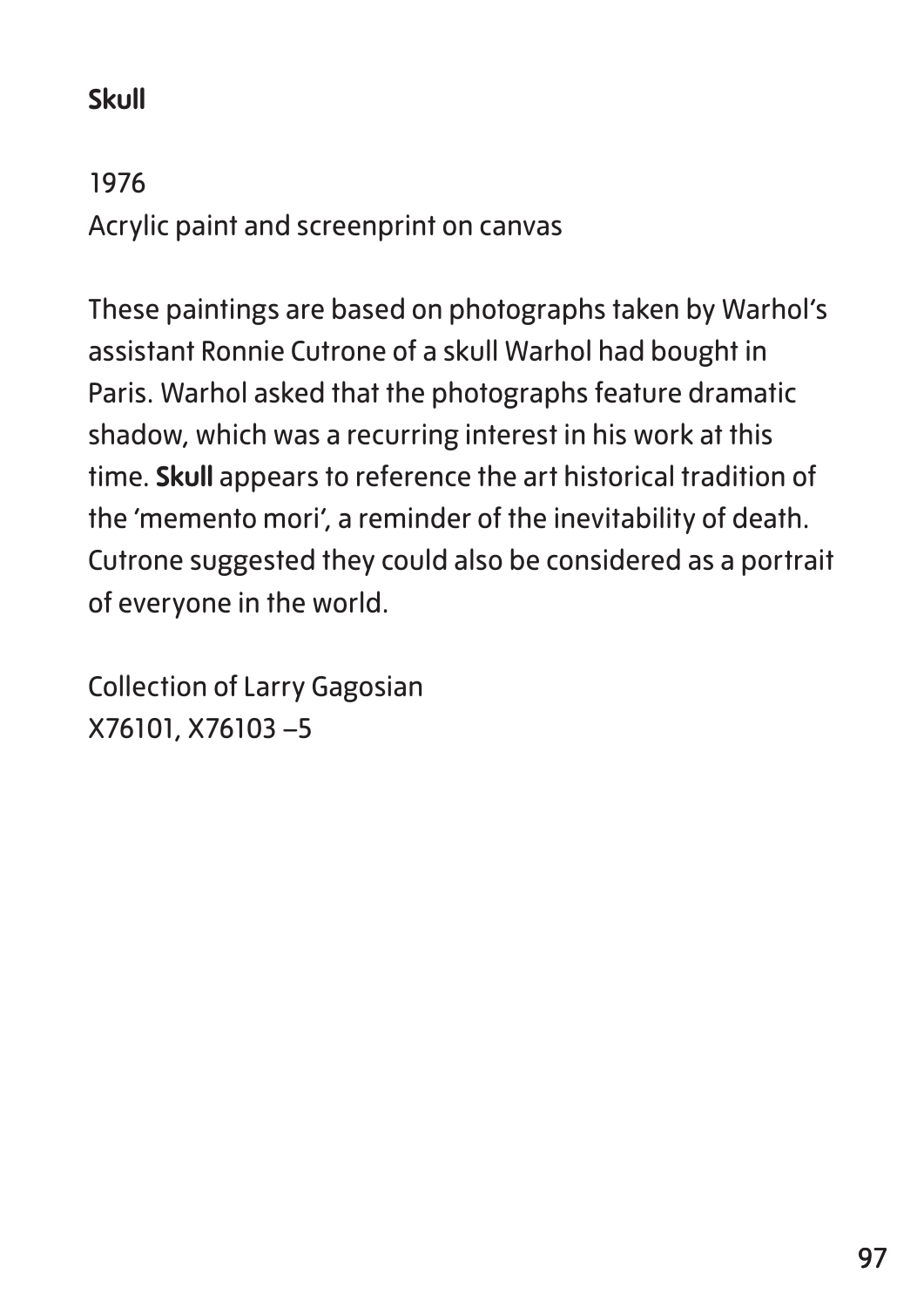**Skull**

1976
Acrylic paint and screenprint on canvas

These paintings are based on photographs taken by Warhol's assistant Ronnie Cutrone of a skull Warhol had bought in Paris. Warhol asked that the photographs feature dramatic shadow, which was a recurring interest in his work at this time. **Skull** appears to reference the art historical tradition of the 'memento mori', a reminder of the inevitability of death. Cutrone suggested they could also be considered as a portrait of everyone in the world.

Collection of Larry Gagosian
X76101, X76103 –5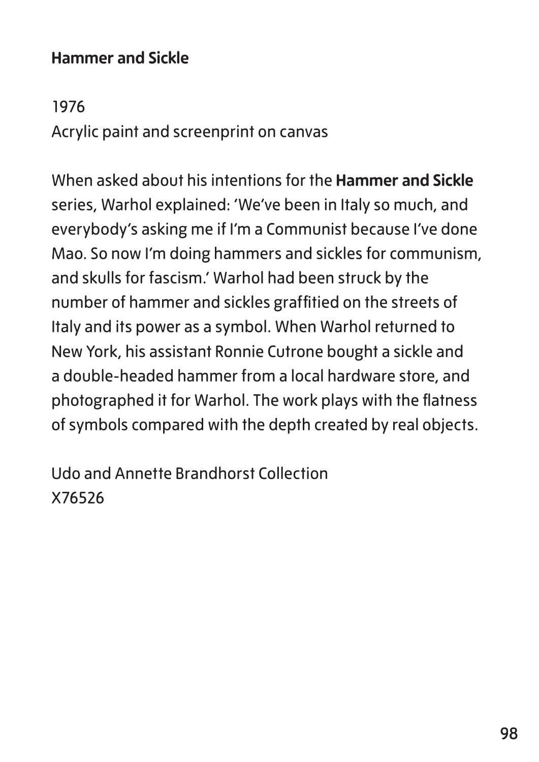**Hammer and Sickle**

1976
Acrylic paint and screenprint on canvas

When asked about his intentions for the **Hammer and Sickle** series, Warhol explained: 'We've been in Italy so much, and everybody's asking me if I'm a Communist because I've done Mao. So now I'm doing hammers and sickles for communism, and skulls for fascism.' Warhol had been struck by the number of hammer and sickles graffitied on the streets of Italy and its power as a symbol. When Warhol returned to New York, his assistant Ronnie Cutrone bought a sickle and a double-headed hammer from a local hardware store, and photographed it for Warhol. The work plays with the flatness of symbols compared with the depth created by real objects.

Udo and Annette Brandhorst Collection
X76526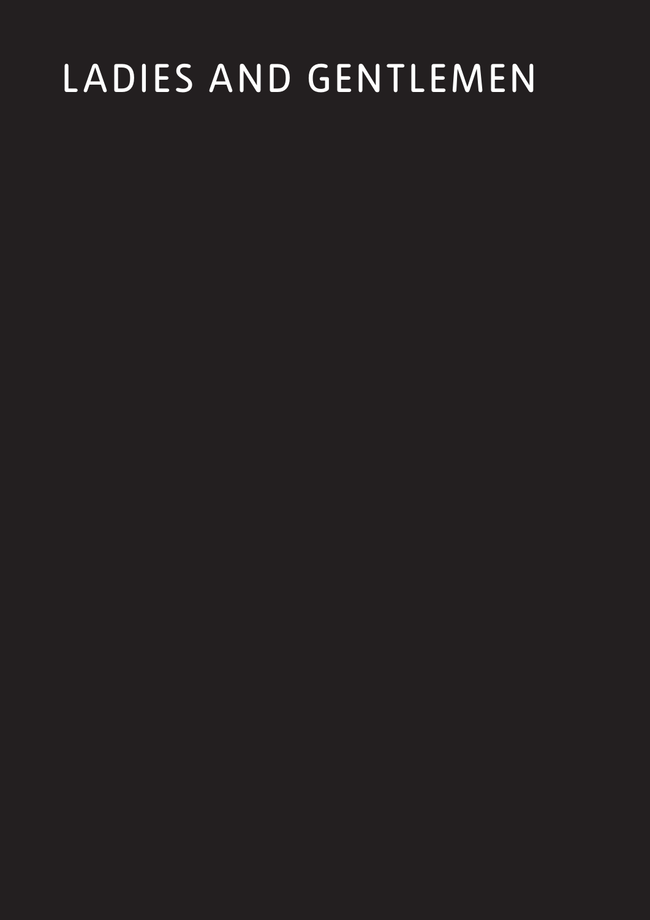# LADIES AND GENTLEMEN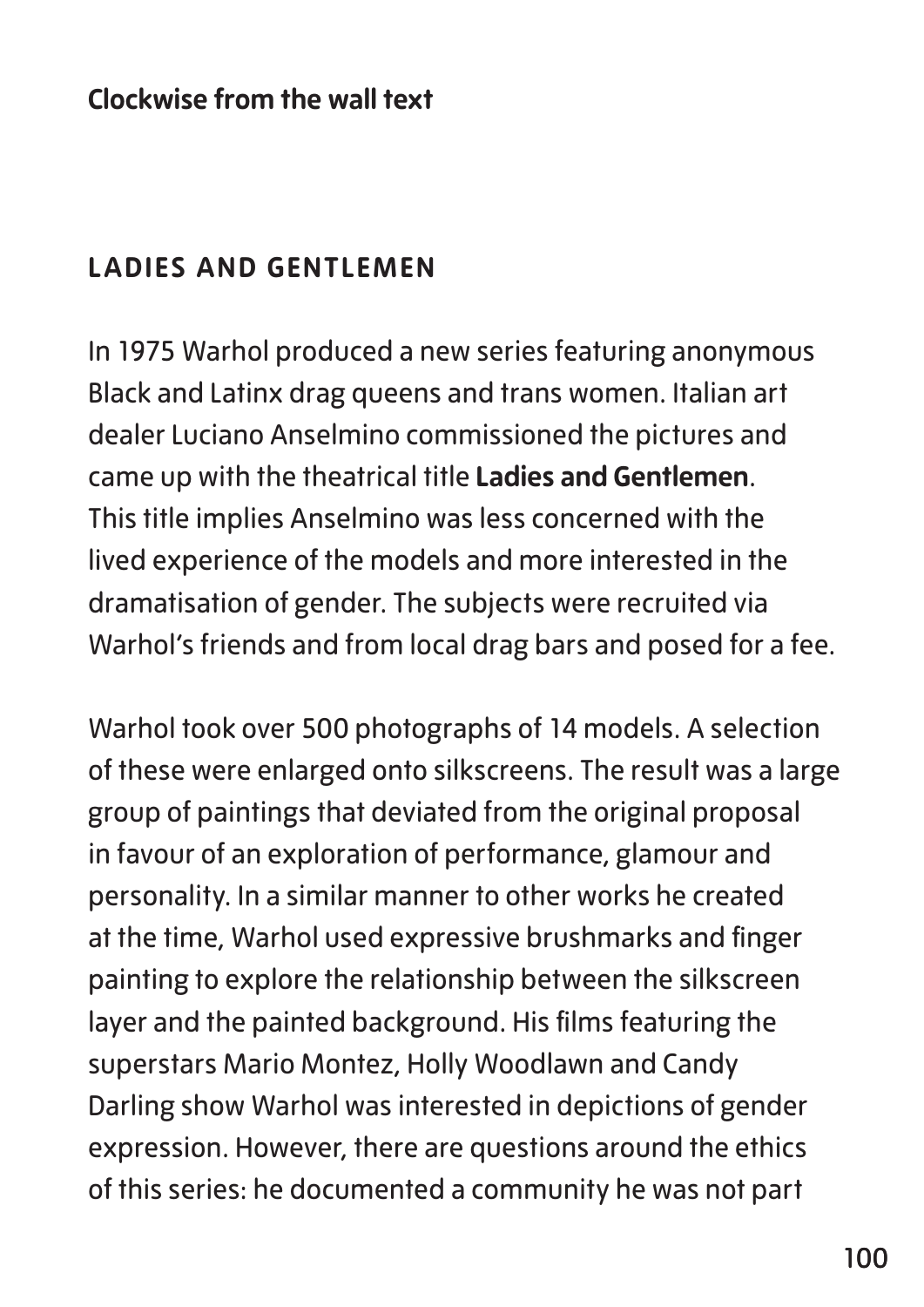**Clockwise from the wall text**

## LADIES AND GENTLEMEN

In 1975 Warhol produced a new series featuring anonymous Black and Latinx drag queens and trans women. Italian art dealer Luciano Anselmino commissioned the pictures and came up with the theatrical title **Ladies and Gentlemen**. This title implies Anselmino was less concerned with the lived experience of the models and more interested in the dramatisation of gender. The subjects were recruited via Warhol's friends and from local drag bars and posed for a fee.

Warhol took over 500 photographs of 14 models. A selection of these were enlarged onto silkscreens. The result was a large group of paintings that deviated from the original proposal in favour of an exploration of performance, glamour and personality. In a similar manner to other works he created at the time, Warhol used expressive brushmarks and finger painting to explore the relationship between the silkscreen layer and the painted background. His films featuring the superstars Mario Montez, Holly Woodlawn and Candy Darling show Warhol was interested in depictions of gender expression. However, there are questions around the ethics of this series: he documented a community he was not part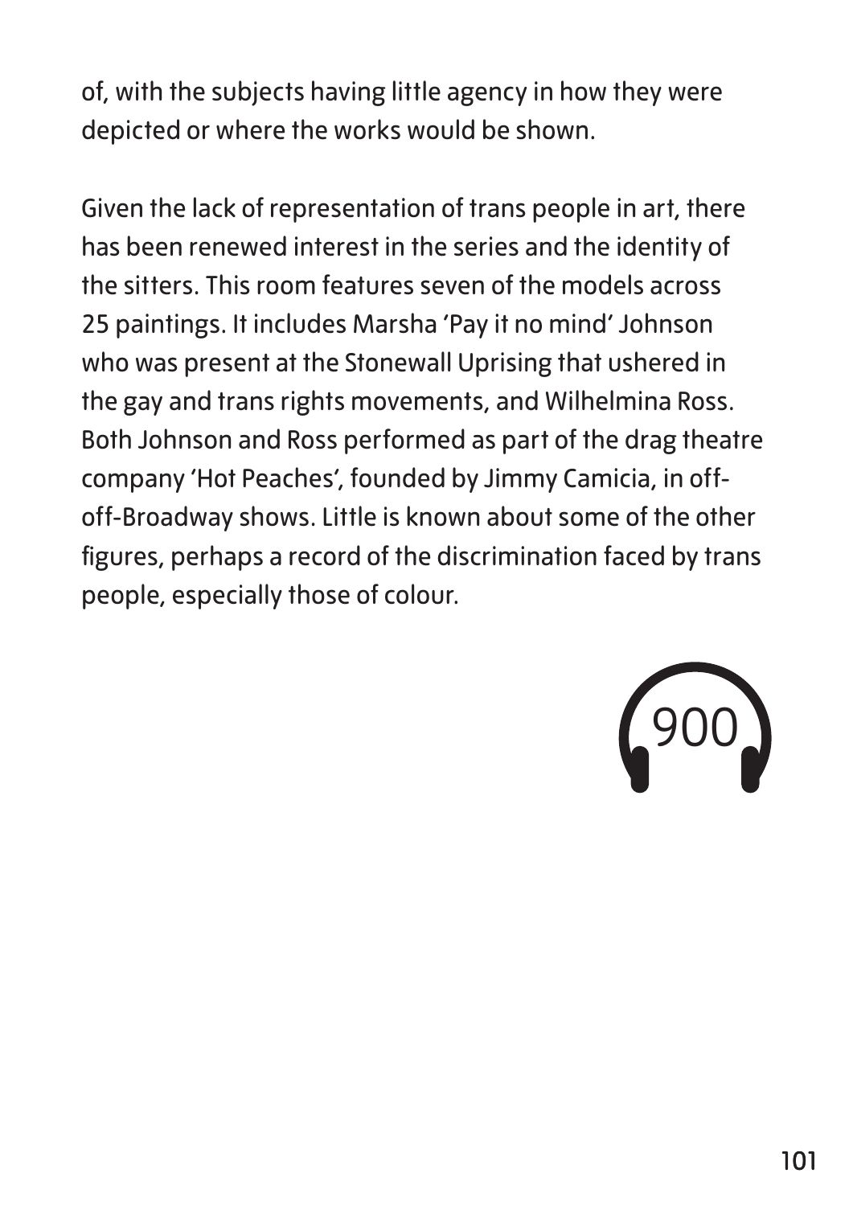of, with the subjects having little agency in how they were depicted or where the works would be shown.

Given the lack of representation of trans people in art, there has been renewed interest in the series and the identity of the sitters. This room features seven of the models across 25 paintings. It includes Marsha 'Pay it no mind' Johnson who was present at the Stonewall Uprising that ushered in the gay and trans rights movements, and Wilhelmina Ross. Both Johnson and Ross performed as part of the drag theatre company 'Hot Peaches', founded by Jimmy Camicia, in off-off-Broadway shows. Little is known about some of the other figures, perhaps a record of the discrimination faced by trans people, especially those of colour.

900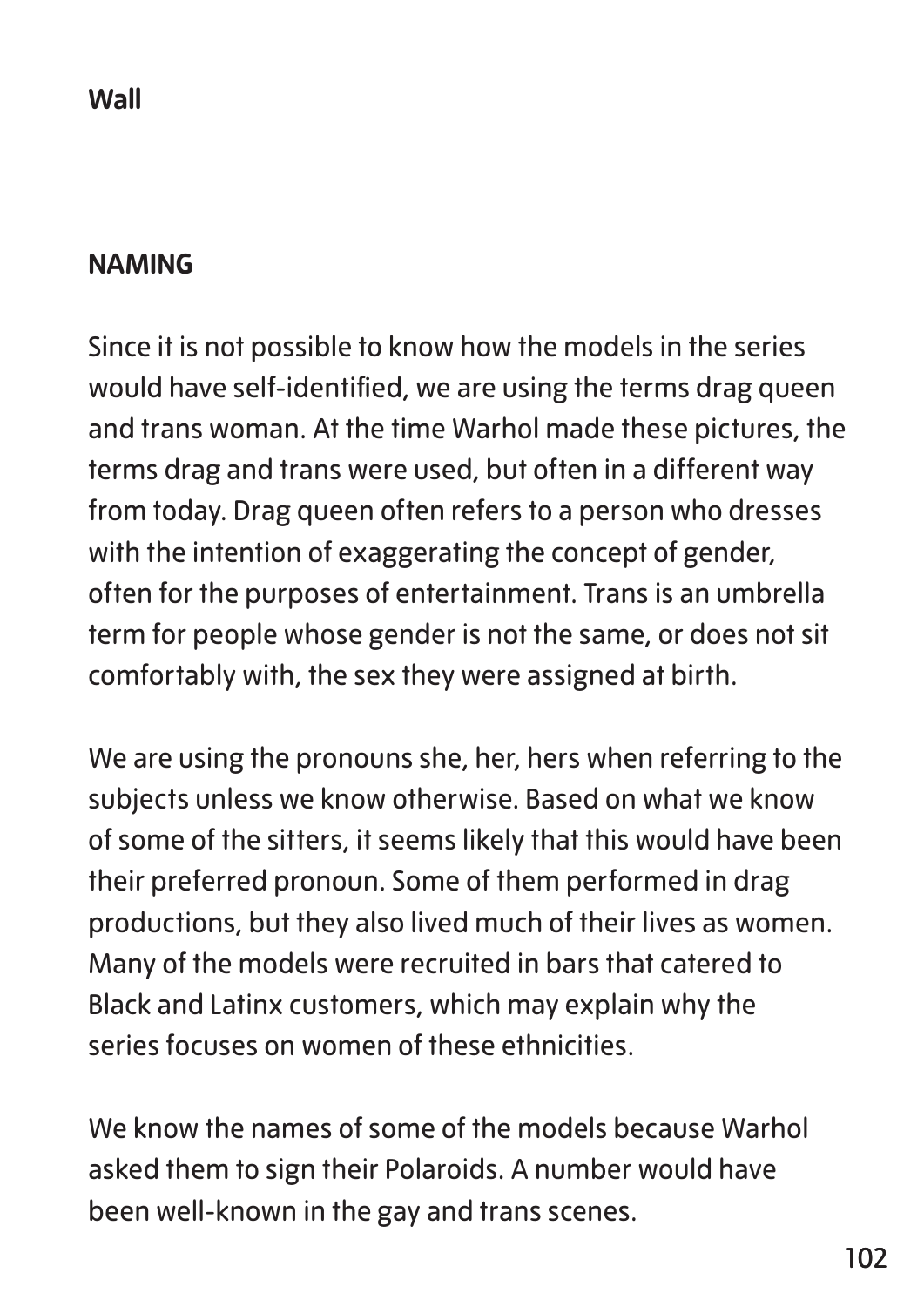**Wall**

## NAMING

Since it is not possible to know how the models in the series would have self-identified, we are using the terms drag queen and trans woman. At the time Warhol made these pictures, the terms drag and trans were used, but often in a different way from today. Drag queen often refers to a person who dresses with the intention of exaggerating the concept of gender, often for the purposes of entertainment. Trans is an umbrella term for people whose gender is not the same, or does not sit comfortably with, the sex they were assigned at birth.

We are using the pronouns she, her, hers when referring to the subjects unless we know otherwise. Based on what we know of some of the sitters, it seems likely that this would have been their preferred pronoun. Some of them performed in drag productions, but they also lived much of their lives as women. Many of the models were recruited in bars that catered to Black and Latinx customers, which may explain why the series focuses on women of these ethnicities.

We know the names of some of the models because Warhol asked them to sign their Polaroids. A number would have been well-known in the gay and trans scenes.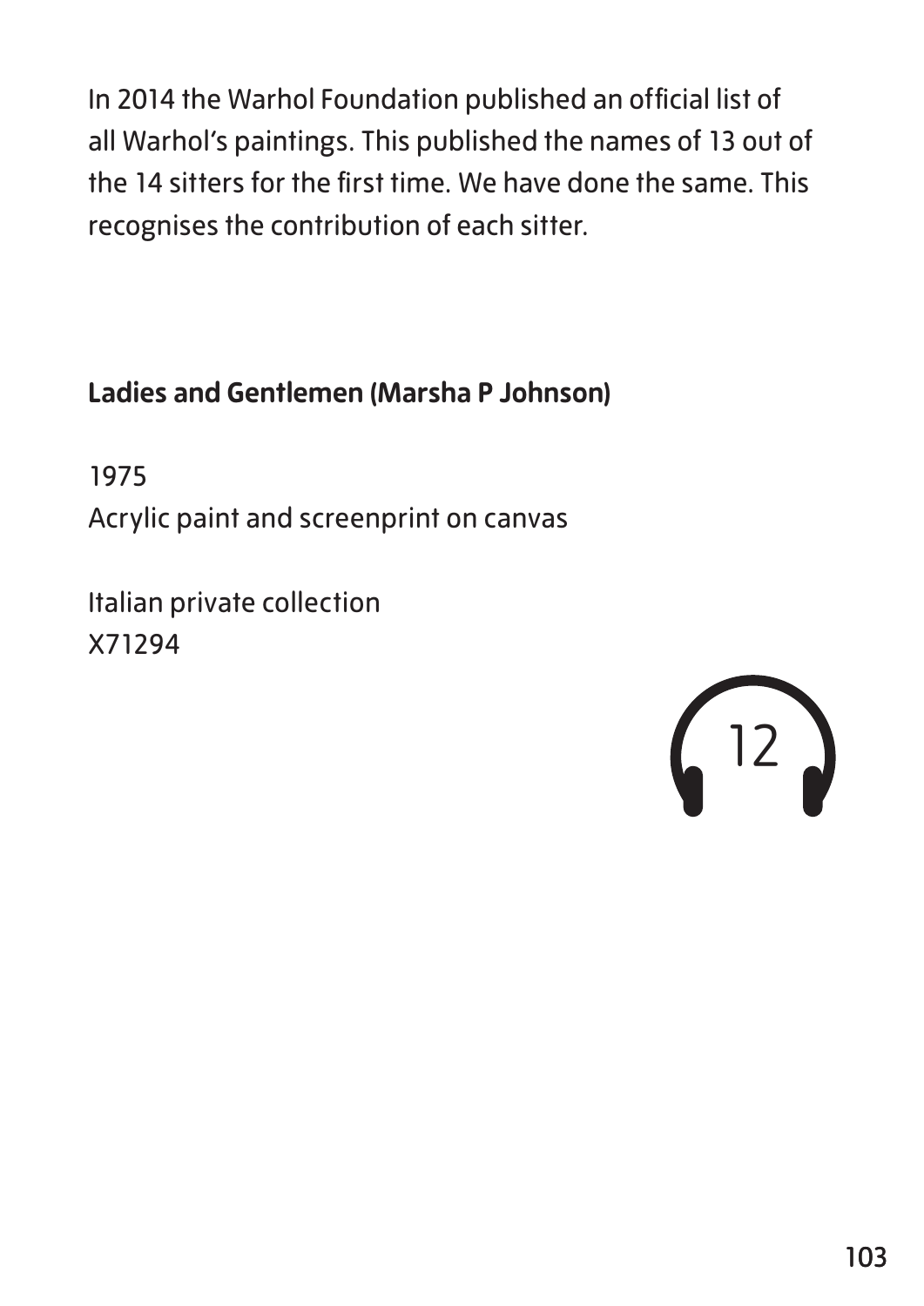In 2014 the Warhol Foundation published an official list of all Warhol's paintings. This published the names of 13 out of the 14 sitters for the first time. We have done the same. This recognises the contribution of each sitter.

**Ladies and Gentlemen (Marsha P Johnson)**

1975
Acrylic paint and screenprint on canvas

Italian private collection
X71294

12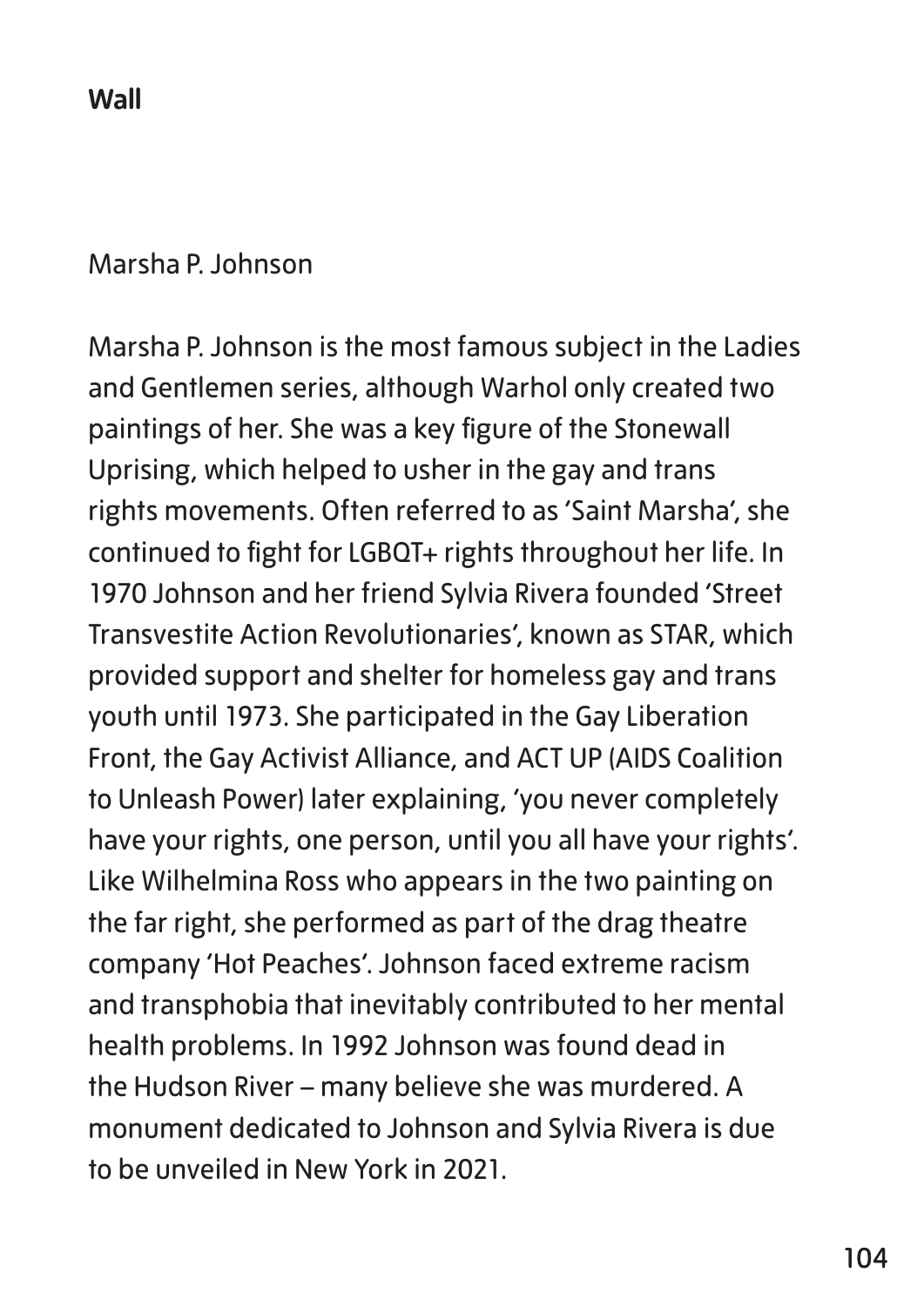**Wall**

Marsha P. Johnson

Marsha P. Johnson is the most famous subject in the Ladies and Gentlemen series, although Warhol only created two paintings of her. She was a key figure of the Stonewall Uprising, which helped to usher in the gay and trans rights movements. Often referred to as 'Saint Marsha', she continued to fight for LGBQT+ rights throughout her life. In 1970 Johnson and her friend Sylvia Rivera founded 'Street Transvestite Action Revolutionaries', known as STAR, which provided support and shelter for homeless gay and trans youth until 1973. She participated in the Gay Liberation Front, the Gay Activist Alliance, and ACT UP (AIDS Coalition to Unleash Power) later explaining, 'you never completely have your rights, one person, until you all have your rights'. Like Wilhelmina Ross who appears in the two painting on the far right, she performed as part of the drag theatre company 'Hot Peaches'. Johnson faced extreme racism and transphobia that inevitably contributed to her mental health problems. In 1992 Johnson was found dead in the Hudson River – many believe she was murdered. A monument dedicated to Johnson and Sylvia Rivera is due to be unveiled in New York in 2021.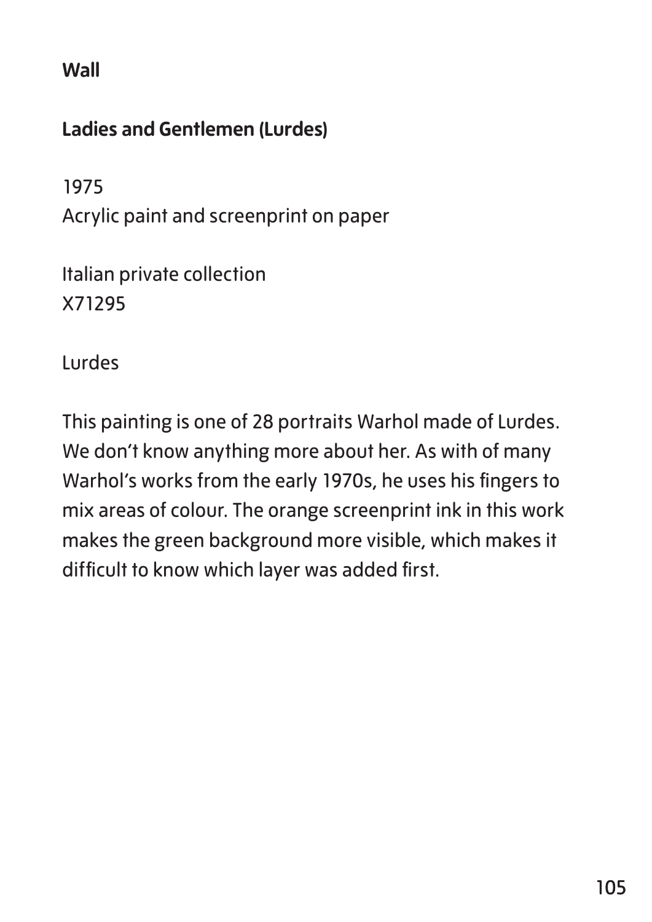**Wall**

**Ladies and Gentlemen (Lurdes)**

1975
Acrylic paint and screenprint on paper

Italian private collection
X71295

Lurdes

This painting is one of 28 portraits Warhol made of Lurdes. We don't know anything more about her. As with of many Warhol's works from the early 1970s, he uses his fingers to mix areas of colour. The orange screenprint ink in this work makes the green background more visible, which makes it difficult to know which layer was added first.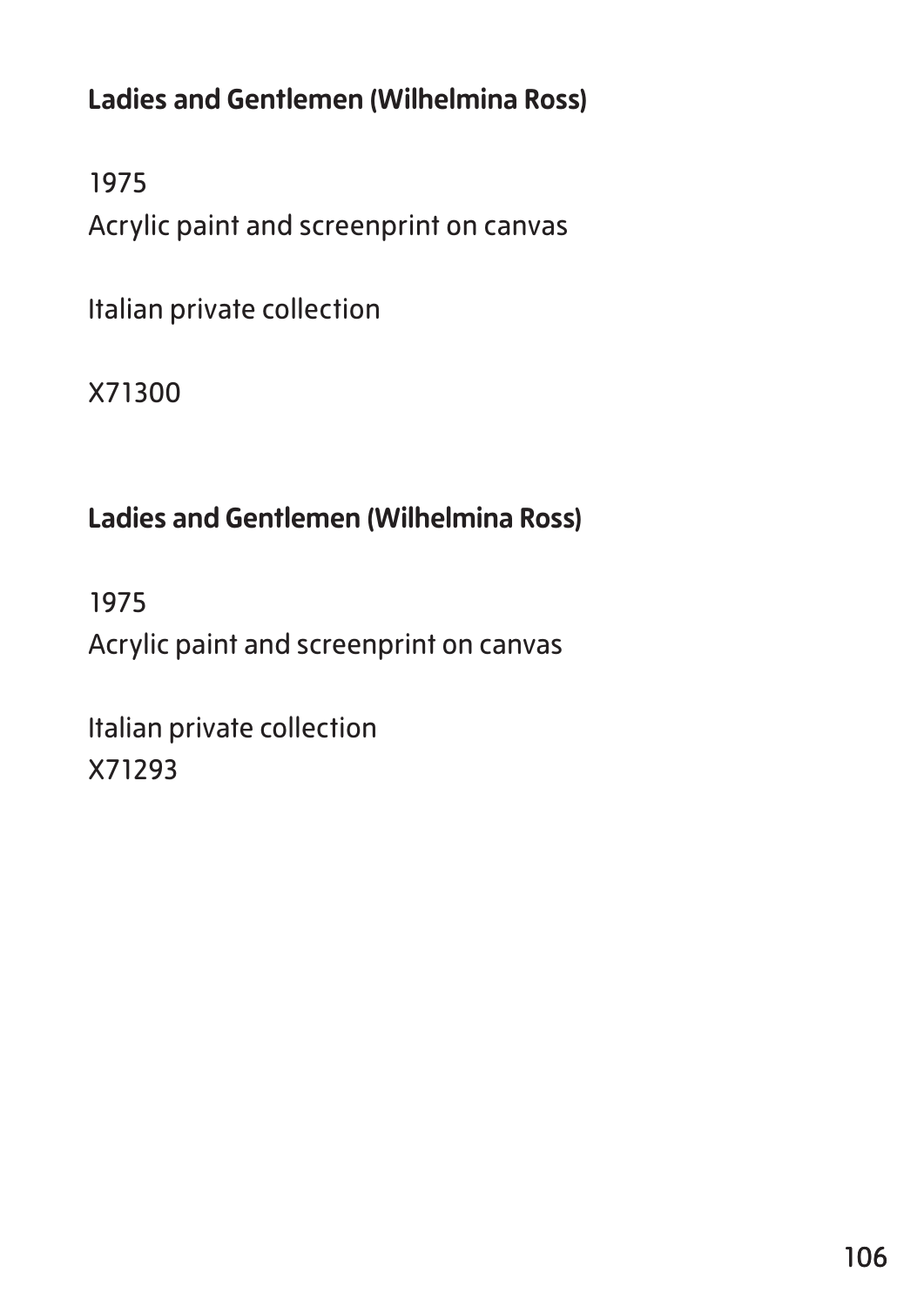**Ladies and Gentlemen (Wilhelmina Ross)**

1975
Acrylic paint and screenprint on canvas

Italian private collection

X71300

**Ladies and Gentlemen (Wilhelmina Ross)**

1975
Acrylic paint and screenprint on canvas

Italian private collection
X71293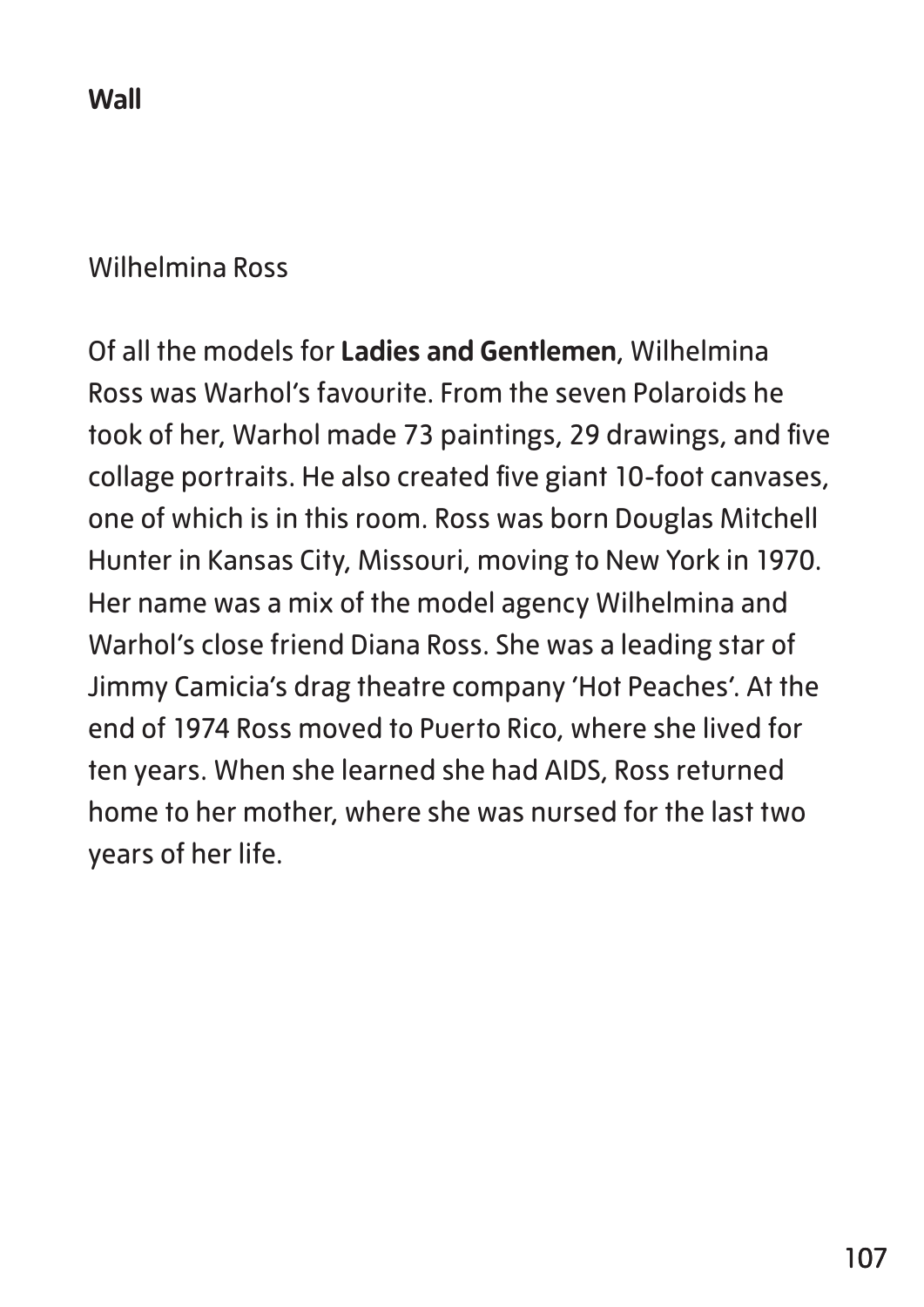**Wall**

Wilhelmina Ross

Of all the models for **Ladies and Gentlemen**, Wilhelmina Ross was Warhol's favourite. From the seven Polaroids he took of her, Warhol made 73 paintings, 29 drawings, and five collage portraits. He also created five giant 10-foot canvases, one of which is in this room. Ross was born Douglas Mitchell Hunter in Kansas City, Missouri, moving to New York in 1970. Her name was a mix of the model agency Wilhelmina and Warhol's close friend Diana Ross. She was a leading star of Jimmy Camicia's drag theatre company 'Hot Peaches'. At the end of 1974 Ross moved to Puerto Rico, where she lived for ten years. When she learned she had AIDS, Ross returned home to her mother, where she was nursed for the last two years of her life.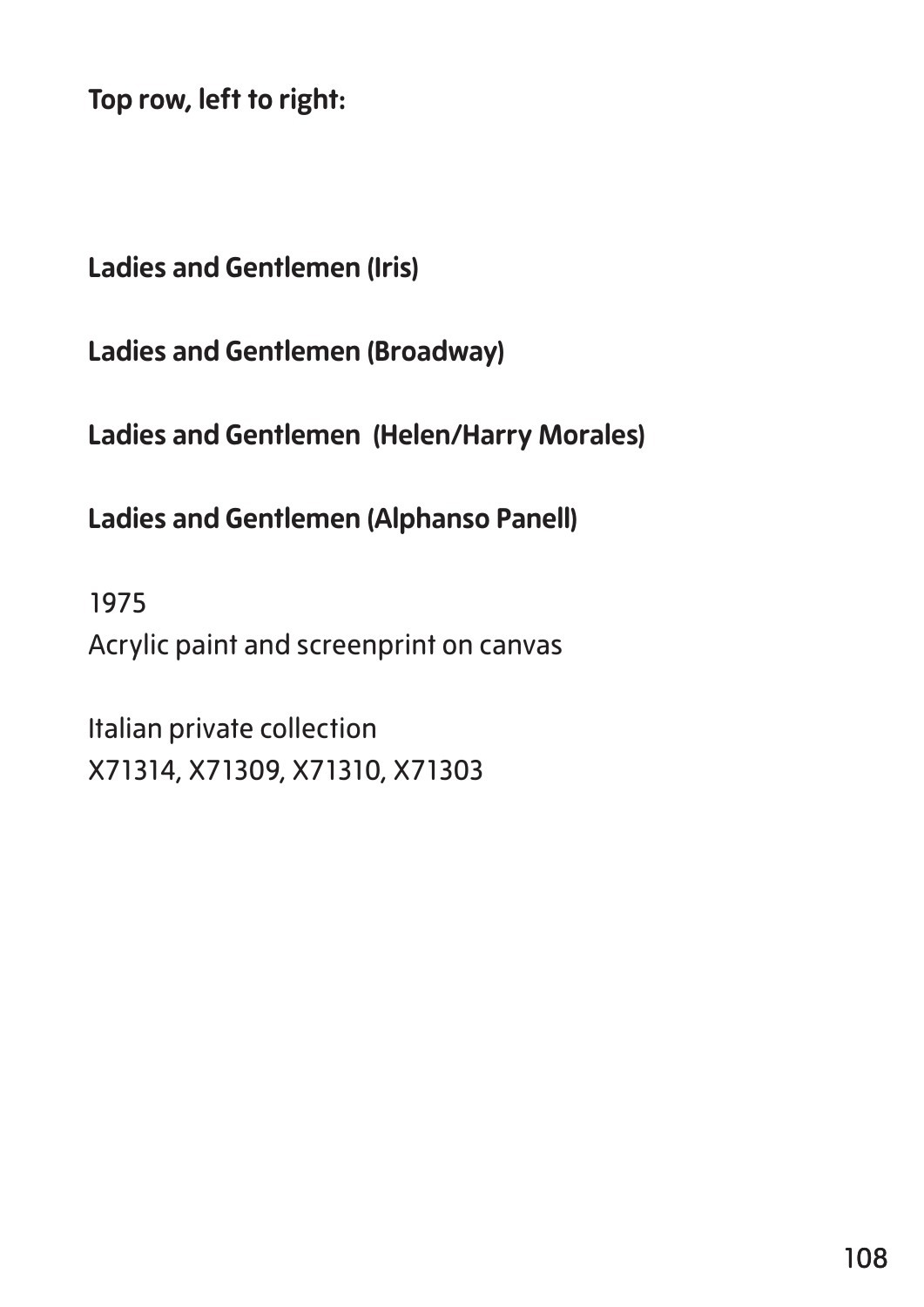**Top row, left to right:**

**Ladies and Gentlemen (Iris)**

**Ladies and Gentlemen (Broadway)**

**Ladies and Gentlemen (Helen/Harry Morales)**

**Ladies and Gentlemen (Alphanso Panell)**

1975
Acrylic paint and screenprint on canvas

Italian private collection
X71314, X71309, X71310, X71303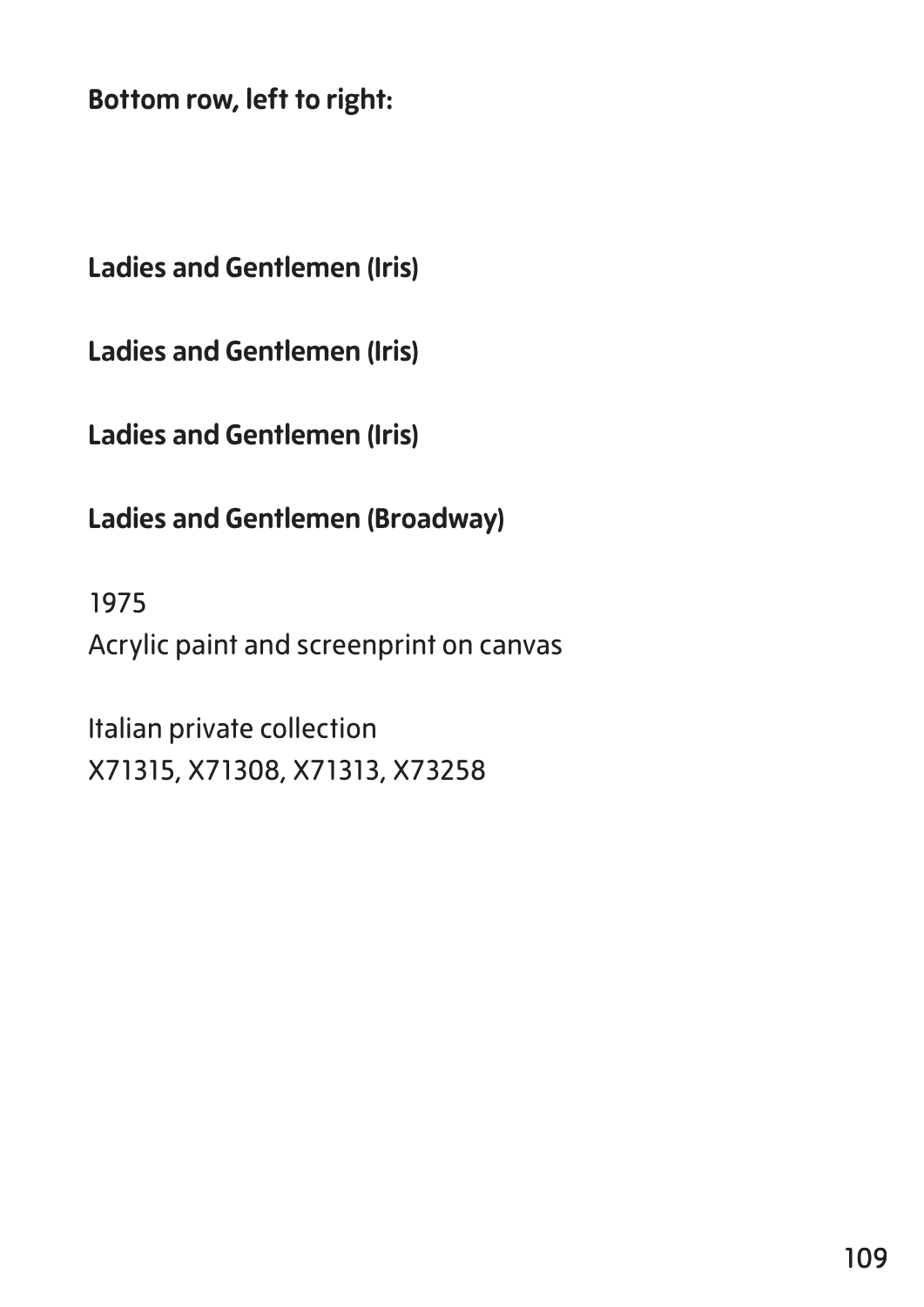**Bottom row, left to right:**

**Ladies and Gentlemen (Iris)**

**Ladies and Gentlemen (Iris)**

**Ladies and Gentlemen (Iris)**

**Ladies and Gentlemen (Broadway)**

1975
Acrylic paint and screenprint on canvas

Italian private collection
X71315, X71308, X71313, X73258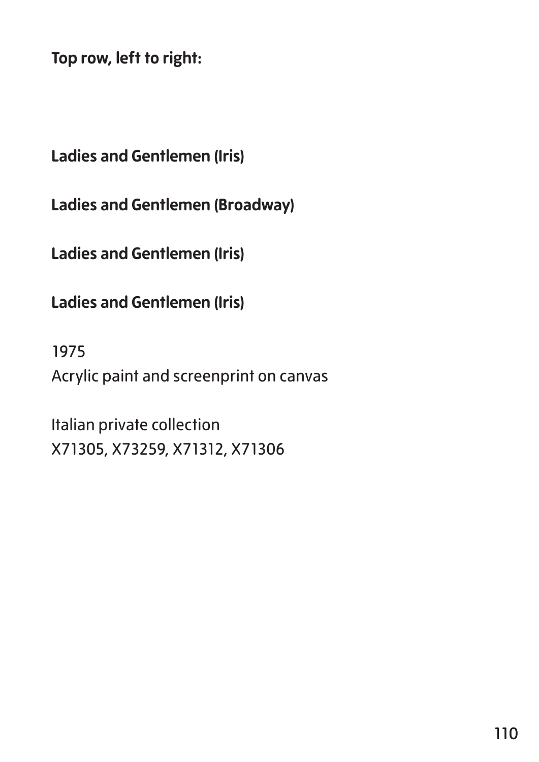**Top row, left to right:**

**Ladies and Gentlemen (Iris)**

**Ladies and Gentlemen (Broadway)**

**Ladies and Gentlemen (Iris)**

**Ladies and Gentlemen (Iris)**

1975  
Acrylic paint and screenprint on canvas

Italian private collection  
X71305, X73259, X71312, X71306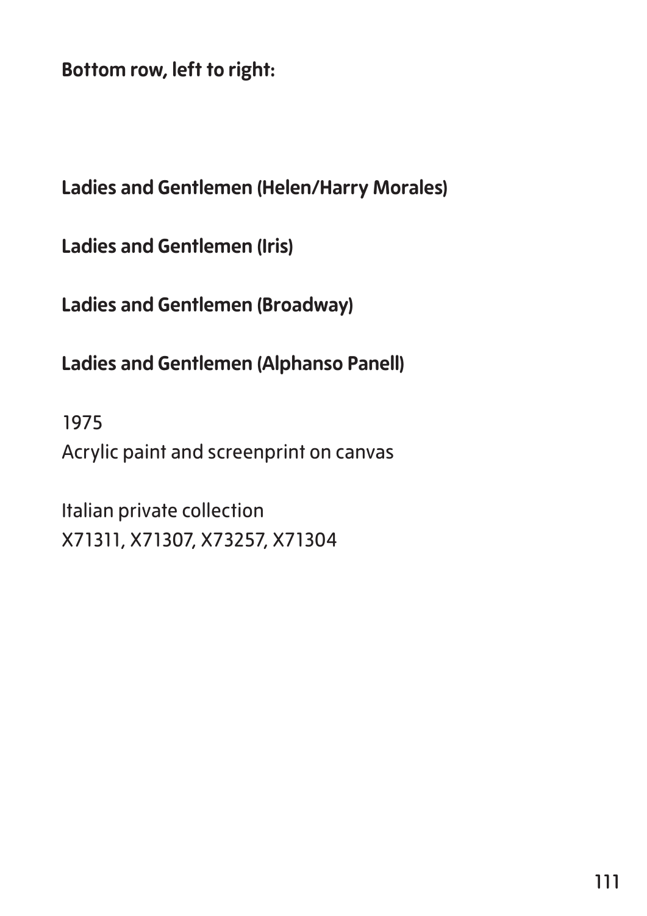**Bottom row, left to right:**

**Ladies and Gentlemen (Helen/Harry Morales)**

**Ladies and Gentlemen (Iris)**

**Ladies and Gentlemen (Broadway)**

**Ladies and Gentlemen (Alphanso Panell)**

1975
Acrylic paint and screenprint on canvas

Italian private collection
X71311, X71307, X73257, X71304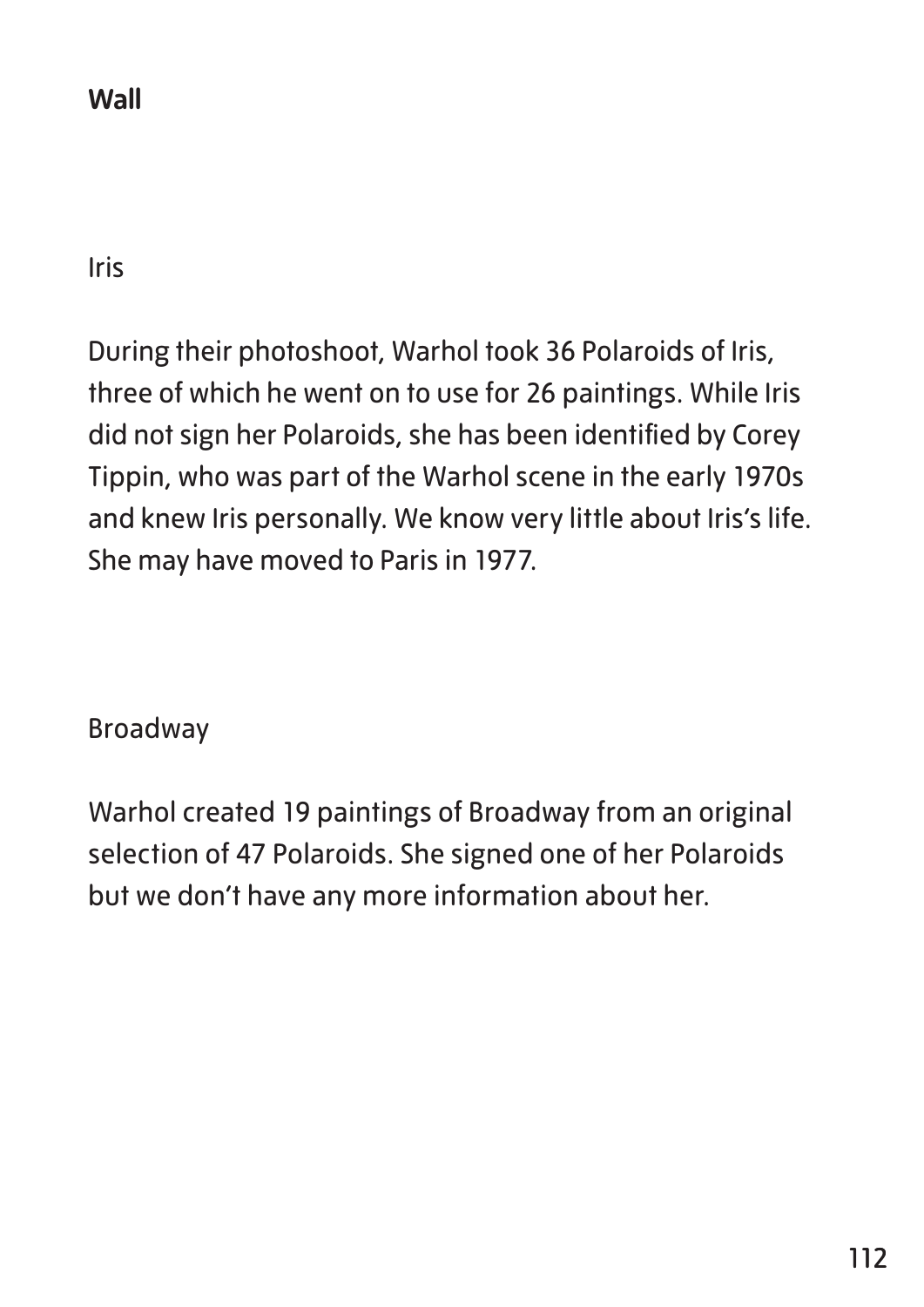**Wall**

Iris

During their photoshoot, Warhol took 36 Polaroids of Iris, three of which he went on to use for 26 paintings. While Iris did not sign her Polaroids, she has been identified by Corey Tippin, who was part of the Warhol scene in the early 1970s and knew Iris personally. We know very little about Iris's life. She may have moved to Paris in 1977.

Broadway

Warhol created 19 paintings of Broadway from an original selection of 47 Polaroids. She signed one of her Polaroids but we don't have any more information about her.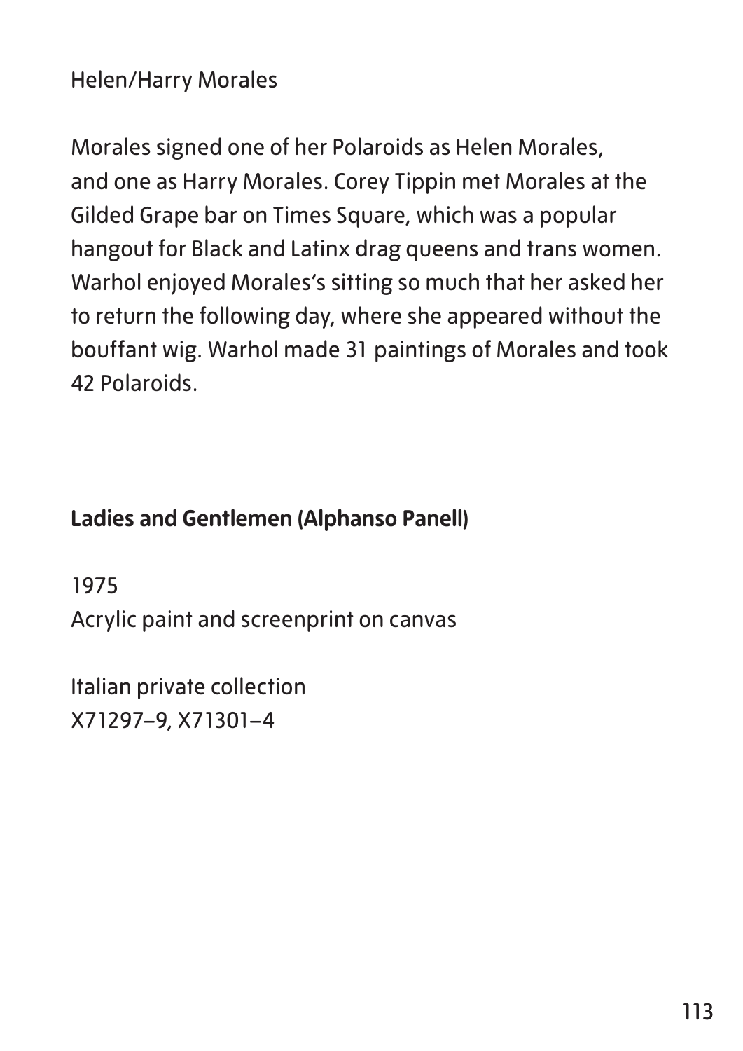Helen/Harry Morales

Morales signed one of her Polaroids as Helen Morales, and one as Harry Morales. Corey Tippin met Morales at the Gilded Grape bar on Times Square, which was a popular hangout for Black and Latinx drag queens and trans women. Warhol enjoyed Morales's sitting so much that her asked her to return the following day, where she appeared without the bouffant wig. Warhol made 31 paintings of Morales and took 42 Polaroids.

**Ladies and Gentlemen (Alphanso Panell)**

1975
Acrylic paint and screenprint on canvas

Italian private collection
X71297–9, X71301–4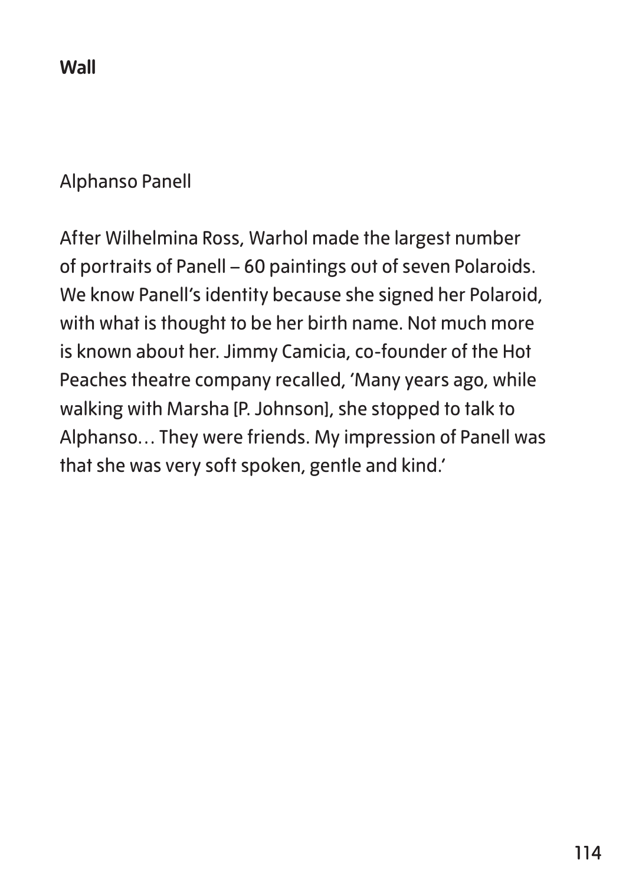**Wall**

Alphanso Panell

After Wilhelmina Ross, Warhol made the largest number of portraits of Panell – 60 paintings out of seven Polaroids. We know Panell's identity because she signed her Polaroid, with what is thought to be her birth name. Not much more is known about her. Jimmy Camicia, co-founder of the Hot Peaches theatre company recalled, 'Many years ago, while walking with Marsha [P. Johnson], she stopped to talk to Alphanso… They were friends. My impression of Panell was that she was very soft spoken, gentle and kind.'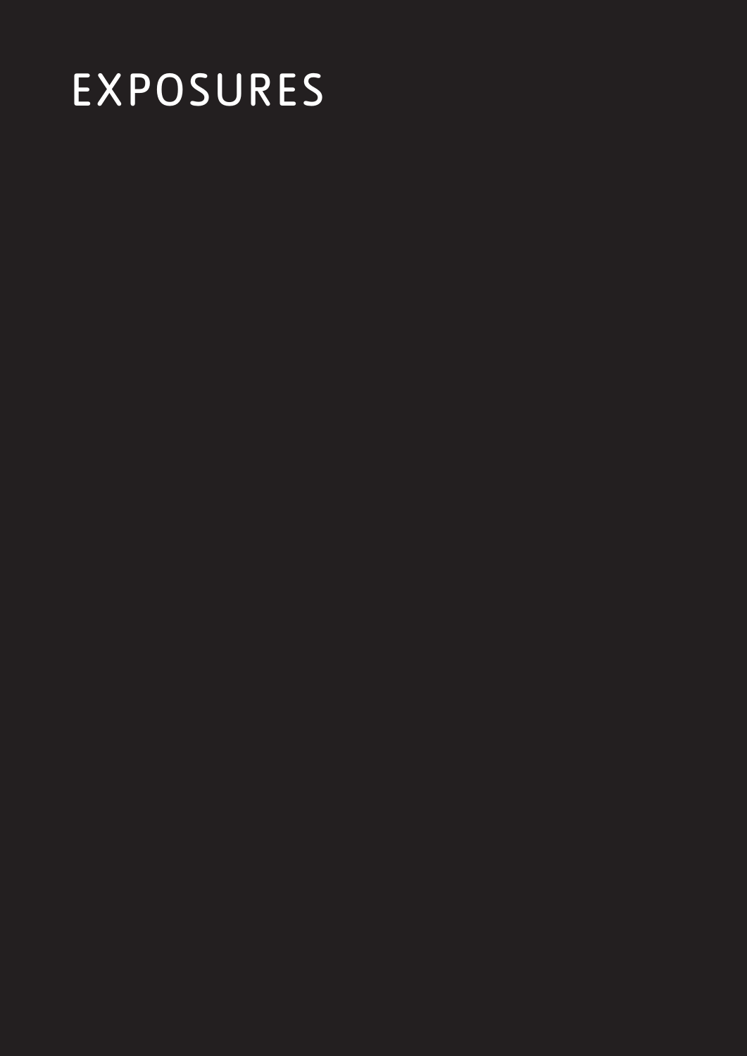# EXPOSURES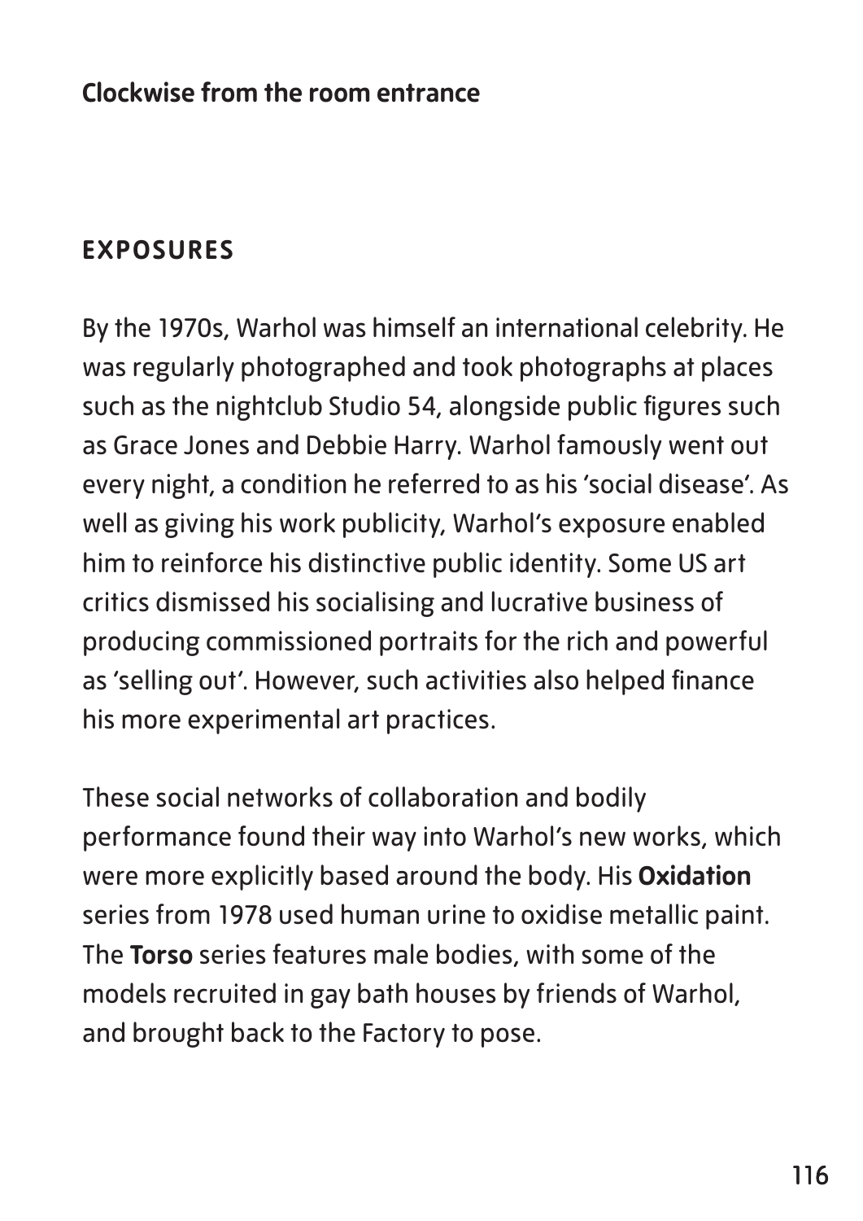**Clockwise from the room entrance**

## EXPOSURES

By the 1970s, Warhol was himself an international celebrity. He was regularly photographed and took photographs at places such as the nightclub Studio 54, alongside public figures such as Grace Jones and Debbie Harry. Warhol famously went out every night, a condition he referred to as his 'social disease'. As well as giving his work publicity, Warhol's exposure enabled him to reinforce his distinctive public identity. Some US art critics dismissed his socialising and lucrative business of producing commissioned portraits for the rich and powerful as 'selling out'. However, such activities also helped finance his more experimental art practices.

These social networks of collaboration and bodily performance found their way into Warhol's new works, which were more explicitly based around the body. His **Oxidation** series from 1978 used human urine to oxidise metallic paint. The **Torso** series features male bodies, with some of the models recruited in gay bath houses by friends of Warhol, and brought back to the Factory to pose.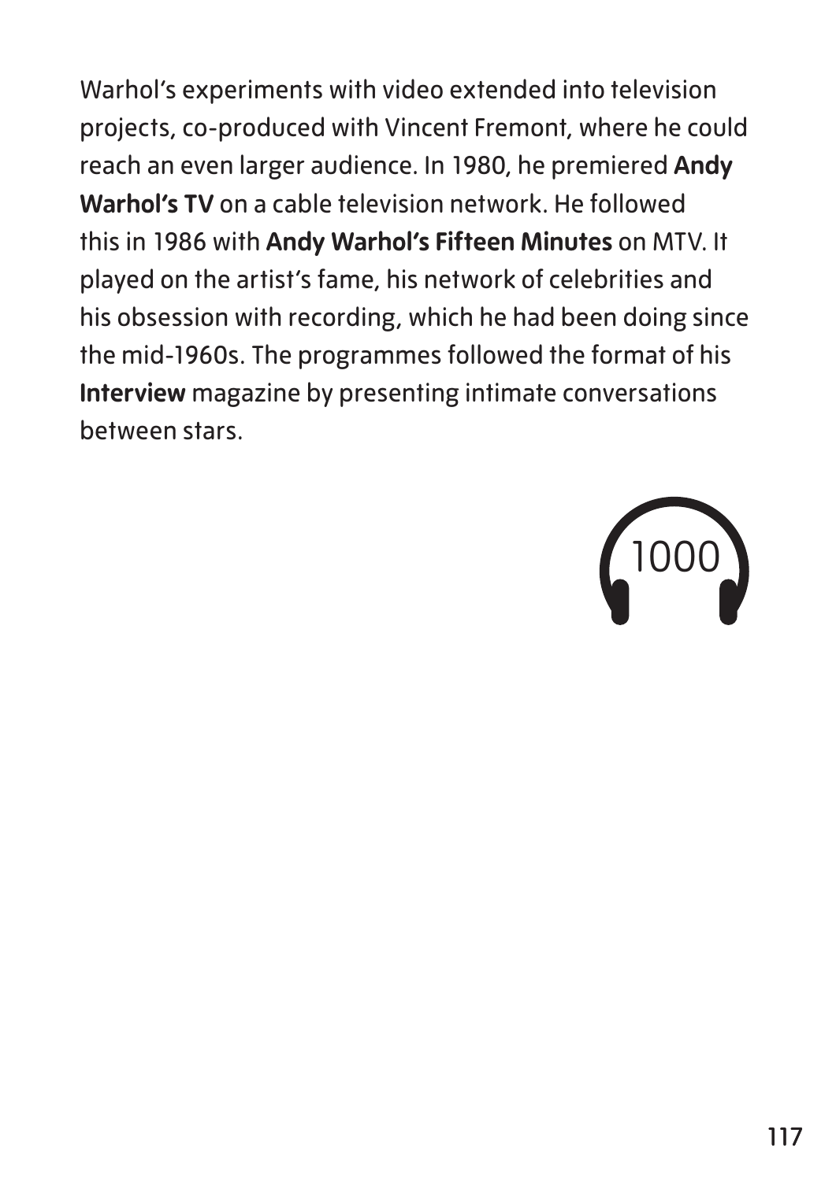Warhol's experiments with video extended into television projects, co-produced with Vincent Fremont, where he could reach an even larger audience. In 1980, he premiered **Andy Warhol's TV** on a cable television network. He followed this in 1986 with **Andy Warhol's Fifteen Minutes** on MTV. It played on the artist's fame, his network of celebrities and his obsession with recording, which he had been doing since the mid-1960s. The programmes followed the format of his **Interview** magazine by presenting intimate conversations between stars.

1000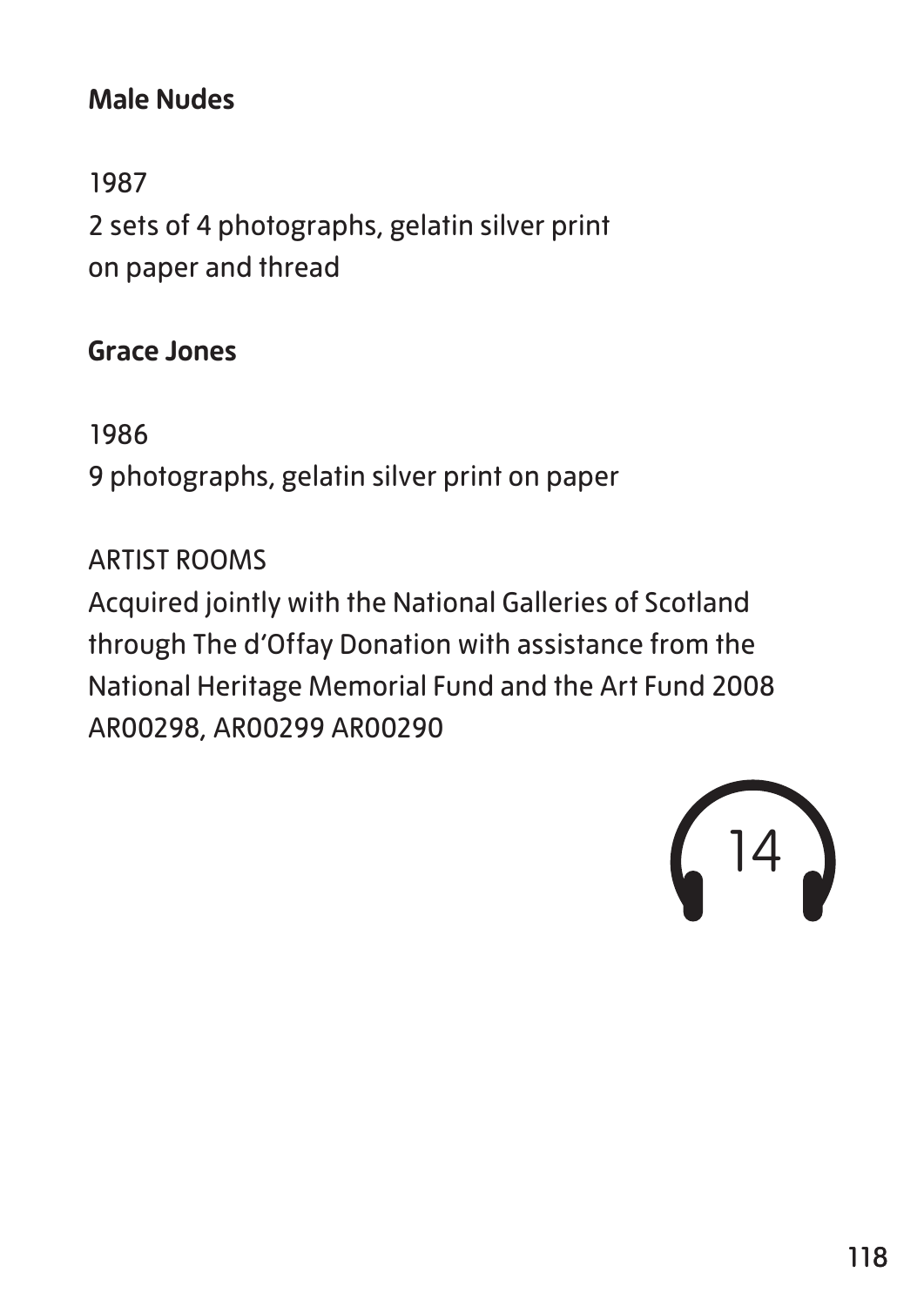**Male Nudes**

1987
2 sets of 4 photographs, gelatin silver print on paper and thread

**Grace Jones**

1986
9 photographs, gelatin silver print on paper

ARTIST ROOMS
Acquired jointly with the National Galleries of Scotland through The d'Offay Donation with assistance from the National Heritage Memorial Fund and the Art Fund 2008
AR00298, AR00299 AR00290

14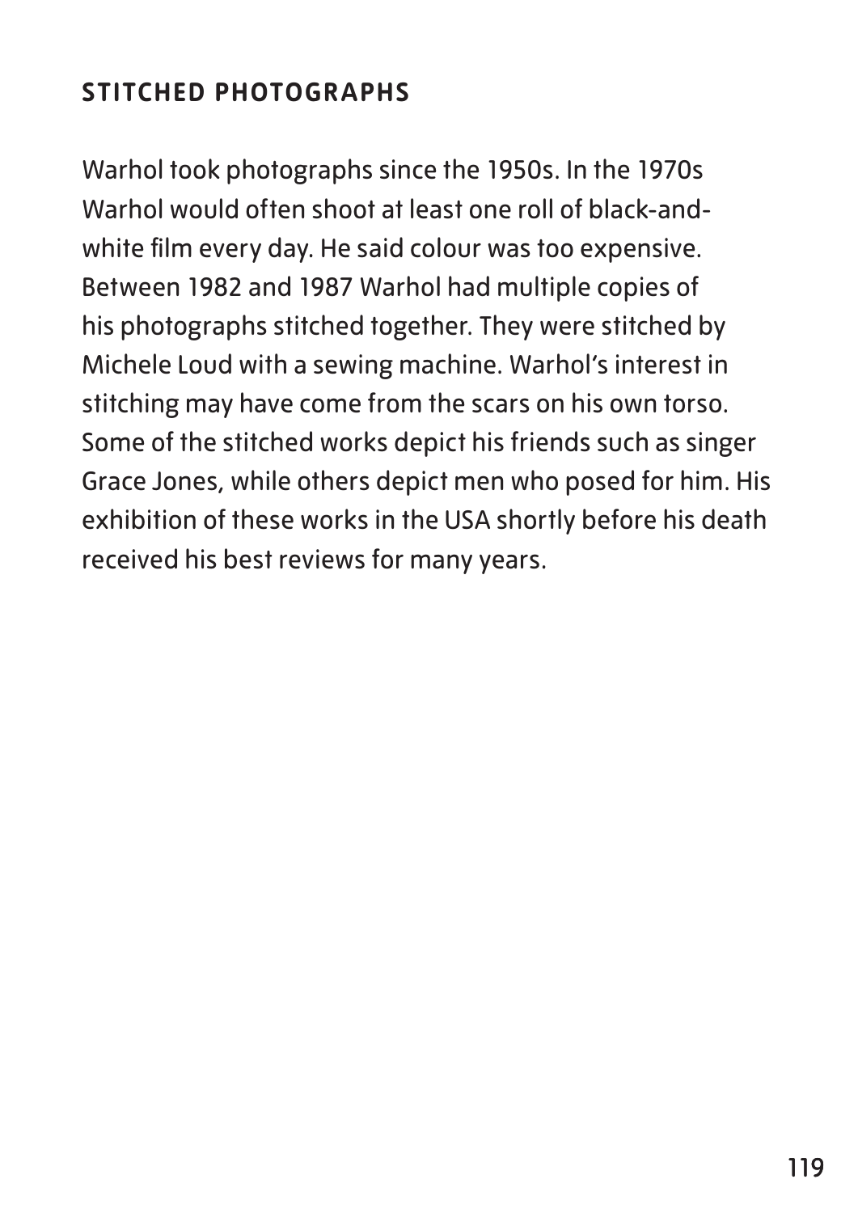## STITCHED PHOTOGRAPHS

Warhol took photographs since the 1950s. In the 1970s Warhol would often shoot at least one roll of black-and-white film every day. He said colour was too expensive. Between 1982 and 1987 Warhol had multiple copies of his photographs stitched together. They were stitched by Michele Loud with a sewing machine. Warhol's interest in stitching may have come from the scars on his own torso. Some of the stitched works depict his friends such as singer Grace Jones, while others depict men who posed for him. His exhibition of these works in the USA shortly before his death received his best reviews for many years.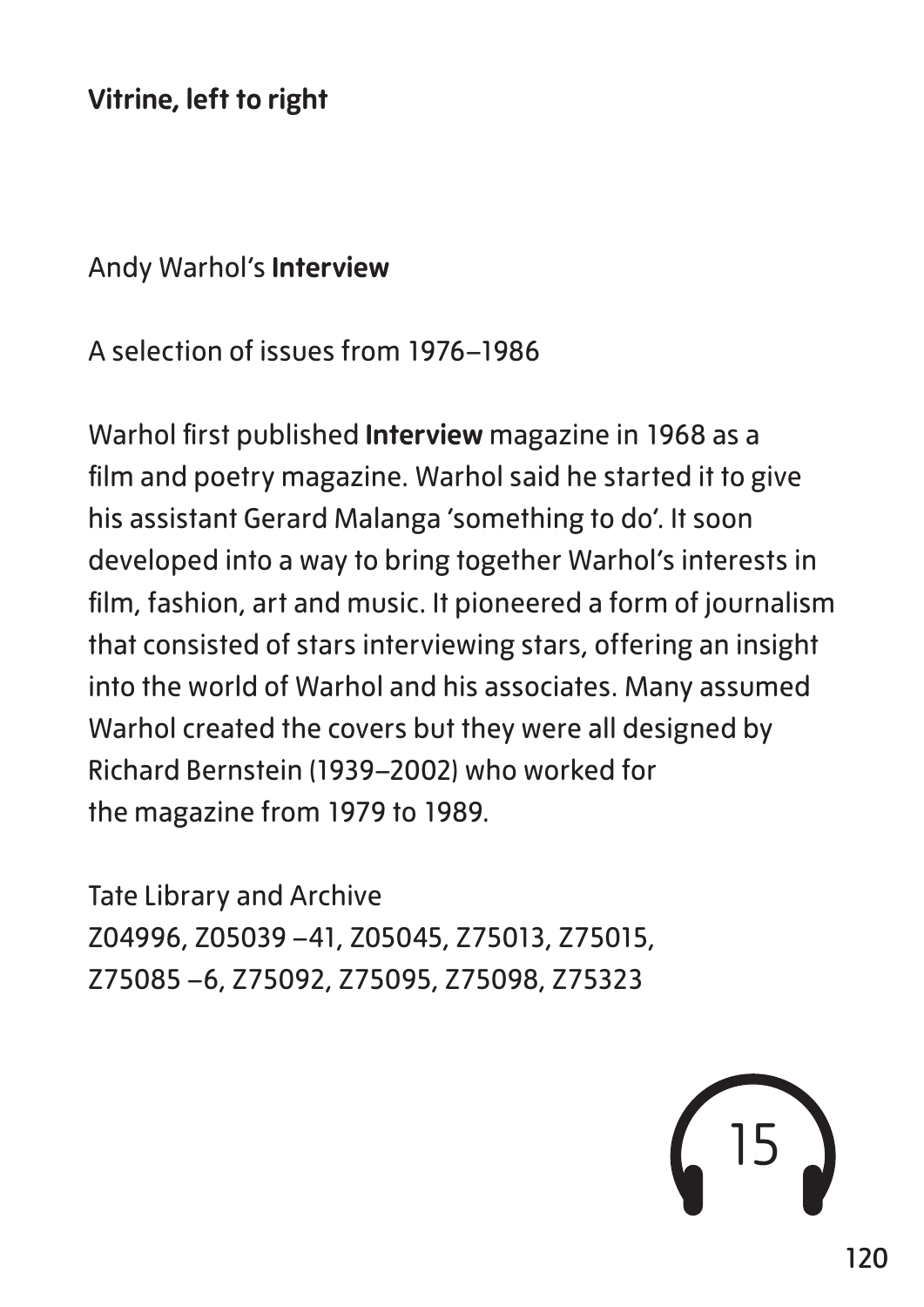**Vitrine, left to right**

Andy Warhol's **Interview**

A selection of issues from 1976–1986

Warhol first published **Interview** magazine in 1968 as a film and poetry magazine. Warhol said he started it to give his assistant Gerard Malanga 'something to do'. It soon developed into a way to bring together Warhol's interests in film, fashion, art and music. It pioneered a form of journalism that consisted of stars interviewing stars, offering an insight into the world of Warhol and his associates. Many assumed Warhol created the covers but they were all designed by Richard Bernstein (1939–2002) who worked for the magazine from 1979 to 1989.

Tate Library and Archive
Z04996, Z05039 –41, Z05045, Z75013, Z75015, Z75085 –6, Z75092, Z75095, Z75098, Z75323

15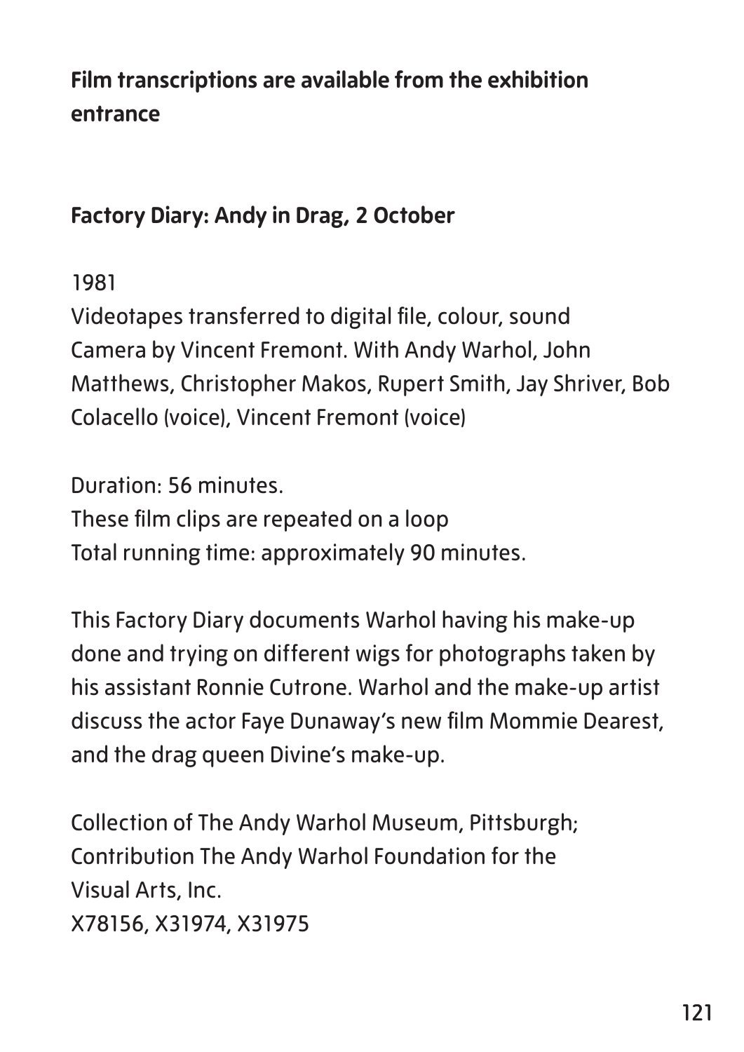**Film transcriptions are available from the exhibition entrance**

**Factory Diary: Andy in Drag, 2 October**

1981
Videotapes transferred to digital file, colour, sound
Camera by Vincent Fremont. With Andy Warhol, John Matthews, Christopher Makos, Rupert Smith, Jay Shriver, Bob Colacello (voice), Vincent Fremont (voice)

Duration: 56 minutes.
These film clips are repeated on a loop
Total running time: approximately 90 minutes.

This Factory Diary documents Warhol having his make-up done and trying on different wigs for photographs taken by his assistant Ronnie Cutrone. Warhol and the make-up artist discuss the actor Faye Dunaway's new film Mommie Dearest, and the drag queen Divine's make-up.

Collection of The Andy Warhol Museum, Pittsburgh; Contribution The Andy Warhol Foundation for the Visual Arts, Inc.
X78156, X31974, X31975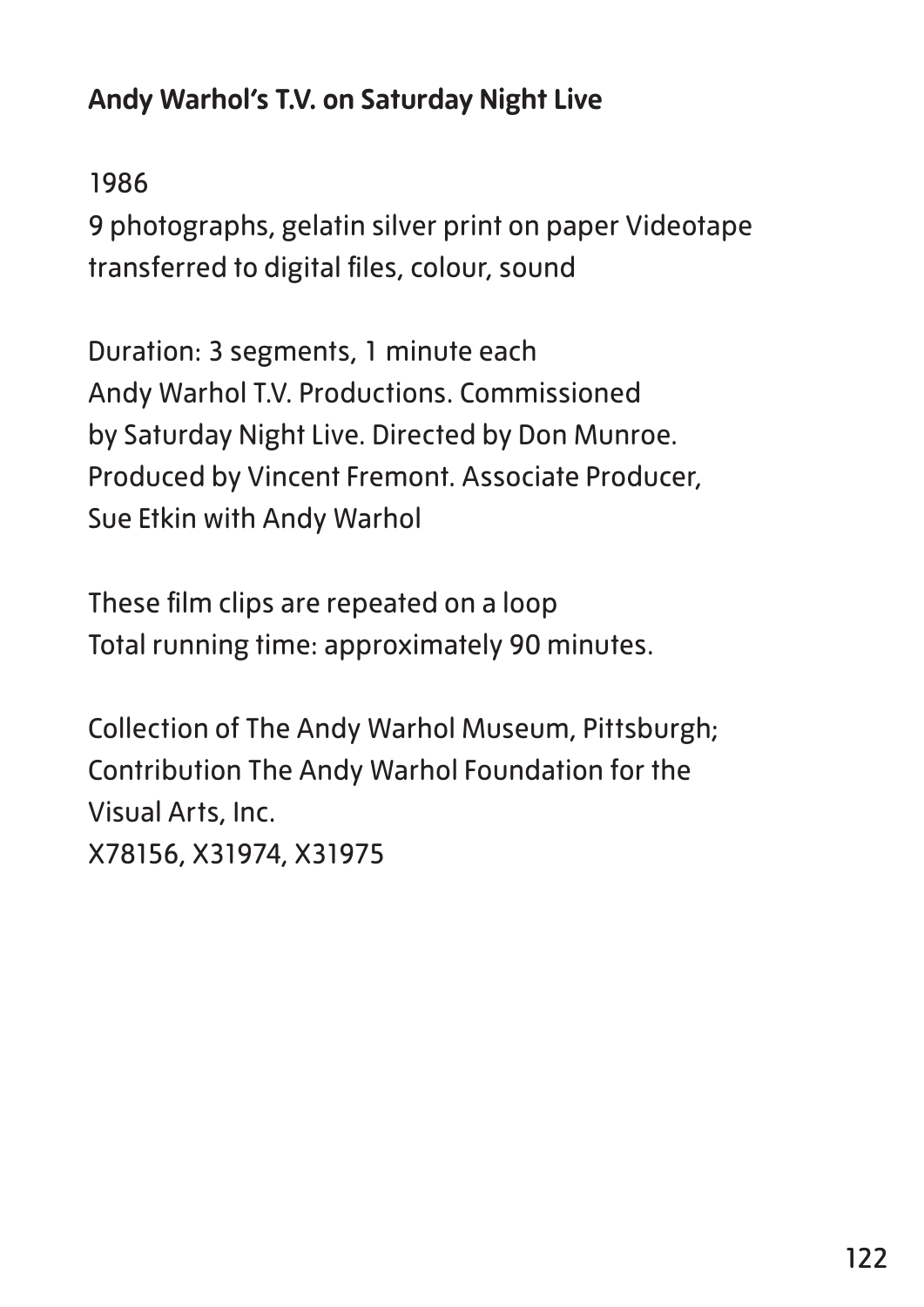**Andy Warhol's T.V. on Saturday Night Live**

1986
9 photographs, gelatin silver print on paper Videotape transferred to digital files, colour, sound

Duration: 3 segments, 1 minute each
Andy Warhol T.V. Productions. Commissioned by Saturday Night Live. Directed by Don Munroe. Produced by Vincent Fremont. Associate Producer, Sue Etkin with Andy Warhol

These film clips are repeated on a loop
Total running time: approximately 90 minutes.

Collection of The Andy Warhol Museum, Pittsburgh; Contribution The Andy Warhol Foundation for the Visual Arts, Inc.
X78156, X31974, X31975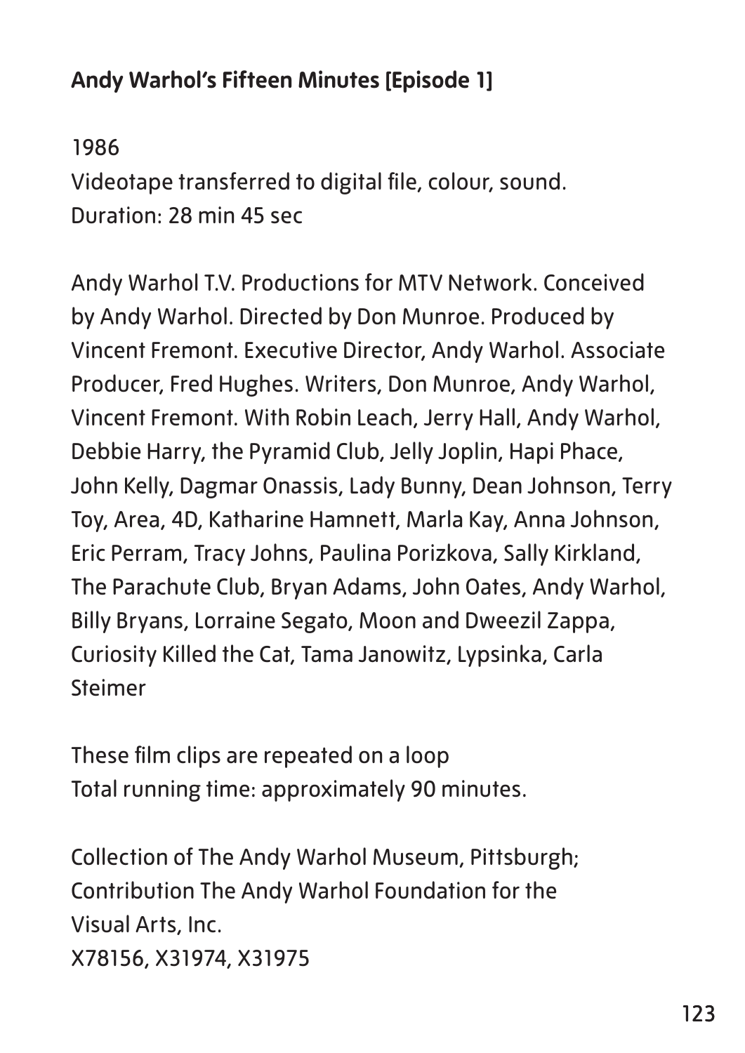**Andy Warhol's Fifteen Minutes [Episode 1]**

1986
Videotape transferred to digital file, colour, sound.
Duration: 28 min 45 sec

Andy Warhol T.V. Productions for MTV Network. Conceived by Andy Warhol. Directed by Don Munroe. Produced by Vincent Fremont. Executive Director, Andy Warhol. Associate Producer, Fred Hughes. Writers, Don Munroe, Andy Warhol, Vincent Fremont. With Robin Leach, Jerry Hall, Andy Warhol, Debbie Harry, the Pyramid Club, Jelly Joplin, Hapi Phace, John Kelly, Dagmar Onassis, Lady Bunny, Dean Johnson, Terry Toy, Area, 4D, Katharine Hamnett, Marla Kay, Anna Johnson, Eric Perram, Tracy Johns, Paulina Porizkova, Sally Kirkland, The Parachute Club, Bryan Adams, John Oates, Andy Warhol, Billy Bryans, Lorraine Segato, Moon and Dweezil Zappa, Curiosity Killed the Cat, Tama Janowitz, Lypsinka, Carla Steimer

These film clips are repeated on a loop
Total running time: approximately 90 minutes.

Collection of The Andy Warhol Museum, Pittsburgh; Contribution The Andy Warhol Foundation for the Visual Arts, Inc.
X78156, X31974, X31975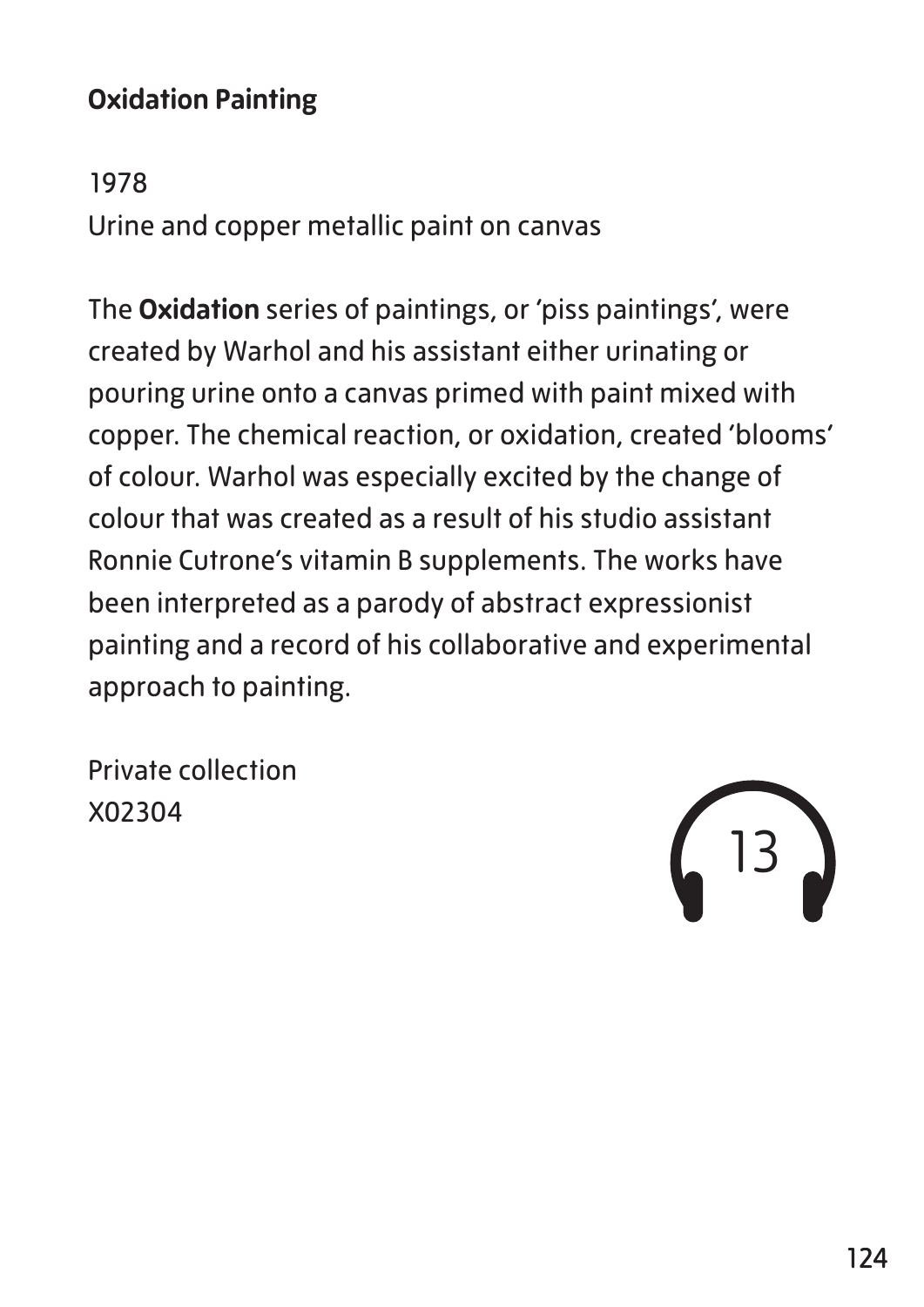**Oxidation Painting**

1978
Urine and copper metallic paint on canvas

The **Oxidation** series of paintings, or 'piss paintings', were created by Warhol and his assistant either urinating or pouring urine onto a canvas primed with paint mixed with copper. The chemical reaction, or oxidation, created 'blooms' of colour. Warhol was especially excited by the change of colour that was created as a result of his studio assistant Ronnie Cutrone's vitamin B supplements. The works have been interpreted as a parody of abstract expressionist painting and a record of his collaborative and experimental approach to painting.

Private collection
X02304

13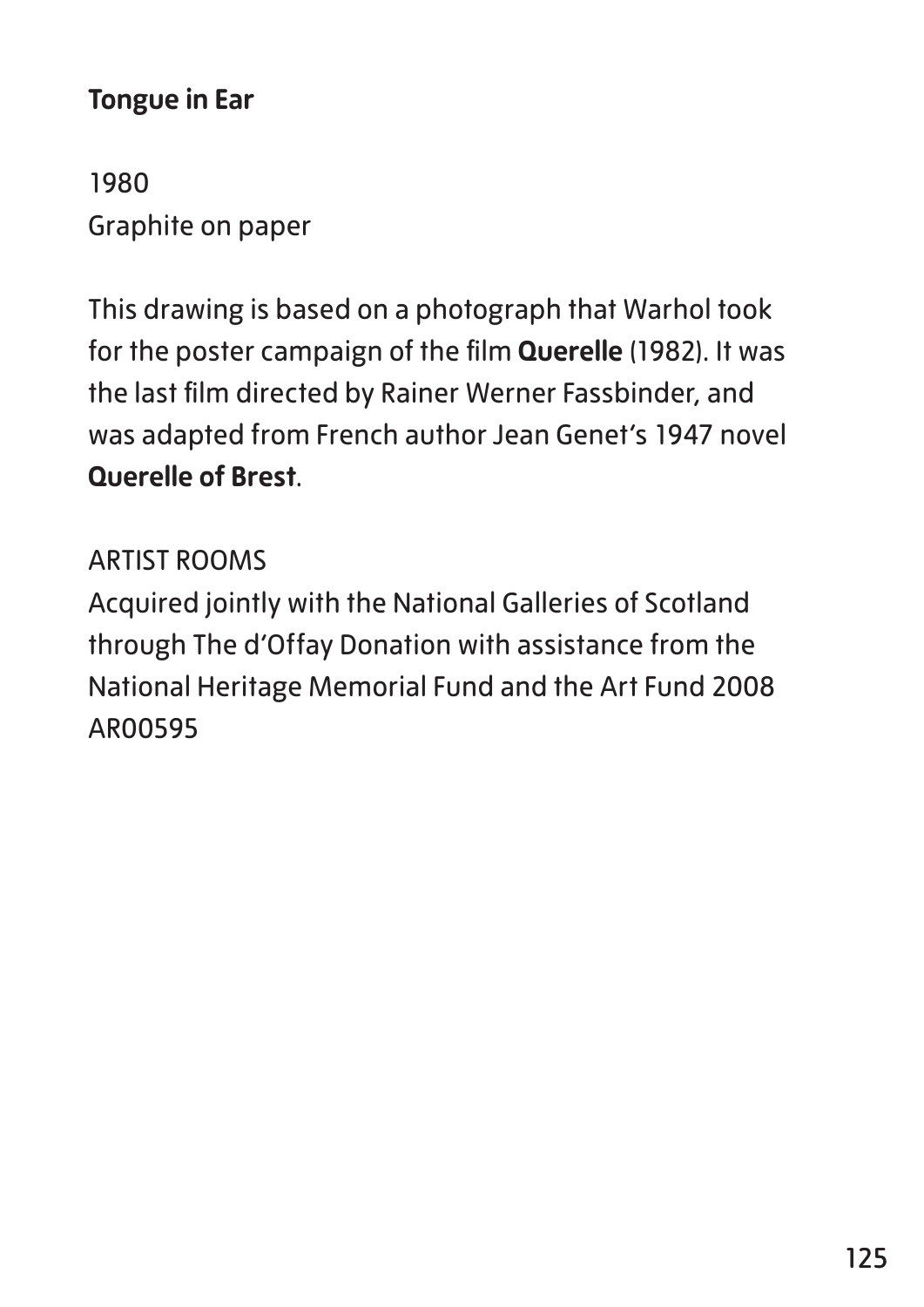**Tongue in Ear**

1980
Graphite on paper

This drawing is based on a photograph that Warhol took for the poster campaign of the film **Querelle** (1982). It was the last film directed by Rainer Werner Fassbinder, and was adapted from French author Jean Genet's 1947 novel **Querelle of Brest**.

ARTIST ROOMS
Acquired jointly with the National Galleries of Scotland through The d'Offay Donation with assistance from the National Heritage Memorial Fund and the Art Fund 2008
AR00595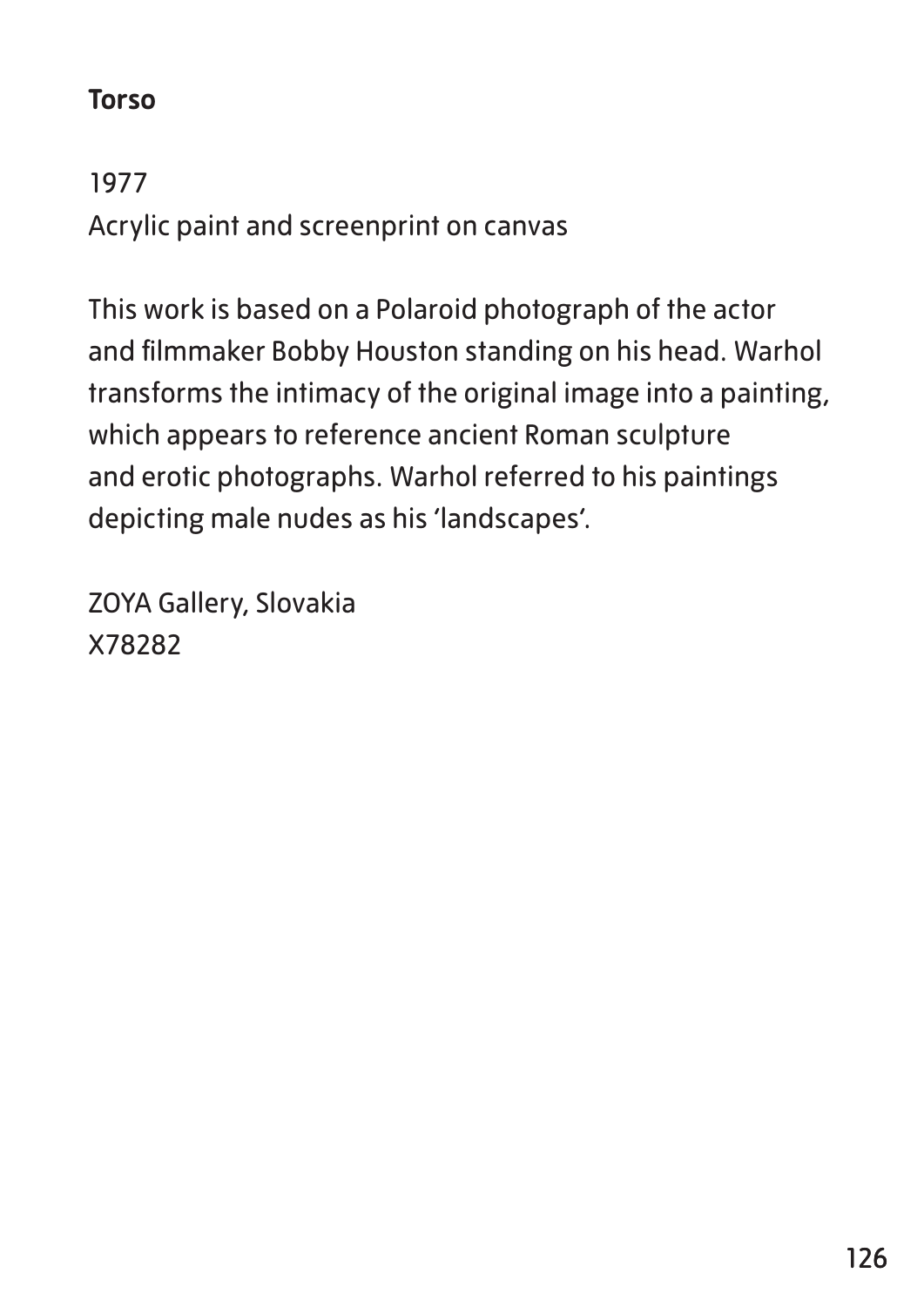**Torso**

1977
Acrylic paint and screenprint on canvas

This work is based on a Polaroid photograph of the actor and filmmaker Bobby Houston standing on his head. Warhol transforms the intimacy of the original image into a painting, which appears to reference ancient Roman sculpture and erotic photographs. Warhol referred to his paintings depicting male nudes as his 'landscapes'.

ZOYA Gallery, Slovakia
X78282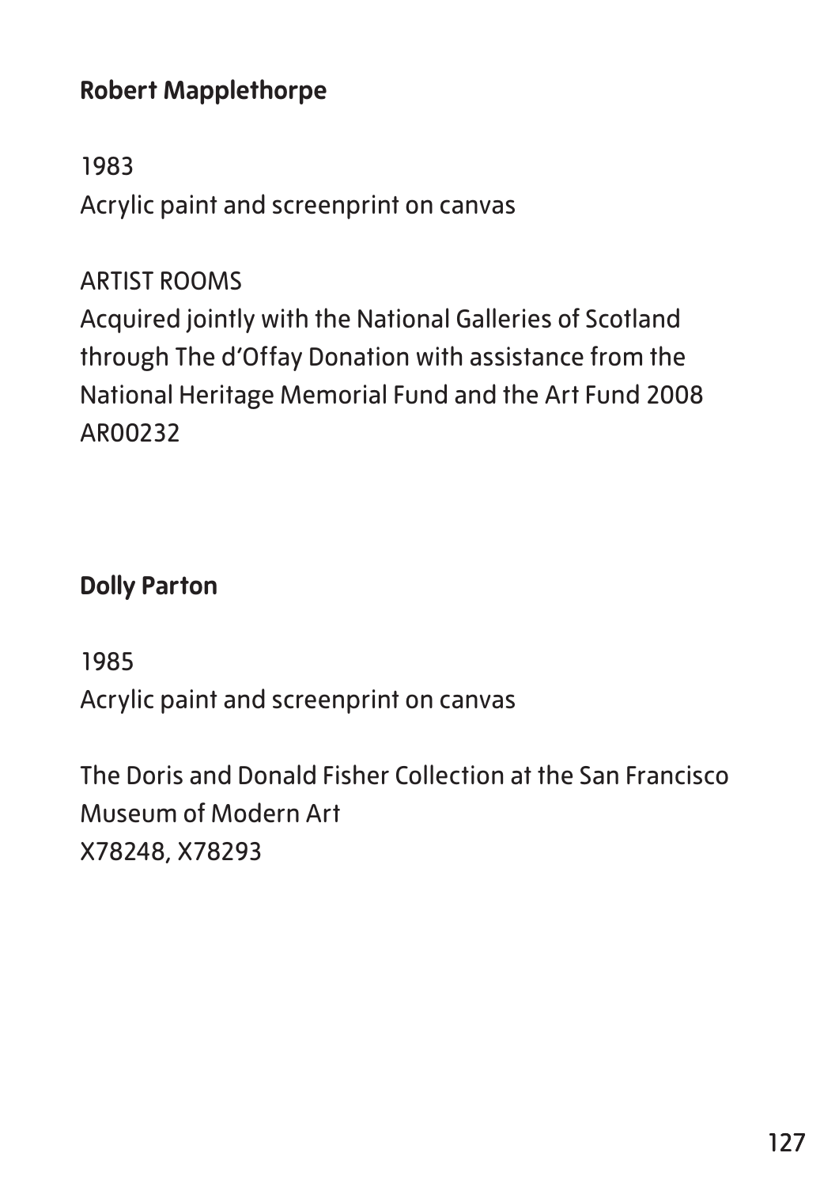**Robert Mapplethorpe**

1983
Acrylic paint and screenprint on canvas

ARTIST ROOMS
Acquired jointly with the National Galleries of Scotland through The d'Offay Donation with assistance from the National Heritage Memorial Fund and the Art Fund 2008
AR00232

**Dolly Parton**

1985
Acrylic paint and screenprint on canvas

The Doris and Donald Fisher Collection at the San Francisco Museum of Modern Art
X78248, X78293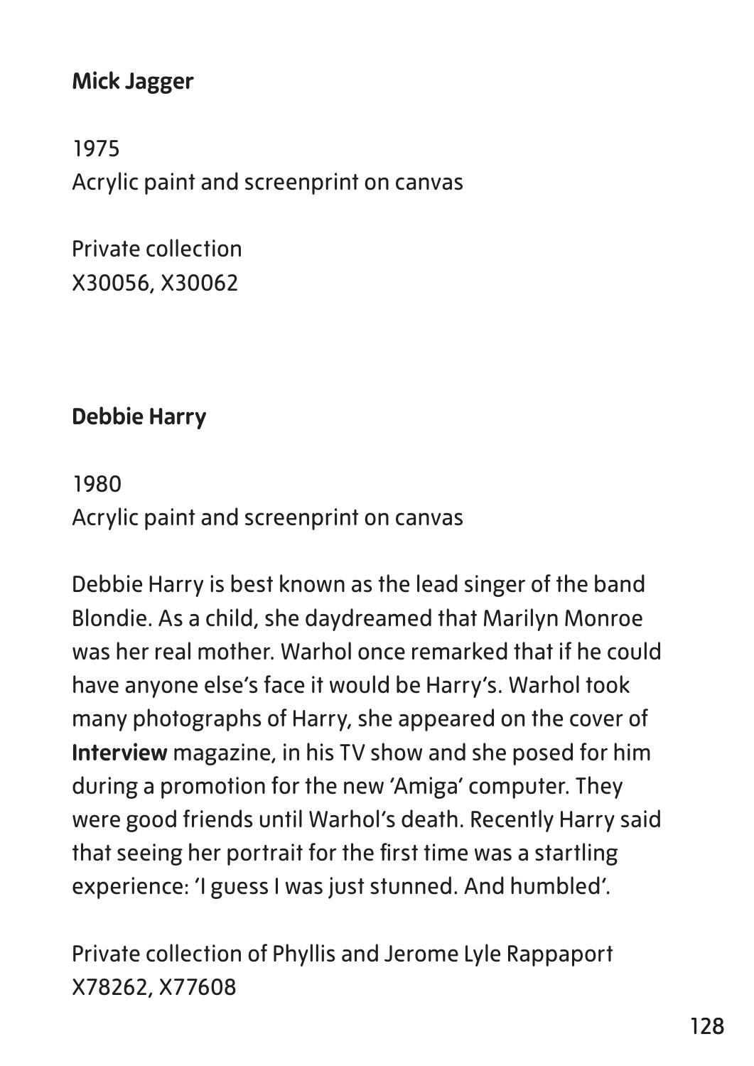**Mick Jagger**

1975
Acrylic paint and screenprint on canvas

Private collection
X30056, X30062

**Debbie Harry**

1980
Acrylic paint and screenprint on canvas

Debbie Harry is best known as the lead singer of the band Blondie. As a child, she daydreamed that Marilyn Monroe was her real mother. Warhol once remarked that if he could have anyone else's face it would be Harry's. Warhol took many photographs of Harry, she appeared on the cover of **Interview** magazine, in his TV show and she posed for him during a promotion for the new 'Amiga' computer. They were good friends until Warhol's death. Recently Harry said that seeing her portrait for the first time was a startling experience: 'I guess I was just stunned. And humbled'.

Private collection of Phyllis and Jerome Lyle Rappaport
X78262, X77608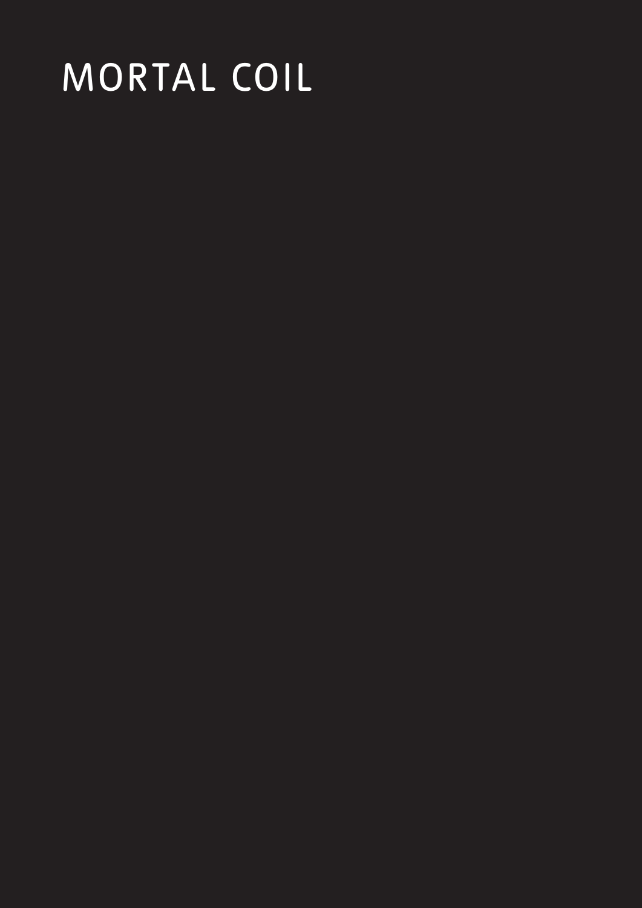# MORTAL COIL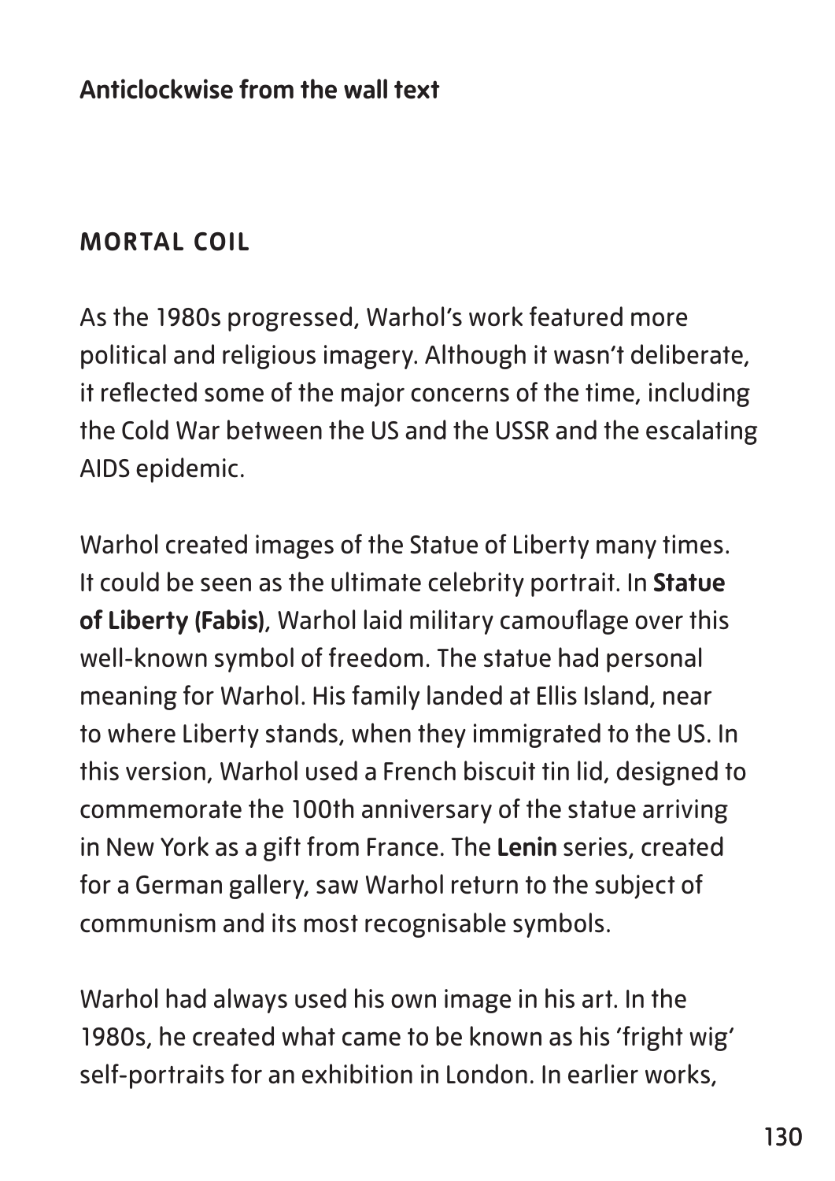**Anticlockwise from the wall text**

## MORTAL COIL

As the 1980s progressed, Warhol's work featured more political and religious imagery. Although it wasn't deliberate, it reflected some of the major concerns of the time, including the Cold War between the US and the USSR and the escalating AIDS epidemic.

Warhol created images of the Statue of Liberty many times. It could be seen as the ultimate celebrity portrait. In **Statue of Liberty (Fabis)**, Warhol laid military camouflage over this well-known symbol of freedom. The statue had personal meaning for Warhol. His family landed at Ellis Island, near to where Liberty stands, when they immigrated to the US. In this version, Warhol used a French biscuit tin lid, designed to commemorate the 100th anniversary of the statue arriving in New York as a gift from France. The **Lenin** series, created for a German gallery, saw Warhol return to the subject of communism and its most recognisable symbols.

Warhol had always used his own image in his art. In the 1980s, he created what came to be known as his 'fright wig' self-portraits for an exhibition in London. In earlier works,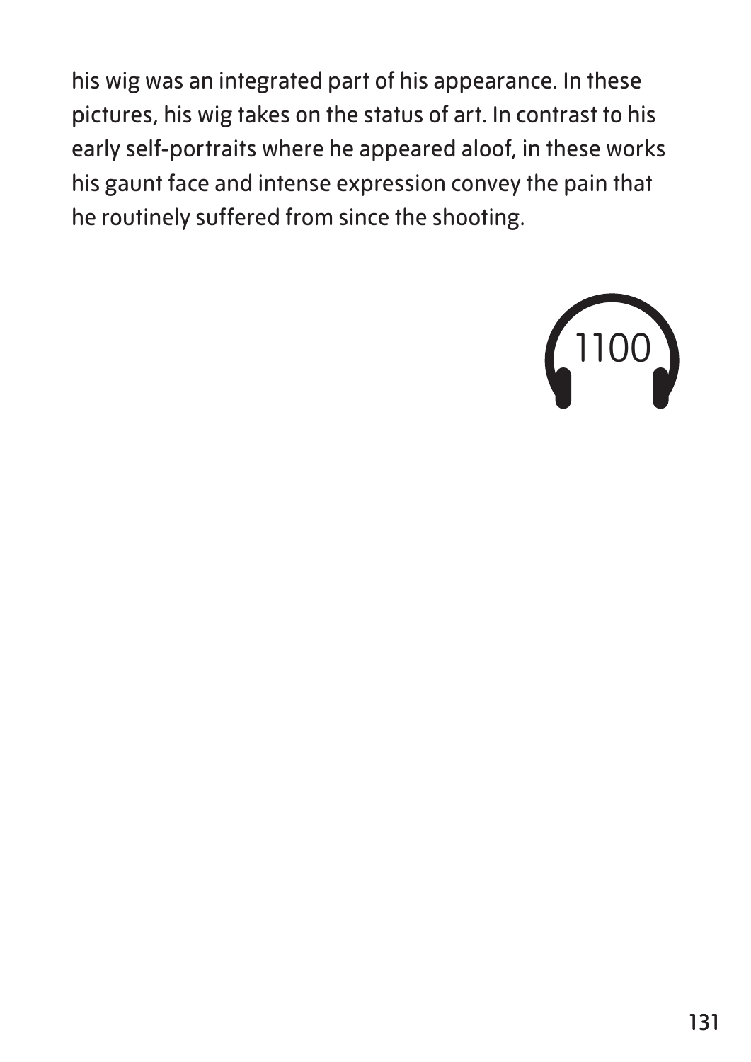his wig was an integrated part of his appearance. In these pictures, his wig takes on the status of art. In contrast to his early self-portraits where he appeared aloof, in these works his gaunt face and intense expression convey the pain that he routinely suffered from since the shooting.

1100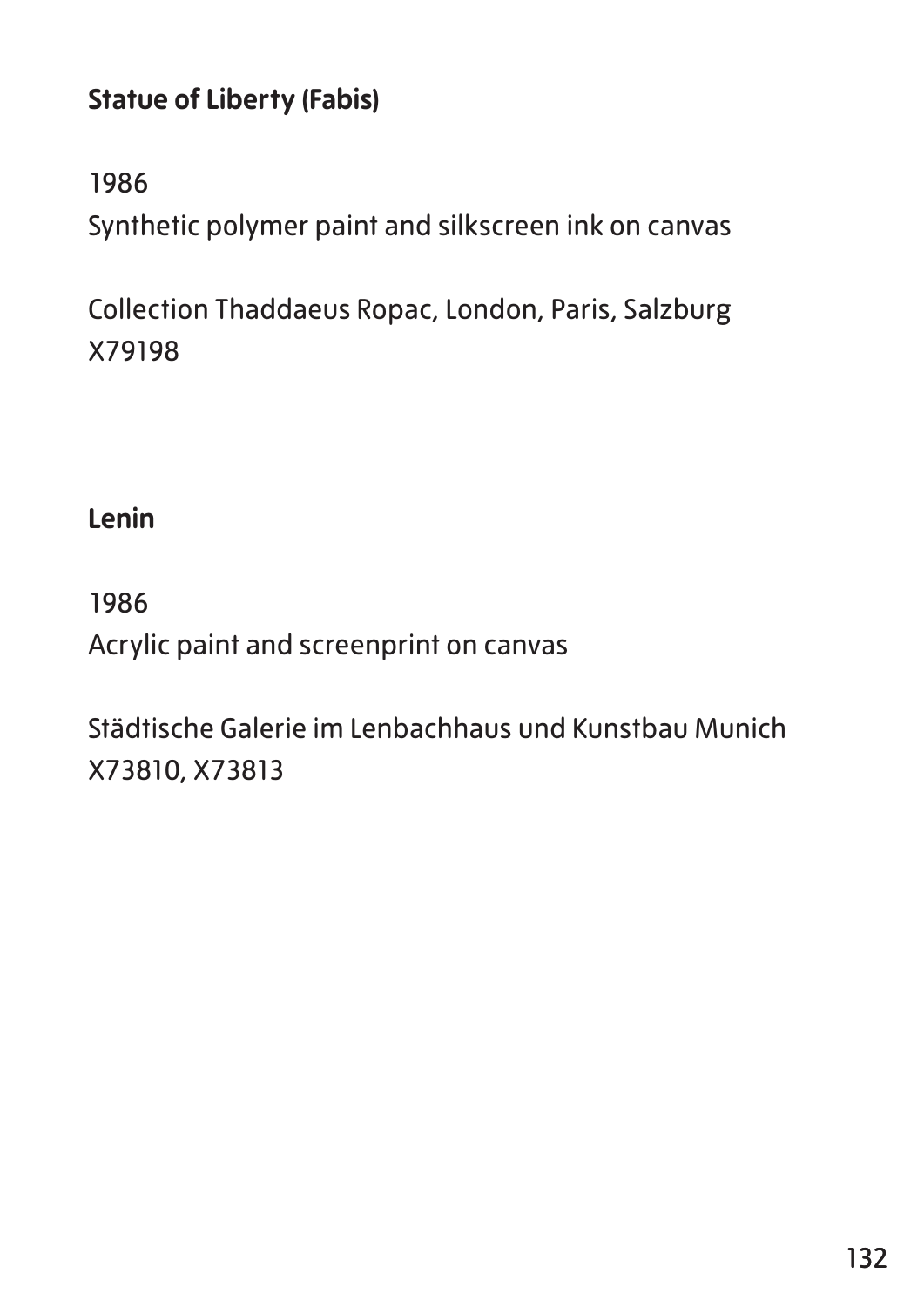**Statue of Liberty (Fabis)**

1986
Synthetic polymer paint and silkscreen ink on canvas

Collection Thaddaeus Ropac, London, Paris, Salzburg
X79198

**Lenin**

1986
Acrylic paint and screenprint on canvas

Städtische Galerie im Lenbachhaus und Kunstbau Munich
X73810, X73813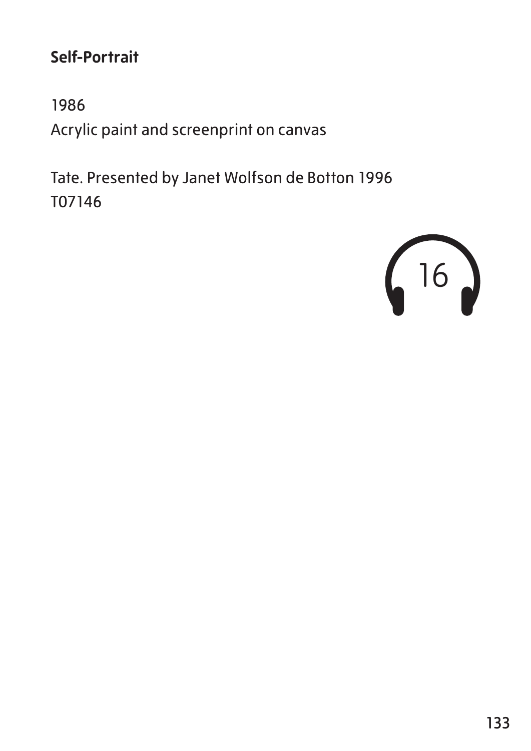**Self-Portrait**

1986
Acrylic paint and screenprint on canvas

Tate. Presented by Janet Wolfson de Botton 1996
T07146

16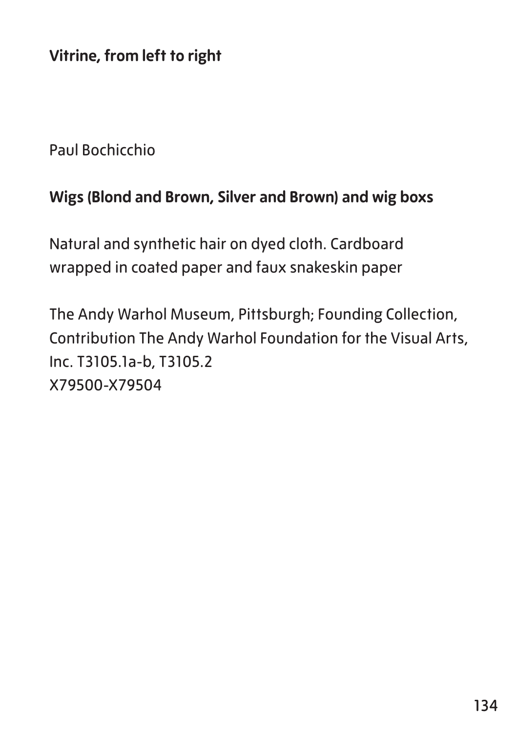**Vitrine, from left to right**

Paul Bochicchio

**Wigs (Blond and Brown, Silver and Brown) and wig boxs**

Natural and synthetic hair on dyed cloth. Cardboard wrapped in coated paper and faux snakeskin paper

The Andy Warhol Museum, Pittsburgh; Founding Collection, Contribution The Andy Warhol Foundation for the Visual Arts, Inc. T3105.1a-b, T3105.2  
X79500-X79504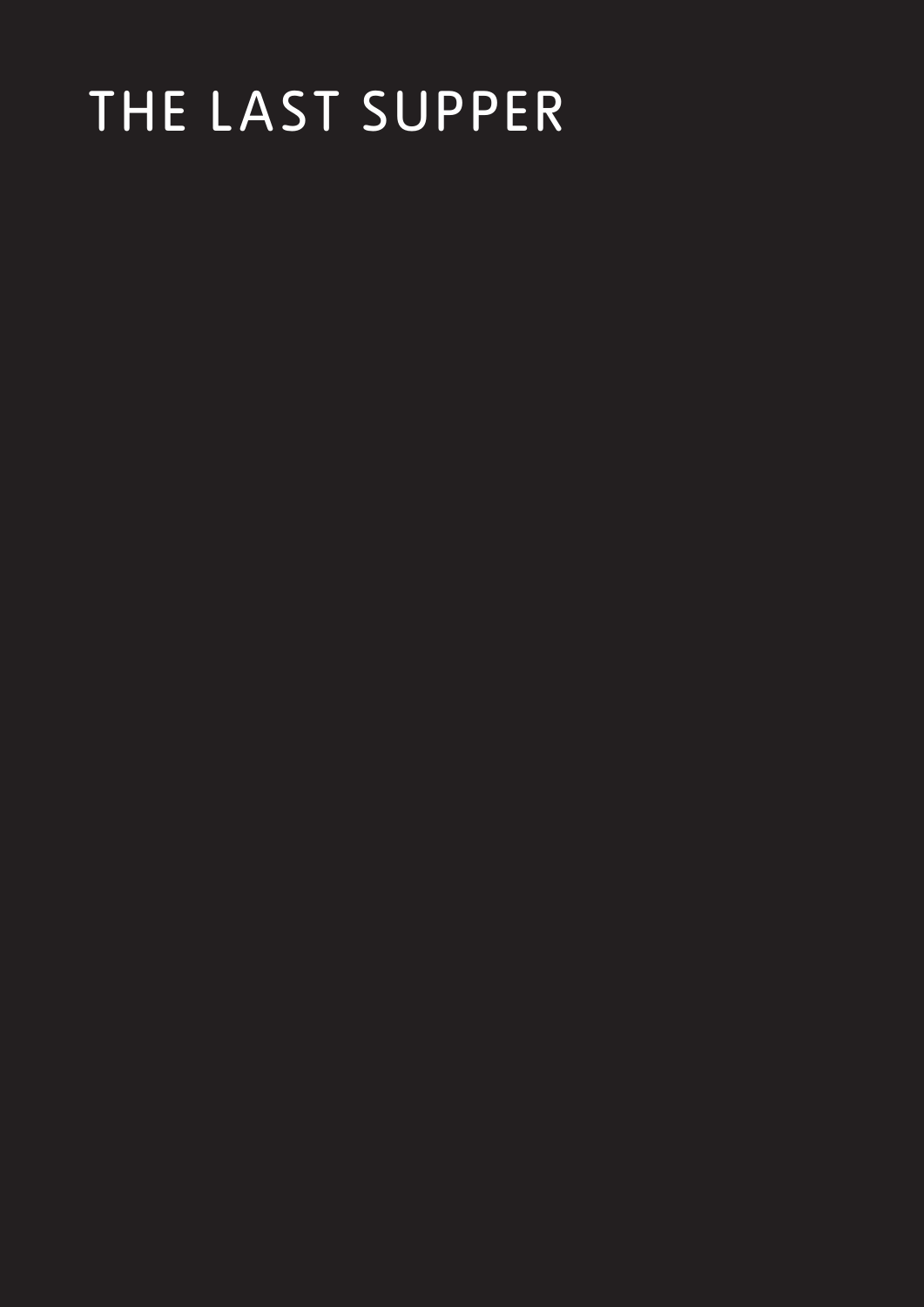# THE LAST SUPPER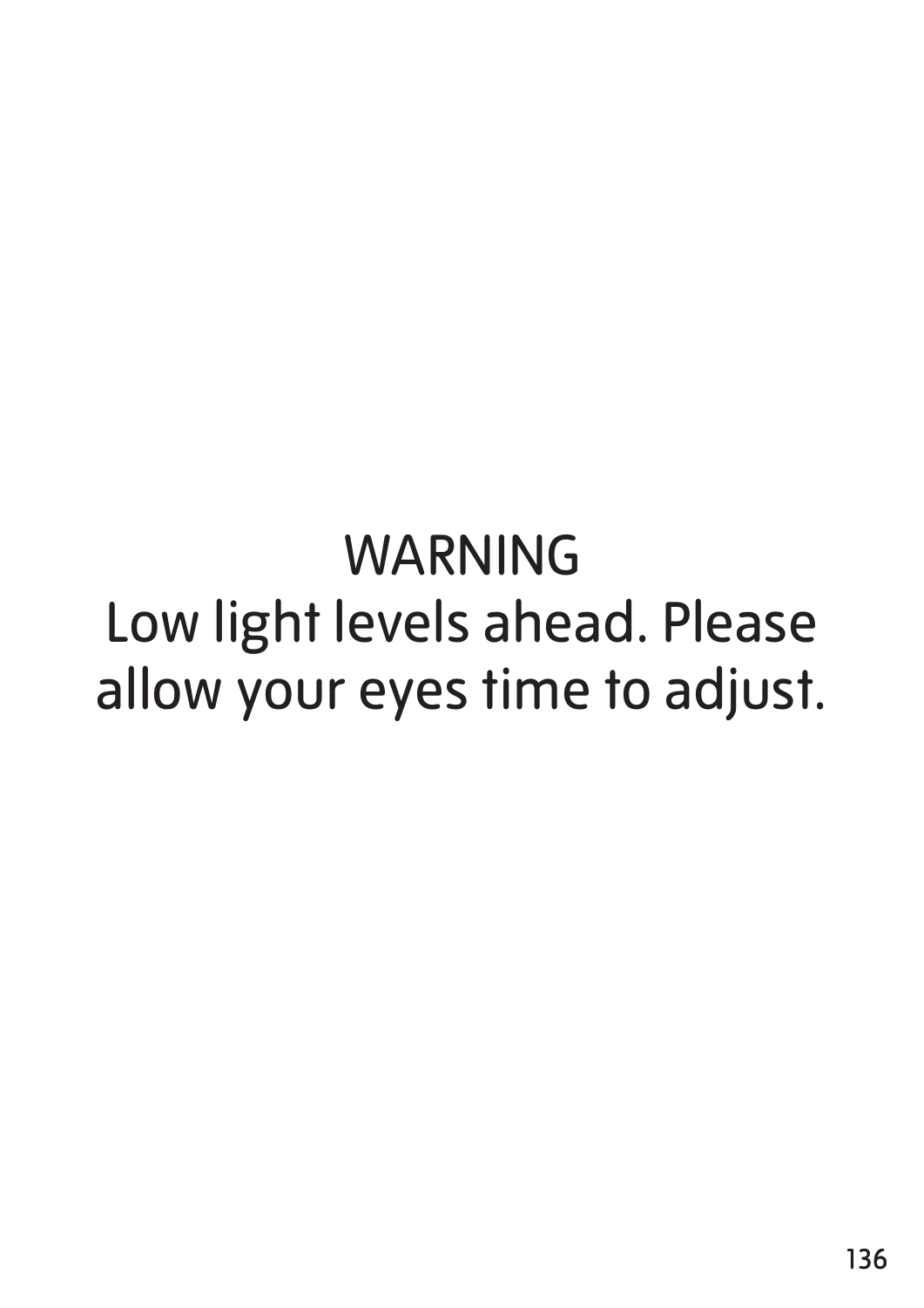WARNING

Low light levels ahead. Please allow your eyes time to adjust.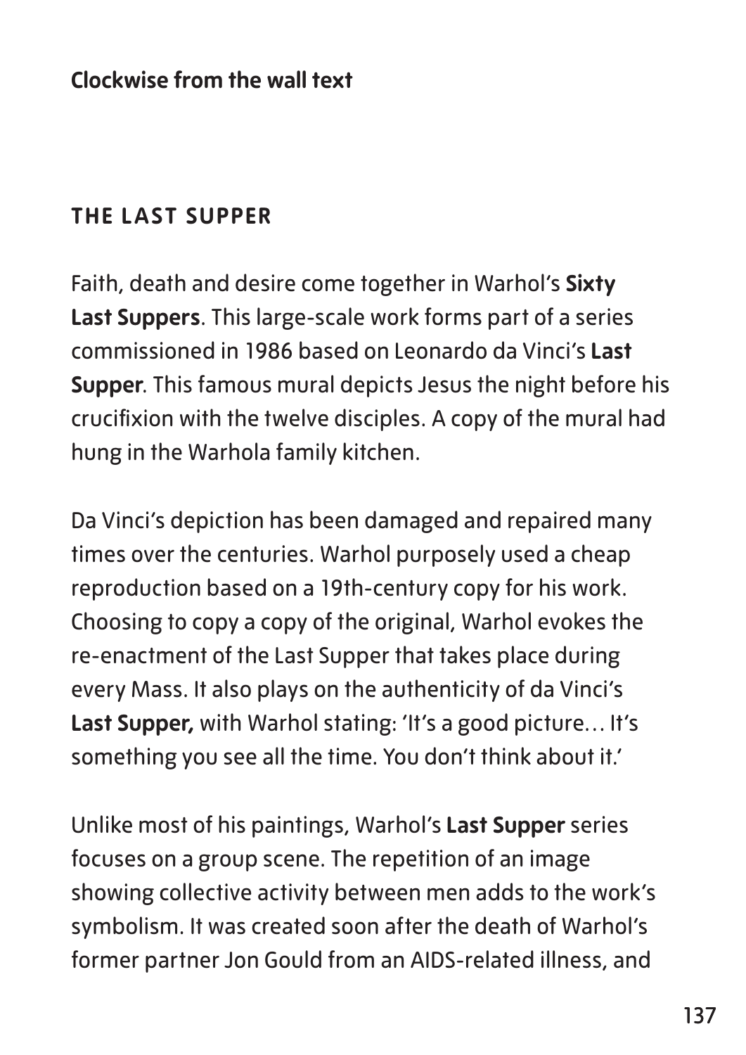**Clockwise from the wall text**

## THE LAST SUPPER

Faith, death and desire come together in Warhol's **Sixty Last Suppers**. This large-scale work forms part of a series commissioned in 1986 based on Leonardo da Vinci's **Last Supper**. This famous mural depicts Jesus the night before his crucifixion with the twelve disciples. A copy of the mural had hung in the Warhola family kitchen.

Da Vinci's depiction has been damaged and repaired many times over the centuries. Warhol purposely used a cheap reproduction based on a 19th-century copy for his work. Choosing to copy a copy of the original, Warhol evokes the re-enactment of the Last Supper that takes place during every Mass. It also plays on the authenticity of da Vinci's **Last Supper,** with Warhol stating: 'It's a good picture… It's something you see all the time. You don't think about it.'

Unlike most of his paintings, Warhol's **Last Supper** series focuses on a group scene. The repetition of an image showing collective activity between men adds to the work's symbolism. It was created soon after the death of Warhol's former partner Jon Gould from an AIDS-related illness, and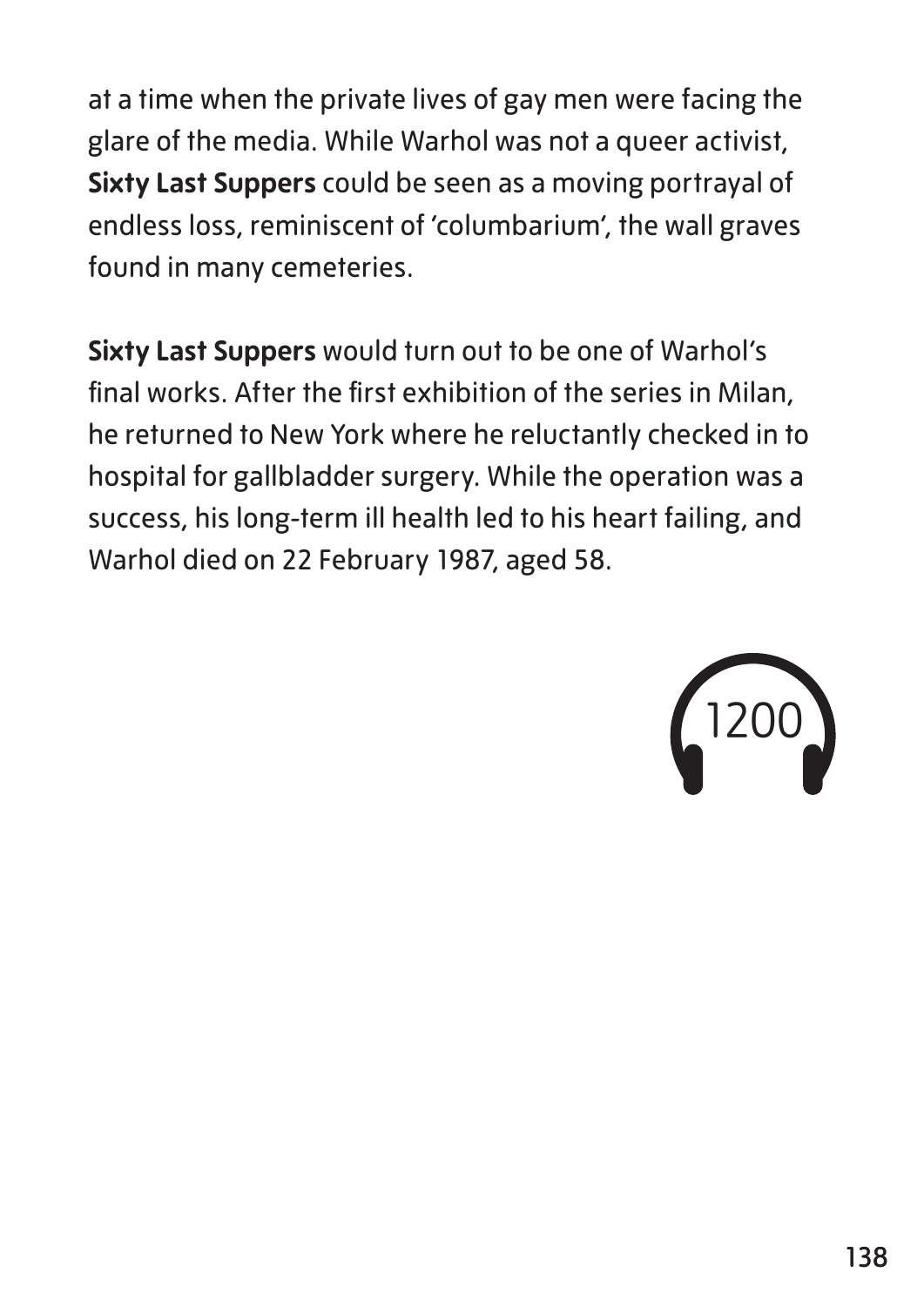at a time when the private lives of gay men were facing the glare of the media. While Warhol was not a queer activist, **Sixty Last Suppers** could be seen as a moving portrayal of endless loss, reminiscent of 'columbarium', the wall graves found in many cemeteries.

**Sixty Last Suppers** would turn out to be one of Warhol's final works. After the first exhibition of the series in Milan, he returned to New York where he reluctantly checked in to hospital for gallbladder surgery. While the operation was a success, his long-term ill health led to his heart failing, and Warhol died on 22 February 1987, aged 58.

1200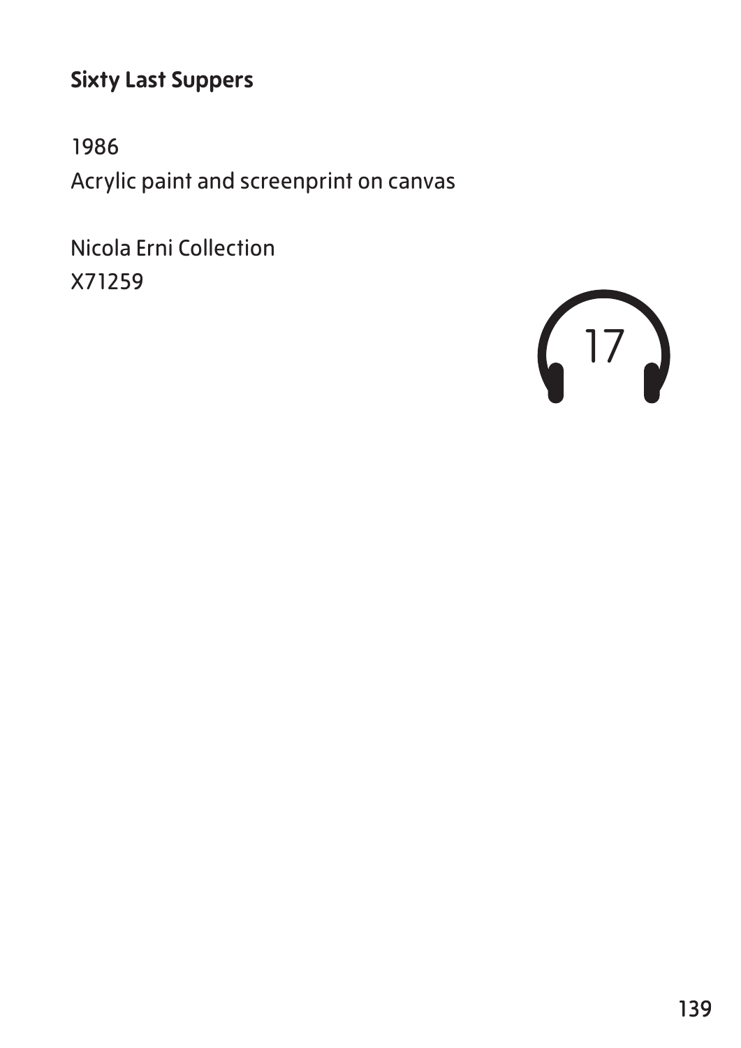**Sixty Last Suppers**

1986
Acrylic paint and screenprint on canvas

Nicola Erni Collection
X71259

17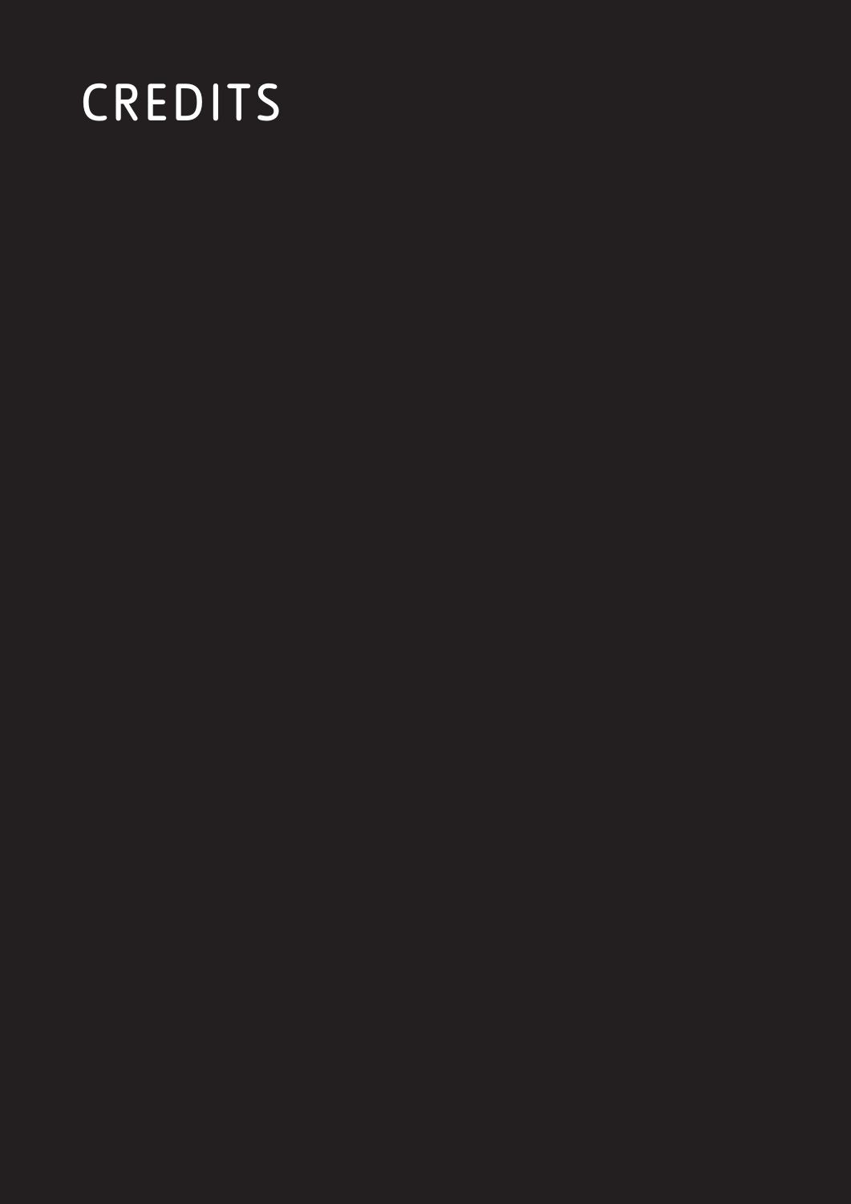# CREDITS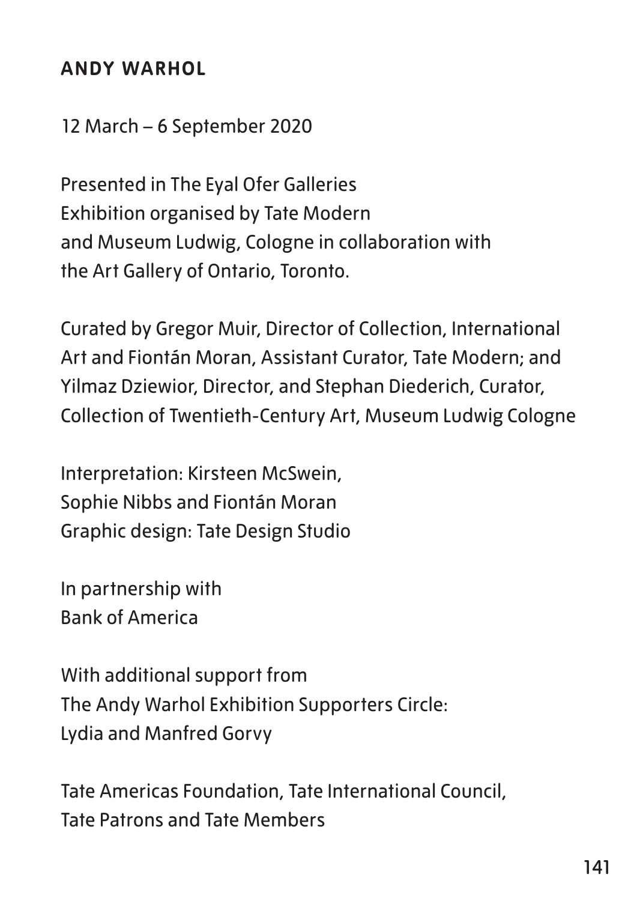## ANDY WARHOL

12 March – 6 September 2020

Presented in The Eyal Ofer Galleries
Exhibition organised by Tate Modern
and Museum Ludwig, Cologne in collaboration with
the Art Gallery of Ontario, Toronto.

Curated by Gregor Muir, Director of Collection, International Art and Fiontán Moran, Assistant Curator, Tate Modern; and Yilmaz Dziewior, Director, and Stephan Diederich, Curator, Collection of Twentieth-Century Art, Museum Ludwig Cologne

Interpretation: Kirsteen McSwein,
Sophie Nibbs and Fiontán Moran
Graphic design: Tate Design Studio

In partnership with
Bank of America

With additional support from
The Andy Warhol Exhibition Supporters Circle:
Lydia and Manfred Gorvy

Tate Americas Foundation, Tate International Council,
Tate Patrons and Tate Members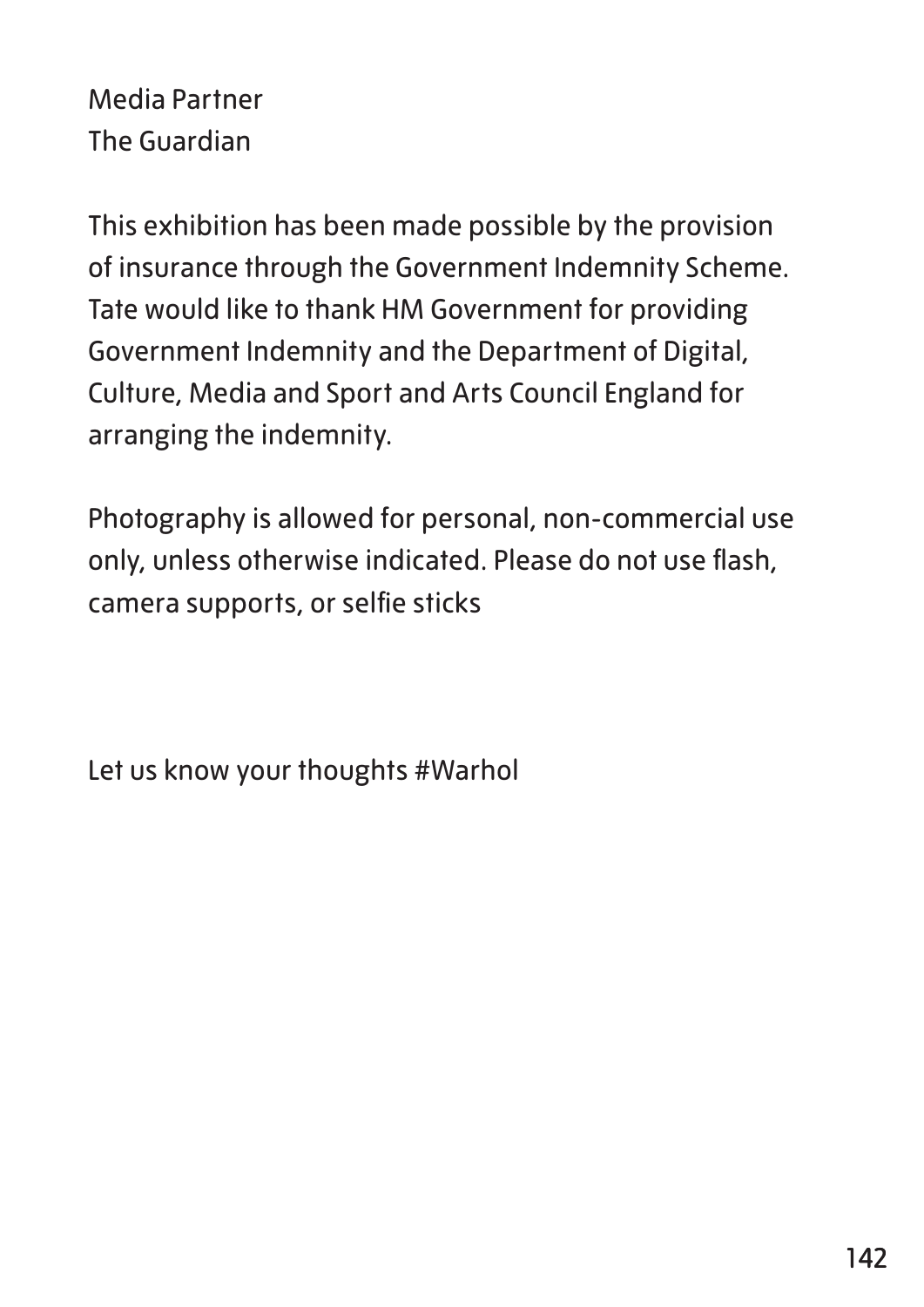Media Partner
The Guardian

This exhibition has been made possible by the provision of insurance through the Government Indemnity Scheme. Tate would like to thank HM Government for providing Government Indemnity and the Department of Digital, Culture, Media and Sport and Arts Council England for arranging the indemnity.

Photography is allowed for personal, non-commercial use only, unless otherwise indicated. Please do not use flash, camera supports, or selfie sticks

Let us know your thoughts #Warhol